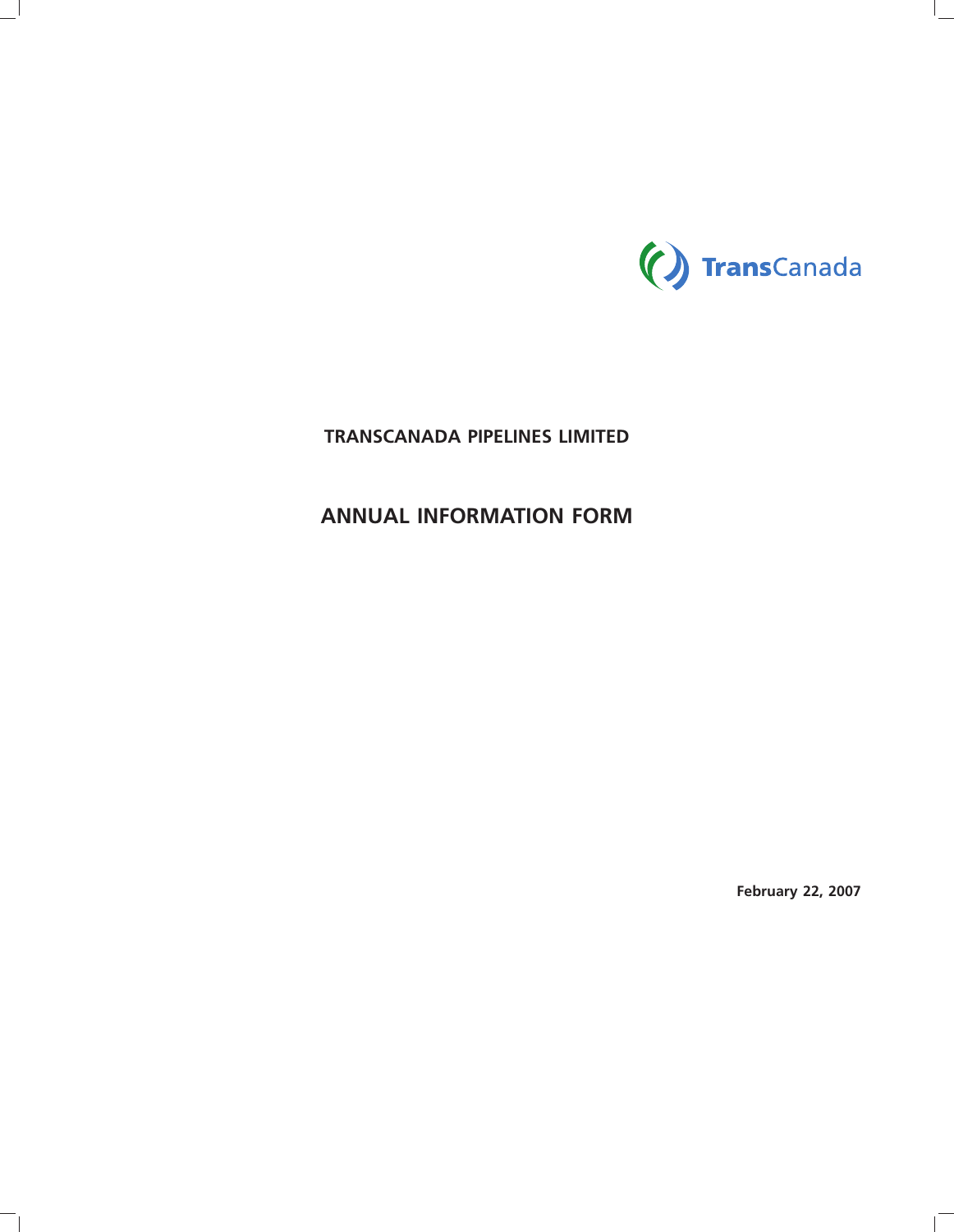TransCanada

# TRANSCANADA PIPELINES LIMITED

# ANNUAL INFORMATION FORM

**February 22, 2007**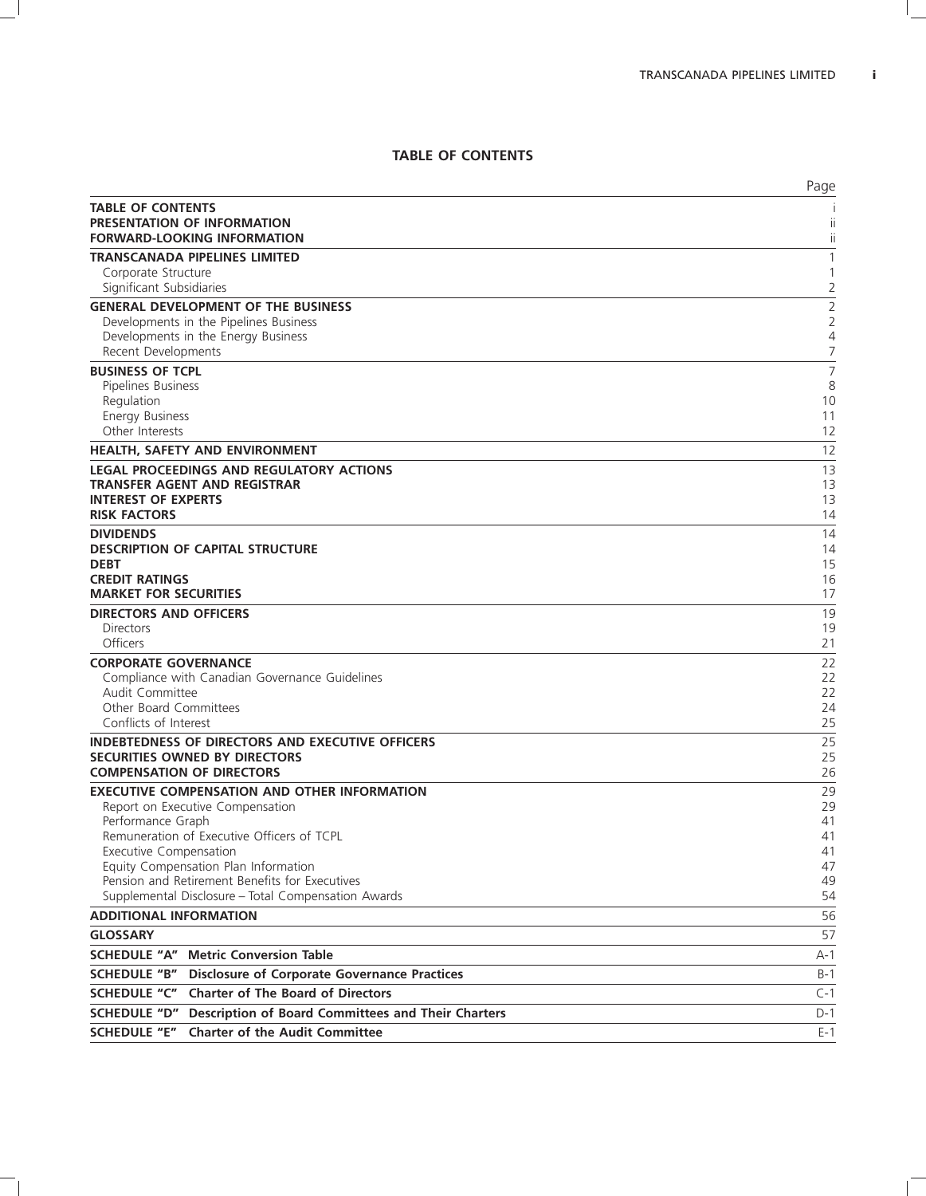# TABLE OF CONTENTS

| | Page |
|---|---|
| **TABLE OF CONTENTS** | i |
| **PRESENTATION OF INFORMATION** | ii |
| **FORWARD-LOOKING INFORMATION** | ii |
| **TRANSCANADA PIPELINES LIMITED** | 1 |
| Corporate Structure | 1 |
| Significant Subsidiaries | 2 |
| **GENERAL DEVELOPMENT OF THE BUSINESS** | 2 |
| Developments in the Pipelines Business | 2 |
| Developments in the Energy Business | 4 |
| Recent Developments | 7 |
| **BUSINESS OF TCPL** | 7 |
| Pipelines Business | 8 |
| Regulation | 10 |
| Energy Business | 11 |
| Other Interests | 12 |
| **HEALTH, SAFETY AND ENVIRONMENT** | 12 |
| **LEGAL PROCEEDINGS AND REGULATORY ACTIONS** | 13 |
| **TRANSFER AGENT AND REGISTRAR** | 13 |
| **INTEREST OF EXPERTS** | 13 |
| **RISK FACTORS** | 14 |
| **DIVIDENDS** | 14 |
| **DESCRIPTION OF CAPITAL STRUCTURE** | 14 |
| **DEBT** | 15 |
| **CREDIT RATINGS** | 16 |
| **MARKET FOR SECURITIES** | 17 |
| **DIRECTORS AND OFFICERS** | 19 |
| Directors | 19 |
| Officers | 21 |
| **CORPORATE GOVERNANCE** | 22 |
| Compliance with Canadian Governance Guidelines | 22 |
| Audit Committee | 22 |
| Other Board Committees | 24 |
| Conflicts of Interest | 25 |
| **INDEBTEDNESS OF DIRECTORS AND EXECUTIVE OFFICERS** | 25 |
| **SECURITIES OWNED BY DIRECTORS** | 25 |
| **COMPENSATION OF DIRECTORS** | 26 |
| **EXECUTIVE COMPENSATION AND OTHER INFORMATION** | 29 |
| Report on Executive Compensation | 29 |
| Performance Graph | 41 |
| Remuneration of Executive Officers of TCPL | 41 |
| Executive Compensation | 41 |
| Equity Compensation Plan Information | 47 |
| Pension and Retirement Benefits for Executives | 49 |
| Supplemental Disclosure – Total Compensation Awards | 54 |
| **ADDITIONAL INFORMATION** | 56 |
| **GLOSSARY** | 57 |
| **SCHEDULE "A" Metric Conversion Table** | A-1 |
| **SCHEDULE "B" Disclosure of Corporate Governance Practices** | B-1 |
| **SCHEDULE "C" Charter of The Board of Directors** | C-1 |
| **SCHEDULE "D" Description of Board Committees and Their Charters** | D-1 |
| **SCHEDULE "E" Charter of the Audit Committee** | E-1 |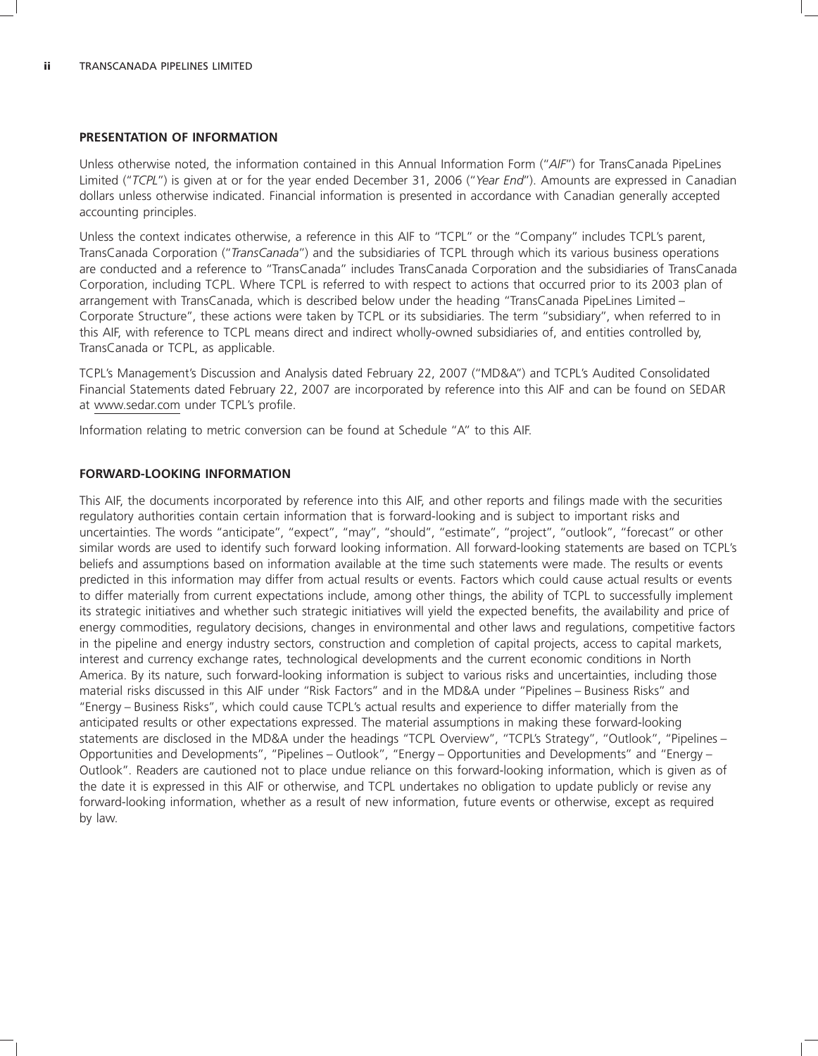## PRESENTATION OF INFORMATION

Unless otherwise noted, the information contained in this Annual Information Form ("*AIF*") for TransCanada PipeLines Limited ("*TCPL*") is given at or for the year ended December 31, 2006 ("*Year End*"). Amounts are expressed in Canadian dollars unless otherwise indicated. Financial information is presented in accordance with Canadian generally accepted accounting principles.

Unless the context indicates otherwise, a reference in this AIF to "TCPL" or the "Company" includes TCPL's parent, TransCanada Corporation ("*TransCanada*") and the subsidiaries of TCPL through which its various business operations are conducted and a reference to "TransCanada" includes TransCanada Corporation and the subsidiaries of TransCanada Corporation, including TCPL. Where TCPL is referred to with respect to actions that occurred prior to its 2003 plan of arrangement with TransCanada, which is described below under the heading "TransCanada PipeLines Limited – Corporate Structure", these actions were taken by TCPL or its subsidiaries. The term "subsidiary", when referred to in this AIF, with reference to TCPL means direct and indirect wholly-owned subsidiaries of, and entities controlled by, TransCanada or TCPL, as applicable.

TCPL's Management's Discussion and Analysis dated February 22, 2007 ("MD&A") and TCPL's Audited Consolidated Financial Statements dated February 22, 2007 are incorporated by reference into this AIF and can be found on SEDAR at www.sedar.com under TCPL's profile.

Information relating to metric conversion can be found at Schedule "A" to this AIF.

## FORWARD-LOOKING INFORMATION

This AIF, the documents incorporated by reference into this AIF, and other reports and filings made with the securities regulatory authorities contain certain information that is forward-looking and is subject to important risks and uncertainties. The words "anticipate", "expect", "may", "should", "estimate", "project", "outlook", "forecast" or other similar words are used to identify such forward looking information. All forward-looking statements are based on TCPL's beliefs and assumptions based on information available at the time such statements were made. The results or events predicted in this information may differ from actual results or events. Factors which could cause actual results or events to differ materially from current expectations include, among other things, the ability of TCPL to successfully implement its strategic initiatives and whether such strategic initiatives will yield the expected benefits, the availability and price of energy commodities, regulatory decisions, changes in environmental and other laws and regulations, competitive factors in the pipeline and energy industry sectors, construction and completion of capital projects, access to capital markets, interest and currency exchange rates, technological developments and the current economic conditions in North America. By its nature, such forward-looking information is subject to various risks and uncertainties, including those material risks discussed in this AIF under "Risk Factors" and in the MD&A under "Pipelines – Business Risks" and "Energy – Business Risks", which could cause TCPL's actual results and experience to differ materially from the anticipated results or other expectations expressed. The material assumptions in making these forward-looking statements are disclosed in the MD&A under the headings "TCPL Overview", "TCPL's Strategy", "Outlook", "Pipelines – Opportunities and Developments", "Pipelines – Outlook", "Energy – Opportunities and Developments" and "Energy – Outlook". Readers are cautioned not to place undue reliance on this forward-looking information, which is given as of the date it is expressed in this AIF or otherwise, and TCPL undertakes no obligation to update publicly or revise any forward-looking information, whether as a result of new information, future events or otherwise, except as required by law.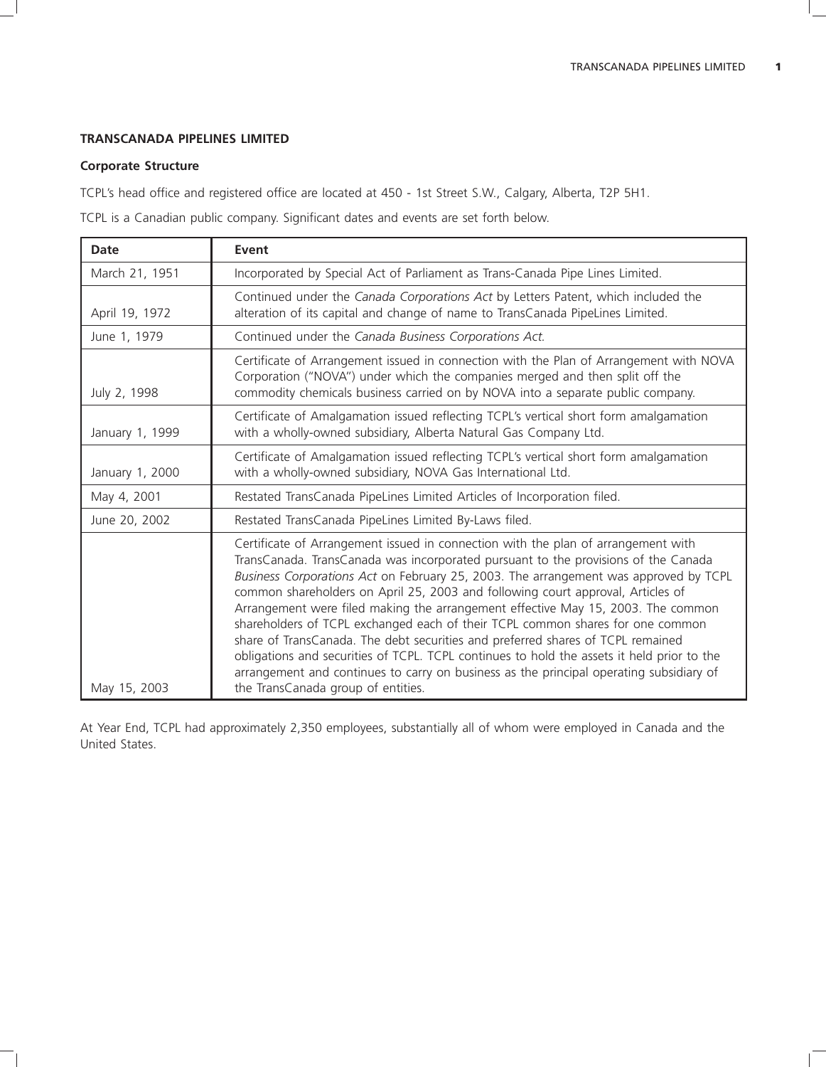## TRANSCANADA PIPELINES LIMITED

### Corporate Structure

TCPL's head office and registered office are located at 450 - 1st Street S.W., Calgary, Alberta, T2P 5H1.

TCPL is a Canadian public company. Significant dates and events are set forth below.

| Date | Event |
|---|---|
| March 21, 1951 | Incorporated by Special Act of Parliament as Trans-Canada Pipe Lines Limited. |
| April 19, 1972 | Continued under the *Canada Corporations Act* by Letters Patent, which included the alteration of its capital and change of name to TransCanada PipeLines Limited. |
| June 1, 1979 | Continued under the *Canada Business Corporations Act.* |
| July 2, 1998 | Certificate of Arrangement issued in connection with the Plan of Arrangement with NOVA Corporation ("NOVA") under which the companies merged and then split off the commodity chemicals business carried on by NOVA into a separate public company. |
| January 1, 1999 | Certificate of Amalgamation issued reflecting TCPL's vertical short form amalgamation with a wholly-owned subsidiary, Alberta Natural Gas Company Ltd. |
| January 1, 2000 | Certificate of Amalgamation issued reflecting TCPL's vertical short form amalgamation with a wholly-owned subsidiary, NOVA Gas International Ltd. |
| May 4, 2001 | Restated TransCanada PipeLines Limited Articles of Incorporation filed. |
| June 20, 2002 | Restated TransCanada PipeLines Limited By-Laws filed. |
| May 15, 2003 | Certificate of Arrangement issued in connection with the plan of arrangement with TransCanada. TransCanada was incorporated pursuant to the provisions of the Canada *Business Corporations Act* on February 25, 2003. The arrangement was approved by TCPL common shareholders on April 25, 2003 and following court approval, Articles of Arrangement were filed making the arrangement effective May 15, 2003. The common shareholders of TCPL exchanged each of their TCPL common shares for one common share of TransCanada. The debt securities and preferred shares of TCPL remained obligations and securities of TCPL. TCPL continues to hold the assets it held prior to the arrangement and continues to carry on business as the principal operating subsidiary of the TransCanada group of entities. |

At Year End, TCPL had approximately 2,350 employees, substantially all of whom were employed in Canada and the United States.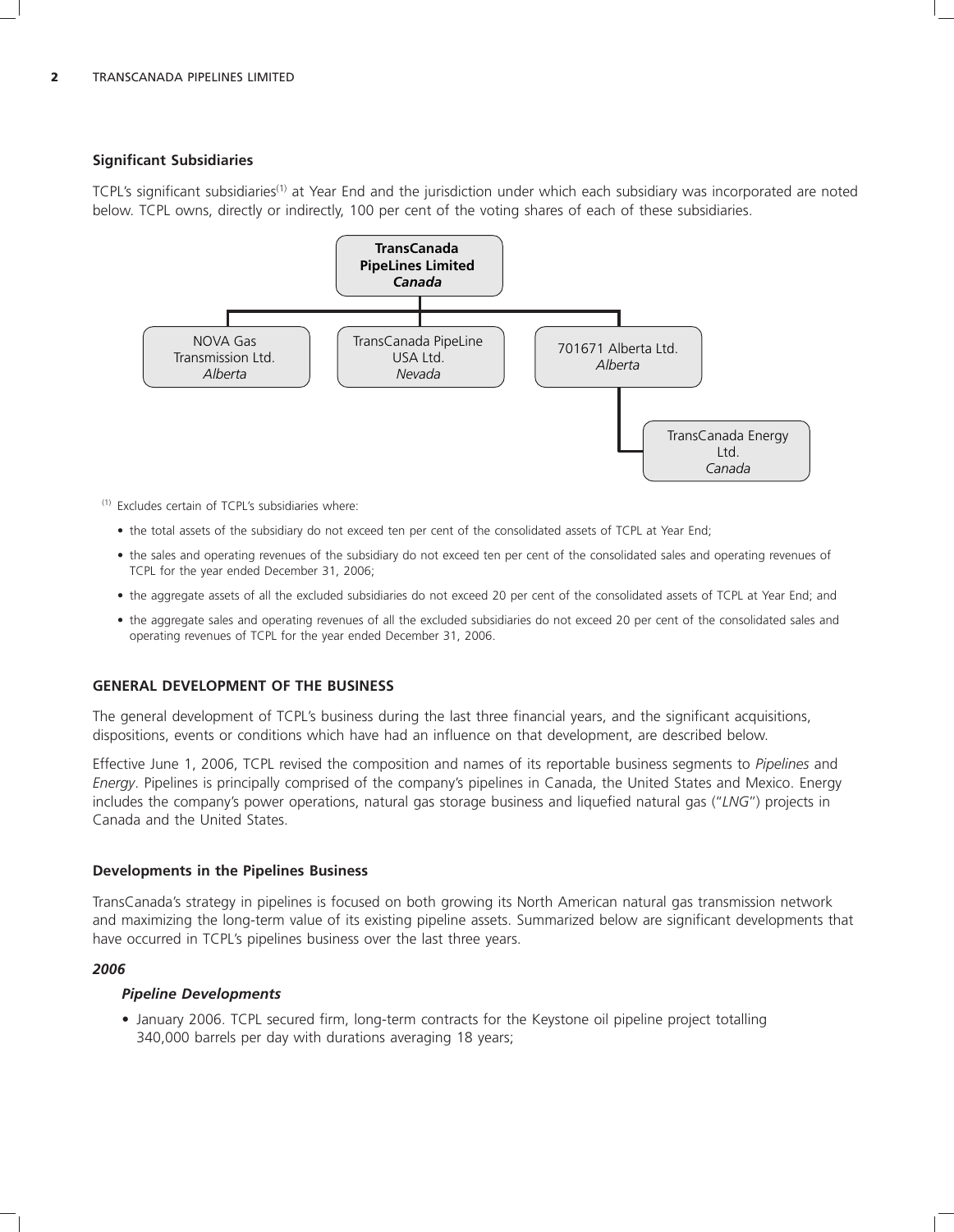### Significant Subsidiaries

TCPL's significant subsidiaries[1] at Year End and the jurisdiction under which each subsidiary was incorporated are noted below. TCPL owns, directly or indirectly, 100 per cent of the voting shares of each of these subsidiaries.

- **TransCanada PipeLines Limited** — *Canada*
  - NOVA Gas Transmission Ltd. — *Alberta*
  - TransCanada PipeLine USA Ltd. — *Nevada*
  - 701671 Alberta Ltd. — *Alberta*
    - TransCanada Energy Ltd. — *Canada*

[1] Excludes certain of TCPL's subsidiaries where:

- the total assets of the subsidiary do not exceed ten per cent of the consolidated assets of TCPL at Year End;
- the sales and operating revenues of the subsidiary do not exceed ten per cent of the consolidated sales and operating revenues of TCPL for the year ended December 31, 2006;
- the aggregate assets of all the excluded subsidiaries do not exceed 20 per cent of the consolidated assets of TCPL at Year End; and
- the aggregate sales and operating revenues of all the excluded subsidiaries do not exceed 20 per cent of the consolidated sales and operating revenues of TCPL for the year ended December 31, 2006.

## GENERAL DEVELOPMENT OF THE BUSINESS

The general development of TCPL's business during the last three financial years, and the significant acquisitions, dispositions, events or conditions which have had an influence on that development, are described below.

Effective June 1, 2006, TCPL revised the composition and names of its reportable business segments to *Pipelines* and *Energy*. Pipelines is principally comprised of the company's pipelines in Canada, the United States and Mexico. Energy includes the company's power operations, natural gas storage business and liquefied natural gas ("*LNG*") projects in Canada and the United States.

### Developments in the Pipelines Business

TransCanada's strategy in pipelines is focused on both growing its North American natural gas transmission network and maximizing the long-term value of its existing pipeline assets. Summarized below are significant developments that have occurred in TCPL's pipelines business over the last three years.

***2006***

***Pipeline Developments***

- January 2006. TCPL secured firm, long-term contracts for the Keystone oil pipeline project totalling 340,000 barrels per day with durations averaging 18 years;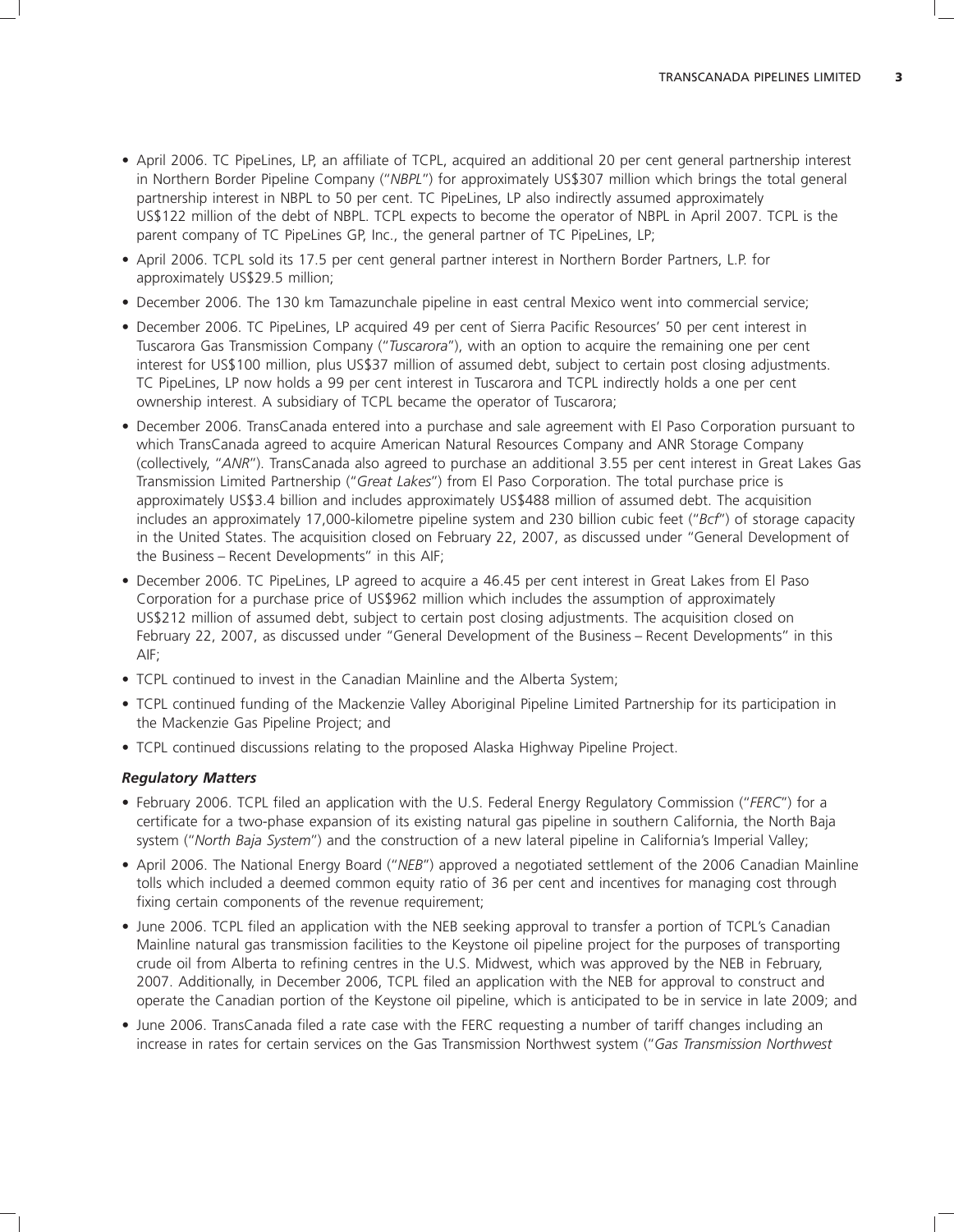- April 2006. TC PipeLines, LP, an affiliate of TCPL, acquired an additional 20 per cent general partnership interest in Northern Border Pipeline Company ("*NBPL*") for approximately US$307 million which brings the total general partnership interest in NBPL to 50 per cent. TC PipeLines, LP also indirectly assumed approximately US$122 million of the debt of NBPL. TCPL expects to become the operator of NBPL in April 2007. TCPL is the parent company of TC PipeLines GP, Inc., the general partner of TC PipeLines, LP;
- April 2006. TCPL sold its 17.5 per cent general partner interest in Northern Border Partners, L.P. for approximately US$29.5 million;
- December 2006. The 130 km Tamazunchale pipeline in east central Mexico went into commercial service;
- December 2006. TC PipeLines, LP acquired 49 per cent of Sierra Pacific Resources' 50 per cent interest in Tuscarora Gas Transmission Company ("*Tuscarora*"), with an option to acquire the remaining one per cent interest for US$100 million, plus US$37 million of assumed debt, subject to certain post closing adjustments. TC PipeLines, LP now holds a 99 per cent interest in Tuscarora and TCPL indirectly holds a one per cent ownership interest. A subsidiary of TCPL became the operator of Tuscarora;
- December 2006. TransCanada entered into a purchase and sale agreement with El Paso Corporation pursuant to which TransCanada agreed to acquire American Natural Resources Company and ANR Storage Company (collectively, "*ANR*"). TransCanada also agreed to purchase an additional 3.55 per cent interest in Great Lakes Gas Transmission Limited Partnership ("*Great Lakes*") from El Paso Corporation. The total purchase price is approximately US$3.4 billion and includes approximately US$488 million of assumed debt. The acquisition includes an approximately 17,000-kilometre pipeline system and 230 billion cubic feet ("*Bcf*") of storage capacity in the United States. The acquisition closed on February 22, 2007, as discussed under "General Development of the Business – Recent Developments" in this AIF;
- December 2006. TC PipeLines, LP agreed to acquire a 46.45 per cent interest in Great Lakes from El Paso Corporation for a purchase price of US$962 million which includes the assumption of approximately US$212 million of assumed debt, subject to certain post closing adjustments. The acquisition closed on February 22, 2007, as discussed under "General Development of the Business – Recent Developments" in this AIF;
- TCPL continued to invest in the Canadian Mainline and the Alberta System;
- TCPL continued funding of the Mackenzie Valley Aboriginal Pipeline Limited Partnership for its participation in the Mackenzie Gas Pipeline Project; and
- TCPL continued discussions relating to the proposed Alaska Highway Pipeline Project.

***Regulatory Matters***

- February 2006. TCPL filed an application with the U.S. Federal Energy Regulatory Commission ("*FERC*") for a certificate for a two-phase expansion of its existing natural gas pipeline in southern California, the North Baja system ("*North Baja System*") and the construction of a new lateral pipeline in California's Imperial Valley;
- April 2006. The National Energy Board ("*NEB*") approved a negotiated settlement of the 2006 Canadian Mainline tolls which included a deemed common equity ratio of 36 per cent and incentives for managing cost through fixing certain components of the revenue requirement;
- June 2006. TCPL filed an application with the NEB seeking approval to transfer a portion of TCPL's Canadian Mainline natural gas transmission facilities to the Keystone oil pipeline project for the purposes of transporting crude oil from Alberta to refining centres in the U.S. Midwest, which was approved by the NEB in February, 2007. Additionally, in December 2006, TCPL filed an application with the NEB for approval to construct and operate the Canadian portion of the Keystone oil pipeline, which is anticipated to be in service in late 2009; and
- June 2006. TransCanada filed a rate case with the FERC requesting a number of tariff changes including an increase in rates for certain services on the Gas Transmission Northwest system ("*Gas Transmission Northwest*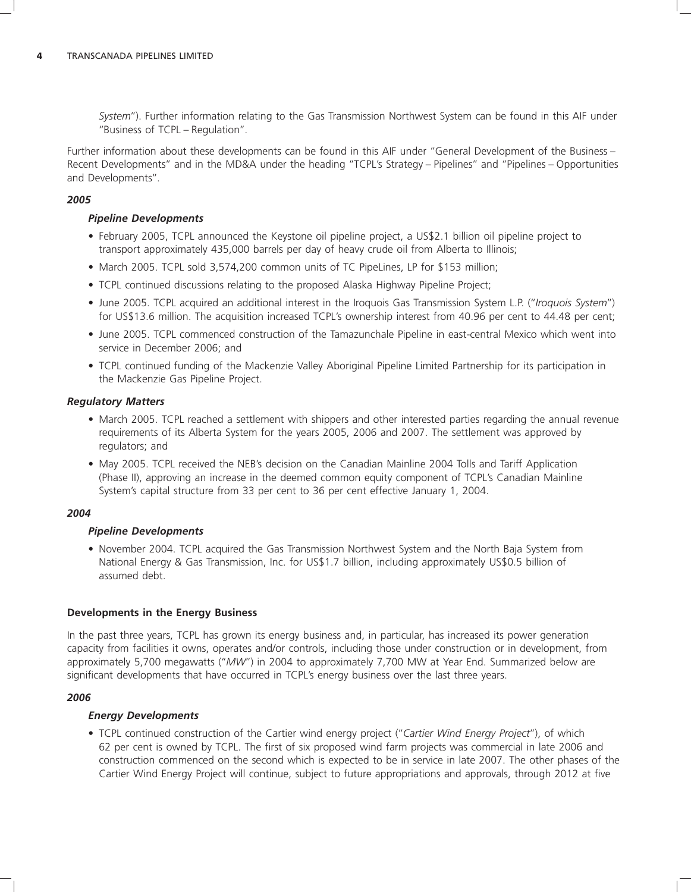*System*"). Further information relating to the Gas Transmission Northwest System can be found in this AIF under "Business of TCPL – Regulation".

Further information about these developments can be found in this AIF under "General Development of the Business – Recent Developments" and in the MD&A under the heading "TCPL's Strategy – Pipelines" and "Pipelines – Opportunities and Developments".

***2005***

***Pipeline Developments***

- February 2005, TCPL announced the Keystone oil pipeline project, a US$2.1 billion oil pipeline project to transport approximately 435,000 barrels per day of heavy crude oil from Alberta to Illinois;
- March 2005. TCPL sold 3,574,200 common units of TC PipeLines, LP for $153 million;
- TCPL continued discussions relating to the proposed Alaska Highway Pipeline Project;
- June 2005. TCPL acquired an additional interest in the Iroquois Gas Transmission System L.P. ("*Iroquois System*") for US$13.6 million. The acquisition increased TCPL's ownership interest from 40.96 per cent to 44.48 per cent;
- June 2005. TCPL commenced construction of the Tamazunchale Pipeline in east-central Mexico which went into service in December 2006; and
- TCPL continued funding of the Mackenzie Valley Aboriginal Pipeline Limited Partnership for its participation in the Mackenzie Gas Pipeline Project.

***Regulatory Matters***

- March 2005. TCPL reached a settlement with shippers and other interested parties regarding the annual revenue requirements of its Alberta System for the years 2005, 2006 and 2007. The settlement was approved by regulators; and
- May 2005. TCPL received the NEB's decision on the Canadian Mainline 2004 Tolls and Tariff Application (Phase II), approving an increase in the deemed common equity component of TCPL's Canadian Mainline System's capital structure from 33 per cent to 36 per cent effective January 1, 2004.

***2004***

***Pipeline Developments***

- November 2004. TCPL acquired the Gas Transmission Northwest System and the North Baja System from National Energy & Gas Transmission, Inc. for US$1.7 billion, including approximately US$0.5 billion of assumed debt.

**Developments in the Energy Business**

In the past three years, TCPL has grown its energy business and, in particular, has increased its power generation capacity from facilities it owns, operates and/or controls, including those under construction or in development, from approximately 5,700 megawatts ("*MW*") in 2004 to approximately 7,700 MW at Year End. Summarized below are significant developments that have occurred in TCPL's energy business over the last three years.

***2006***

***Energy Developments***

- TCPL continued construction of the Cartier wind energy project ("*Cartier Wind Energy Project*"), of which 62 per cent is owned by TCPL. The first of six proposed wind farm projects was commercial in late 2006 and construction commenced on the second which is expected to be in service in late 2007. The other phases of the Cartier Wind Energy Project will continue, subject to future appropriations and approvals, through 2012 at five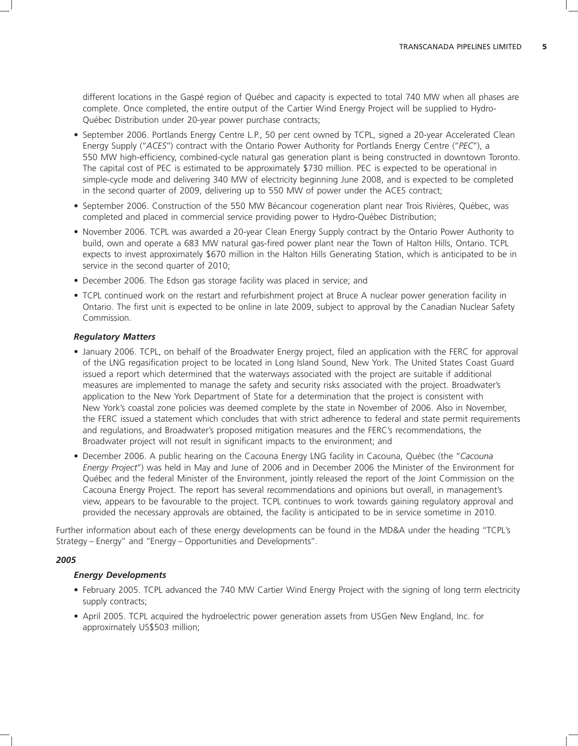different locations in the Gaspé region of Québec and capacity is expected to total 740 MW when all phases are complete. Once completed, the entire output of the Cartier Wind Energy Project will be supplied to Hydro-Québec Distribution under 20-year power purchase contracts;

- September 2006. Portlands Energy Centre L.P., 50 per cent owned by TCPL, signed a 20-year Accelerated Clean Energy Supply ("*ACES*") contract with the Ontario Power Authority for Portlands Energy Centre ("*PEC*"), a 550 MW high-efficiency, combined-cycle natural gas generation plant is being constructed in downtown Toronto. The capital cost of PEC is estimated to be approximately \$730 million. PEC is expected to be operational in simple-cycle mode and delivering 340 MW of electricity beginning June 2008, and is expected to be completed in the second quarter of 2009, delivering up to 550 MW of power under the ACES contract;
- September 2006. Construction of the 550 MW Bécancour cogeneration plant near Trois Rivières, Québec, was completed and placed in commercial service providing power to Hydro-Québec Distribution;
- November 2006. TCPL was awarded a 20-year Clean Energy Supply contract by the Ontario Power Authority to build, own and operate a 683 MW natural gas-fired power plant near the Town of Halton Hills, Ontario. TCPL expects to invest approximately \$670 million in the Halton Hills Generating Station, which is anticipated to be in service in the second quarter of 2010;
- December 2006. The Edson gas storage facility was placed in service; and
- TCPL continued work on the restart and refurbishment project at Bruce A nuclear power generation facility in Ontario. The first unit is expected to be online in late 2009, subject to approval by the Canadian Nuclear Safety Commission.

#### *Regulatory Matters*

- January 2006. TCPL, on behalf of the Broadwater Energy project, filed an application with the FERC for approval of the LNG regasification project to be located in Long Island Sound, New York. The United States Coast Guard issued a report which determined that the waterways associated with the project are suitable if additional measures are implemented to manage the safety and security risks associated with the project. Broadwater's application to the New York Department of State for a determination that the project is consistent with New York's coastal zone policies was deemed complete by the state in November of 2006. Also in November, the FERC issued a statement which concludes that with strict adherence to federal and state permit requirements and regulations, and Broadwater's proposed mitigation measures and the FERC's recommendations, the Broadwater project will not result in significant impacts to the environment; and
- December 2006. A public hearing on the Cacouna Energy LNG facility in Cacouna, Québec (the "*Cacouna Energy Project*") was held in May and June of 2006 and in December 2006 the Minister of the Environment for Québec and the federal Minister of the Environment, jointly released the report of the Joint Commission on the Cacouna Energy Project. The report has several recommendations and opinions but overall, in management's view, appears to be favourable to the project. TCPL continues to work towards gaining regulatory approval and provided the necessary approvals are obtained, the facility is anticipated to be in service sometime in 2010.

Further information about each of these energy developments can be found in the MD&A under the heading "TCPL's Strategy – Energy" and "Energy – Opportunities and Developments".

### *2005*

#### *Energy Developments*

- February 2005. TCPL advanced the 740 MW Cartier Wind Energy Project with the signing of long term electricity supply contracts;
- April 2005. TCPL acquired the hydroelectric power generation assets from USGen New England, Inc. for approximately US\$503 million;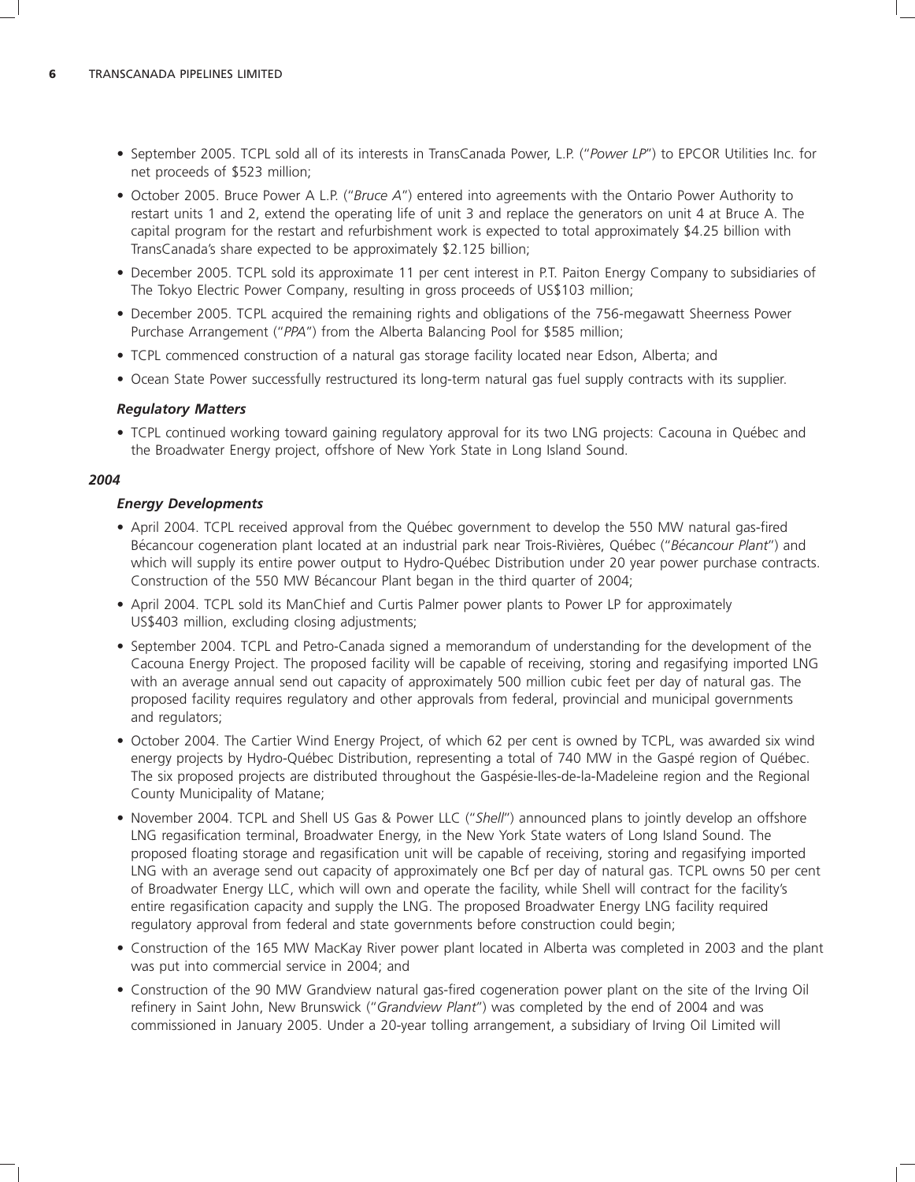- September 2005. TCPL sold all of its interests in TransCanada Power, L.P. ("*Power LP*") to EPCOR Utilities Inc. for net proceeds of $523 million;
- October 2005. Bruce Power A L.P. ("*Bruce A*") entered into agreements with the Ontario Power Authority to restart units 1 and 2, extend the operating life of unit 3 and replace the generators on unit 4 at Bruce A. The capital program for the restart and refurbishment work is expected to total approximately $4.25 billion with TransCanada's share expected to be approximately $2.125 billion;
- December 2005. TCPL sold its approximate 11 per cent interest in P.T. Paiton Energy Company to subsidiaries of The Tokyo Electric Power Company, resulting in gross proceeds of US$103 million;
- December 2005. TCPL acquired the remaining rights and obligations of the 756-megawatt Sheerness Power Purchase Arrangement ("*PPA*") from the Alberta Balancing Pool for $585 million;
- TCPL commenced construction of a natural gas storage facility located near Edson, Alberta; and
- Ocean State Power successfully restructured its long-term natural gas fuel supply contracts with its supplier.

***Regulatory Matters***

- TCPL continued working toward gaining regulatory approval for its two LNG projects: Cacouna in Québec and the Broadwater Energy project, offshore of New York State in Long Island Sound.

***2004***

***Energy Developments***

- April 2004. TCPL received approval from the Québec government to develop the 550 MW natural gas-fired Bécancour cogeneration plant located at an industrial park near Trois-Rivières, Québec ("*Bécancour Plant*") and which will supply its entire power output to Hydro-Québec Distribution under 20 year power purchase contracts. Construction of the 550 MW Bécancour Plant began in the third quarter of 2004;
- April 2004. TCPL sold its ManChief and Curtis Palmer power plants to Power LP for approximately US$403 million, excluding closing adjustments;
- September 2004. TCPL and Petro-Canada signed a memorandum of understanding for the development of the Cacouna Energy Project. The proposed facility will be capable of receiving, storing and regasifying imported LNG with an average annual send out capacity of approximately 500 million cubic feet per day of natural gas. The proposed facility requires regulatory and other approvals from federal, provincial and municipal governments and regulators;
- October 2004. The Cartier Wind Energy Project, of which 62 per cent is owned by TCPL, was awarded six wind energy projects by Hydro-Québec Distribution, representing a total of 740 MW in the Gaspé region of Québec. The six proposed projects are distributed throughout the Gaspésie-Iles-de-la-Madeleine region and the Regional County Municipality of Matane;
- November 2004. TCPL and Shell US Gas & Power LLC ("*Shell*") announced plans to jointly develop an offshore LNG regasification terminal, Broadwater Energy, in the New York State waters of Long Island Sound. The proposed floating storage and regasification unit will be capable of receiving, storing and regasifying imported LNG with an average send out capacity of approximately one Bcf per day of natural gas. TCPL owns 50 per cent of Broadwater Energy LLC, which will own and operate the facility, while Shell will contract for the facility's entire regasification capacity and supply the LNG. The proposed Broadwater Energy LNG facility required regulatory approval from federal and state governments before construction could begin;
- Construction of the 165 MW MacKay River power plant located in Alberta was completed in 2003 and the plant was put into commercial service in 2004; and
- Construction of the 90 MW Grandview natural gas-fired cogeneration power plant on the site of the Irving Oil refinery in Saint John, New Brunswick ("*Grandview Plant*") was completed by the end of 2004 and was commissioned in January 2005. Under a 20-year tolling arrangement, a subsidiary of Irving Oil Limited will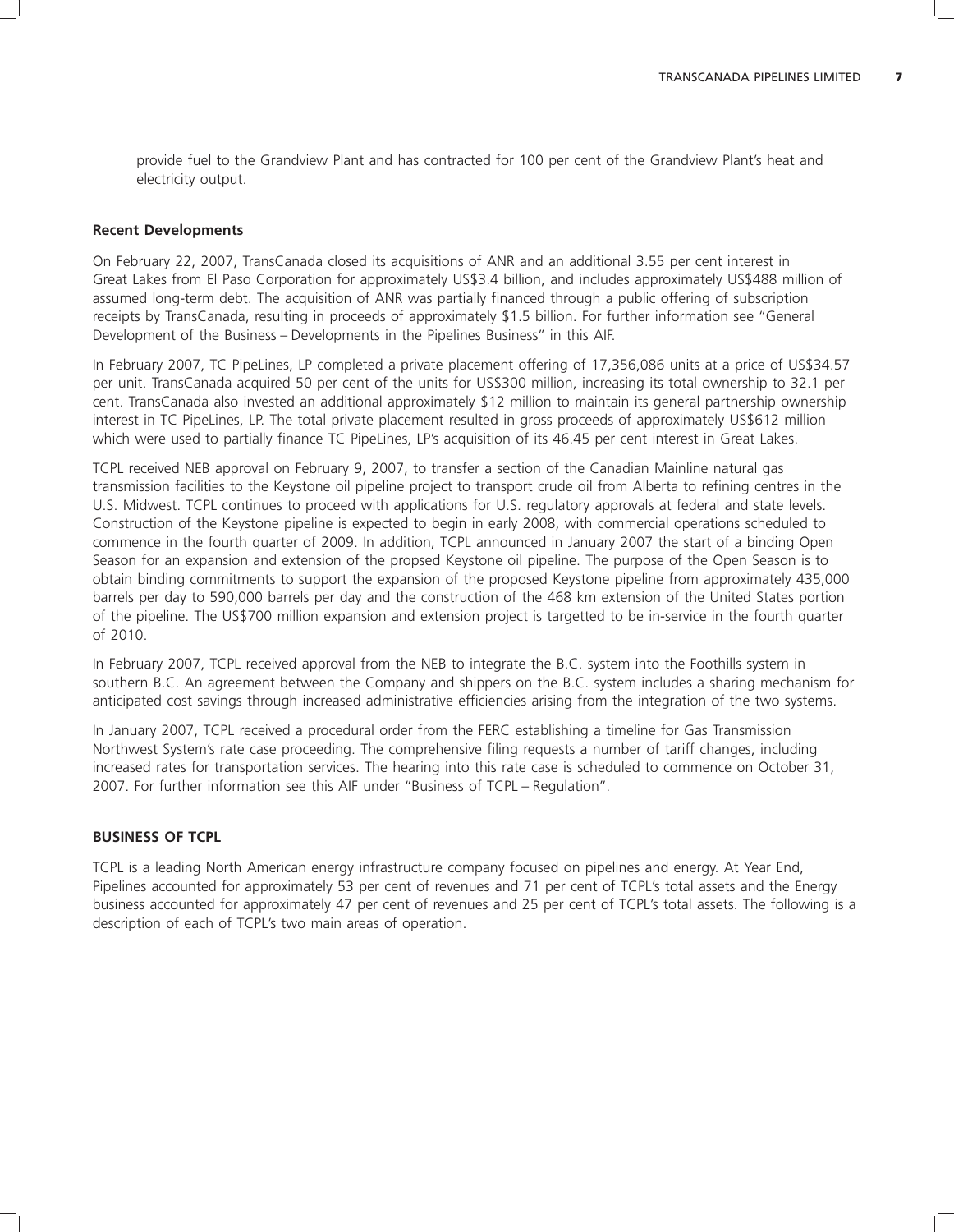provide fuel to the Grandview Plant and has contracted for 100 per cent of the Grandview Plant's heat and electricity output.

**Recent Developments**

On February 22, 2007, TransCanada closed its acquisitions of ANR and an additional 3.55 per cent interest in Great Lakes from El Paso Corporation for approximately US$3.4 billion, and includes approximately US$488 million of assumed long-term debt. The acquisition of ANR was partially financed through a public offering of subscription receipts by TransCanada, resulting in proceeds of approximately $1.5 billion. For further information see "General Development of the Business – Developments in the Pipelines Business" in this AIF.

In February 2007, TC PipeLines, LP completed a private placement offering of 17,356,086 units at a price of US$34.57 per unit. TransCanada acquired 50 per cent of the units for US$300 million, increasing its total ownership to 32.1 per cent. TransCanada also invested an additional approximately $12 million to maintain its general partnership ownership interest in TC PipeLines, LP. The total private placement resulted in gross proceeds of approximately US$612 million which were used to partially finance TC PipeLines, LP's acquisition of its 46.45 per cent interest in Great Lakes.

TCPL received NEB approval on February 9, 2007, to transfer a section of the Canadian Mainline natural gas transmission facilities to the Keystone oil pipeline project to transport crude oil from Alberta to refining centres in the U.S. Midwest. TCPL continues to proceed with applications for U.S. regulatory approvals at federal and state levels. Construction of the Keystone pipeline is expected to begin in early 2008, with commercial operations scheduled to commence in the fourth quarter of 2009. In addition, TCPL announced in January 2007 the start of a binding Open Season for an expansion and extension of the propsed Keystone oil pipeline. The purpose of the Open Season is to obtain binding commitments to support the expansion of the proposed Keystone pipeline from approximately 435,000 barrels per day to 590,000 barrels per day and the construction of the 468 km extension of the United States portion of the pipeline. The US$700 million expansion and extension project is targetted to be in-service in the fourth quarter of 2010.

In February 2007, TCPL received approval from the NEB to integrate the B.C. system into the Foothills system in southern B.C. An agreement between the Company and shippers on the B.C. system includes a sharing mechanism for anticipated cost savings through increased administrative efficiencies arising from the integration of the two systems.

In January 2007, TCPL received a procedural order from the FERC establishing a timeline for Gas Transmission Northwest System's rate case proceeding. The comprehensive filing requests a number of tariff changes, including increased rates for transportation services. The hearing into this rate case is scheduled to commence on October 31, 2007. For further information see this AIF under "Business of TCPL – Regulation".

## BUSINESS OF TCPL

TCPL is a leading North American energy infrastructure company focused on pipelines and energy. At Year End, Pipelines accounted for approximately 53 per cent of revenues and 71 per cent of TCPL's total assets and the Energy business accounted for approximately 47 per cent of revenues and 25 per cent of TCPL's total assets. The following is a description of each of TCPL's two main areas of operation.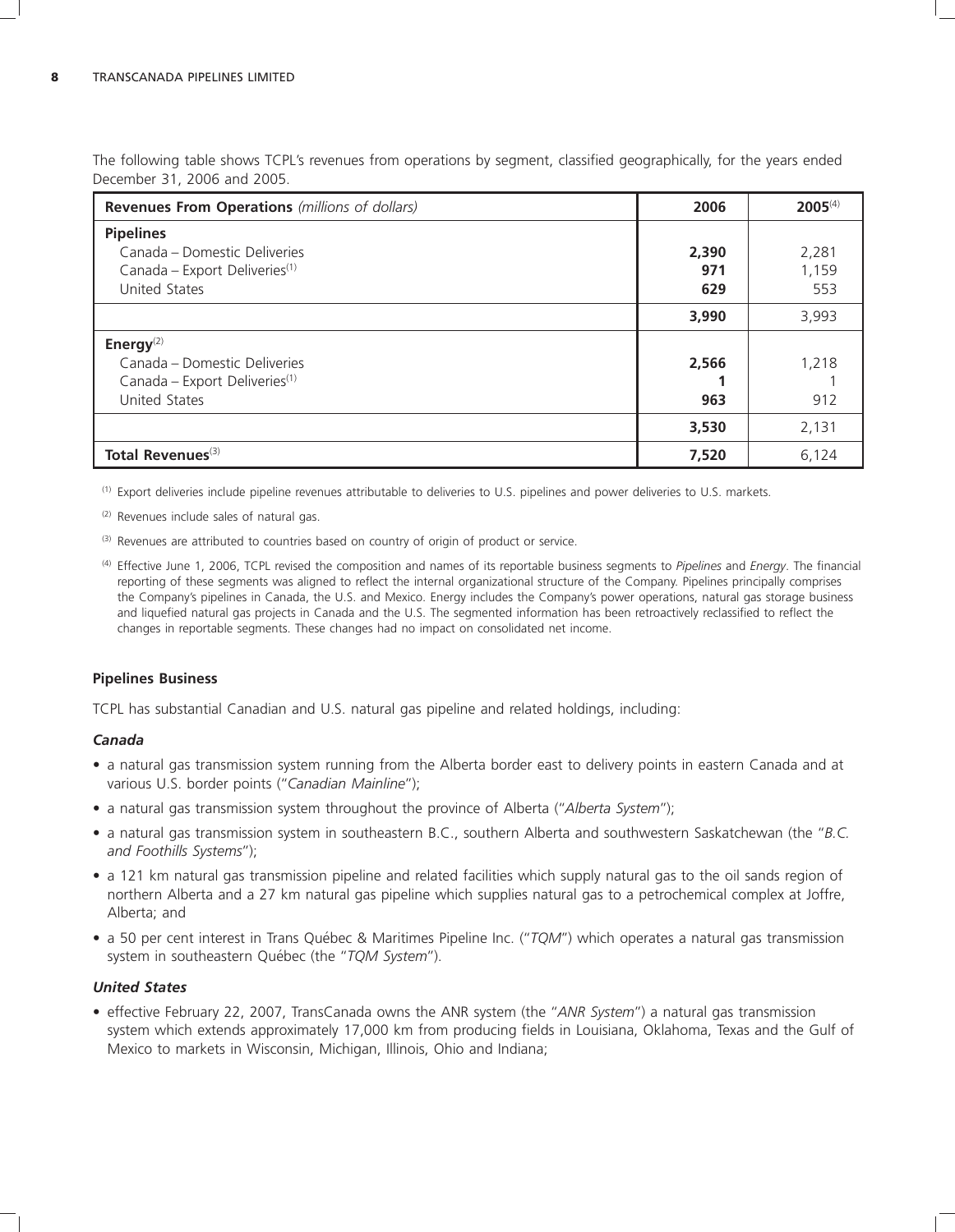The following table shows TCPL's revenues from operations by segment, classified geographically, for the years ended December 31, 2006 and 2005.

| **Revenues From Operations** *(millions of dollars)* | **2006** | **2005**[(4)] |
|---|---|---|
| **Pipelines** | | |
| Canada – Domestic Deliveries | **2,390** | 2,281 |
| Canada – Export Deliveries[(1)] | **971** | 1,159 |
| United States | **629** | 553 |
| | **3,990** | 3,993 |
| **Energy**[(2)] | | |
| Canada – Domestic Deliveries | **2,566** | 1,218 |
| Canada – Export Deliveries[(1)] | **1** | 1 |
| United States | **963** | 912 |
| | **3,530** | 2,131 |
| **Total Revenues**[(3)] | **7,520** | 6,124 |

(1) Export deliveries include pipeline revenues attributable to deliveries to U.S. pipelines and power deliveries to U.S. markets.

(2) Revenues include sales of natural gas.

(3) Revenues are attributed to countries based on country of origin of product or service.

(4) Effective June 1, 2006, TCPL revised the composition and names of its reportable business segments to *Pipelines* and *Energy*. The financial reporting of these segments was aligned to reflect the internal organizational structure of the Company. Pipelines principally comprises the Company's pipelines in Canada, the U.S. and Mexico. Energy includes the Company's power operations, natural gas storage business and liquefied natural gas projects in Canada and the U.S. The segmented information has been retroactively reclassified to reflect the changes in reportable segments. These changes had no impact on consolidated net income.

### Pipelines Business

TCPL has substantial Canadian and U.S. natural gas pipeline and related holdings, including:

#### *Canada*

- a natural gas transmission system running from the Alberta border east to delivery points in eastern Canada and at various U.S. border points ("*Canadian Mainline*");
- a natural gas transmission system throughout the province of Alberta ("*Alberta System*");
- a natural gas transmission system in southeastern B.C., southern Alberta and southwestern Saskatchewan (the "*B.C. and Foothills Systems*");
- a 121 km natural gas transmission pipeline and related facilities which supply natural gas to the oil sands region of northern Alberta and a 27 km natural gas pipeline which supplies natural gas to a petrochemical complex at Joffre, Alberta; and
- a 50 per cent interest in Trans Québec & Maritimes Pipeline Inc. ("*TQM*") which operates a natural gas transmission system in southeastern Québec (the "*TQM System*").

#### *United States*

- effective February 22, 2007, TransCanada owns the ANR system (the "*ANR System*") a natural gas transmission system which extends approximately 17,000 km from producing fields in Louisiana, Oklahoma, Texas and the Gulf of Mexico to markets in Wisconsin, Michigan, Illinois, Ohio and Indiana;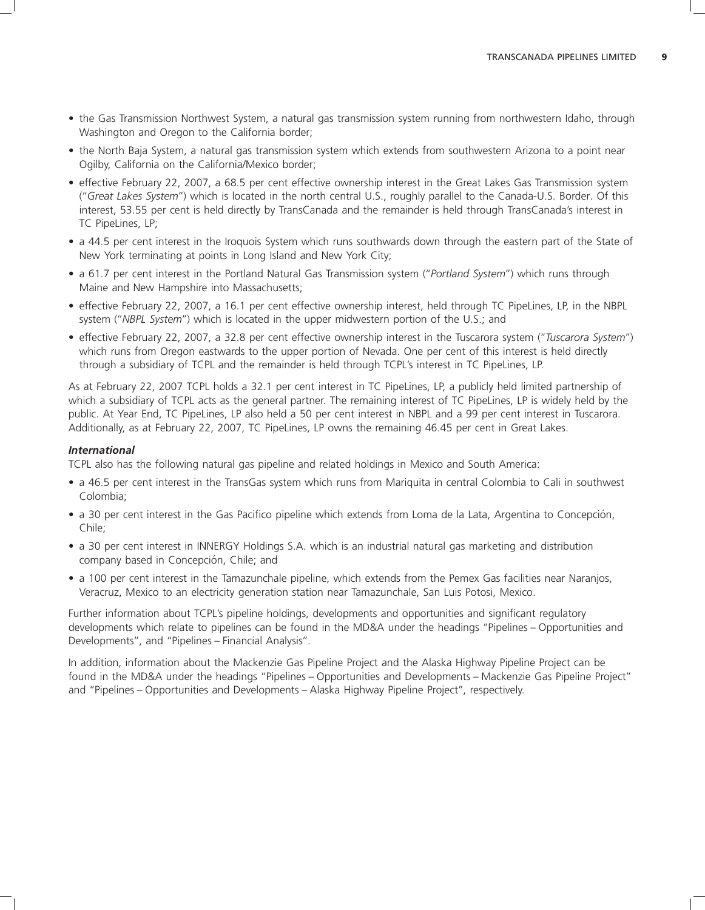- the Gas Transmission Northwest System, a natural gas transmission system running from northwestern Idaho, through Washington and Oregon to the California border;
- the North Baja System, a natural gas transmission system which extends from southwestern Arizona to a point near Ogilby, California on the California/Mexico border;
- effective February 22, 2007, a 68.5 per cent effective ownership interest in the Great Lakes Gas Transmission system ("*Great Lakes System*") which is located in the north central U.S., roughly parallel to the Canada-U.S. Border. Of this interest, 53.55 per cent is held directly by TransCanada and the remainder is held through TransCanada's interest in TC PipeLines, LP;
- a 44.5 per cent interest in the Iroquois System which runs southwards down through the eastern part of the State of New York terminating at points in Long Island and New York City;
- a 61.7 per cent interest in the Portland Natural Gas Transmission system ("*Portland System*") which runs through Maine and New Hampshire into Massachusetts;
- effective February 22, 2007, a 16.1 per cent effective ownership interest, held through TC PipeLines, LP, in the NBPL system ("*NBPL System*") which is located in the upper midwestern portion of the U.S.; and
- effective February 22, 2007, a 32.8 per cent effective ownership interest in the Tuscarora system ("*Tuscarora System*") which runs from Oregon eastwards to the upper portion of Nevada. One per cent of this interest is held directly through a subsidiary of TCPL and the remainder is held through TCPL's interest in TC PipeLines, LP.

As at February 22, 2007 TCPL holds a 32.1 per cent interest in TC PipeLines, LP, a publicly held limited partnership of which a subsidiary of TCPL acts as the general partner. The remaining interest of TC PipeLines, LP is widely held by the public. At Year End, TC PipeLines, LP also held a 50 per cent interest in NBPL and a 99 per cent interest in Tuscarora. Additionally, as at February 22, 2007, TC PipeLines, LP owns the remaining 46.45 per cent in Great Lakes.

***International***

TCPL also has the following natural gas pipeline and related holdings in Mexico and South America:

- a 46.5 per cent interest in the TransGas system which runs from Mariquita in central Colombia to Cali in southwest Colombia;
- a 30 per cent interest in the Gas Pacifico pipeline which extends from Loma de la Lata, Argentina to Concepción, Chile;
- a 30 per cent interest in INNERGY Holdings S.A. which is an industrial natural gas marketing and distribution company based in Concepción, Chile; and
- a 100 per cent interest in the Tamazunchale pipeline, which extends from the Pemex Gas facilities near Naranjos, Veracruz, Mexico to an electricity generation station near Tamazunchale, San Luis Potosi, Mexico.

Further information about TCPL's pipeline holdings, developments and opportunities and significant regulatory developments which relate to pipelines can be found in the MD&A under the headings "Pipelines – Opportunities and Developments", and "Pipelines – Financial Analysis".

In addition, information about the Mackenzie Gas Pipeline Project and the Alaska Highway Pipeline Project can be found in the MD&A under the headings "Pipelines – Opportunities and Developments – Mackenzie Gas Pipeline Project" and "Pipelines – Opportunities and Developments – Alaska Highway Pipeline Project", respectively.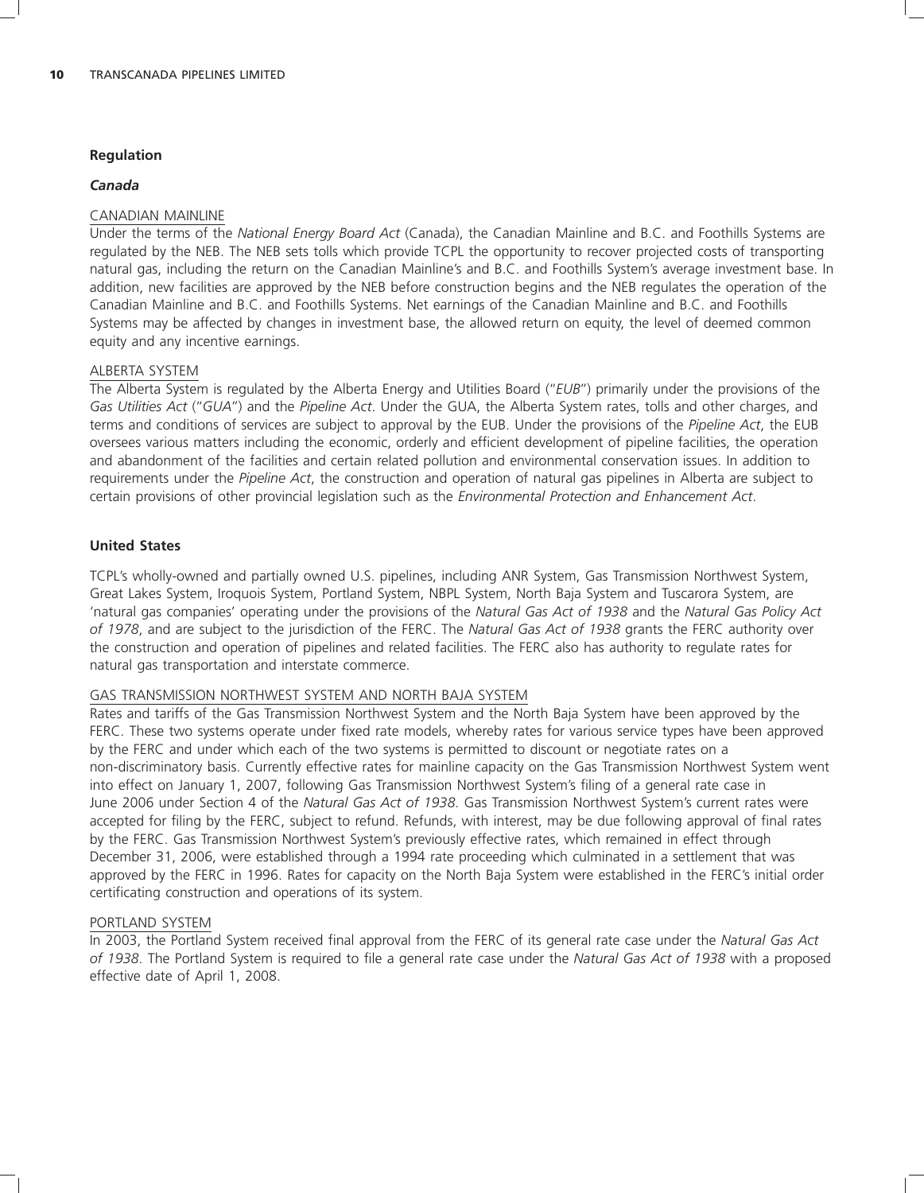## Regulation

### *Canada*

#### CANADIAN MAINLINE

Under the terms of the *National Energy Board Act* (Canada), the Canadian Mainline and B.C. and Foothills Systems are regulated by the NEB. The NEB sets tolls which provide TCPL the opportunity to recover projected costs of transporting natural gas, including the return on the Canadian Mainline's and B.C. and Foothills System's average investment base. In addition, new facilities are approved by the NEB before construction begins and the NEB regulates the operation of the Canadian Mainline and B.C. and Foothills Systems. Net earnings of the Canadian Mainline and B.C. and Foothills Systems may be affected by changes in investment base, the allowed return on equity, the level of deemed common equity and any incentive earnings.

#### ALBERTA SYSTEM

The Alberta System is regulated by the Alberta Energy and Utilities Board ("*EUB*") primarily under the provisions of the *Gas Utilities Act* ("*GUA*") and the *Pipeline Act*. Under the GUA, the Alberta System rates, tolls and other charges, and terms and conditions of services are subject to approval by the EUB. Under the provisions of the *Pipeline Act*, the EUB oversees various matters including the economic, orderly and efficient development of pipeline facilities, the operation and abandonment of the facilities and certain related pollution and environmental conservation issues. In addition to requirements under the *Pipeline Act*, the construction and operation of natural gas pipelines in Alberta are subject to certain provisions of other provincial legislation such as the *Environmental Protection and Enhancement Act*.

### United States

TCPL's wholly-owned and partially owned U.S. pipelines, including ANR System, Gas Transmission Northwest System, Great Lakes System, Iroquois System, Portland System, NBPL System, North Baja System and Tuscarora System, are 'natural gas companies' operating under the provisions of the *Natural Gas Act of 1938* and the *Natural Gas Policy Act of 1978*, and are subject to the jurisdiction of the FERC. The *Natural Gas Act of 1938* grants the FERC authority over the construction and operation of pipelines and related facilities. The FERC also has authority to regulate rates for natural gas transportation and interstate commerce.

#### GAS TRANSMISSION NORTHWEST SYSTEM AND NORTH BAJA SYSTEM

Rates and tariffs of the Gas Transmission Northwest System and the North Baja System have been approved by the FERC. These two systems operate under fixed rate models, whereby rates for various service types have been approved by the FERC and under which each of the two systems is permitted to discount or negotiate rates on a non-discriminatory basis. Currently effective rates for mainline capacity on the Gas Transmission Northwest System went into effect on January 1, 2007, following Gas Transmission Northwest System's filing of a general rate case in June 2006 under Section 4 of the *Natural Gas Act of 1938*. Gas Transmission Northwest System's current rates were accepted for filing by the FERC, subject to refund. Refunds, with interest, may be due following approval of final rates by the FERC. Gas Transmission Northwest System's previously effective rates, which remained in effect through December 31, 2006, were established through a 1994 rate proceeding which culminated in a settlement that was approved by the FERC in 1996. Rates for capacity on the North Baja System were established in the FERC's initial order certificating construction and operations of its system.

#### PORTLAND SYSTEM

In 2003, the Portland System received final approval from the FERC of its general rate case under the *Natural Gas Act of 1938*. The Portland System is required to file a general rate case under the *Natural Gas Act of 1938* with a proposed effective date of April 1, 2008.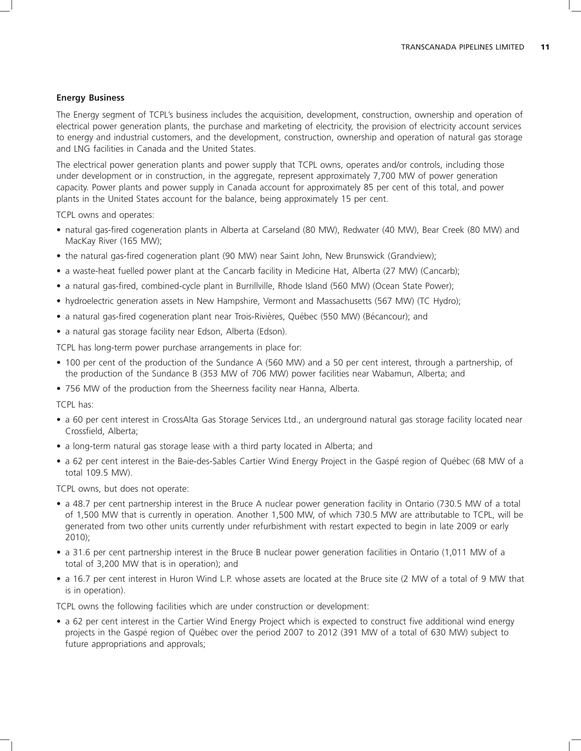**Energy Business**

The Energy segment of TCPL's business includes the acquisition, development, construction, ownership and operation of electrical power generation plants, the purchase and marketing of electricity, the provision of electricity account services to energy and industrial customers, and the development, construction, ownership and operation of natural gas storage and LNG facilities in Canada and the United States.

The electrical power generation plants and power supply that TCPL owns, operates and/or controls, including those under development or in construction, in the aggregate, represent approximately 7,700 MW of power generation capacity. Power plants and power supply in Canada account for approximately 85 per cent of this total, and power plants in the United States account for the balance, being approximately 15 per cent.

TCPL owns and operates:

- natural gas-fired cogeneration plants in Alberta at Carseland (80 MW), Redwater (40 MW), Bear Creek (80 MW) and MacKay River (165 MW);
- the natural gas-fired cogeneration plant (90 MW) near Saint John, New Brunswick (Grandview);
- a waste-heat fuelled power plant at the Cancarb facility in Medicine Hat, Alberta (27 MW) (Cancarb);
- a natural gas-fired, combined-cycle plant in Burrillville, Rhode Island (560 MW) (Ocean State Power);
- hydroelectric generation assets in New Hampshire, Vermont and Massachusetts (567 MW) (TC Hydro);
- a natural gas-fired cogeneration plant near Trois-Rivières, Québec (550 MW) (Bécancour); and
- a natural gas storage facility near Edson, Alberta (Edson).

TCPL has long-term power purchase arrangements in place for:

- 100 per cent of the production of the Sundance A (560 MW) and a 50 per cent interest, through a partnership, of the production of the Sundance B (353 MW of 706 MW) power facilities near Wabamun, Alberta; and
- 756 MW of the production from the Sheerness facility near Hanna, Alberta.

TCPL has:

- a 60 per cent interest in CrossAlta Gas Storage Services Ltd., an underground natural gas storage facility located near Crossfield, Alberta;
- a long-term natural gas storage lease with a third party located in Alberta; and
- a 62 per cent interest in the Baie-des-Sables Cartier Wind Energy Project in the Gaspé region of Québec (68 MW of a total 109.5 MW).

TCPL owns, but does not operate:

- a 48.7 per cent partnership interest in the Bruce A nuclear power generation facility in Ontario (730.5 MW of a total of 1,500 MW that is currently in operation. Another 1,500 MW, of which 730.5 MW are attributable to TCPL, will be generated from two other units currently under refurbishment with restart expected to begin in late 2009 or early 2010);
- a 31.6 per cent partnership interest in the Bruce B nuclear power generation facilities in Ontario (1,011 MW of a total of 3,200 MW that is in operation); and
- a 16.7 per cent interest in Huron Wind L.P. whose assets are located at the Bruce site (2 MW of a total of 9 MW that is in operation).

TCPL owns the following facilities which are under construction or development:

- a 62 per cent interest in the Cartier Wind Energy Project which is expected to construct five additional wind energy projects in the Gaspé region of Québec over the period 2007 to 2012 (391 MW of a total of 630 MW) subject to future appropriations and approvals;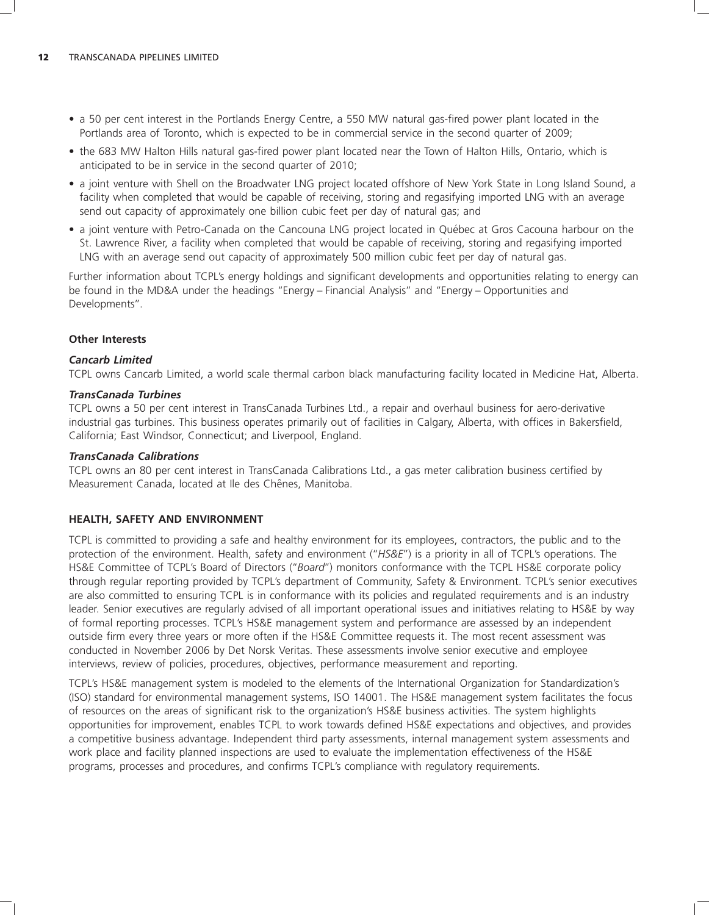- a 50 per cent interest in the Portlands Energy Centre, a 550 MW natural gas-fired power plant located in the Portlands area of Toronto, which is expected to be in commercial service in the second quarter of 2009;
- the 683 MW Halton Hills natural gas-fired power plant located near the Town of Halton Hills, Ontario, which is anticipated to be in service in the second quarter of 2010;
- a joint venture with Shell on the Broadwater LNG project located offshore of New York State in Long Island Sound, a facility when completed that would be capable of receiving, storing and regasifying imported LNG with an average send out capacity of approximately one billion cubic feet per day of natural gas; and
- a joint venture with Petro-Canada on the Cancouna LNG project located in Québec at Gros Cacouna harbour on the St. Lawrence River, a facility when completed that would be capable of receiving, storing and regasifying imported LNG with an average send out capacity of approximately 500 million cubic feet per day of natural gas.

Further information about TCPL's energy holdings and significant developments and opportunities relating to energy can be found in the MD&A under the headings "Energy – Financial Analysis" and "Energy – Opportunities and Developments".

## Other Interests

### *Cancarb Limited*

TCPL owns Cancarb Limited, a world scale thermal carbon black manufacturing facility located in Medicine Hat, Alberta.

### *TransCanada Turbines*

TCPL owns a 50 per cent interest in TransCanada Turbines Ltd., a repair and overhaul business for aero-derivative industrial gas turbines. This business operates primarily out of facilities in Calgary, Alberta, with offices in Bakersfield, California; East Windsor, Connecticut; and Liverpool, England.

### *TransCanada Calibrations*

TCPL owns an 80 per cent interest in TransCanada Calibrations Ltd., a gas meter calibration business certified by Measurement Canada, located at Ile des Chênes, Manitoba.

## HEALTH, SAFETY AND ENVIRONMENT

TCPL is committed to providing a safe and healthy environment for its employees, contractors, the public and to the protection of the environment. Health, safety and environment ("*HS&E*") is a priority in all of TCPL's operations. The HS&E Committee of TCPL's Board of Directors ("*Board*") monitors conformance with the TCPL HS&E corporate policy through regular reporting provided by TCPL's department of Community, Safety & Environment. TCPL's senior executives are also committed to ensuring TCPL is in conformance with its policies and regulated requirements and is an industry leader. Senior executives are regularly advised of all important operational issues and initiatives relating to HS&E by way of formal reporting processes. TCPL's HS&E management system and performance are assessed by an independent outside firm every three years or more often if the HS&E Committee requests it. The most recent assessment was conducted in November 2006 by Det Norsk Veritas. These assessments involve senior executive and employee interviews, review of policies, procedures, objectives, performance measurement and reporting.

TCPL's HS&E management system is modeled to the elements of the International Organization for Standardization's (ISO) standard for environmental management systems, ISO 14001. The HS&E management system facilitates the focus of resources on the areas of significant risk to the organization's HS&E business activities. The system highlights opportunities for improvement, enables TCPL to work towards defined HS&E expectations and objectives, and provides a competitive business advantage. Independent third party assessments, internal management system assessments and work place and facility planned inspections are used to evaluate the implementation effectiveness of the HS&E programs, processes and procedures, and confirms TCPL's compliance with regulatory requirements.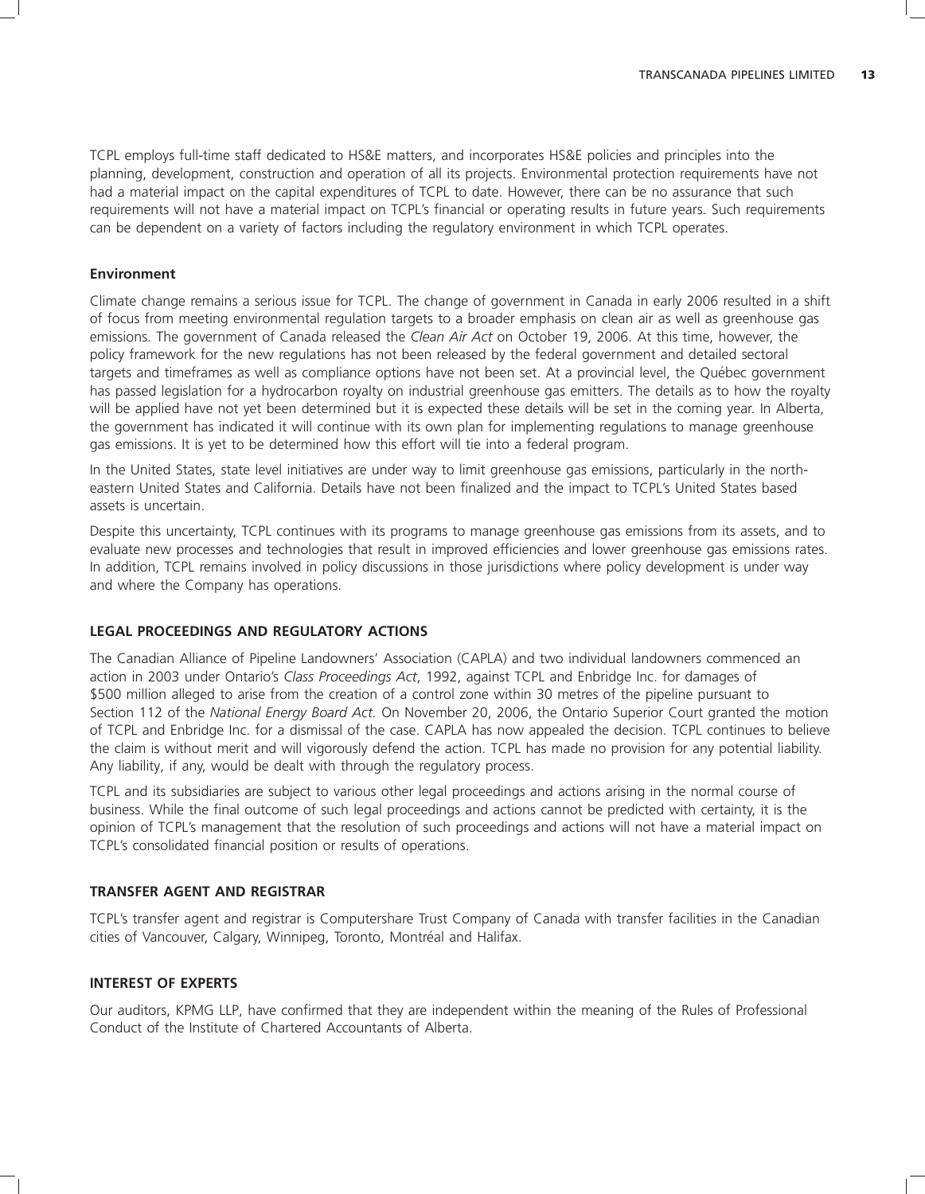TCPL employs full-time staff dedicated to HS&E matters, and incorporates HS&E policies and principles into the planning, development, construction and operation of all its projects. Environmental protection requirements have not had a material impact on the capital expenditures of TCPL to date. However, there can be no assurance that such requirements will not have a material impact on TCPL's financial or operating results in future years. Such requirements can be dependent on a variety of factors including the regulatory environment in which TCPL operates.

### Environment

Climate change remains a serious issue for TCPL. The change of government in Canada in early 2006 resulted in a shift of focus from meeting environmental regulation targets to a broader emphasis on clean air as well as greenhouse gas emissions. The government of Canada released the *Clean Air Act* on October 19, 2006. At this time, however, the policy framework for the new regulations has not been released by the federal government and detailed sectoral targets and timeframes as well as compliance options have not been set. At a provincial level, the Québec government has passed legislation for a hydrocarbon royalty on industrial greenhouse gas emitters. The details as to how the royalty will be applied have not yet been determined but it is expected these details will be set in the coming year. In Alberta, the government has indicated it will continue with its own plan for implementing regulations to manage greenhouse gas emissions. It is yet to be determined how this effort will tie into a federal program.

In the United States, state level initiatives are under way to limit greenhouse gas emissions, particularly in the north-eastern United States and California. Details have not been finalized and the impact to TCPL's United States based assets is uncertain.

Despite this uncertainty, TCPL continues with its programs to manage greenhouse gas emissions from its assets, and to evaluate new processes and technologies that result in improved efficiencies and lower greenhouse gas emissions rates. In addition, TCPL remains involved in policy discussions in those jurisdictions where policy development is under way and where the Company has operations.

## LEGAL PROCEEDINGS AND REGULATORY ACTIONS

The Canadian Alliance of Pipeline Landowners' Association (CAPLA) and two individual landowners commenced an action in 2003 under Ontario's *Class Proceedings Act*, 1992, against TCPL and Enbridge Inc. for damages of $500 million alleged to arise from the creation of a control zone within 30 metres of the pipeline pursuant to Section 112 of the *National Energy Board Act.* On November 20, 2006, the Ontario Superior Court granted the motion of TCPL and Enbridge Inc. for a dismissal of the case. CAPLA has now appealed the decision. TCPL continues to believe the claim is without merit and will vigorously defend the action. TCPL has made no provision for any potential liability. Any liability, if any, would be dealt with through the regulatory process.

TCPL and its subsidiaries are subject to various other legal proceedings and actions arising in the normal course of business. While the final outcome of such legal proceedings and actions cannot be predicted with certainty, it is the opinion of TCPL's management that the resolution of such proceedings and actions will not have a material impact on TCPL's consolidated financial position or results of operations.

## TRANSFER AGENT AND REGISTRAR

TCPL's transfer agent and registrar is Computershare Trust Company of Canada with transfer facilities in the Canadian cities of Vancouver, Calgary, Winnipeg, Toronto, Montréal and Halifax.

## INTEREST OF EXPERTS

Our auditors, KPMG LLP, have confirmed that they are independent within the meaning of the Rules of Professional Conduct of the Institute of Chartered Accountants of Alberta.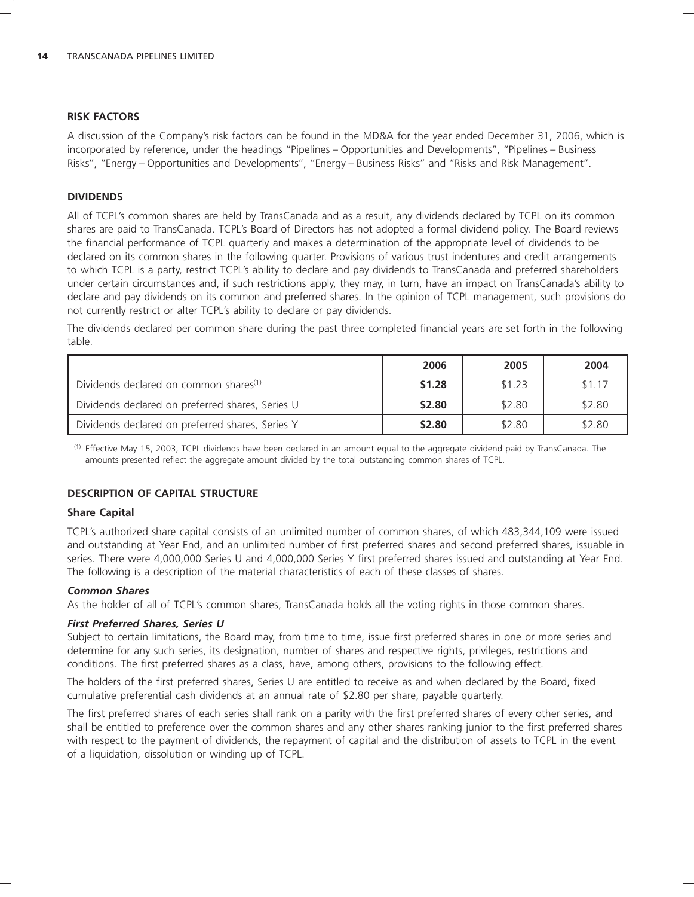## RISK FACTORS

A discussion of the Company's risk factors can be found in the MD&A for the year ended December 31, 2006, which is incorporated by reference, under the headings "Pipelines – Opportunities and Developments", "Pipelines – Business Risks", "Energy – Opportunities and Developments", "Energy – Business Risks" and "Risks and Risk Management".

## DIVIDENDS

All of TCPL's common shares are held by TransCanada and as a result, any dividends declared by TCPL on its common shares are paid to TransCanada. TCPL's Board of Directors has not adopted a formal dividend policy. The Board reviews the financial performance of TCPL quarterly and makes a determination of the appropriate level of dividends to be declared on its common shares in the following quarter. Provisions of various trust indentures and credit arrangements to which TCPL is a party, restrict TCPL's ability to declare and pay dividends to TransCanada and preferred shareholders under certain circumstances and, if such restrictions apply, they may, in turn, have an impact on TransCanada's ability to declare and pay dividends on its common and preferred shares. In the opinion of TCPL management, such provisions do not currently restrict or alter TCPL's ability to declare or pay dividends.

The dividends declared per common share during the past three completed financial years are set forth in the following table.

| | 2006 | 2005 | 2004 |
|---|---|---|---|
| Dividends declared on common shares[(1)] | **$1.28** | $1.23 | $1.17 |
| Dividends declared on preferred shares, Series U | **$2.80** | $2.80 | $2.80 |
| Dividends declared on preferred shares, Series Y | **$2.80** | $2.80 | $2.80 |

(1) Effective May 15, 2003, TCPL dividends have been declared in an amount equal to the aggregate dividend paid by TransCanada. The amounts presented reflect the aggregate amount divided by the total outstanding common shares of TCPL.

## DESCRIPTION OF CAPITAL STRUCTURE

### Share Capital

TCPL's authorized share capital consists of an unlimited number of common shares, of which 483,344,109 were issued and outstanding at Year End, and an unlimited number of first preferred shares and second preferred shares, issuable in series. There were 4,000,000 Series U and 4,000,000 Series Y first preferred shares issued and outstanding at Year End. The following is a description of the material characteristics of each of these classes of shares.

#### *Common Shares*

As the holder of all of TCPL's common shares, TransCanada holds all the voting rights in those common shares.

#### *First Preferred Shares, Series U*

Subject to certain limitations, the Board may, from time to time, issue first preferred shares in one or more series and determine for any such series, its designation, number of shares and respective rights, privileges, restrictions and conditions. The first preferred shares as a class, have, among others, provisions to the following effect.

The holders of the first preferred shares, Series U are entitled to receive as and when declared by the Board, fixed cumulative preferential cash dividends at an annual rate of $2.80 per share, payable quarterly.

The first preferred shares of each series shall rank on a parity with the first preferred shares of every other series, and shall be entitled to preference over the common shares and any other shares ranking junior to the first preferred shares with respect to the payment of dividends, the repayment of capital and the distribution of assets to TCPL in the event of a liquidation, dissolution or winding up of TCPL.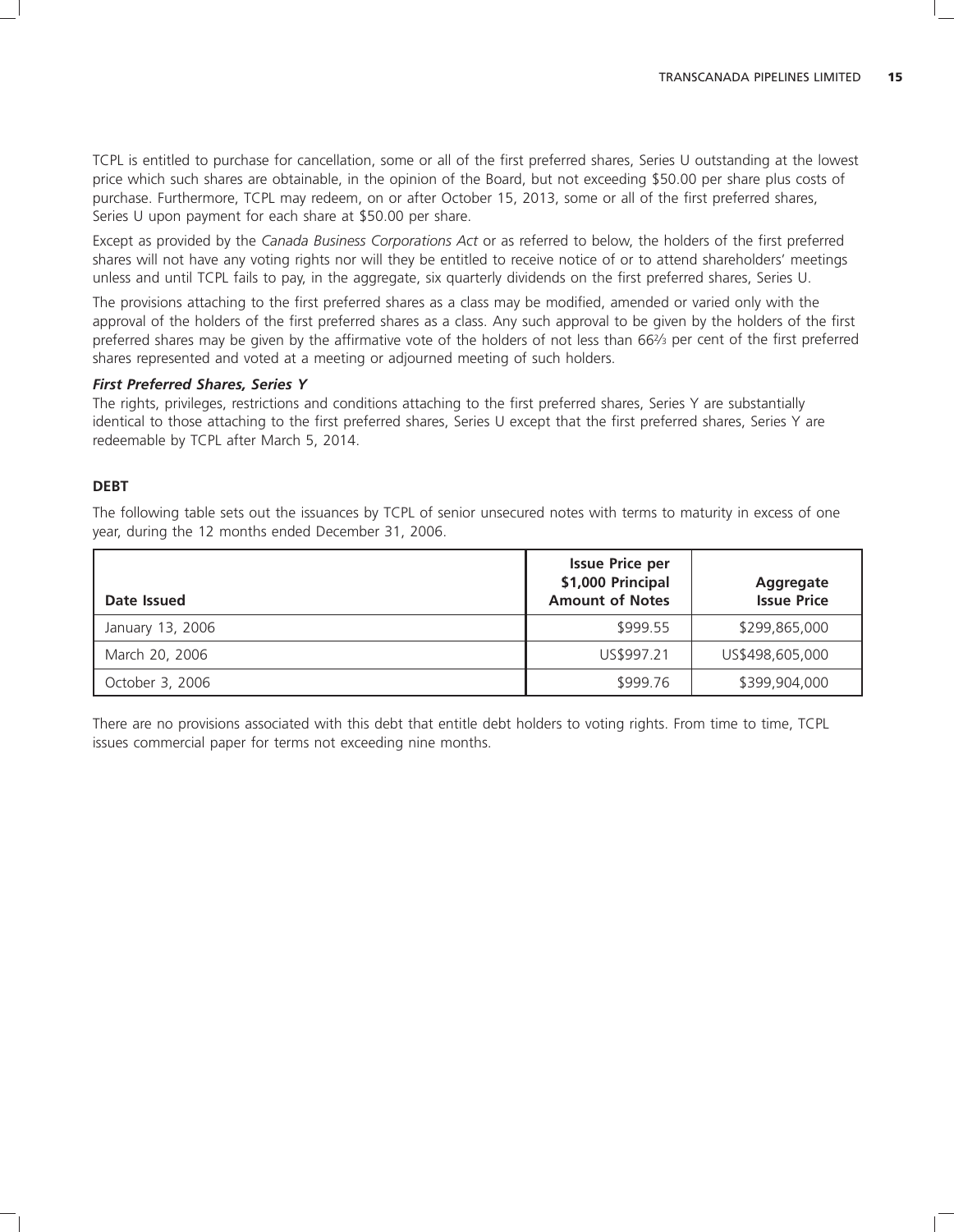TCPL is entitled to purchase for cancellation, some or all of the first preferred shares, Series U outstanding at the lowest price which such shares are obtainable, in the opinion of the Board, but not exceeding $50.00 per share plus costs of purchase. Furthermore, TCPL may redeem, on or after October 15, 2013, some or all of the first preferred shares, Series U upon payment for each share at $50.00 per share.

Except as provided by the *Canada Business Corporations Act* or as referred to below, the holders of the first preferred shares will not have any voting rights nor will they be entitled to receive notice of or to attend shareholders' meetings unless and until TCPL fails to pay, in the aggregate, six quarterly dividends on the first preferred shares, Series U.

The provisions attaching to the first preferred shares as a class may be modified, amended or varied only with the approval of the holders of the first preferred shares as a class. Any such approval to be given by the holders of the first preferred shares may be given by the affirmative vote of the holders of not less than 66⅔ per cent of the first preferred shares represented and voted at a meeting or adjourned meeting of such holders.

***First Preferred Shares, Series Y***

The rights, privileges, restrictions and conditions attaching to the first preferred shares, Series Y are substantially identical to those attaching to the first preferred shares, Series U except that the first preferred shares, Series Y are redeemable by TCPL after March 5, 2014.

**DEBT**

The following table sets out the issuances by TCPL of senior unsecured notes with terms to maturity in excess of one year, during the 12 months ended December 31, 2006.

| Date Issued | Issue Price per $1,000 Principal Amount of Notes | Aggregate Issue Price |
|---|---|---|
| January 13, 2006 | $999.55 | $299,865,000 |
| March 20, 2006 | US$997.21 | US$498,605,000 |
| October 3, 2006 | $999.76 | $399,904,000 |

There are no provisions associated with this debt that entitle debt holders to voting rights. From time to time, TCPL issues commercial paper for terms not exceeding nine months.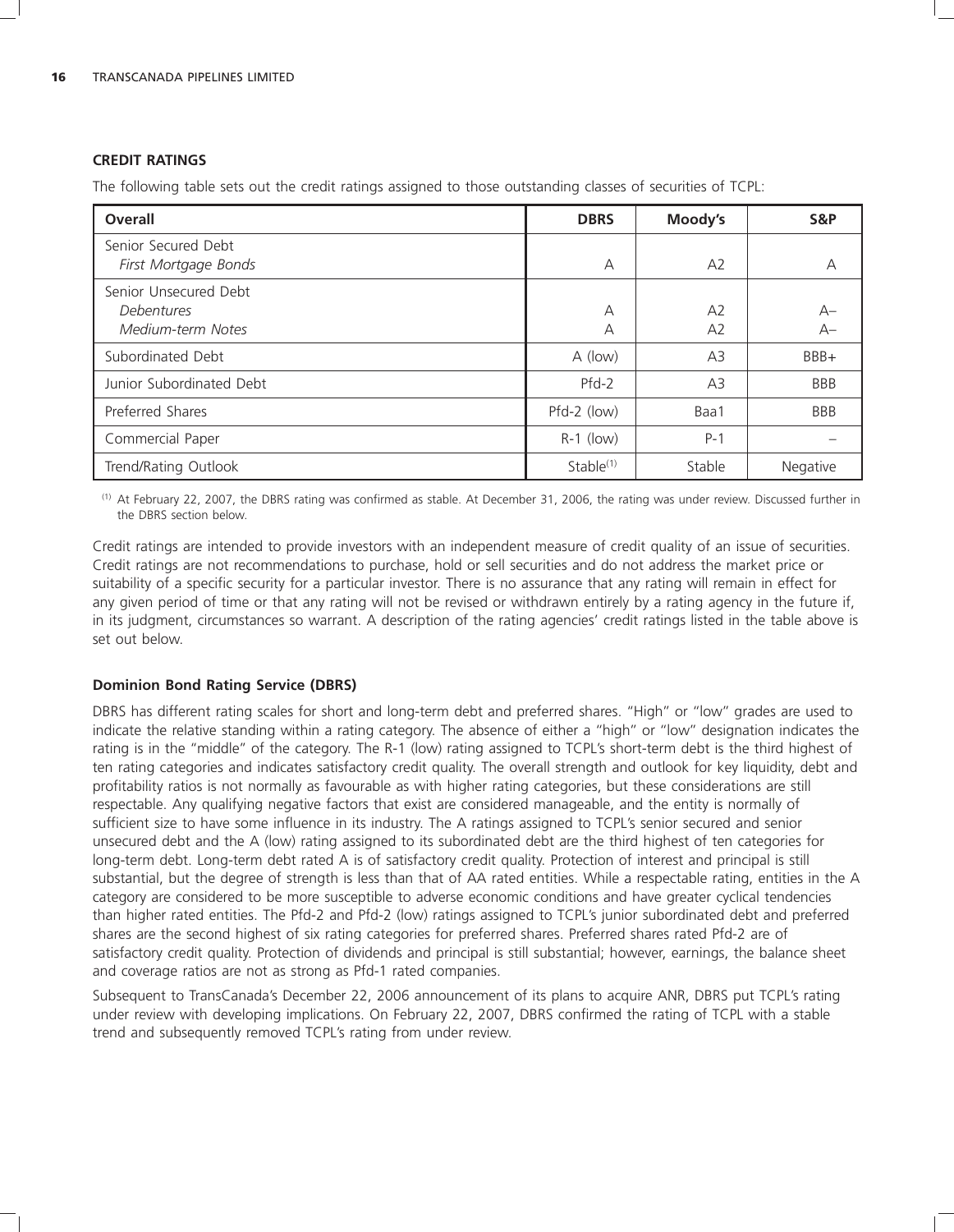## CREDIT RATINGS

The following table sets out the credit ratings assigned to those outstanding classes of securities of TCPL:

| Overall | DBRS | Moody's | S&P |
|---|---|---|---|
| Senior Secured Debt | | | |
| *First Mortgage Bonds* | A | A2 | A |
| Senior Unsecured Debt | | | |
| *Debentures* | A | A2 | A– |
| *Medium-term Notes* | A | A2 | A– |
| Subordinated Debt | A (low) | A3 | BBB+ |
| Junior Subordinated Debt | Pfd-2 | A3 | BBB |
| Preferred Shares | Pfd-2 (low) | Baa1 | BBB |
| Commercial Paper | R-1 (low) | P-1 | – |
| Trend/Rating Outlook | Stable[(1)] | Stable | Negative |

(1) At February 22, 2007, the DBRS rating was confirmed as stable. At December 31, 2006, the rating was under review. Discussed further in the DBRS section below.

Credit ratings are intended to provide investors with an independent measure of credit quality of an issue of securities. Credit ratings are not recommendations to purchase, hold or sell securities and do not address the market price or suitability of a specific security for a particular investor. There is no assurance that any rating will remain in effect for any given period of time or that any rating will not be revised or withdrawn entirely by a rating agency in the future if, in its judgment, circumstances so warrant. A description of the rating agencies' credit ratings listed in the table above is set out below.

### Dominion Bond Rating Service (DBRS)

DBRS has different rating scales for short and long-term debt and preferred shares. "High" or "low" grades are used to indicate the relative standing within a rating category. The absence of either a "high" or "low" designation indicates the rating is in the "middle" of the category. The R-1 (low) rating assigned to TCPL's short-term debt is the third highest of ten rating categories and indicates satisfactory credit quality. The overall strength and outlook for key liquidity, debt and profitability ratios is not normally as favourable as with higher rating categories, but these considerations are still respectable. Any qualifying negative factors that exist are considered manageable, and the entity is normally of sufficient size to have some influence in its industry. The A ratings assigned to TCPL's senior secured and senior unsecured debt and the A (low) rating assigned to its subordinated debt are the third highest of ten categories for long-term debt. Long-term debt rated A is of satisfactory credit quality. Protection of interest and principal is still substantial, but the degree of strength is less than that of AA rated entities. While a respectable rating, entities in the A category are considered to be more susceptible to adverse economic conditions and have greater cyclical tendencies than higher rated entities. The Pfd-2 and Pfd-2 (low) ratings assigned to TCPL's junior subordinated debt and preferred shares are the second highest of six rating categories for preferred shares. Preferred shares rated Pfd-2 are of satisfactory credit quality. Protection of dividends and principal is still substantial; however, earnings, the balance sheet and coverage ratios are not as strong as Pfd-1 rated companies.

Subsequent to TransCanada's December 22, 2006 announcement of its plans to acquire ANR, DBRS put TCPL's rating under review with developing implications. On February 22, 2007, DBRS confirmed the rating of TCPL with a stable trend and subsequently removed TCPL's rating from under review.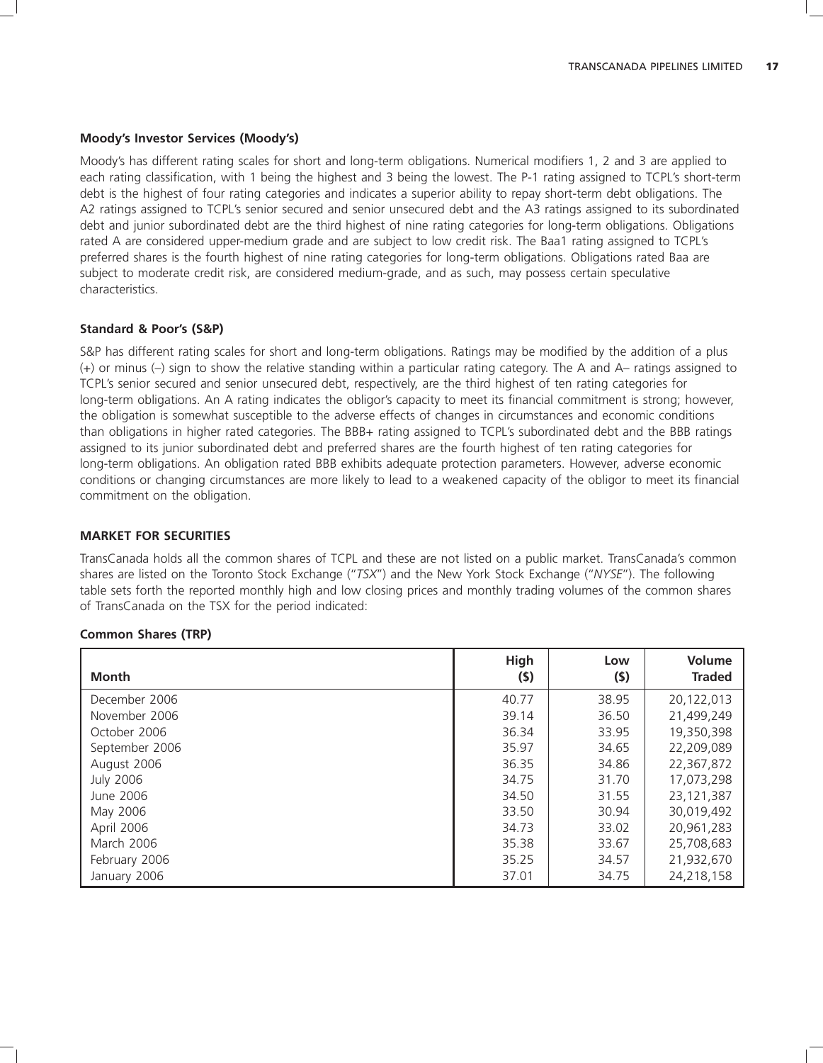### Moody's Investor Services (Moody's)

Moody's has different rating scales for short and long-term obligations. Numerical modifiers 1, 2 and 3 are applied to each rating classification, with 1 being the highest and 3 being the lowest. The P-1 rating assigned to TCPL's short-term debt is the highest of four rating categories and indicates a superior ability to repay short-term debt obligations. The A2 ratings assigned to TCPL's senior secured and senior unsecured debt and the A3 ratings assigned to its subordinated debt and junior subordinated debt are the third highest of nine rating categories for long-term obligations. Obligations rated A are considered upper-medium grade and are subject to low credit risk. The Baa1 rating assigned to TCPL's preferred shares is the fourth highest of nine rating categories for long-term obligations. Obligations rated Baa are subject to moderate credit risk, are considered medium-grade, and as such, may possess certain speculative characteristics.

### Standard & Poor's (S&P)

S&P has different rating scales for short and long-term obligations. Ratings may be modified by the addition of a plus (+) or minus (–) sign to show the relative standing within a particular rating category. The A and A– ratings assigned to TCPL's senior secured and senior unsecured debt, respectively, are the third highest of ten rating categories for long-term obligations. An A rating indicates the obligor's capacity to meet its financial commitment is strong; however, the obligation is somewhat susceptible to the adverse effects of changes in circumstances and economic conditions than obligations in higher rated categories. The BBB+ rating assigned to TCPL's subordinated debt and the BBB ratings assigned to its junior subordinated debt and preferred shares are the fourth highest of ten rating categories for long-term obligations. An obligation rated BBB exhibits adequate protection parameters. However, adverse economic conditions or changing circumstances are more likely to lead to a weakened capacity of the obligor to meet its financial commitment on the obligation.

## MARKET FOR SECURITIES

TransCanada holds all the common shares of TCPL and these are not listed on a public market. TransCanada's common shares are listed on the Toronto Stock Exchange ("*TSX*") and the New York Stock Exchange ("*NYSE*"). The following table sets forth the reported monthly high and low closing prices and monthly trading volumes of the common shares of TransCanada on the TSX for the period indicated:

### Common Shares (TRP)

| Month | High ($) | Low ($) | Volume Traded |
|---|---|---|---|
| December 2006 | 40.77 | 38.95 | 20,122,013 |
| November 2006 | 39.14 | 36.50 | 21,499,249 |
| October 2006 | 36.34 | 33.95 | 19,350,398 |
| September 2006 | 35.97 | 34.65 | 22,209,089 |
| August 2006 | 36.35 | 34.86 | 22,367,872 |
| July 2006 | 34.75 | 31.70 | 17,073,298 |
| June 2006 | 34.50 | 31.55 | 23,121,387 |
| May 2006 | 33.50 | 30.94 | 30,019,492 |
| April 2006 | 34.73 | 33.02 | 20,961,283 |
| March 2006 | 35.38 | 33.67 | 25,708,683 |
| February 2006 | 35.25 | 34.57 | 21,932,670 |
| January 2006 | 37.01 | 34.75 | 24,218,158 |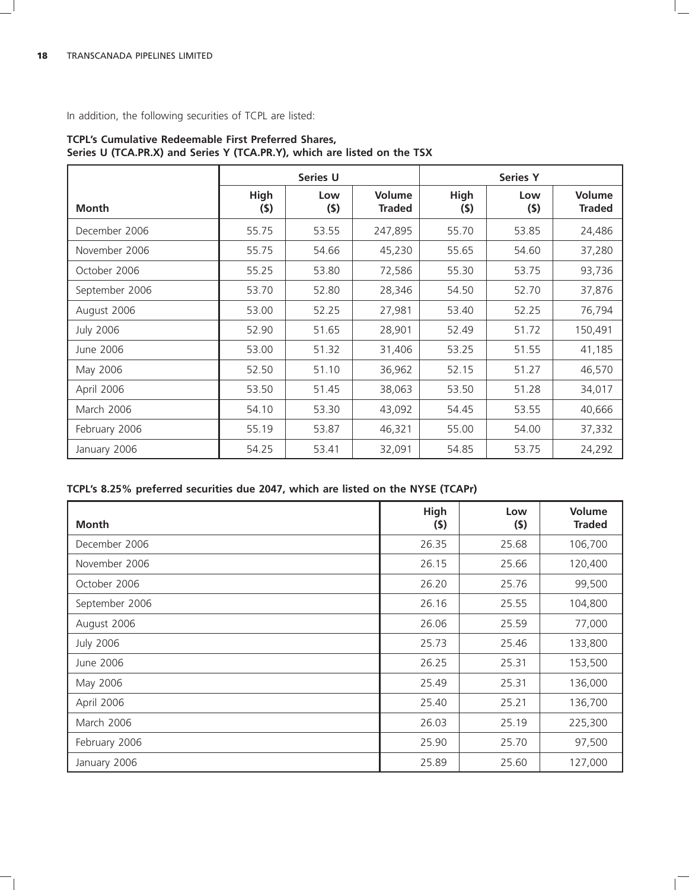In addition, the following securities of TCPL are listed:

**TCPL's Cumulative Redeemable First Preferred Shares, Series U (TCA.PR.X) and Series Y (TCA.PR.Y), which are listed on the TSX**

| | Series U | | | Series Y | | |
|---|---|---|---|---|---|---|
| Month | High ($) | Low ($) | Volume Traded | High ($) | Low ($) | Volume Traded |
| December 2006 | 55.75 | 53.55 | 247,895 | 55.70 | 53.85 | 24,486 |
| November 2006 | 55.75 | 54.66 | 45,230 | 55.65 | 54.60 | 37,280 |
| October 2006 | 55.25 | 53.80 | 72,586 | 55.30 | 53.75 | 93,736 |
| September 2006 | 53.70 | 52.80 | 28,346 | 54.50 | 52.70 | 37,876 |
| August 2006 | 53.00 | 52.25 | 27,981 | 53.40 | 52.25 | 76,794 |
| July 2006 | 52.90 | 51.65 | 28,901 | 52.49 | 51.72 | 150,491 |
| June 2006 | 53.00 | 51.32 | 31,406 | 53.25 | 51.55 | 41,185 |
| May 2006 | 52.50 | 51.10 | 36,962 | 52.15 | 51.27 | 46,570 |
| April 2006 | 53.50 | 51.45 | 38,063 | 53.50 | 51.28 | 34,017 |
| March 2006 | 54.10 | 53.30 | 43,092 | 54.45 | 53.55 | 40,666 |
| February 2006 | 55.19 | 53.87 | 46,321 | 55.00 | 54.00 | 37,332 |
| January 2006 | 54.25 | 53.41 | 32,091 | 54.85 | 53.75 | 24,292 |

**TCPL's 8.25% preferred securities due 2047, which are listed on the NYSE (TCAPr)**

| Month | High ($) | Low ($) | Volume Traded |
|---|---|---|---|
| December 2006 | 26.35 | 25.68 | 106,700 |
| November 2006 | 26.15 | 25.66 | 120,400 |
| October 2006 | 26.20 | 25.76 | 99,500 |
| September 2006 | 26.16 | 25.55 | 104,800 |
| August 2006 | 26.06 | 25.59 | 77,000 |
| July 2006 | 25.73 | 25.46 | 133,800 |
| June 2006 | 26.25 | 25.31 | 153,500 |
| May 2006 | 25.49 | 25.31 | 136,000 |
| April 2006 | 25.40 | 25.21 | 136,700 |
| March 2006 | 26.03 | 25.19 | 225,300 |
| February 2006 | 25.90 | 25.70 | 97,500 |
| January 2006 | 25.89 | 25.60 | 127,000 |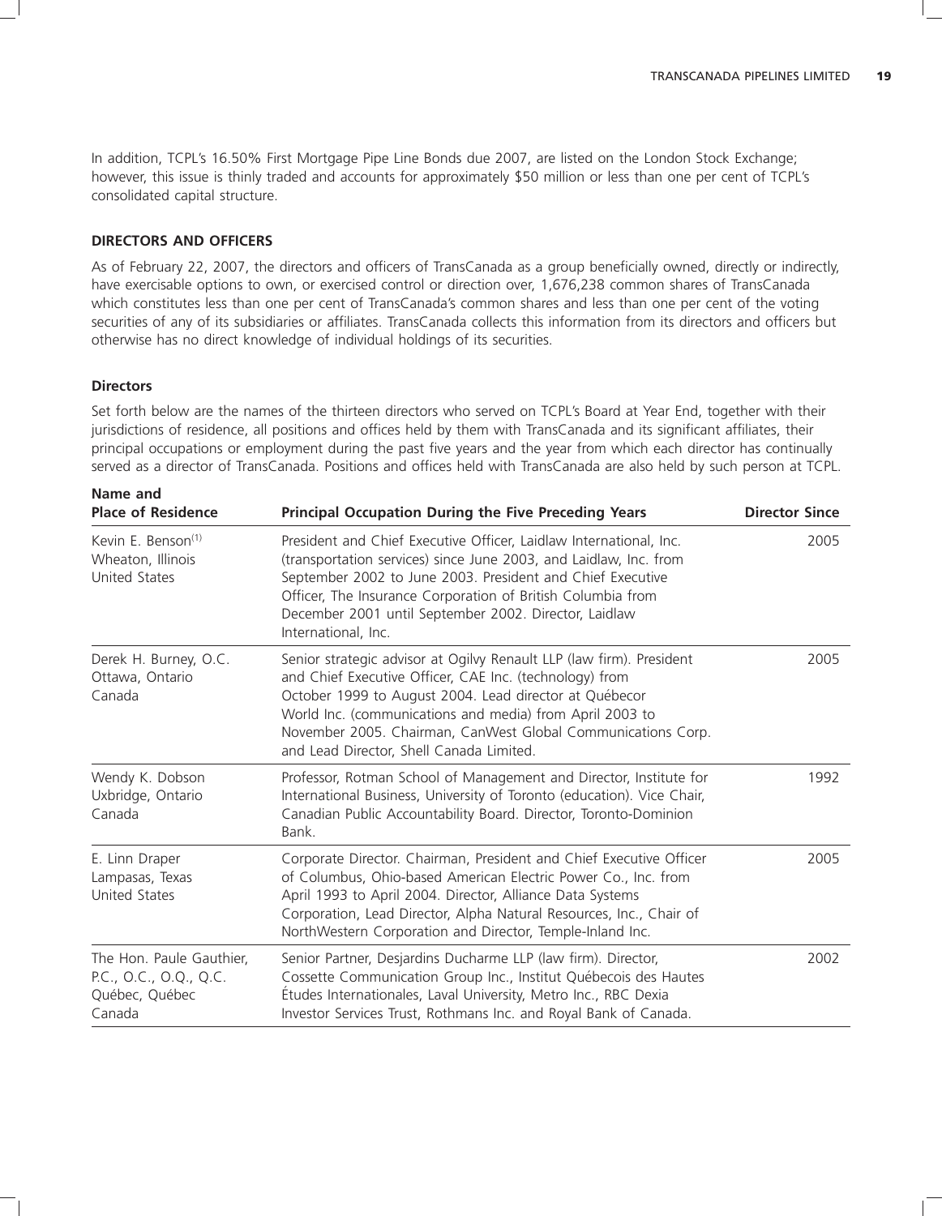In addition, TCPL's 16.50% First Mortgage Pipe Line Bonds due 2007, are listed on the London Stock Exchange; however, this issue is thinly traded and accounts for approximately $50 million or less than one per cent of TCPL's consolidated capital structure.

## DIRECTORS AND OFFICERS

As of February 22, 2007, the directors and officers of TransCanada as a group beneficially owned, directly or indirectly, have exercisable options to own, or exercised control or direction over, 1,676,238 common shares of TransCanada which constitutes less than one per cent of TransCanada's common shares and less than one per cent of the voting securities of any of its subsidiaries or affiliates. TransCanada collects this information from its directors and officers but otherwise has no direct knowledge of individual holdings of its securities.

### Directors

Set forth below are the names of the thirteen directors who served on TCPL's Board at Year End, together with their jurisdictions of residence, all positions and offices held by them with TransCanada and its significant affiliates, their principal occupations or employment during the past five years and the year from which each director has continually served as a director of TransCanada. Positions and offices held with TransCanada are also held by such person at TCPL.

| Name and Place of Residence | Principal Occupation During the Five Preceding Years | Director Since |
|---|---|---|
| Kevin E. Benson[1] Wheaton, Illinois United States | President and Chief Executive Officer, Laidlaw International, Inc. (transportation services) since June 2003, and Laidlaw, Inc. from September 2002 to June 2003. President and Chief Executive Officer, The Insurance Corporation of British Columbia from December 2001 until September 2002. Director, Laidlaw International, Inc. | 2005 |
| Derek H. Burney, O.C. Ottawa, Ontario Canada | Senior strategic advisor at Ogilvy Renault LLP (law firm). President and Chief Executive Officer, CAE Inc. (technology) from October 1999 to August 2004. Lead director at Québecor World Inc. (communications and media) from April 2003 to November 2005. Chairman, CanWest Global Communications Corp. and Lead Director, Shell Canada Limited. | 2005 |
| Wendy K. Dobson Uxbridge, Ontario Canada | Professor, Rotman School of Management and Director, Institute for International Business, University of Toronto (education). Vice Chair, Canadian Public Accountability Board. Director, Toronto-Dominion Bank. | 1992 |
| E. Linn Draper Lampasas, Texas United States | Corporate Director. Chairman, President and Chief Executive Officer of Columbus, Ohio-based American Electric Power Co., Inc. from April 1993 to April 2004. Director, Alliance Data Systems Corporation, Lead Director, Alpha Natural Resources, Inc., Chair of NorthWestern Corporation and Director, Temple-Inland Inc. | 2005 |
| The Hon. Paule Gauthier, P.C., O.C., O.Q., Q.C. Québec, Québec Canada | Senior Partner, Desjardins Ducharme LLP (law firm). Director, Cossette Communication Group Inc., Institut Québecois des Hautes Études Internationales, Laval University, Metro Inc., RBC Dexia Investor Services Trust, Rothmans Inc. and Royal Bank of Canada. | 2002 |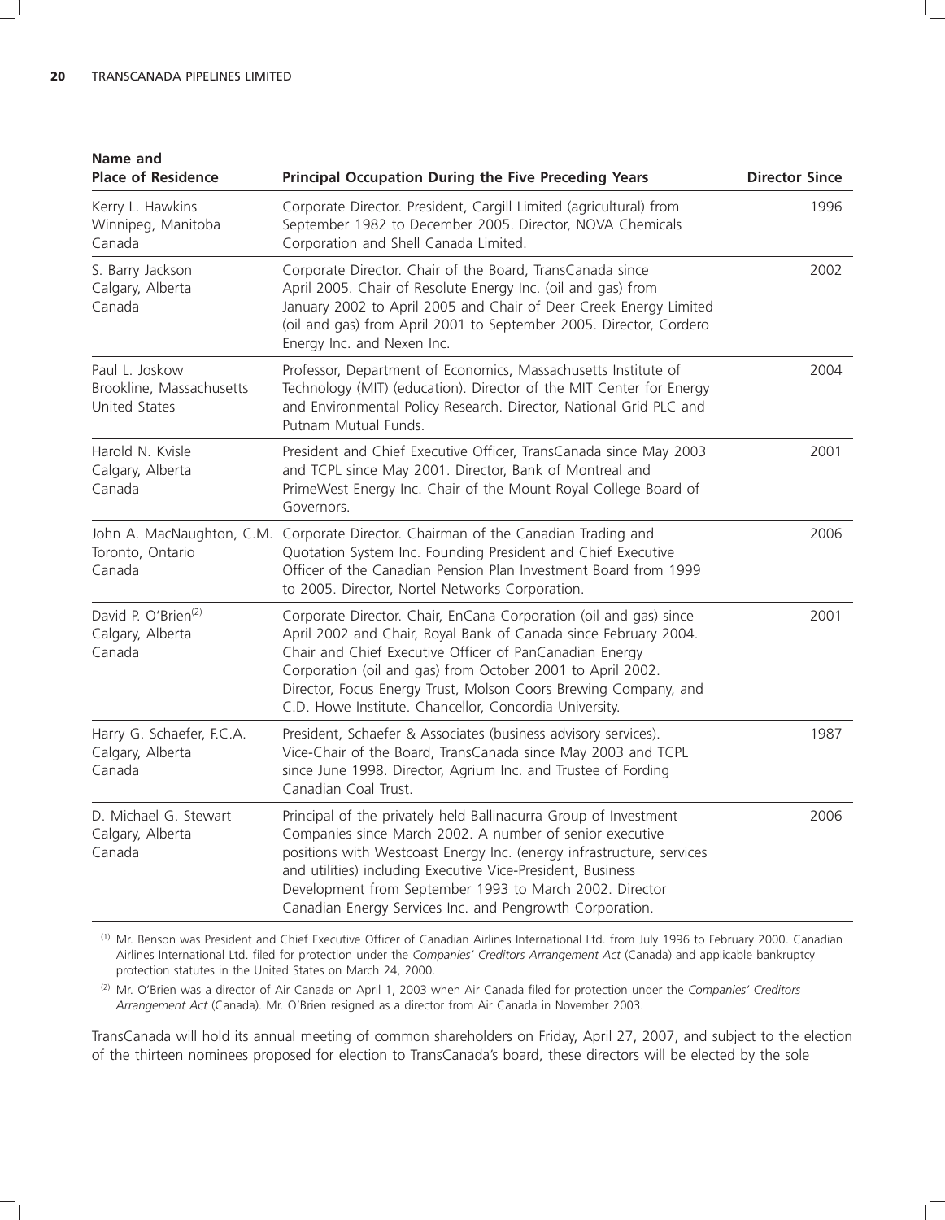| Name and Place of Residence | Principal Occupation During the Five Preceding Years | Director Since |
|---|---|---|
| Kerry L. Hawkins Winnipeg, Manitoba Canada | Corporate Director. President, Cargill Limited (agricultural) from September 1982 to December 2005. Director, NOVA Chemicals Corporation and Shell Canada Limited. | 1996 |
| S. Barry Jackson Calgary, Alberta Canada | Corporate Director. Chair of the Board, TransCanada since April 2005. Chair of Resolute Energy Inc. (oil and gas) from January 2002 to April 2005 and Chair of Deer Creek Energy Limited (oil and gas) from April 2001 to September 2005. Director, Cordero Energy Inc. and Nexen Inc. | 2002 |
| Paul L. Joskow Brookline, Massachusetts United States | Professor, Department of Economics, Massachusetts Institute of Technology (MIT) (education). Director of the MIT Center for Energy and Environmental Policy Research. Director, National Grid PLC and Putnam Mutual Funds. | 2004 |
| Harold N. Kvisle Calgary, Alberta Canada | President and Chief Executive Officer, TransCanada since May 2003 and TCPL since May 2001. Director, Bank of Montreal and PrimeWest Energy Inc. Chair of the Mount Royal College Board of Governors. | 2001 |
| John A. MacNaughton, C.M. Toronto, Ontario Canada | Corporate Director. Chairman of the Canadian Trading and Quotation System Inc. Founding President and Chief Executive Officer of the Canadian Pension Plan Investment Board from 1999 to 2005. Director, Nortel Networks Corporation. | 2006 |
| David P. O'Brien[(2)] Calgary, Alberta Canada | Corporate Director. Chair, EnCana Corporation (oil and gas) since April 2002 and Chair, Royal Bank of Canada since February 2004. Chair and Chief Executive Officer of PanCanadian Energy Corporation (oil and gas) from October 2001 to April 2002. Director, Focus Energy Trust, Molson Coors Brewing Company, and C.D. Howe Institute. Chancellor, Concordia University. | 2001 |
| Harry G. Schaefer, F.C.A. Calgary, Alberta Canada | President, Schaefer & Associates (business advisory services). Vice-Chair of the Board, TransCanada since May 2003 and TCPL since June 1998. Director, Agrium Inc. and Trustee of Fording Canadian Coal Trust. | 1987 |
| D. Michael G. Stewart Calgary, Alberta Canada | Principal of the privately held Ballinacurra Group of Investment Companies since March 2002. A number of senior executive positions with Westcoast Energy Inc. (energy infrastructure, services and utilities) including Executive Vice-President, Business Development from September 1993 to March 2002. Director Canadian Energy Services Inc. and Pengrowth Corporation. | 2006 |

(1) Mr. Benson was President and Chief Executive Officer of Canadian Airlines International Ltd. from July 1996 to February 2000. Canadian Airlines International Ltd. filed for protection under the *Companies' Creditors Arrangement Act* (Canada) and applicable bankruptcy protection statutes in the United States on March 24, 2000.

(2) Mr. O'Brien was a director of Air Canada on April 1, 2003 when Air Canada filed for protection under the *Companies' Creditors Arrangement Act* (Canada). Mr. O'Brien resigned as a director from Air Canada in November 2003.

TransCanada will hold its annual meeting of common shareholders on Friday, April 27, 2007, and subject to the election of the thirteen nominees proposed for election to TransCanada's board, these directors will be elected by the sole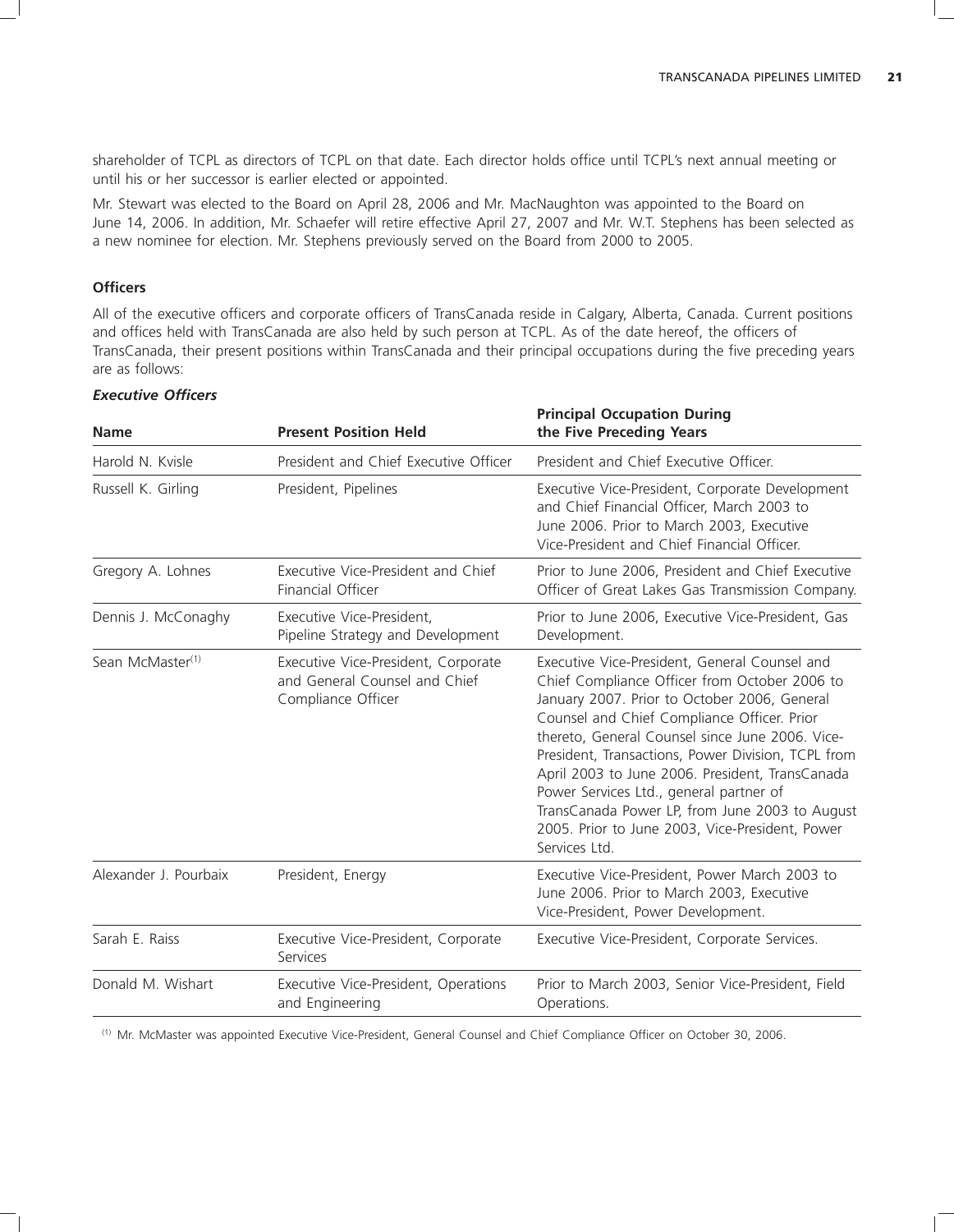shareholder of TCPL as directors of TCPL on that date. Each director holds office until TCPL's next annual meeting or until his or her successor is earlier elected or appointed.

Mr. Stewart was elected to the Board on April 28, 2006 and Mr. MacNaughton was appointed to the Board on June 14, 2006. In addition, Mr. Schaefer will retire effective April 27, 2007 and Mr. W.T. Stephens has been selected as a new nominee for election. Mr. Stephens previously served on the Board from 2000 to 2005.

### Officers

All of the executive officers and corporate officers of TransCanada reside in Calgary, Alberta, Canada. Current positions and offices held with TransCanada are also held by such person at TCPL. As of the date hereof, the officers of TransCanada, their present positions within TransCanada and their principal occupations during the five preceding years are as follows:

#### *Executive Officers*

| Name | Present Position Held | Principal Occupation During the Five Preceding Years |
|---|---|---|
| Harold N. Kvisle | President and Chief Executive Officer | President and Chief Executive Officer. |
| Russell K. Girling | President, Pipelines | Executive Vice-President, Corporate Development and Chief Financial Officer, March 2003 to June 2006. Prior to March 2003, Executive Vice-President and Chief Financial Officer. |
| Gregory A. Lohnes | Executive Vice-President and Chief Financial Officer | Prior to June 2006, President and Chief Executive Officer of Great Lakes Gas Transmission Company. |
| Dennis J. McConaghy | Executive Vice-President, Pipeline Strategy and Development | Prior to June 2006, Executive Vice-President, Gas Development. |
| Sean McMaster[(1)] | Executive Vice-President, Corporate and General Counsel and Chief Compliance Officer | Executive Vice-President, General Counsel and Chief Compliance Officer from October 2006 to January 2007. Prior to October 2006, General Counsel and Chief Compliance Officer. Prior thereto, General Counsel since June 2006. Vice-President, Transactions, Power Division, TCPL from April 2003 to June 2006. President, TransCanada Power Services Ltd., general partner of TransCanada Power LP, from June 2003 to August 2005. Prior to June 2003, Vice-President, Power Services Ltd. |
| Alexander J. Pourbaix | President, Energy | Executive Vice-President, Power March 2003 to June 2006. Prior to March 2003, Executive Vice-President, Power Development. |
| Sarah E. Raiss | Executive Vice-President, Corporate Services | Executive Vice-President, Corporate Services. |
| Donald M. Wishart | Executive Vice-President, Operations and Engineering | Prior to March 2003, Senior Vice-President, Field Operations. |

(1) Mr. McMaster was appointed Executive Vice-President, General Counsel and Chief Compliance Officer on October 30, 2006.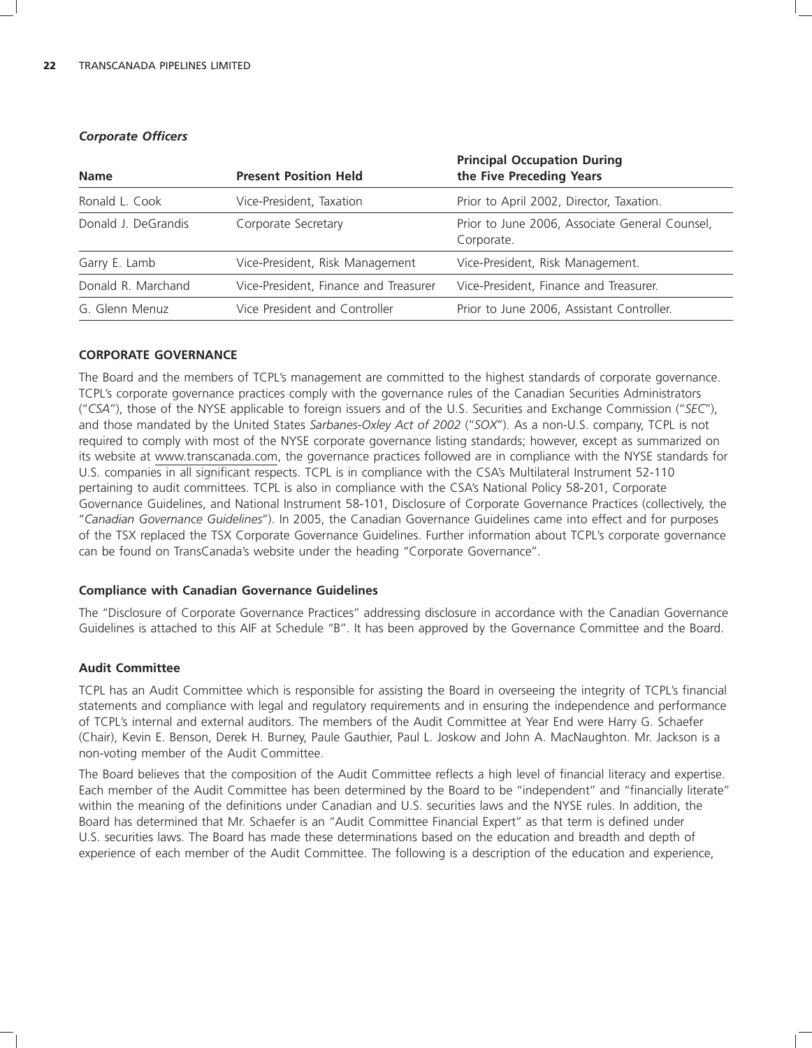### *Corporate Officers*

| Name | Present Position Held | Principal Occupation During the Five Preceding Years |
|---|---|---|
| Ronald L. Cook | Vice-President, Taxation | Prior to April 2002, Director, Taxation. |
| Donald J. DeGrandis | Corporate Secretary | Prior to June 2006, Associate General Counsel, Corporate. |
| Garry E. Lamb | Vice-President, Risk Management | Vice-President, Risk Management. |
| Donald R. Marchand | Vice-President, Finance and Treasurer | Vice-President, Finance and Treasurer. |
| G. Glenn Menuz | Vice President and Controller | Prior to June 2006, Assistant Controller. |

## CORPORATE GOVERNANCE

The Board and the members of TCPL's management are committed to the highest standards of corporate governance. TCPL's corporate governance practices comply with the governance rules of the Canadian Securities Administrators ("*CSA*"), those of the NYSE applicable to foreign issuers and of the U.S. Securities and Exchange Commission ("*SEC*"), and those mandated by the United States *Sarbanes-Oxley Act of 2002* ("*SOX*"). As a non-U.S. company, TCPL is not required to comply with most of the NYSE corporate governance listing standards; however, except as summarized on its website at www.transcanada.com, the governance practices followed are in compliance with the NYSE standards for U.S. companies in all significant respects. TCPL is in compliance with the CSA's Multilateral Instrument 52-110 pertaining to audit committees. TCPL is also in compliance with the CSA's National Policy 58-201, Corporate Governance Guidelines, and National Instrument 58-101, Disclosure of Corporate Governance Practices (collectively, the "*Canadian Governance Guidelines*"). In 2005, the Canadian Governance Guidelines came into effect and for purposes of the TSX replaced the TSX Corporate Governance Guidelines. Further information about TCPL's corporate governance can be found on TransCanada's website under the heading "Corporate Governance".

### Compliance with Canadian Governance Guidelines

The "Disclosure of Corporate Governance Practices" addressing disclosure in accordance with the Canadian Governance Guidelines is attached to this AIF at Schedule "B". It has been approved by the Governance Committee and the Board.

### Audit Committee

TCPL has an Audit Committee which is responsible for assisting the Board in overseeing the integrity of TCPL's financial statements and compliance with legal and regulatory requirements and in ensuring the independence and performance of TCPL's internal and external auditors. The members of the Audit Committee at Year End were Harry G. Schaefer (Chair), Kevin E. Benson, Derek H. Burney, Paule Gauthier, Paul L. Joskow and John A. MacNaughton. Mr. Jackson is a non-voting member of the Audit Committee.

The Board believes that the composition of the Audit Committee reflects a high level of financial literacy and expertise. Each member of the Audit Committee has been determined by the Board to be "independent" and "financially literate" within the meaning of the definitions under Canadian and U.S. securities laws and the NYSE rules. In addition, the Board has determined that Mr. Schaefer is an "Audit Committee Financial Expert" as that term is defined under U.S. securities laws. The Board has made these determinations based on the education and breadth and depth of experience of each member of the Audit Committee. The following is a description of the education and experience,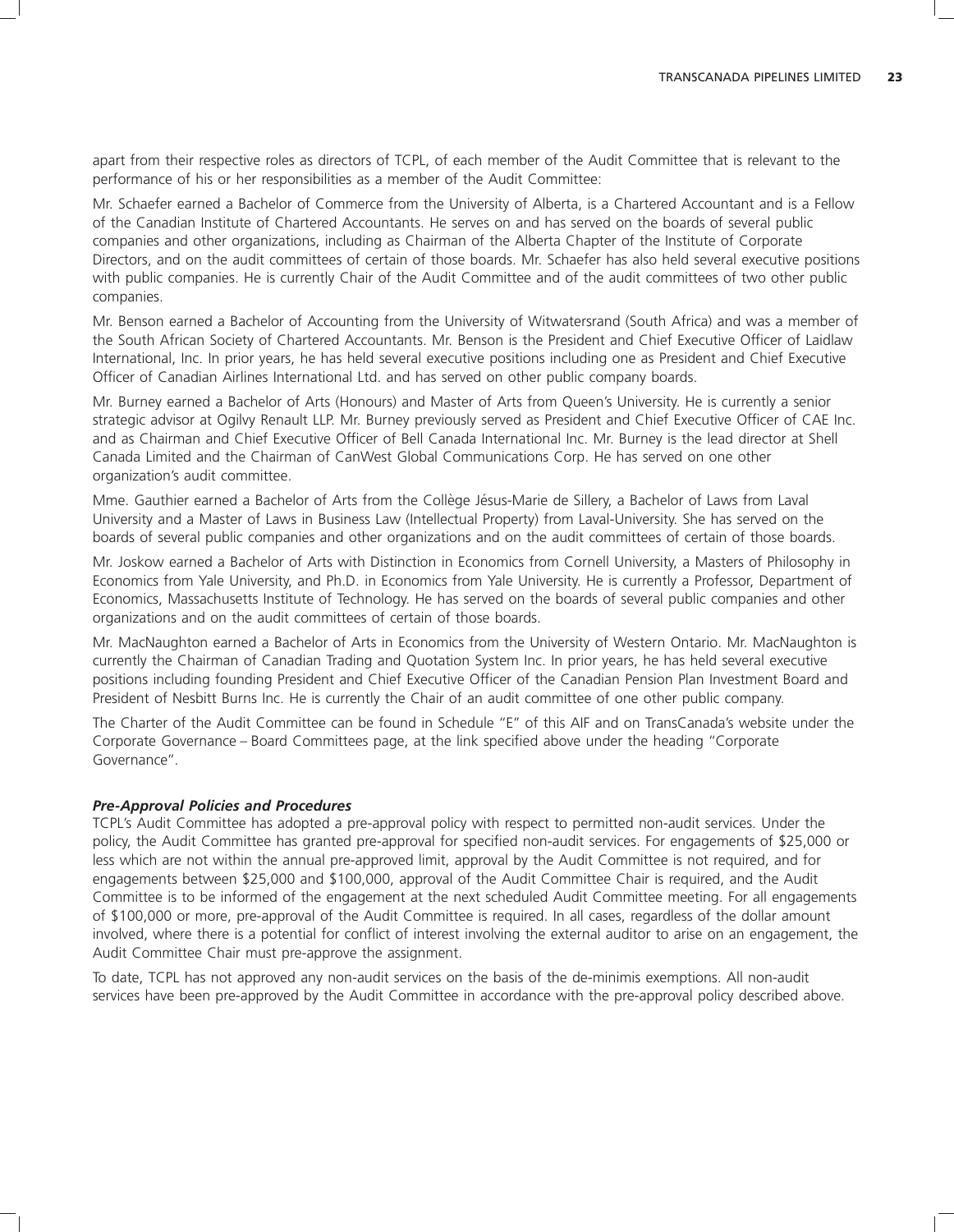apart from their respective roles as directors of TCPL, of each member of the Audit Committee that is relevant to the performance of his or her responsibilities as a member of the Audit Committee:

Mr. Schaefer earned a Bachelor of Commerce from the University of Alberta, is a Chartered Accountant and is a Fellow of the Canadian Institute of Chartered Accountants. He serves on and has served on the boards of several public companies and other organizations, including as Chairman of the Alberta Chapter of the Institute of Corporate Directors, and on the audit committees of certain of those boards. Mr. Schaefer has also held several executive positions with public companies. He is currently Chair of the Audit Committee and of the audit committees of two other public companies.

Mr. Benson earned a Bachelor of Accounting from the University of Witwatersrand (South Africa) and was a member of the South African Society of Chartered Accountants. Mr. Benson is the President and Chief Executive Officer of Laidlaw International, Inc. In prior years, he has held several executive positions including one as President and Chief Executive Officer of Canadian Airlines International Ltd. and has served on other public company boards.

Mr. Burney earned a Bachelor of Arts (Honours) and Master of Arts from Queen's University. He is currently a senior strategic advisor at Ogilvy Renault LLP. Mr. Burney previously served as President and Chief Executive Officer of CAE Inc. and as Chairman and Chief Executive Officer of Bell Canada International Inc. Mr. Burney is the lead director at Shell Canada Limited and the Chairman of CanWest Global Communications Corp. He has served on one other organization's audit committee.

Mme. Gauthier earned a Bachelor of Arts from the Collège Jésus-Marie de Sillery, a Bachelor of Laws from Laval University and a Master of Laws in Business Law (Intellectual Property) from Laval-University. She has served on the boards of several public companies and other organizations and on the audit committees of certain of those boards.

Mr. Joskow earned a Bachelor of Arts with Distinction in Economics from Cornell University, a Masters of Philosophy in Economics from Yale University, and Ph.D. in Economics from Yale University. He is currently a Professor, Department of Economics, Massachusetts Institute of Technology. He has served on the boards of several public companies and other organizations and on the audit committees of certain of those boards.

Mr. MacNaughton earned a Bachelor of Arts in Economics from the University of Western Ontario. Mr. MacNaughton is currently the Chairman of Canadian Trading and Quotation System Inc. In prior years, he has held several executive positions including founding President and Chief Executive Officer of the Canadian Pension Plan Investment Board and President of Nesbitt Burns Inc. He is currently the Chair of an audit committee of one other public company.

The Charter of the Audit Committee can be found in Schedule "E" of this AIF and on TransCanada's website under the Corporate Governance – Board Committees page, at the link specified above under the heading "Corporate Governance".

***Pre-Approval Policies and Procedures***

TCPL's Audit Committee has adopted a pre-approval policy with respect to permitted non-audit services. Under the policy, the Audit Committee has granted pre-approval for specified non-audit services. For engagements of $25,000 or less which are not within the annual pre-approved limit, approval by the Audit Committee is not required, and for engagements between $25,000 and $100,000, approval of the Audit Committee Chair is required, and the Audit Committee is to be informed of the engagement at the next scheduled Audit Committee meeting. For all engagements of $100,000 or more, pre-approval of the Audit Committee is required. In all cases, regardless of the dollar amount involved, where there is a potential for conflict of interest involving the external auditor to arise on an engagement, the Audit Committee Chair must pre-approve the assignment.

To date, TCPL has not approved any non-audit services on the basis of the de-minimis exemptions. All non-audit services have been pre-approved by the Audit Committee in accordance with the pre-approval policy described above.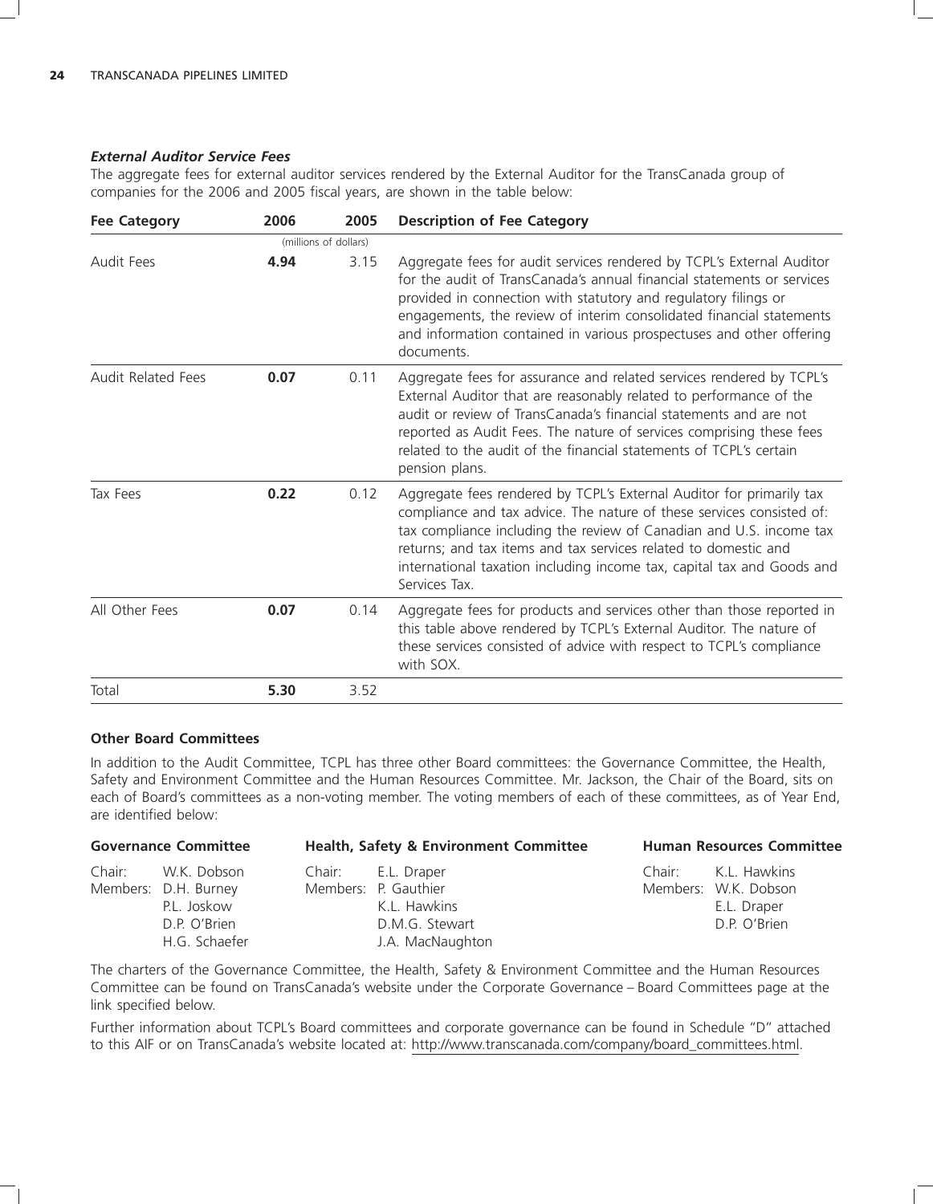### *External Auditor Service Fees*

The aggregate fees for external auditor services rendered by the External Auditor for the TransCanada group of companies for the 2006 and 2005 fiscal years, are shown in the table below:

| Fee Category | 2006 | 2005 | Description of Fee Category |
|---|---|---|---|
| | (millions of dollars) | | |
| Audit Fees | **4.94** | 3.15 | Aggregate fees for audit services rendered by TCPL's External Auditor for the audit of TransCanada's annual financial statements or services provided in connection with statutory and regulatory filings or engagements, the review of interim consolidated financial statements and information contained in various prospectuses and other offering documents. |
| Audit Related Fees | **0.07** | 0.11 | Aggregate fees for assurance and related services rendered by TCPL's External Auditor that are reasonably related to performance of the audit or review of TransCanada's financial statements and are not reported as Audit Fees. The nature of services comprising these fees related to the audit of the financial statements of TCPL's certain pension plans. |
| Tax Fees | **0.22** | 0.12 | Aggregate fees rendered by TCPL's External Auditor for primarily tax compliance and tax advice. The nature of these services consisted of: tax compliance including the review of Canadian and U.S. income tax returns; and tax items and tax services related to domestic and international taxation including income tax, capital tax and Goods and Services Tax. |
| All Other Fees | **0.07** | 0.14 | Aggregate fees for products and services other than those reported in this table above rendered by TCPL's External Auditor. The nature of these services consisted of advice with respect to TCPL's compliance with SOX. |
| Total | **5.30** | 3.52 | |

**Other Board Committees**

In addition to the Audit Committee, TCPL has three other Board committees: the Governance Committee, the Health, Safety and Environment Committee and the Human Resources Committee. Mr. Jackson, the Chair of the Board, sits on each of Board's committees as a non-voting member. The voting members of each of these committees, as of Year End, are identified below:

| Governance Committee | | Health, Safety & Environment Committee | | Human Resources Committee | |
|---|---|---|---|---|---|
| Chair: | W.K. Dobson | Chair: | E.L. Draper | Chair: | K.L. Hawkins |
| Members: | D.H. Burney | Members: | P. Gauthier | Members: | W.K. Dobson |
| | P.L. Joskow | | K.L. Hawkins | | E.L. Draper |
| | D.P. O'Brien | | D.M.G. Stewart | | D.P. O'Brien |
| | H.G. Schaefer | | J.A. MacNaughton | | |

The charters of the Governance Committee, the Health, Safety & Environment Committee and the Human Resources Committee can be found on TransCanada's website under the Corporate Governance – Board Committees page at the link specified below.

Further information about TCPL's Board committees and corporate governance can be found in Schedule "D" attached to this AIF or on TransCanada's website located at: http://www.transcanada.com/company/board_committees.html.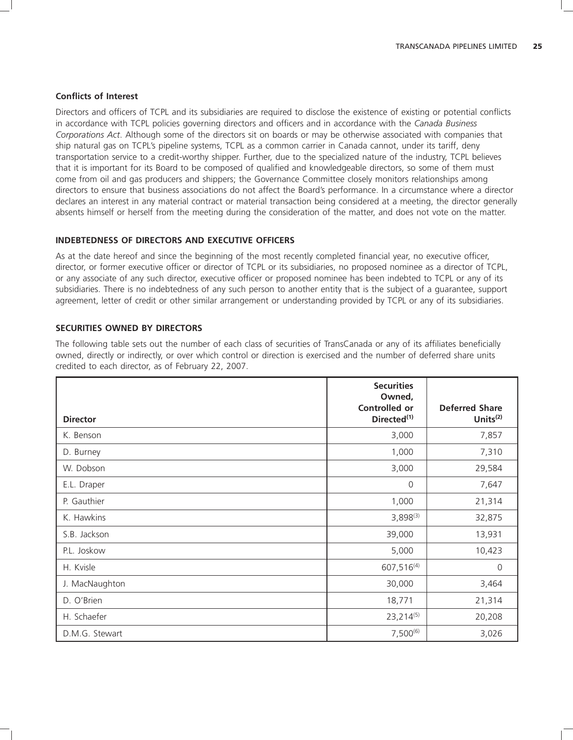### Conflicts of Interest

Directors and officers of TCPL and its subsidiaries are required to disclose the existence of existing or potential conflicts in accordance with TCPL policies governing directors and officers and in accordance with the *Canada Business Corporations Act*. Although some of the directors sit on boards or may be otherwise associated with companies that ship natural gas on TCPL's pipeline systems, TCPL as a common carrier in Canada cannot, under its tariff, deny transportation service to a credit-worthy shipper. Further, due to the specialized nature of the industry, TCPL believes that it is important for its Board to be composed of qualified and knowledgeable directors, so some of them must come from oil and gas producers and shippers; the Governance Committee closely monitors relationships among directors to ensure that business associations do not affect the Board's performance. In a circumstance where a director declares an interest in any material contract or material transaction being considered at a meeting, the director generally absents himself or herself from the meeting during the consideration of the matter, and does not vote on the matter.

## INDEBTEDNESS OF DIRECTORS AND EXECUTIVE OFFICERS

As at the date hereof and since the beginning of the most recently completed financial year, no executive officer, director, or former executive officer or director of TCPL or its subsidiaries, no proposed nominee as a director of TCPL, or any associate of any such director, executive officer or proposed nominee has been indebted to TCPL or any of its subsidiaries. There is no indebtedness of any such person to another entity that is the subject of a guarantee, support agreement, letter of credit or other similar arrangement or understanding provided by TCPL or any of its subsidiaries.

## SECURITIES OWNED BY DIRECTORS

The following table sets out the number of each class of securities of TransCanada or any of its affiliates beneficially owned, directly or indirectly, or over which control or direction is exercised and the number of deferred share units credited to each director, as of February 22, 2007.

| Director | Securities Owned, Controlled or Directed[1] | Deferred Share Units[2] |
|---|---:|---:|
| K. Benson | 3,000 | 7,857 |
| D. Burney | 1,000 | 7,310 |
| W. Dobson | 3,000 | 29,584 |
| E.L. Draper | 0 | 7,647 |
| P. Gauthier | 1,000 | 21,314 |
| K. Hawkins | 3,898[3] | 32,875 |
| S.B. Jackson | 39,000 | 13,931 |
| P.L. Joskow | 5,000 | 10,423 |
| H. Kvisle | 607,516[4] | 0 |
| J. MacNaughton | 30,000 | 3,464 |
| D. O'Brien | 18,771 | 21,314 |
| H. Schaefer | 23,214[5] | 20,208 |
| D.M.G. Stewart | 7,500[6] | 3,026 |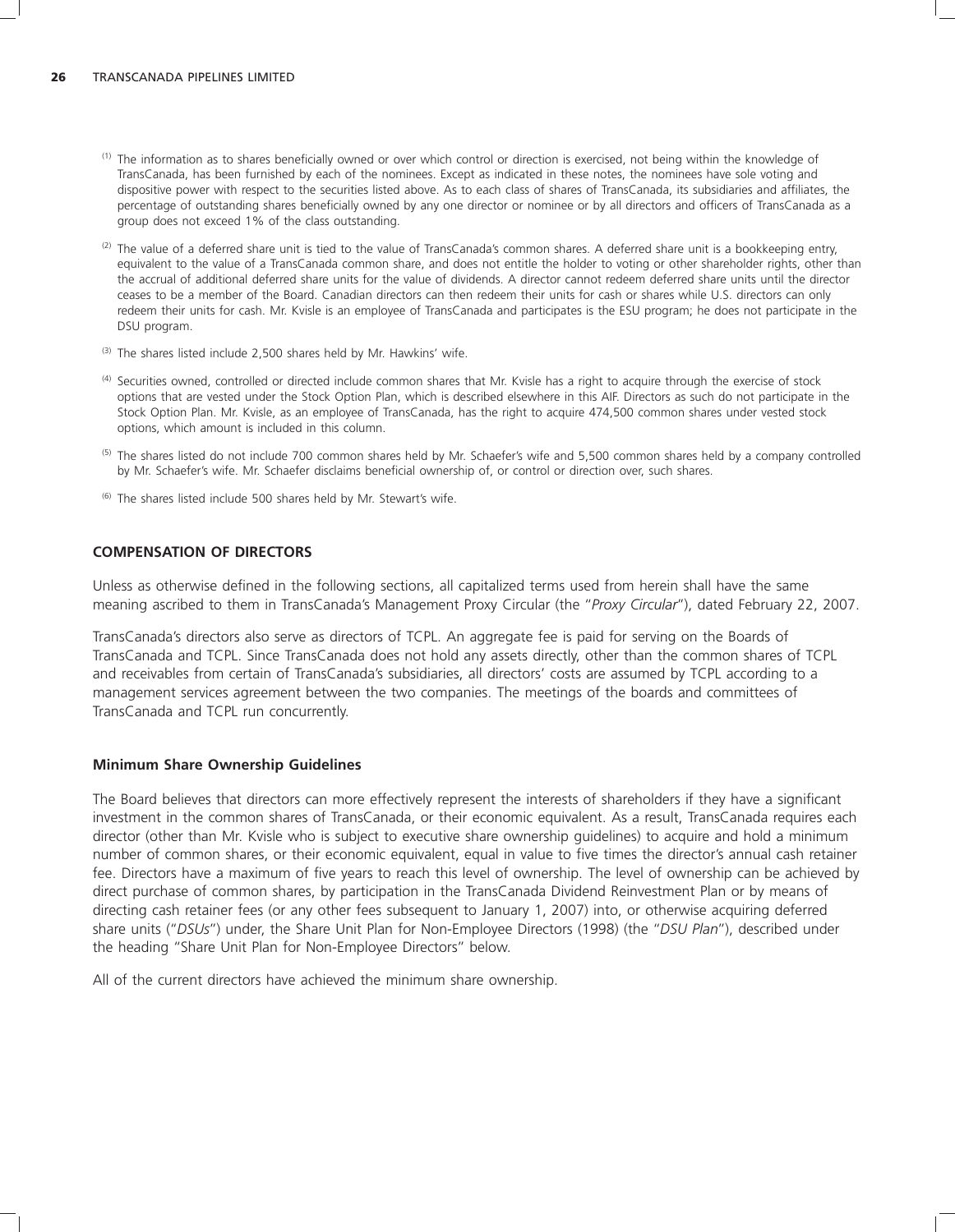(1) The information as to shares beneficially owned or over which control or direction is exercised, not being within the knowledge of TransCanada, has been furnished by each of the nominees. Except as indicated in these notes, the nominees have sole voting and dispositive power with respect to the securities listed above. As to each class of shares of TransCanada, its subsidiaries and affiliates, the percentage of outstanding shares beneficially owned by any one director or nominee or by all directors and officers of TransCanada as a group does not exceed 1% of the class outstanding.

(2) The value of a deferred share unit is tied to the value of TransCanada's common shares. A deferred share unit is a bookkeeping entry, equivalent to the value of a TransCanada common share, and does not entitle the holder to voting or other shareholder rights, other than the accrual of additional deferred share units for the value of dividends. A director cannot redeem deferred share units until the director ceases to be a member of the Board. Canadian directors can then redeem their units for cash or shares while U.S. directors can only redeem their units for cash. Mr. Kvisle is an employee of TransCanada and participates is the ESU program; he does not participate in the DSU program.

(3) The shares listed include 2,500 shares held by Mr. Hawkins' wife.

(4) Securities owned, controlled or directed include common shares that Mr. Kvisle has a right to acquire through the exercise of stock options that are vested under the Stock Option Plan, which is described elsewhere in this AIF. Directors as such do not participate in the Stock Option Plan. Mr. Kvisle, as an employee of TransCanada, has the right to acquire 474,500 common shares under vested stock options, which amount is included in this column.

(5) The shares listed do not include 700 common shares held by Mr. Schaefer's wife and 5,500 common shares held by a company controlled by Mr. Schaefer's wife. Mr. Schaefer disclaims beneficial ownership of, or control or direction over, such shares.

(6) The shares listed include 500 shares held by Mr. Stewart's wife.

## COMPENSATION OF DIRECTORS

Unless as otherwise defined in the following sections, all capitalized terms used from herein shall have the same meaning ascribed to them in TransCanada's Management Proxy Circular (the "*Proxy Circular*"), dated February 22, 2007.

TransCanada's directors also serve as directors of TCPL. An aggregate fee is paid for serving on the Boards of TransCanada and TCPL. Since TransCanada does not hold any assets directly, other than the common shares of TCPL and receivables from certain of TransCanada's subsidiaries, all directors' costs are assumed by TCPL according to a management services agreement between the two companies. The meetings of the boards and committees of TransCanada and TCPL run concurrently.

### Minimum Share Ownership Guidelines

The Board believes that directors can more effectively represent the interests of shareholders if they have a significant investment in the common shares of TransCanada, or their economic equivalent. As a result, TransCanada requires each director (other than Mr. Kvisle who is subject to executive share ownership guidelines) to acquire and hold a minimum number of common shares, or their economic equivalent, equal in value to five times the director's annual cash retainer fee. Directors have a maximum of five years to reach this level of ownership. The level of ownership can be achieved by direct purchase of common shares, by participation in the TransCanada Dividend Reinvestment Plan or by means of directing cash retainer fees (or any other fees subsequent to January 1, 2007) into, or otherwise acquiring deferred share units ("*DSUs*") under, the Share Unit Plan for Non-Employee Directors (1998) (the "*DSU Plan*"), described under the heading "Share Unit Plan for Non-Employee Directors" below.

All of the current directors have achieved the minimum share ownership.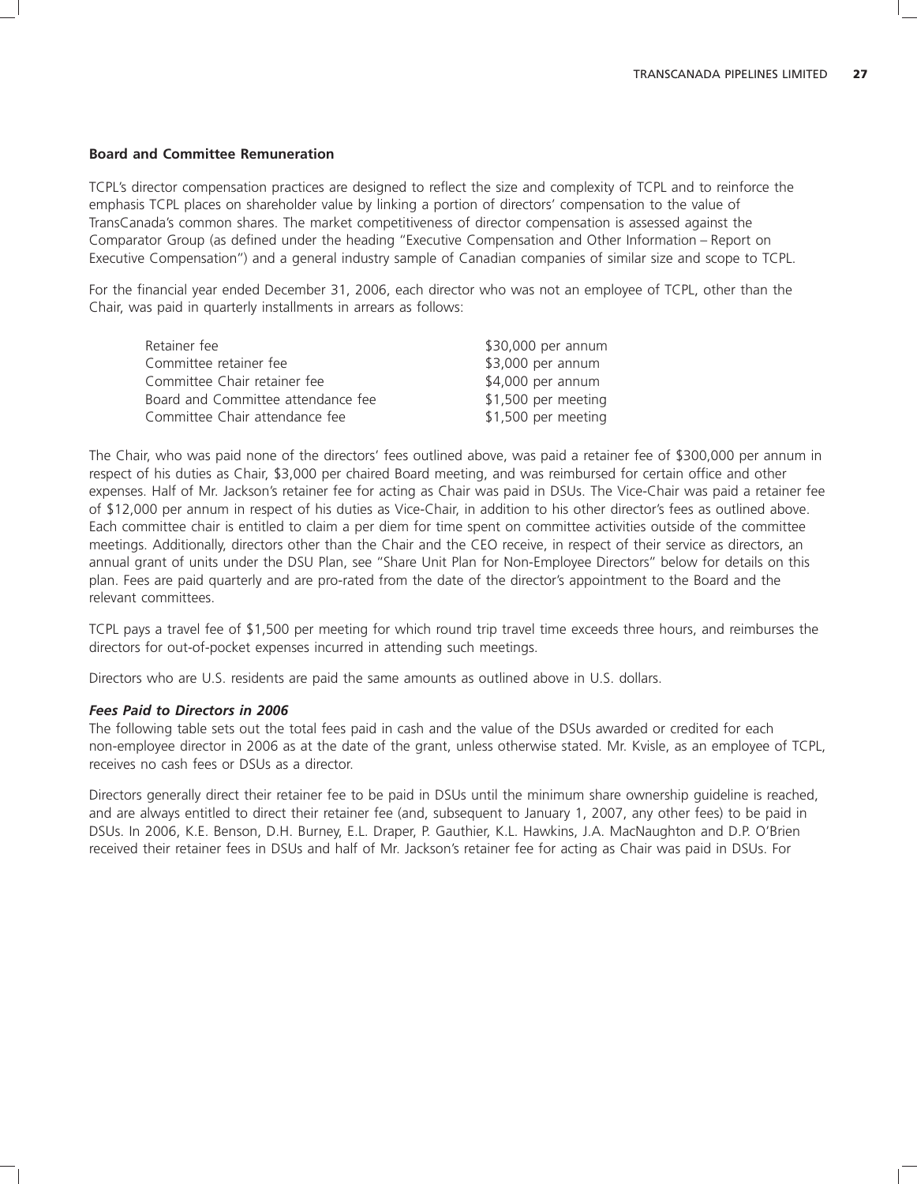### Board and Committee Remuneration

TCPL's director compensation practices are designed to reflect the size and complexity of TCPL and to reinforce the emphasis TCPL places on shareholder value by linking a portion of directors' compensation to the value of TransCanada's common shares. The market competitiveness of director compensation is assessed against the Comparator Group (as defined under the heading "Executive Compensation and Other Information – Report on Executive Compensation") and a general industry sample of Canadian companies of similar size and scope to TCPL.

For the financial year ended December 31, 2006, each director who was not an employee of TCPL, other than the Chair, was paid in quarterly installments in arrears as follows:

| | |
|---|---|
| Retainer fee | $30,000 per annum |
| Committee retainer fee | $3,000 per annum |
| Committee Chair retainer fee | $4,000 per annum |
| Board and Committee attendance fee | $1,500 per meeting |
| Committee Chair attendance fee | $1,500 per meeting |

The Chair, who was paid none of the directors' fees outlined above, was paid a retainer fee of $300,000 per annum in respect of his duties as Chair, $3,000 per chaired Board meeting, and was reimbursed for certain office and other expenses. Half of Mr. Jackson's retainer fee for acting as Chair was paid in DSUs. The Vice-Chair was paid a retainer fee of $12,000 per annum in respect of his duties as Vice-Chair, in addition to his other director's fees as outlined above. Each committee chair is entitled to claim a per diem for time spent on committee activities outside of the committee meetings. Additionally, directors other than the Chair and the CEO receive, in respect of their service as directors, an annual grant of units under the DSU Plan, see "Share Unit Plan for Non-Employee Directors" below for details on this plan. Fees are paid quarterly and are pro-rated from the date of the director's appointment to the Board and the relevant committees.

TCPL pays a travel fee of $1,500 per meeting for which round trip travel time exceeds three hours, and reimburses the directors for out-of-pocket expenses incurred in attending such meetings.

Directors who are U.S. residents are paid the same amounts as outlined above in U.S. dollars.

#### *Fees Paid to Directors in 2006*

The following table sets out the total fees paid in cash and the value of the DSUs awarded or credited for each non-employee director in 2006 as at the date of the grant, unless otherwise stated. Mr. Kvisle, as an employee of TCPL, receives no cash fees or DSUs as a director.

Directors generally direct their retainer fee to be paid in DSUs until the minimum share ownership guideline is reached, and are always entitled to direct their retainer fee (and, subsequent to January 1, 2007, any other fees) to be paid in DSUs. In 2006, K.E. Benson, D.H. Burney, E.L. Draper, P. Gauthier, K.L. Hawkins, J.A. MacNaughton and D.P. O'Brien received their retainer fees in DSUs and half of Mr. Jackson's retainer fee for acting as Chair was paid in DSUs. For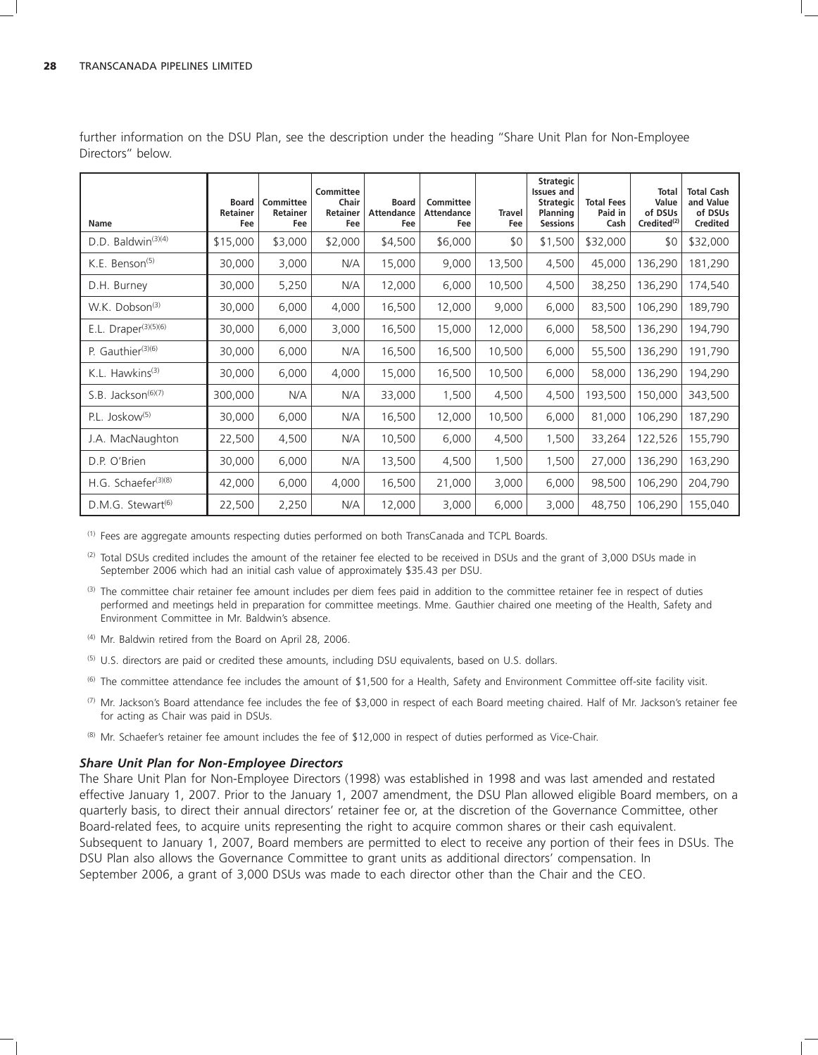further information on the DSU Plan, see the description under the heading "Share Unit Plan for Non-Employee Directors" below.

| Name | Board Retainer Fee | Committee Retainer Fee | Committee Chair Retainer Fee | Board Attendance Fee | Committee Attendance Fee | Travel Fee | Strategic Issues and Strategic Planning Sessions | Total Fees Paid in Cash | Total Value of DSUs Credited[2] | Total Cash and Value of DSUs Credited |
|---|---|---|---|---|---|---|---|---|---|---|
| D.D. Baldwin[3][4] | $15,000 | $3,000 | $2,000 | $4,500 | $6,000 | $0 | $1,500 | $32,000 | $0 | $32,000 |
| K.E. Benson[5] | 30,000 | 3,000 | N/A | 15,000 | 9,000 | 13,500 | 4,500 | 45,000 | 136,290 | 181,290 |
| D.H. Burney | 30,000 | 5,250 | N/A | 12,000 | 6,000 | 10,500 | 4,500 | 38,250 | 136,290 | 174,540 |
| W.K. Dobson[3] | 30,000 | 6,000 | 4,000 | 16,500 | 12,000 | 9,000 | 6,000 | 83,500 | 106,290 | 189,790 |
| E.L. Draper[3][5][6] | 30,000 | 6,000 | 3,000 | 16,500 | 15,000 | 12,000 | 6,000 | 58,500 | 136,290 | 194,790 |
| P. Gauthier[3][6] | 30,000 | 6,000 | N/A | 16,500 | 16,500 | 10,500 | 6,000 | 55,500 | 136,290 | 191,790 |
| K.L. Hawkins[3] | 30,000 | 6,000 | 4,000 | 15,000 | 16,500 | 10,500 | 6,000 | 58,000 | 136,290 | 194,290 |
| S.B. Jackson[6][7] | 300,000 | N/A | N/A | 33,000 | 1,500 | 4,500 | 4,500 | 193,500 | 150,000 | 343,500 |
| P.L. Joskow[5] | 30,000 | 6,000 | N/A | 16,500 | 12,000 | 10,500 | 6,000 | 81,000 | 106,290 | 187,290 |
| J.A. MacNaughton | 22,500 | 4,500 | N/A | 10,500 | 6,000 | 4,500 | 1,500 | 33,264 | 122,526 | 155,790 |
| D.P. O'Brien | 30,000 | 6,000 | N/A | 13,500 | 4,500 | 1,500 | 1,500 | 27,000 | 136,290 | 163,290 |
| H.G. Schaefer[3][8] | 42,000 | 6,000 | 4,000 | 16,500 | 21,000 | 3,000 | 6,000 | 98,500 | 106,290 | 204,790 |
| D.M.G. Stewart[6] | 22,500 | 2,250 | N/A | 12,000 | 3,000 | 6,000 | 3,000 | 48,750 | 106,290 | 155,040 |

(1) Fees are aggregate amounts respecting duties performed on both TransCanada and TCPL Boards.

(2) Total DSUs credited includes the amount of the retainer fee elected to be received in DSUs and the grant of 3,000 DSUs made in September 2006 which had an initial cash value of approximately $35.43 per DSU.

(3) The committee chair retainer fee amount includes per diem fees paid in addition to the committee retainer fee in respect of duties performed and meetings held in preparation for committee meetings. Mme. Gauthier chaired one meeting of the Health, Safety and Environment Committee in Mr. Baldwin's absence.

(4) Mr. Baldwin retired from the Board on April 28, 2006.

(5) U.S. directors are paid or credited these amounts, including DSU equivalents, based on U.S. dollars.

(6) The committee attendance fee includes the amount of $1,500 for a Health, Safety and Environment Committee off-site facility visit.

(7) Mr. Jackson's Board attendance fee includes the fee of $3,000 in respect of each Board meeting chaired. Half of Mr. Jackson's retainer fee for acting as Chair was paid in DSUs.

(8) Mr. Schaefer's retainer fee amount includes the fee of $12,000 in respect of duties performed as Vice-Chair.

### *Share Unit Plan for Non-Employee Directors*

The Share Unit Plan for Non-Employee Directors (1998) was established in 1998 and was last amended and restated effective January 1, 2007. Prior to the January 1, 2007 amendment, the DSU Plan allowed eligible Board members, on a quarterly basis, to direct their annual directors' retainer fee or, at the discretion of the Governance Committee, other Board-related fees, to acquire units representing the right to acquire common shares or their cash equivalent. Subsequent to January 1, 2007, Board members are permitted to elect to receive any portion of their fees in DSUs. The DSU Plan also allows the Governance Committee to grant units as additional directors' compensation. In September 2006, a grant of 3,000 DSUs was made to each director other than the Chair and the CEO.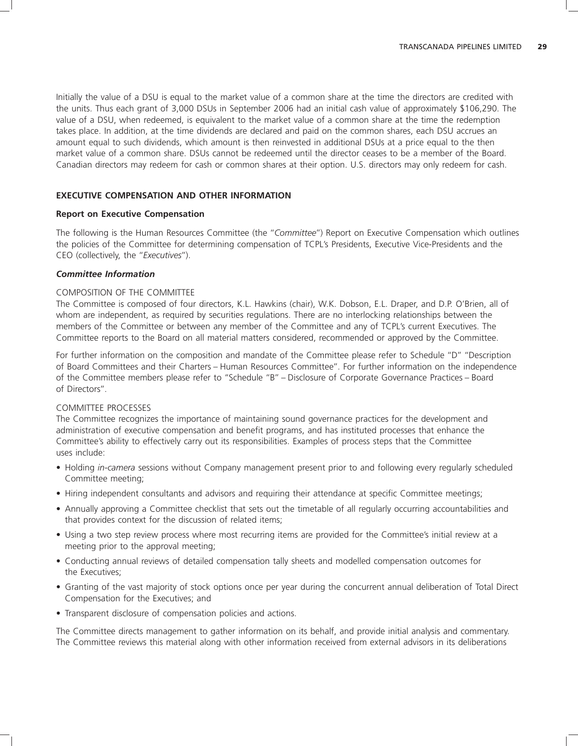Initially the value of a DSU is equal to the market value of a common share at the time the directors are credited with the units. Thus each grant of 3,000 DSUs in September 2006 had an initial cash value of approximately $106,290. The value of a DSU, when redeemed, is equivalent to the market value of a common share at the time the redemption takes place. In addition, at the time dividends are declared and paid on the common shares, each DSU accrues an amount equal to such dividends, which amount is then reinvested in additional DSUs at a price equal to the then market value of a common share. DSUs cannot be redeemed until the director ceases to be a member of the Board. Canadian directors may redeem for cash or common shares at their option. U.S. directors may only redeem for cash.

## EXECUTIVE COMPENSATION AND OTHER INFORMATION

### Report on Executive Compensation

The following is the Human Resources Committee (the "*Committee*") Report on Executive Compensation which outlines the policies of the Committee for determining compensation of TCPL's Presidents, Executive Vice-Presidents and the CEO (collectively, the "*Executives*").

#### *Committee Information*

COMPOSITION OF THE COMMITTEE

The Committee is composed of four directors, K.L. Hawkins (chair), W.K. Dobson, E.L. Draper, and D.P. O'Brien, all of whom are independent, as required by securities regulations. There are no interlocking relationships between the members of the Committee or between any member of the Committee and any of TCPL's current Executives. The Committee reports to the Board on all material matters considered, recommended or approved by the Committee.

For further information on the composition and mandate of the Committee please refer to Schedule "D" "Description of Board Committees and their Charters – Human Resources Committee". For further information on the independence of the Committee members please refer to "Schedule "B" – Disclosure of Corporate Governance Practices – Board of Directors".

COMMITTEE PROCESSES

The Committee recognizes the importance of maintaining sound governance practices for the development and administration of executive compensation and benefit programs, and has instituted processes that enhance the Committee's ability to effectively carry out its responsibilities. Examples of process steps that the Committee uses include:

- Holding *in-camera* sessions without Company management present prior to and following every regularly scheduled Committee meeting;
- Hiring independent consultants and advisors and requiring their attendance at specific Committee meetings;
- Annually approving a Committee checklist that sets out the timetable of all regularly occurring accountabilities and that provides context for the discussion of related items;
- Using a two step review process where most recurring items are provided for the Committee's initial review at a meeting prior to the approval meeting;
- Conducting annual reviews of detailed compensation tally sheets and modelled compensation outcomes for the Executives;
- Granting of the vast majority of stock options once per year during the concurrent annual deliberation of Total Direct Compensation for the Executives; and
- Transparent disclosure of compensation policies and actions.

The Committee directs management to gather information on its behalf, and provide initial analysis and commentary. The Committee reviews this material along with other information received from external advisors in its deliberations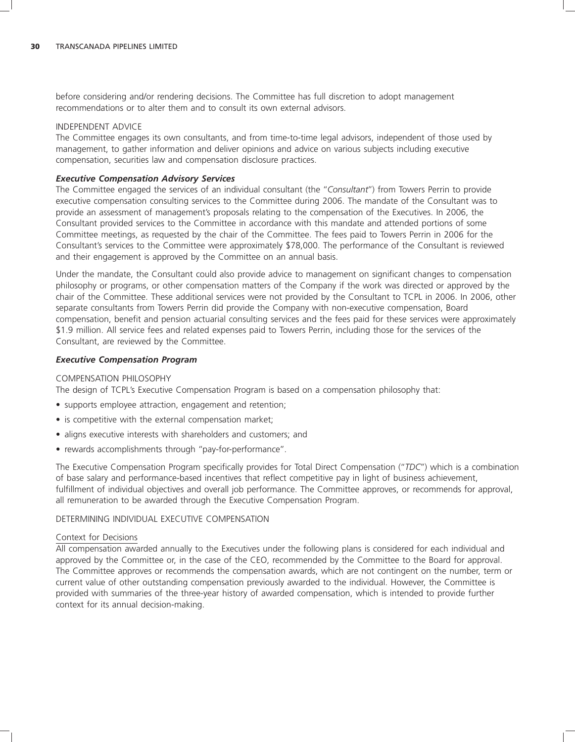before considering and/or rendering decisions. The Committee has full discretion to adopt management recommendations or to alter them and to consult its own external advisors.

INDEPENDENT ADVICE

The Committee engages its own consultants, and from time-to-time legal advisors, independent of those used by management, to gather information and deliver opinions and advice on various subjects including executive compensation, securities law and compensation disclosure practices.

***Executive Compensation Advisory Services***

The Committee engaged the services of an individual consultant (the "*Consultant*") from Towers Perrin to provide executive compensation consulting services to the Committee during 2006. The mandate of the Consultant was to provide an assessment of management's proposals relating to the compensation of the Executives. In 2006, the Consultant provided services to the Committee in accordance with this mandate and attended portions of some Committee meetings, as requested by the chair of the Committee. The fees paid to Towers Perrin in 2006 for the Consultant's services to the Committee were approximately $78,000. The performance of the Consultant is reviewed and their engagement is approved by the Committee on an annual basis.

Under the mandate, the Consultant could also provide advice to management on significant changes to compensation philosophy or programs, or other compensation matters of the Company if the work was directed or approved by the chair of the Committee. These additional services were not provided by the Consultant to TCPL in 2006. In 2006, other separate consultants from Towers Perrin did provide the Company with non-executive compensation, Board compensation, benefit and pension actuarial consulting services and the fees paid for these services were approximately $1.9 million. All service fees and related expenses paid to Towers Perrin, including those for the services of the Consultant, are reviewed by the Committee.

***Executive Compensation Program***

COMPENSATION PHILOSOPHY

The design of TCPL's Executive Compensation Program is based on a compensation philosophy that:

- supports employee attraction, engagement and retention;
- is competitive with the external compensation market;
- aligns executive interests with shareholders and customers; and
- rewards accomplishments through "pay-for-performance".

The Executive Compensation Program specifically provides for Total Direct Compensation ("*TDC*") which is a combination of base salary and performance-based incentives that reflect competitive pay in light of business achievement, fulfillment of individual objectives and overall job performance. The Committee approves, or recommends for approval, all remuneration to be awarded through the Executive Compensation Program.

DETERMINING INDIVIDUAL EXECUTIVE COMPENSATION

Context for Decisions

All compensation awarded annually to the Executives under the following plans is considered for each individual and approved by the Committee or, in the case of the CEO, recommended by the Committee to the Board for approval. The Committee approves or recommends the compensation awards, which are not contingent on the number, term or current value of other outstanding compensation previously awarded to the individual. However, the Committee is provided with summaries of the three-year history of awarded compensation, which is intended to provide further context for its annual decision-making.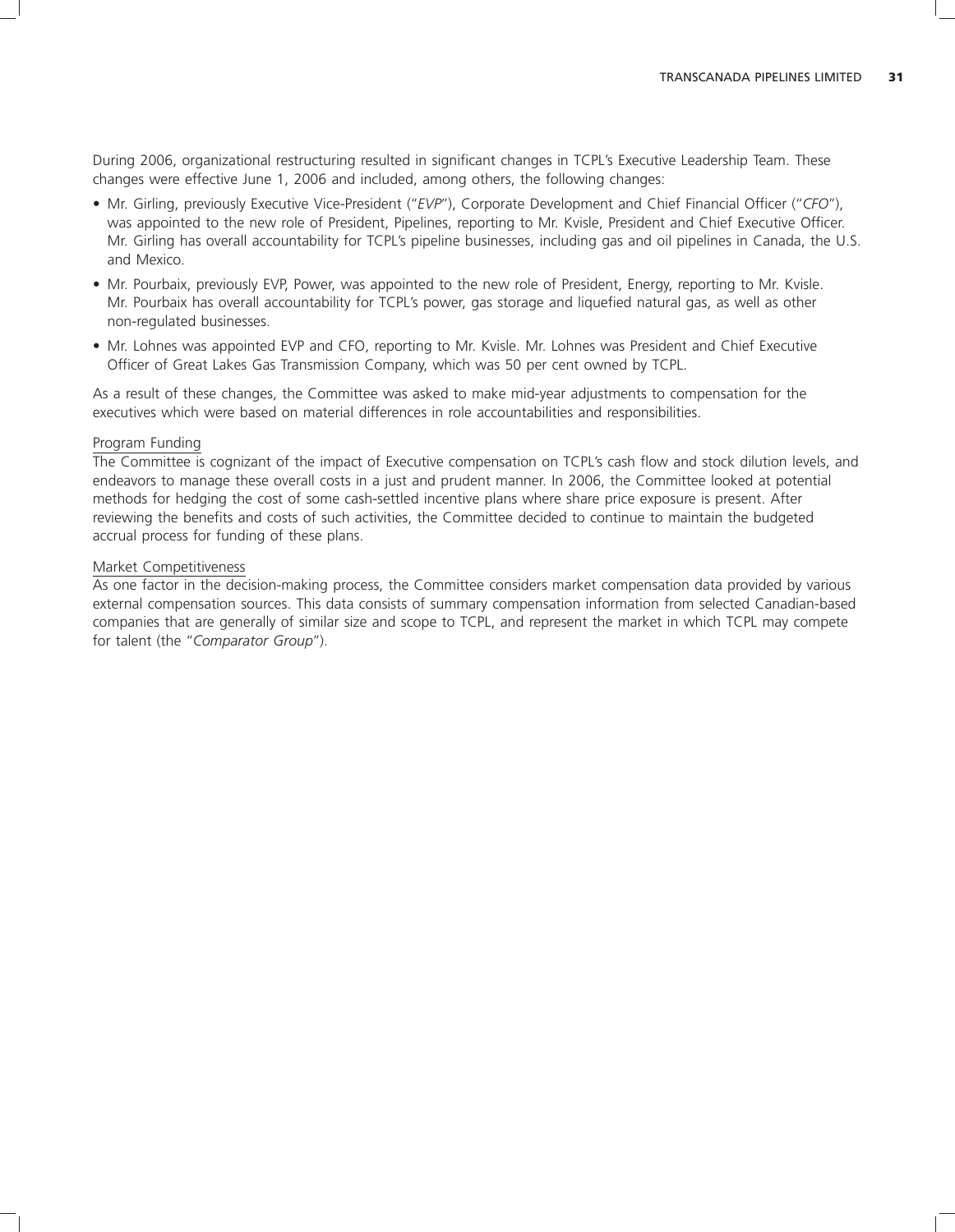During 2006, organizational restructuring resulted in significant changes in TCPL's Executive Leadership Team. These changes were effective June 1, 2006 and included, among others, the following changes:

- Mr. Girling, previously Executive Vice-President ("*EVP*"), Corporate Development and Chief Financial Officer ("*CFO*"), was appointed to the new role of President, Pipelines, reporting to Mr. Kvisle, President and Chief Executive Officer. Mr. Girling has overall accountability for TCPL's pipeline businesses, including gas and oil pipelines in Canada, the U.S. and Mexico.
- Mr. Pourbaix, previously EVP, Power, was appointed to the new role of President, Energy, reporting to Mr. Kvisle. Mr. Pourbaix has overall accountability for TCPL's power, gas storage and liquefied natural gas, as well as other non-regulated businesses.
- Mr. Lohnes was appointed EVP and CFO, reporting to Mr. Kvisle. Mr. Lohnes was President and Chief Executive Officer of Great Lakes Gas Transmission Company, which was 50 per cent owned by TCPL.

As a result of these changes, the Committee was asked to make mid-year adjustments to compensation for the executives which were based on material differences in role accountabilities and responsibilities.

Program Funding

The Committee is cognizant of the impact of Executive compensation on TCPL's cash flow and stock dilution levels, and endeavors to manage these overall costs in a just and prudent manner. In 2006, the Committee looked at potential methods for hedging the cost of some cash-settled incentive plans where share price exposure is present. After reviewing the benefits and costs of such activities, the Committee decided to continue to maintain the budgeted accrual process for funding of these plans.

Market Competitiveness

As one factor in the decision-making process, the Committee considers market compensation data provided by various external compensation sources. This data consists of summary compensation information from selected Canadian-based companies that are generally of similar size and scope to TCPL, and represent the market in which TCPL may compete for talent (the "*Comparator Group*").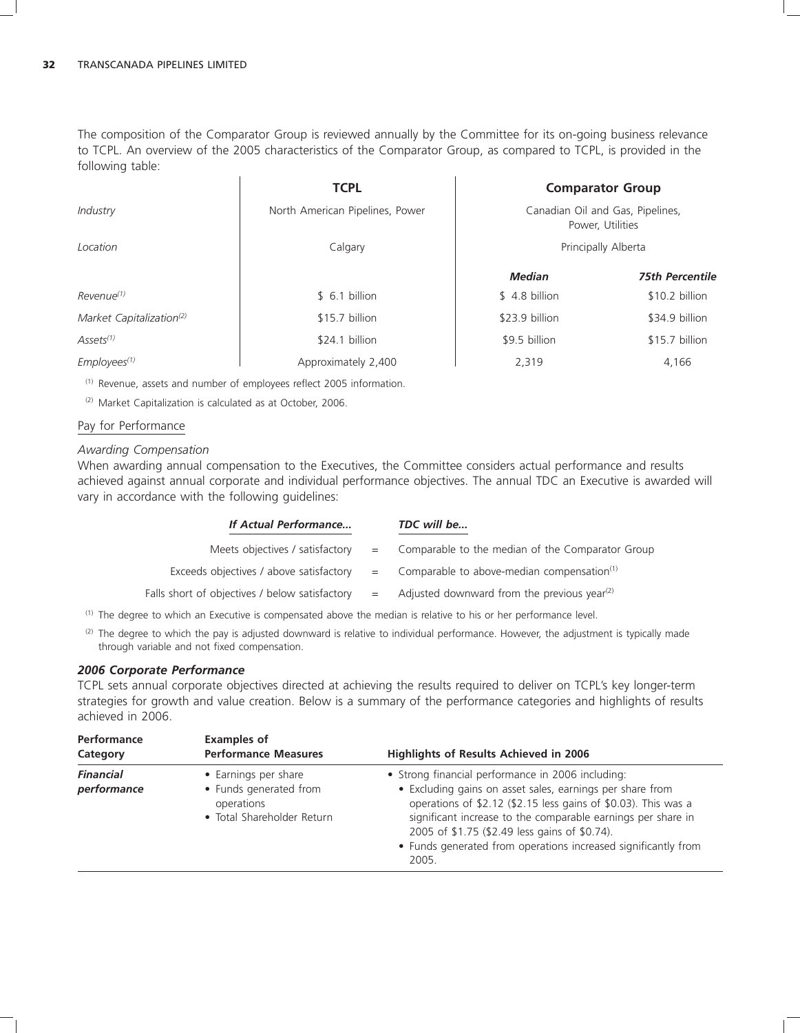The composition of the Comparator Group is reviewed annually by the Committee for its on-going business relevance to TCPL. An overview of the 2005 characteristics of the Comparator Group, as compared to TCPL, is provided in the following table:

| | TCPL | Comparator Group | |
|---|---|---|---|
| *Industry* | North American Pipelines, Power | Canadian Oil and Gas, Pipelines, Power, Utilities | |
| *Location* | Calgary | Principally Alberta | |
| | | ***Median*** | ***75th Percentile*** |
| *Revenue*[(1)] | $ 6.1 billion | $ 4.8 billion | $10.2 billion |
| *Market Capitalization*[(2)] | $15.7 billion | $23.9 billion | $34.9 billion |
| *Assets*[(1)] | $24.1 billion | $9.5 billion | $15.7 billion |
| *Employees*[(1)] | Approximately 2,400 | 2,319 | 4,166 |

(1) Revenue, assets and number of employees reflect 2005 information.

(2) Market Capitalization is calculated as at October, 2006.

## Pay for Performance

*Awarding Compensation*

When awarding annual compensation to the Executives, the Committee considers actual performance and results achieved against annual corporate and individual performance objectives. The annual TDC an Executive is awarded will vary in accordance with the following guidelines:

| *If Actual Performance...* | | *TDC will be...* |
|---|---|---|
| Meets objectives / satisfactory | = | Comparable to the median of the Comparator Group |
| Exceeds objectives / above satisfactory | = | Comparable to above-median compensation[(1)] |
| Falls short of objectives / below satisfactory | = | Adjusted downward from the previous year[(2)] |

(1) The degree to which an Executive is compensated above the median is relative to his or her performance level.

(2) The degree to which the pay is adjusted downward is relative to individual performance. However, the adjustment is typically made through variable and not fixed compensation.

### *2006 Corporate Performance*

TCPL sets annual corporate objectives directed at achieving the results required to deliver on TCPL's key longer-term strategies for growth and value creation. Below is a summary of the performance categories and highlights of results achieved in 2006.

| Performance Category | Examples of Performance Measures | Highlights of Results Achieved in 2006 |
|---|---|---|
| ***Financial performance*** | • Earnings per share<br>• Funds generated from operations<br>• Total Shareholder Return | • Strong financial performance in 2006 including:<br>• Excluding gains on asset sales, earnings per share from operations of $2.12 ($2.15 less gains of $0.03). This was a significant increase to the comparable earnings per share in 2005 of $1.75 ($2.49 less gains of $0.74).<br>• Funds generated from operations increased significantly from 2005. |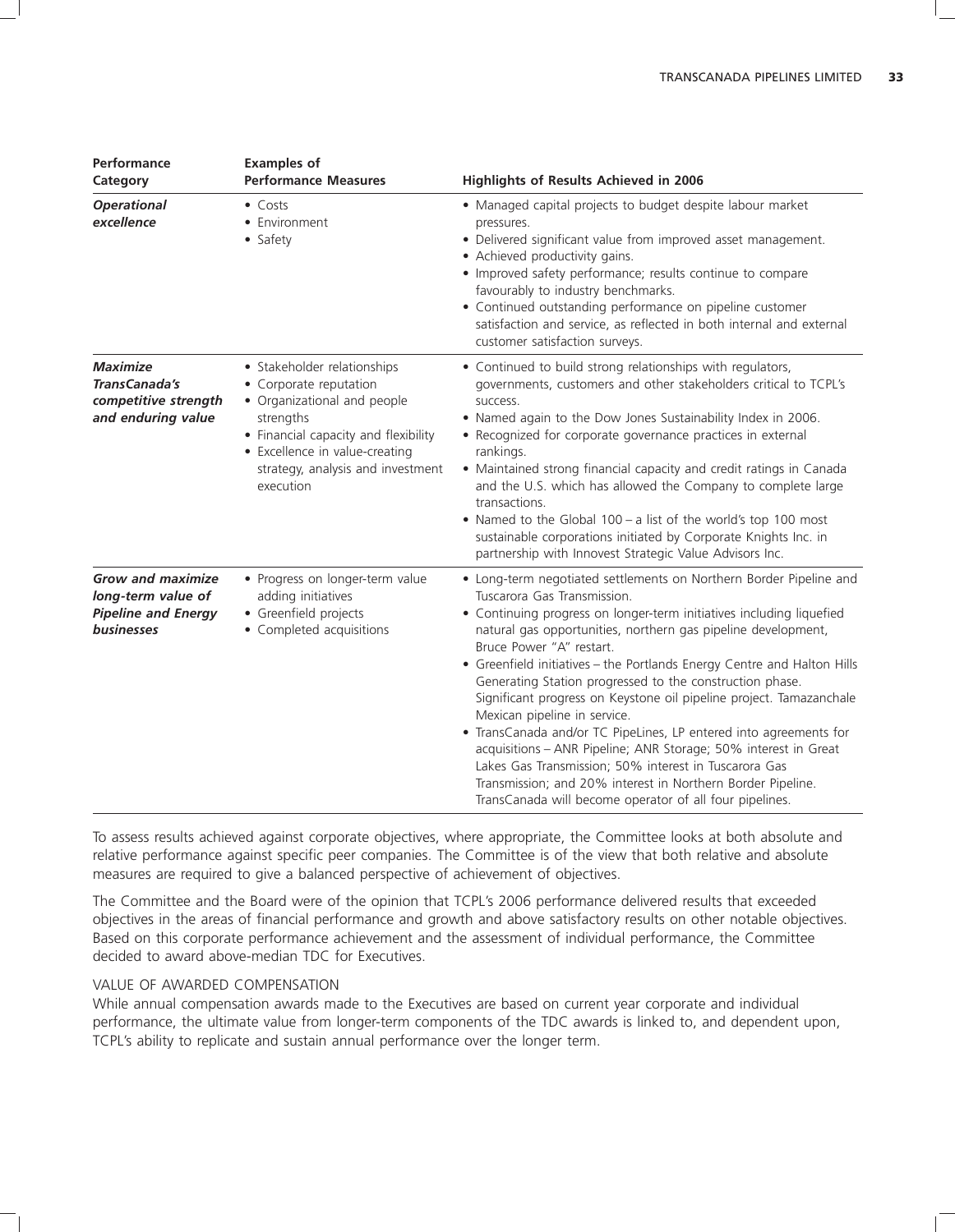| Performance Category | Examples of Performance Measures | Highlights of Results Achieved in 2006 |
| --- | --- | --- |
| ***Operational excellence*** | • Costs<br>• Environment<br>• Safety | • Managed capital projects to budget despite labour market pressures.<br>• Delivered significant value from improved asset management.<br>• Achieved productivity gains.<br>• Improved safety performance; results continue to compare favourably to industry benchmarks.<br>• Continued outstanding performance on pipeline customer satisfaction and service, as reflected in both internal and external customer satisfaction surveys. |
| ***Maximize TransCanada's competitive strength and enduring value*** | • Stakeholder relationships<br>• Corporate reputation<br>• Organizational and people strengths<br>• Financial capacity and flexibility<br>• Excellence in value-creating strategy, analysis and investment execution | • Continued to build strong relationships with regulators, governments, customers and other stakeholders critical to TCPL's success.<br>• Named again to the Dow Jones Sustainability Index in 2006.<br>• Recognized for corporate governance practices in external rankings.<br>• Maintained strong financial capacity and credit ratings in Canada and the U.S. which has allowed the Company to complete large transactions.<br>• Named to the Global 100 – a list of the world's top 100 most sustainable corporations initiated by Corporate Knights Inc. in partnership with Innovest Strategic Value Advisors Inc. |
| ***Grow and maximize long-term value of Pipeline and Energy businesses*** | • Progress on longer-term value adding initiatives<br>• Greenfield projects<br>• Completed acquisitions | • Long-term negotiated settlements on Northern Border Pipeline and Tuscarora Gas Transmission.<br>• Continuing progress on longer-term initiatives including liquefied natural gas opportunities, northern gas pipeline development, Bruce Power "A" restart.<br>• Greenfield initiatives – the Portlands Energy Centre and Halton Hills Generating Station progressed to the construction phase. Significant progress on Keystone oil pipeline project. Tamazanchale Mexican pipeline in service.<br>• TransCanada and/or TC PipeLines, LP entered into agreements for acquisitions – ANR Pipeline; ANR Storage; 50% interest in Great Lakes Gas Transmission; 50% interest in Tuscarora Gas Transmission; and 20% interest in Northern Border Pipeline. TransCanada will become operator of all four pipelines. |

To assess results achieved against corporate objectives, where appropriate, the Committee looks at both absolute and relative performance against specific peer companies. The Committee is of the view that both relative and absolute measures are required to give a balanced perspective of achievement of objectives.

The Committee and the Board were of the opinion that TCPL's 2006 performance delivered results that exceeded objectives in the areas of financial performance and growth and above satisfactory results on other notable objectives. Based on this corporate performance achievement and the assessment of individual performance, the Committee decided to award above-median TDC for Executives.

VALUE OF AWARDED COMPENSATION

While annual compensation awards made to the Executives are based on current year corporate and individual performance, the ultimate value from longer-term components of the TDC awards is linked to, and dependent upon, TCPL's ability to replicate and sustain annual performance over the longer term.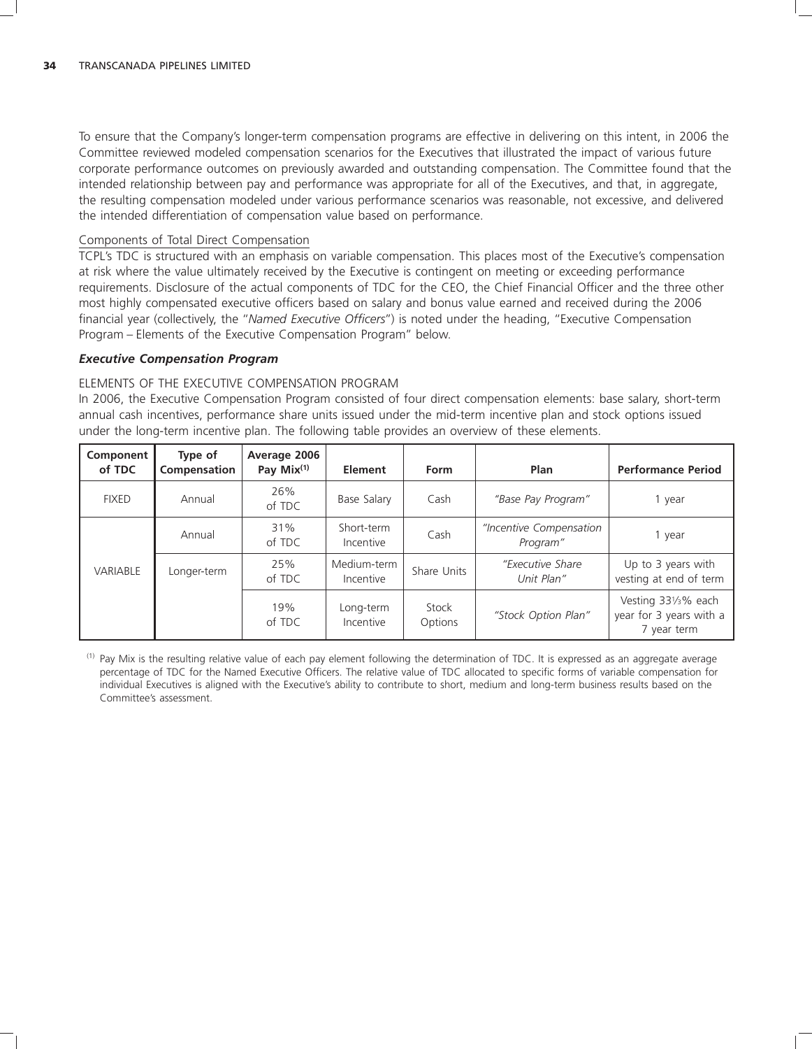To ensure that the Company's longer-term compensation programs are effective in delivering on this intent, in 2006 the Committee reviewed modeled compensation scenarios for the Executives that illustrated the impact of various future corporate performance outcomes on previously awarded and outstanding compensation. The Committee found that the intended relationship between pay and performance was appropriate for all of the Executives, and that, in aggregate, the resulting compensation modeled under various performance scenarios was reasonable, not excessive, and delivered the intended differentiation of compensation value based on performance.

Components of Total Direct Compensation

TCPL's TDC is structured with an emphasis on variable compensation. This places most of the Executive's compensation at risk where the value ultimately received by the Executive is contingent on meeting or exceeding performance requirements. Disclosure of the actual components of TDC for the CEO, the Chief Financial Officer and the three other most highly compensated executive officers based on salary and bonus value earned and received during the 2006 financial year (collectively, the "*Named Executive Officers*") is noted under the heading, "Executive Compensation Program – Elements of the Executive Compensation Program" below.

### *Executive Compensation Program*

ELEMENTS OF THE EXECUTIVE COMPENSATION PROGRAM

In 2006, the Executive Compensation Program consisted of four direct compensation elements: base salary, short-term annual cash incentives, performance share units issued under the mid-term incentive plan and stock options issued under the long-term incentive plan. The following table provides an overview of these elements.

| Component of TDC | Type of Compensation | Average 2006 Pay Mix[(1)] | Element | Form | Plan | Performance Period |
|---|---|---|---|---|---|---|
| FIXED | Annual | 26% of TDC | Base Salary | Cash | *"Base Pay Program"* | 1 year |
| VARIABLE | Annual | 31% of TDC | Short-term Incentive | Cash | *"Incentive Compensation Program"* | 1 year |
| | Longer-term | 25% of TDC | Medium-term Incentive | Share Units | *"Executive Share Unit Plan"* | Up to 3 years with vesting at end of term |
| | | 19% of TDC | Long-term Incentive | Stock Options | *"Stock Option Plan"* | Vesting 33⅓% each year for 3 years with a 7 year term |

(1) Pay Mix is the resulting relative value of each pay element following the determination of TDC. It is expressed as an aggregate average percentage of TDC for the Named Executive Officers. The relative value of TDC allocated to specific forms of variable compensation for individual Executives is aligned with the Executive's ability to contribute to short, medium and long-term business results based on the Committee's assessment.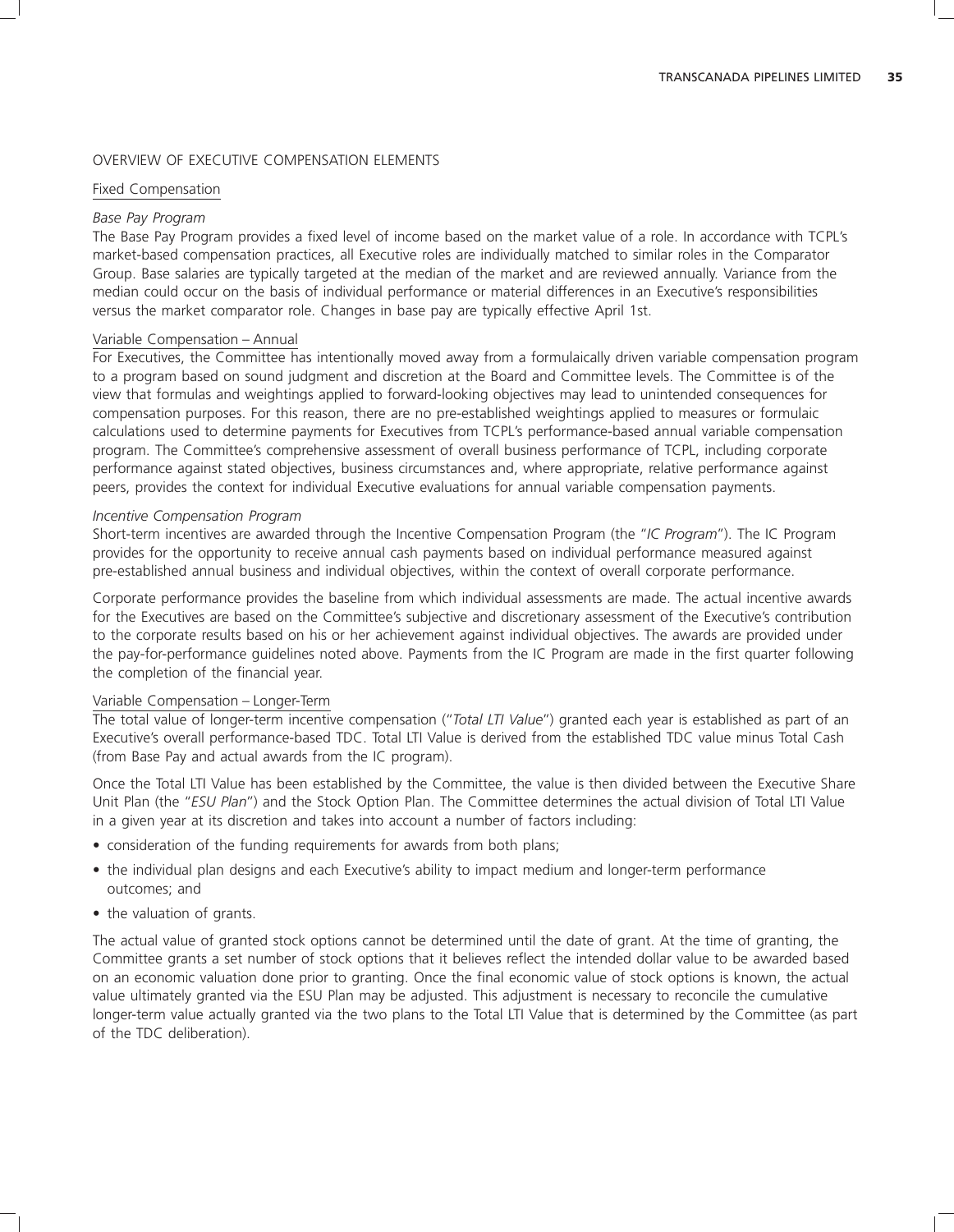## OVERVIEW OF EXECUTIVE COMPENSATION ELEMENTS

### Fixed Compensation

*Base Pay Program*

The Base Pay Program provides a fixed level of income based on the market value of a role. In accordance with TCPL's market-based compensation practices, all Executive roles are individually matched to similar roles in the Comparator Group. Base salaries are typically targeted at the median of the market and are reviewed annually. Variance from the median could occur on the basis of individual performance or material differences in an Executive's responsibilities versus the market comparator role. Changes in base pay are typically effective April 1st.

### Variable Compensation – Annual

For Executives, the Committee has intentionally moved away from a formulaically driven variable compensation program to a program based on sound judgment and discretion at the Board and Committee levels. The Committee is of the view that formulas and weightings applied to forward-looking objectives may lead to unintended consequences for compensation purposes. For this reason, there are no pre-established weightings applied to measures or formulaic calculations used to determine payments for Executives from TCPL's performance-based annual variable compensation program. The Committee's comprehensive assessment of overall business performance of TCPL, including corporate performance against stated objectives, business circumstances and, where appropriate, relative performance against peers, provides the context for individual Executive evaluations for annual variable compensation payments.

*Incentive Compensation Program*

Short-term incentives are awarded through the Incentive Compensation Program (the "*IC Program*"). The IC Program provides for the opportunity to receive annual cash payments based on individual performance measured against pre-established annual business and individual objectives, within the context of overall corporate performance.

Corporate performance provides the baseline from which individual assessments are made. The actual incentive awards for the Executives are based on the Committee's subjective and discretionary assessment of the Executive's contribution to the corporate results based on his or her achievement against individual objectives. The awards are provided under the pay-for-performance guidelines noted above. Payments from the IC Program are made in the first quarter following the completion of the financial year.

### Variable Compensation – Longer-Term

The total value of longer-term incentive compensation ("*Total LTI Value*") granted each year is established as part of an Executive's overall performance-based TDC. Total LTI Value is derived from the established TDC value minus Total Cash (from Base Pay and actual awards from the IC program).

Once the Total LTI Value has been established by the Committee, the value is then divided between the Executive Share Unit Plan (the "*ESU Plan*") and the Stock Option Plan. The Committee determines the actual division of Total LTI Value in a given year at its discretion and takes into account a number of factors including:

- consideration of the funding requirements for awards from both plans;
- the individual plan designs and each Executive's ability to impact medium and longer-term performance outcomes; and
- the valuation of grants.

The actual value of granted stock options cannot be determined until the date of grant. At the time of granting, the Committee grants a set number of stock options that it believes reflect the intended dollar value to be awarded based on an economic valuation done prior to granting. Once the final economic value of stock options is known, the actual value ultimately granted via the ESU Plan may be adjusted. This adjustment is necessary to reconcile the cumulative longer-term value actually granted via the two plans to the Total LTI Value that is determined by the Committee (as part of the TDC deliberation).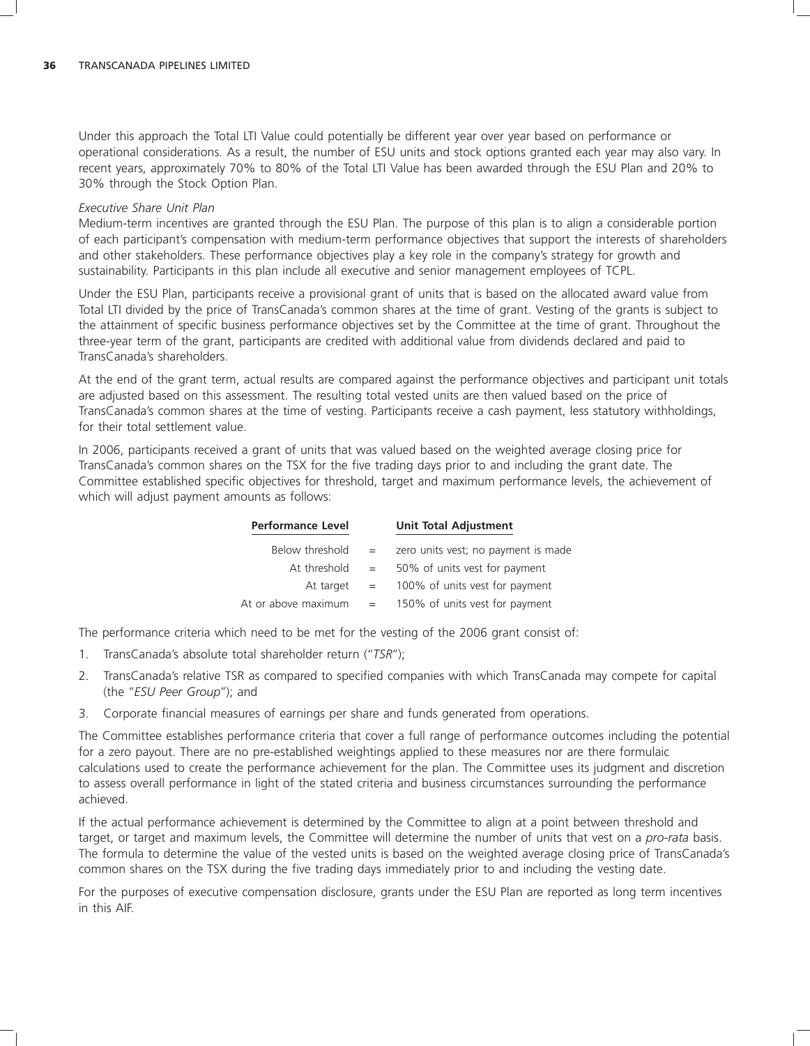Under this approach the Total LTI Value could potentially be different year over year based on performance or operational considerations. As a result, the number of ESU units and stock options granted each year may also vary. In recent years, approximately 70% to 80% of the Total LTI Value has been awarded through the ESU Plan and 20% to 30% through the Stock Option Plan.

*Executive Share Unit Plan*

Medium-term incentives are granted through the ESU Plan. The purpose of this plan is to align a considerable portion of each participant's compensation with medium-term performance objectives that support the interests of shareholders and other stakeholders. These performance objectives play a key role in the company's strategy for growth and sustainability. Participants in this plan include all executive and senior management employees of TCPL.

Under the ESU Plan, participants receive a provisional grant of units that is based on the allocated award value from Total LTI divided by the price of TransCanada's common shares at the time of grant. Vesting of the grants is subject to the attainment of specific business performance objectives set by the Committee at the time of grant. Throughout the three-year term of the grant, participants are credited with additional value from dividends declared and paid to TransCanada's shareholders.

At the end of the grant term, actual results are compared against the performance objectives and participant unit totals are adjusted based on this assessment. The resulting total vested units are then valued based on the price of TransCanada's common shares at the time of vesting. Participants receive a cash payment, less statutory withholdings, for their total settlement value.

In 2006, participants received a grant of units that was valued based on the weighted average closing price for TransCanada's common shares on the TSX for the five trading days prior to and including the grant date. The Committee established specific objectives for threshold, target and maximum performance levels, the achievement of which will adjust payment amounts as follows:

| Performance Level | | Unit Total Adjustment |
|---|---|---|
| Below threshold | = | zero units vest; no payment is made |
| At threshold | = | 50% of units vest for payment |
| At target | = | 100% of units vest for payment |
| At or above maximum | = | 150% of units vest for payment |

The performance criteria which need to be met for the vesting of the 2006 grant consist of:

1. TransCanada's absolute total shareholder return ("*TSR*");
2. TransCanada's relative TSR as compared to specified companies with which TransCanada may compete for capital (the "*ESU Peer Group*"); and
3. Corporate financial measures of earnings per share and funds generated from operations.

The Committee establishes performance criteria that cover a full range of performance outcomes including the potential for a zero payout. There are no pre-established weightings applied to these measures nor are there formulaic calculations used to create the performance achievement for the plan. The Committee uses its judgment and discretion to assess overall performance in light of the stated criteria and business circumstances surrounding the performance achieved.

If the actual performance achievement is determined by the Committee to align at a point between threshold and target, or target and maximum levels, the Committee will determine the number of units that vest on a *pro-rata* basis. The formula to determine the value of the vested units is based on the weighted average closing price of TransCanada's common shares on the TSX during the five trading days immediately prior to and including the vesting date.

For the purposes of executive compensation disclosure, grants under the ESU Plan are reported as long term incentives in this AIF.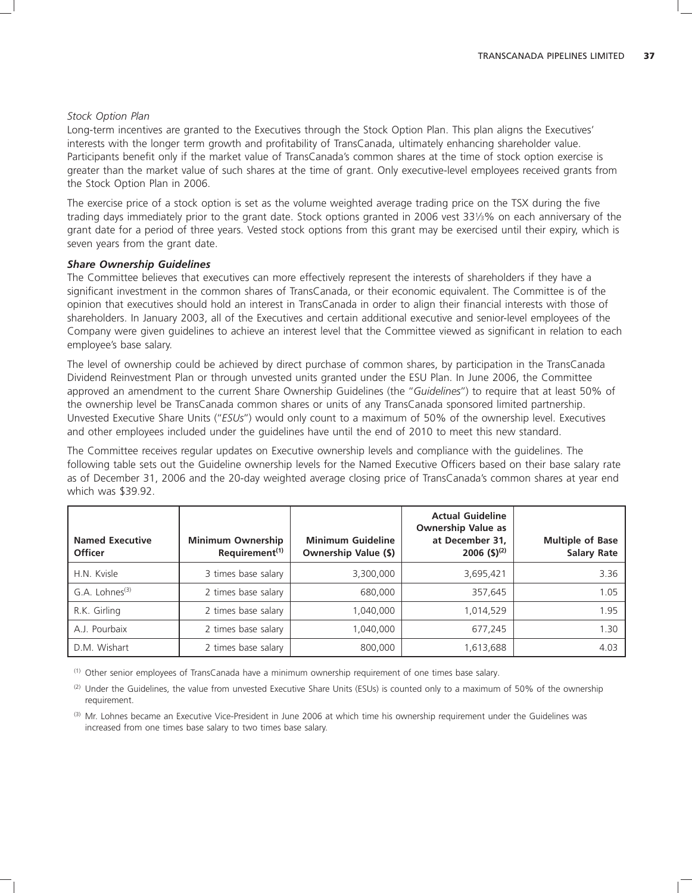*Stock Option Plan*

Long-term incentives are granted to the Executives through the Stock Option Plan. This plan aligns the Executives' interests with the longer term growth and profitability of TransCanada, ultimately enhancing shareholder value. Participants benefit only if the market value of TransCanada's common shares at the time of stock option exercise is greater than the market value of such shares at the time of grant. Only executive-level employees received grants from the Stock Option Plan in 2006.

The exercise price of a stock option is set as the volume weighted average trading price on the TSX during the five trading days immediately prior to the grant date. Stock options granted in 2006 vest 33⅓% on each anniversary of the grant date for a period of three years. Vested stock options from this grant may be exercised until their expiry, which is seven years from the grant date.

***Share Ownership Guidelines***

The Committee believes that executives can more effectively represent the interests of shareholders if they have a significant investment in the common shares of TransCanada, or their economic equivalent. The Committee is of the opinion that executives should hold an interest in TransCanada in order to align their financial interests with those of shareholders. In January 2003, all of the Executives and certain additional executive and senior-level employees of the Company were given guidelines to achieve an interest level that the Committee viewed as significant in relation to each employee's base salary.

The level of ownership could be achieved by direct purchase of common shares, by participation in the TransCanada Dividend Reinvestment Plan or through unvested units granted under the ESU Plan. In June 2006, the Committee approved an amendment to the current Share Ownership Guidelines (the "*Guidelines*") to require that at least 50% of the ownership level be TransCanada common shares or units of any TransCanada sponsored limited partnership. Unvested Executive Share Units ("*ESUs*") would only count to a maximum of 50% of the ownership level. Executives and other employees included under the guidelines have until the end of 2010 to meet this new standard.

The Committee receives regular updates on Executive ownership levels and compliance with the guidelines. The following table sets out the Guideline ownership levels for the Named Executive Officers based on their base salary rate as of December 31, 2006 and the 20-day weighted average closing price of TransCanada's common shares at year end which was $39.92.

| Named Executive Officer | Minimum Ownership Requirement[(1)] | Minimum Guideline Ownership Value ($) | Actual Guideline Ownership Value as at December 31, 2006 ($)[(2)] | Multiple of Base Salary Rate |
|---|---|---|---|---|
| H.N. Kvisle | 3 times base salary | 3,300,000 | 3,695,421 | 3.36 |
| G.A. Lohnes[(3)] | 2 times base salary | 680,000 | 357,645 | 1.05 |
| R.K. Girling | 2 times base salary | 1,040,000 | 1,014,529 | 1.95 |
| A.J. Pourbaix | 2 times base salary | 1,040,000 | 677,245 | 1.30 |
| D.M. Wishart | 2 times base salary | 800,000 | 1,613,688 | 4.03 |

(1) Other senior employees of TransCanada have a minimum ownership requirement of one times base salary.

(2) Under the Guidelines, the value from unvested Executive Share Units (ESUs) is counted only to a maximum of 50% of the ownership requirement.

(3) Mr. Lohnes became an Executive Vice-President in June 2006 at which time his ownership requirement under the Guidelines was increased from one times base salary to two times base salary.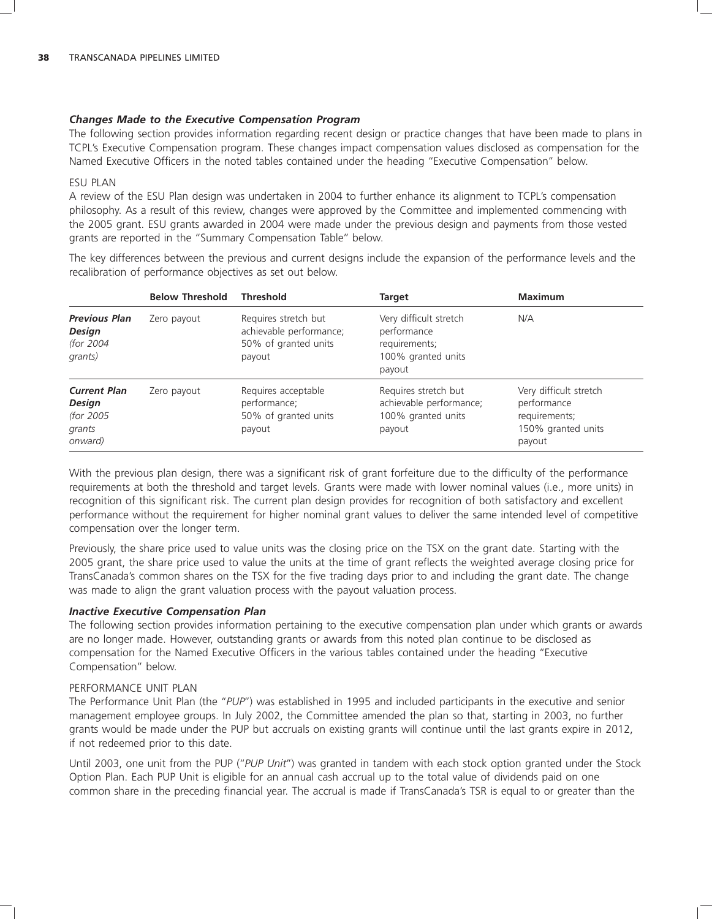### *Changes Made to the Executive Compensation Program*

The following section provides information regarding recent design or practice changes that have been made to plans in TCPL's Executive Compensation program. These changes impact compensation values disclosed as compensation for the Named Executive Officers in the noted tables contained under the heading "Executive Compensation" below.

ESU PLAN

A review of the ESU Plan design was undertaken in 2004 to further enhance its alignment to TCPL's compensation philosophy. As a result of this review, changes were approved by the Committee and implemented commencing with the 2005 grant. ESU grants awarded in 2004 were made under the previous design and payments from those vested grants are reported in the "Summary Compensation Table" below.

The key differences between the previous and current designs include the expansion of the performance levels and the recalibration of performance objectives as set out below.

| | Below Threshold | Threshold | Target | Maximum |
|---|---|---|---|---|
| ***Previous Plan Design*** *(for 2004 grants)* | Zero payout | Requires stretch but achievable performance; 50% of granted units payout | Very difficult stretch performance requirements; 100% granted units payout | N/A |
| ***Current Plan Design*** *(for 2005 grants onward)* | Zero payout | Requires acceptable performance; 50% of granted units payout | Requires stretch but achievable performance; 100% granted units payout | Very difficult stretch performance requirements; 150% granted units payout |

With the previous plan design, there was a significant risk of grant forfeiture due to the difficulty of the performance requirements at both the threshold and target levels. Grants were made with lower nominal values (i.e., more units) in recognition of this significant risk. The current plan design provides for recognition of both satisfactory and excellent performance without the requirement for higher nominal grant values to deliver the same intended level of competitive compensation over the longer term.

Previously, the share price used to value units was the closing price on the TSX on the grant date. Starting with the 2005 grant, the share price used to value the units at the time of grant reflects the weighted average closing price for TransCanada's common shares on the TSX for the five trading days prior to and including the grant date. The change was made to align the grant valuation process with the payout valuation process.

### *Inactive Executive Compensation Plan*

The following section provides information pertaining to the executive compensation plan under which grants or awards are no longer made. However, outstanding grants or awards from this noted plan continue to be disclosed as compensation for the Named Executive Officers in the various tables contained under the heading "Executive Compensation" below.

PERFORMANCE UNIT PLAN

The Performance Unit Plan (the "*PUP*") was established in 1995 and included participants in the executive and senior management employee groups. In July 2002, the Committee amended the plan so that, starting in 2003, no further grants would be made under the PUP but accruals on existing grants will continue until the last grants expire in 2012, if not redeemed prior to this date.

Until 2003, one unit from the PUP ("*PUP Unit*") was granted in tandem with each stock option granted under the Stock Option Plan. Each PUP Unit is eligible for an annual cash accrual up to the total value of dividends paid on one common share in the preceding financial year. The accrual is made if TransCanada's TSR is equal to or greater than the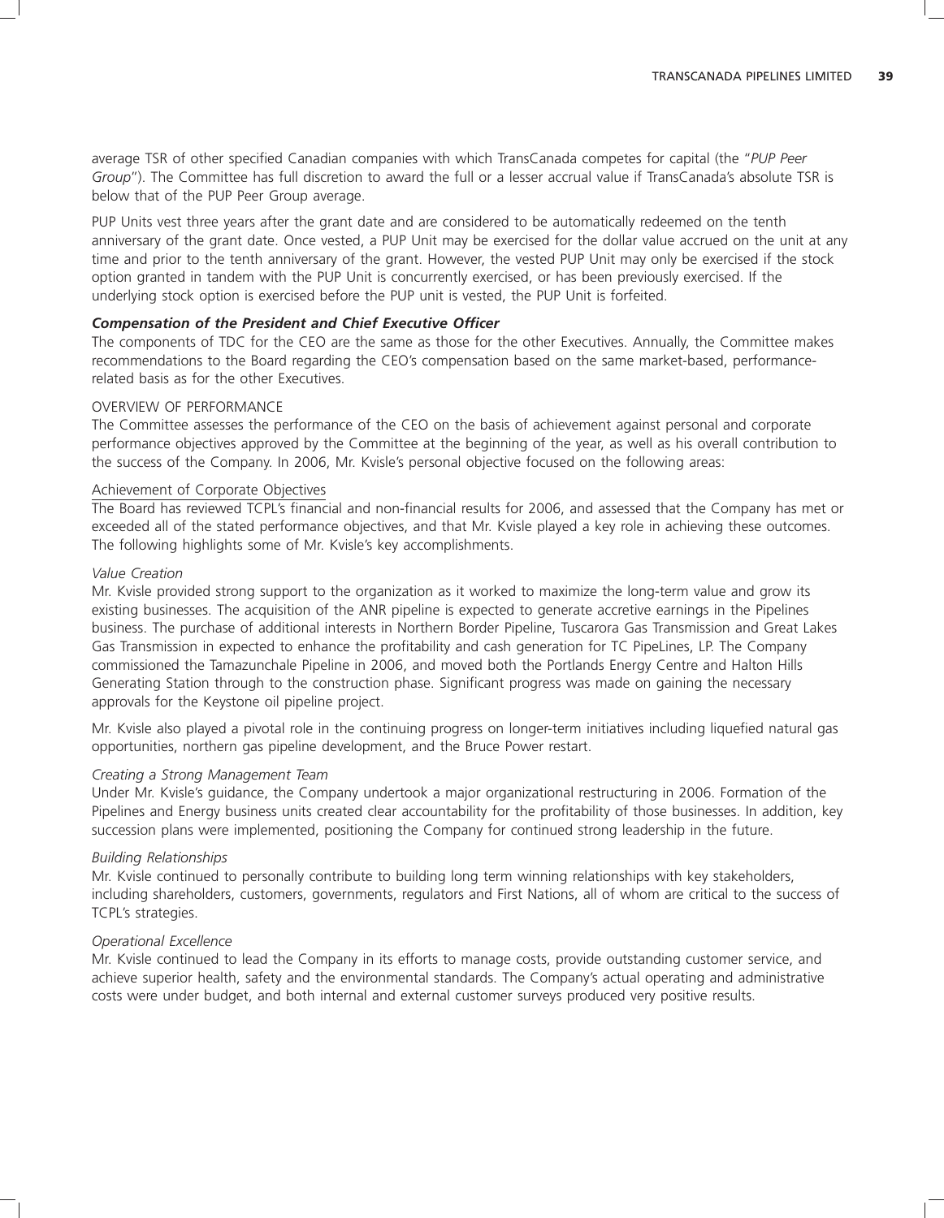average TSR of other specified Canadian companies with which TransCanada competes for capital (the "*PUP Peer Group*"). The Committee has full discretion to award the full or a lesser accrual value if TransCanada's absolute TSR is below that of the PUP Peer Group average.

PUP Units vest three years after the grant date and are considered to be automatically redeemed on the tenth anniversary of the grant date. Once vested, a PUP Unit may be exercised for the dollar value accrued on the unit at any time and prior to the tenth anniversary of the grant. However, the vested PUP Unit may only be exercised if the stock option granted in tandem with the PUP Unit is concurrently exercised, or has been previously exercised. If the underlying stock option is exercised before the PUP unit is vested, the PUP Unit is forfeited.

### *Compensation of the President and Chief Executive Officer*

The components of TDC for the CEO are the same as those for the other Executives. Annually, the Committee makes recommendations to the Board regarding the CEO's compensation based on the same market-based, performance-related basis as for the other Executives.

#### OVERVIEW OF PERFORMANCE

The Committee assesses the performance of the CEO on the basis of achievement against personal and corporate performance objectives approved by the Committee at the beginning of the year, as well as his overall contribution to the success of the Company. In 2006, Mr. Kvisle's personal objective focused on the following areas:

Achievement of Corporate Objectives

The Board has reviewed TCPL's financial and non-financial results for 2006, and assessed that the Company has met or exceeded all of the stated performance objectives, and that Mr. Kvisle played a key role in achieving these outcomes. The following highlights some of Mr. Kvisle's key accomplishments.

*Value Creation*

Mr. Kvisle provided strong support to the organization as it worked to maximize the long-term value and grow its existing businesses. The acquisition of the ANR pipeline is expected to generate accretive earnings in the Pipelines business. The purchase of additional interests in Northern Border Pipeline, Tuscarora Gas Transmission and Great Lakes Gas Transmission in expected to enhance the profitability and cash generation for TC PipeLines, LP. The Company commissioned the Tamazunchale Pipeline in 2006, and moved both the Portlands Energy Centre and Halton Hills Generating Station through to the construction phase. Significant progress was made on gaining the necessary approvals for the Keystone oil pipeline project.

Mr. Kvisle also played a pivotal role in the continuing progress on longer-term initiatives including liquefied natural gas opportunities, northern gas pipeline development, and the Bruce Power restart.

*Creating a Strong Management Team*

Under Mr. Kvisle's guidance, the Company undertook a major organizational restructuring in 2006. Formation of the Pipelines and Energy business units created clear accountability for the profitability of those businesses. In addition, key succession plans were implemented, positioning the Company for continued strong leadership in the future.

*Building Relationships*

Mr. Kvisle continued to personally contribute to building long term winning relationships with key stakeholders, including shareholders, customers, governments, regulators and First Nations, all of whom are critical to the success of TCPL's strategies.

*Operational Excellence*

Mr. Kvisle continued to lead the Company in its efforts to manage costs, provide outstanding customer service, and achieve superior health, safety and the environmental standards. The Company's actual operating and administrative costs were under budget, and both internal and external customer surveys produced very positive results.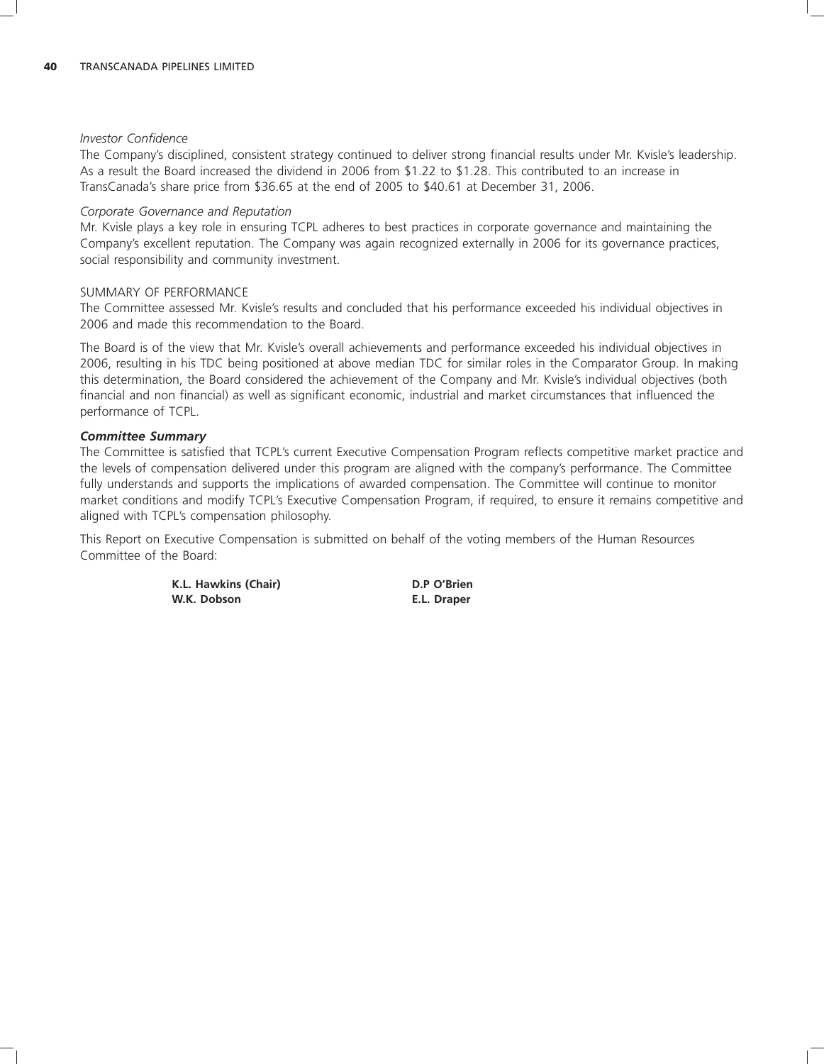*Investor Confidence*

The Company's disciplined, consistent strategy continued to deliver strong financial results under Mr. Kvisle's leadership. As a result the Board increased the dividend in 2006 from $1.22 to $1.28. This contributed to an increase in TransCanada's share price from $36.65 at the end of 2005 to $40.61 at December 31, 2006.

*Corporate Governance and Reputation*

Mr. Kvisle plays a key role in ensuring TCPL adheres to best practices in corporate governance and maintaining the Company's excellent reputation. The Company was again recognized externally in 2006 for its governance practices, social responsibility and community investment.

SUMMARY OF PERFORMANCE

The Committee assessed Mr. Kvisle's results and concluded that his performance exceeded his individual objectives in 2006 and made this recommendation to the Board.

The Board is of the view that Mr. Kvisle's overall achievements and performance exceeded his individual objectives in 2006, resulting in his TDC being positioned at above median TDC for similar roles in the Comparator Group. In making this determination, the Board considered the achievement of the Company and Mr. Kvisle's individual objectives (both financial and non financial) as well as significant economic, industrial and market circumstances that influenced the performance of TCPL.

***Committee Summary***

The Committee is satisfied that TCPL's current Executive Compensation Program reflects competitive market practice and the levels of compensation delivered under this program are aligned with the company's performance. The Committee fully understands and supports the implications of awarded compensation. The Committee will continue to monitor market conditions and modify TCPL's Executive Compensation Program, if required, to ensure it remains competitive and aligned with TCPL's compensation philosophy.

This Report on Executive Compensation is submitted on behalf of the voting members of the Human Resources Committee of the Board:

**K.L. Hawkins (Chair)**
**W.K. Dobson**
**D.P O'Brien**
**E.L. Draper**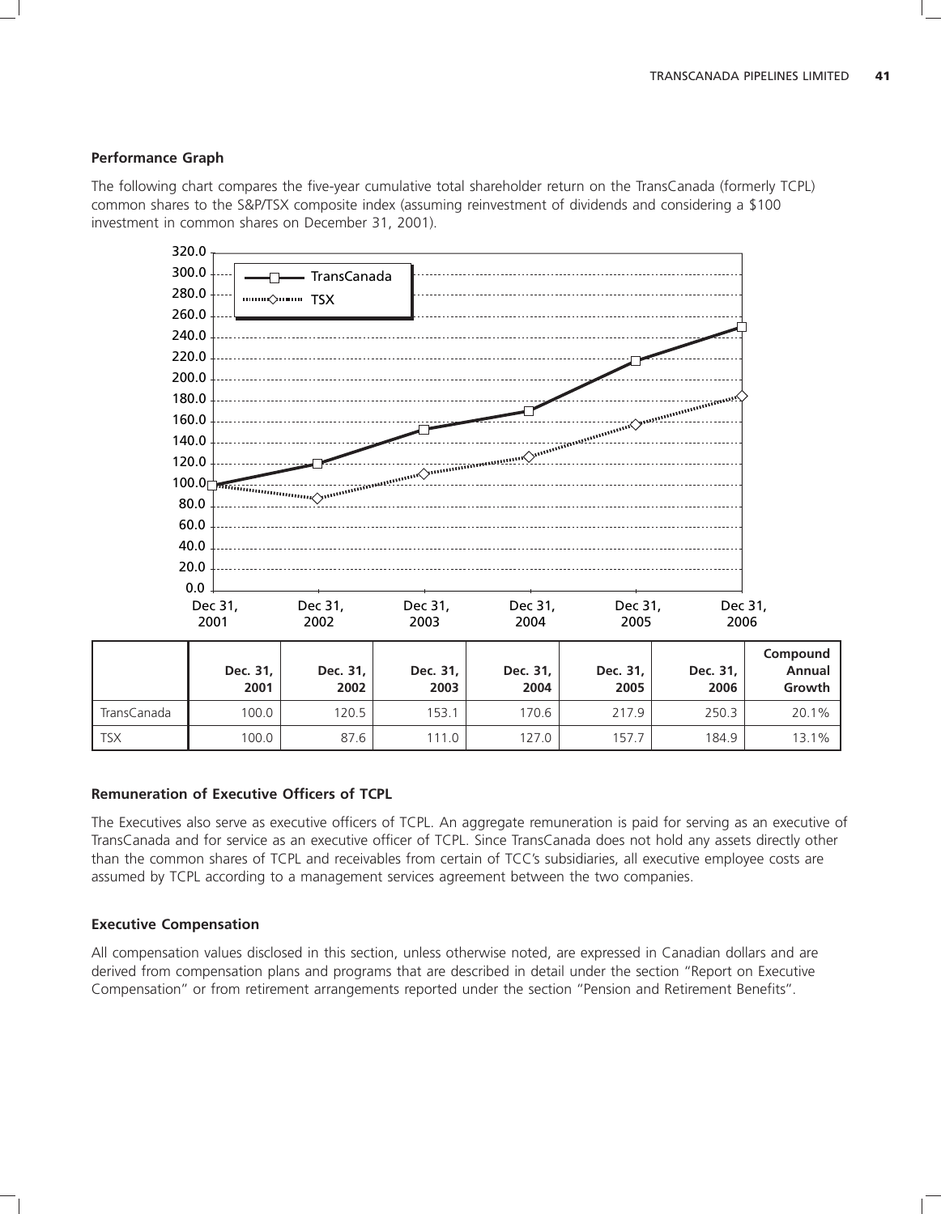### Performance Graph

The following chart compares the five-year cumulative total shareholder return on the TransCanada (formerly TCPL) common shares to the S&P/TSX composite index (assuming reinvestment of dividends and considering a $100 investment in common shares on December 31, 2001).

| | Dec. 31, 2001 | Dec. 31, 2002 | Dec. 31, 2003 | Dec. 31, 2004 | Dec. 31, 2005 | Dec. 31, 2006 | Compound Annual Growth |
|---|---|---|---|---|---|---|---|
| TransCanada | 100.0 | 120.5 | 153.1 | 170.6 | 217.9 | 250.3 | 20.1% |
| TSX | 100.0 | 87.6 | 111.0 | 127.0 | 157.7 | 184.9 | 13.1% |

### Remuneration of Executive Officers of TCPL

The Executives also serve as executive officers of TCPL. An aggregate remuneration is paid for serving as an executive of TransCanada and for service as an executive officer of TCPL. Since TransCanada does not hold any assets directly other than the common shares of TCPL and receivables from certain of TCC's subsidiaries, all executive employee costs are assumed by TCPL according to a management services agreement between the two companies.

### Executive Compensation

All compensation values disclosed in this section, unless otherwise noted, are expressed in Canadian dollars and are derived from compensation plans and programs that are described in detail under the section "Report on Executive Compensation" or from retirement arrangements reported under the section "Pension and Retirement Benefits".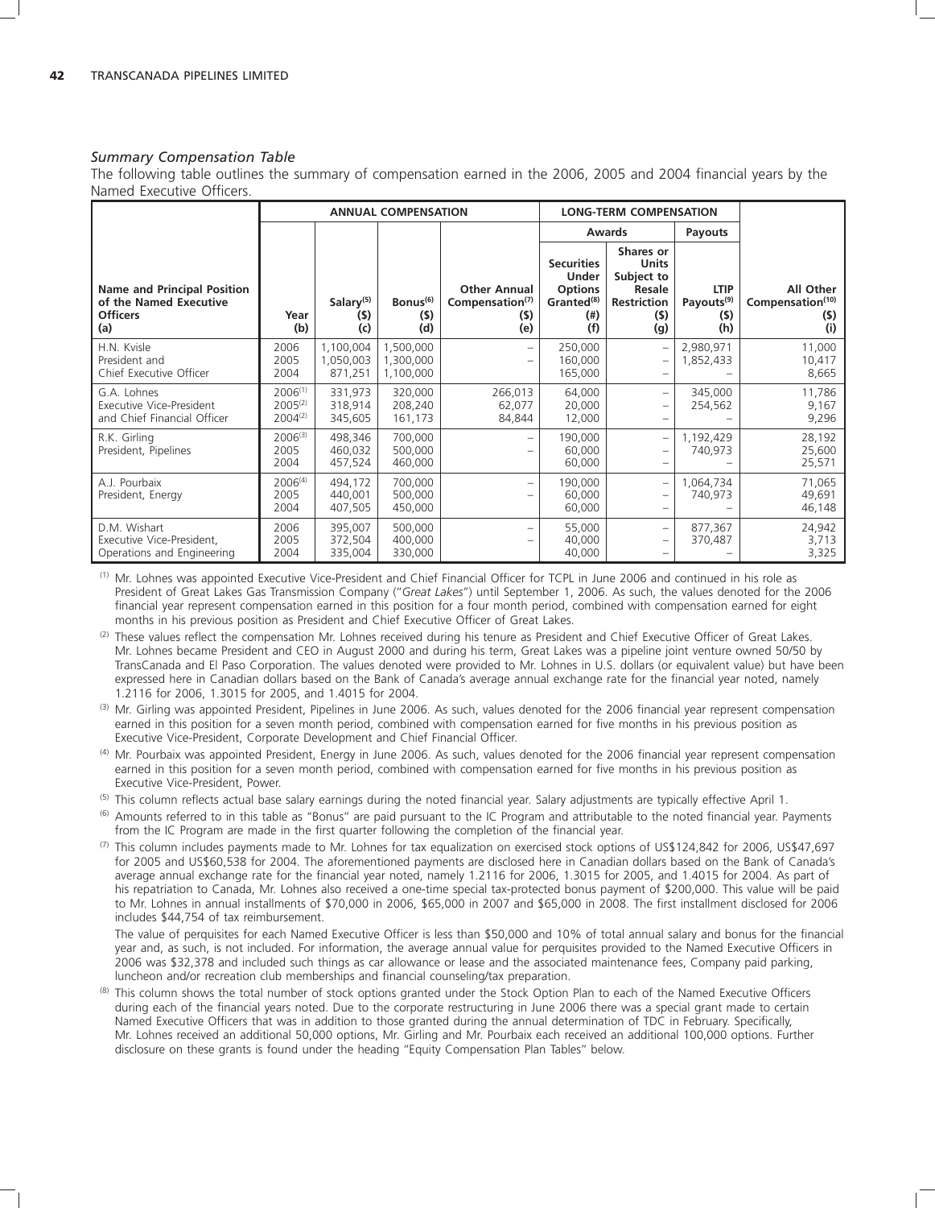### *Summary Compensation Table*

The following table outlines the summary of compensation earned in the 2006, 2005 and 2004 financial years by the Named Executive Officers.

| | | ANNUAL COMPENSATION | | | LONG-TERM COMPENSATION | | | |
|---|---|---|---|---|---|---|---|---|
| | | | | | Awards | | Payouts | |
| Name and Principal Position of the Named Executive Officers (a) | Year (b) | Salary[5] ($) (c) | Bonus[6] ($) (d) | Other Annual Compensation[7] ($) (e) | Securities Under Options Granted[8] (#) (f) | Shares or Units Subject to Resale Restriction ($) (g) | LTIP Payouts[9] ($) (h) | All Other Compensation[10] ($) (i) |
| H.N. Kvisle<br>President and<br>Chief Executive Officer | 2006<br>2005<br>2004 | 1,100,004<br>1,050,003<br>871,251 | 1,500,000<br>1,300,000<br>1,100,000 | –<br>–<br> | 250,000<br>160,000<br>165,000 | –<br>–<br>– | 2,980,971<br>1,852,433<br>– | 11,000<br>10,417<br>8,665 |
| G.A. Lohnes<br>Executive Vice-President<br>and Chief Financial Officer | 2006[1]<br>2005[2]<br>2004[2] | 331,973<br>318,914<br>345,605 | 320,000<br>208,240<br>161,173 | 266,013<br>62,077<br>84,844 | 64,000<br>20,000<br>12,000 | –<br>–<br>– | 345,000<br>254,562<br>– | 11,786<br>9,167<br>9,296 |
| R.K. Girling<br>President, Pipelines | 2006[3]<br>2005<br>2004 | 498,346<br>460,032<br>457,524 | 700,000<br>500,000<br>460,000 | –<br>–<br> | 190,000<br>60,000<br>60,000 | –<br>–<br>– | 1,192,429<br>740,973<br>– | 28,192<br>25,600<br>25,571 |
| A.J. Pourbaix<br>President, Energy | 2006[4]<br>2005<br>2004 | 494,172<br>440,001<br>407,505 | 700,000<br>500,000<br>450,000 | –<br>–<br> | 190,000<br>60,000<br>60,000 | –<br>–<br>– | 1,064,734<br>740,973<br>– | 71,065<br>49,691<br>46,148 |
| D.M. Wishart<br>Executive Vice-President,<br>Operations and Engineering | 2006<br>2005<br>2004 | 395,007<br>372,504<br>335,004 | 500,000<br>400,000<br>330,000 | –<br>–<br> | 55,000<br>40,000<br>40,000 | –<br>–<br>– | 877,367<br>370,487<br>– | 24,942<br>3,713<br>3,325 |

(1) Mr. Lohnes was appointed Executive Vice-President and Chief Financial Officer for TCPL in June 2006 and continued in his role as President of Great Lakes Gas Transmission Company ("*Great Lakes*") until September 1, 2006. As such, the values denoted for the 2006 financial year represent compensation earned in this position for a four month period, combined with compensation earned for eight months in his previous position as President and Chief Executive Officer of Great Lakes.

(2) These values reflect the compensation Mr. Lohnes received during his tenure as President and Chief Executive Officer of Great Lakes. Mr. Lohnes became President and CEO in August 2000 and during his term, Great Lakes was a pipeline joint venture owned 50/50 by TransCanada and El Paso Corporation. The values denoted were provided to Mr. Lohnes in U.S. dollars (or equivalent value) but have been expressed here in Canadian dollars based on the Bank of Canada's average annual exchange rate for the financial year noted, namely 1.2116 for 2006, 1.3015 for 2005, and 1.4015 for 2004.

(3) Mr. Girling was appointed President, Pipelines in June 2006. As such, values denoted for the 2006 financial year represent compensation earned in this position for a seven month period, combined with compensation earned for five months in his previous position as Executive Vice-President, Corporate Development and Chief Financial Officer.

(4) Mr. Pourbaix was appointed President, Energy in June 2006. As such, values denoted for the 2006 financial year represent compensation earned in this position for a seven month period, combined with compensation earned for five months in his previous position as Executive Vice-President, Power.

(5) This column reflects actual base salary earnings during the noted financial year. Salary adjustments are typically effective April 1.

(6) Amounts referred to in this table as "Bonus" are paid pursuant to the IC Program and attributable to the noted financial year. Payments from the IC Program are made in the first quarter following the completion of the financial year.

(7) This column includes payments made to Mr. Lohnes for tax equalization on exercised stock options of US$124,842 for 2006, US$47,697 for 2005 and US$60,538 for 2004. The aforementioned payments are disclosed here in Canadian dollars based on the Bank of Canada's average annual exchange rate for the financial year noted, namely 1.2116 for 2006, 1.3015 for 2005, and 1.4015 for 2004. As part of his repatriation to Canada, Mr. Lohnes also received a one-time special tax-protected bonus payment of $200,000. This value will be paid to Mr. Lohnes in annual installments of $70,000 in 2006, $65,000 in 2007 and $65,000 in 2008. The first installment disclosed for 2006 includes $44,754 of tax reimbursement.

The value of perquisites for each Named Executive Officer is less than $50,000 and 10% of total annual salary and bonus for the financial year and, as such, is not included. For information, the average annual value for perquisites provided to the Named Executive Officers in 2006 was $32,378 and included such things as car allowance or lease and the associated maintenance fees, Company paid parking, luncheon and/or recreation club memberships and financial counseling/tax preparation.

(8) This column shows the total number of stock options granted under the Stock Option Plan to each of the Named Executive Officers during each of the financial years noted. Due to the corporate restructuring in June 2006 there was a special grant made to certain Named Executive Officers that was in addition to those granted during the annual determination of TDC in February. Specifically, Mr. Lohnes received an additional 50,000 options, Mr. Girling and Mr. Pourbaix each received an additional 100,000 options. Further disclosure on these grants is found under the heading "Equity Compensation Plan Tables" below.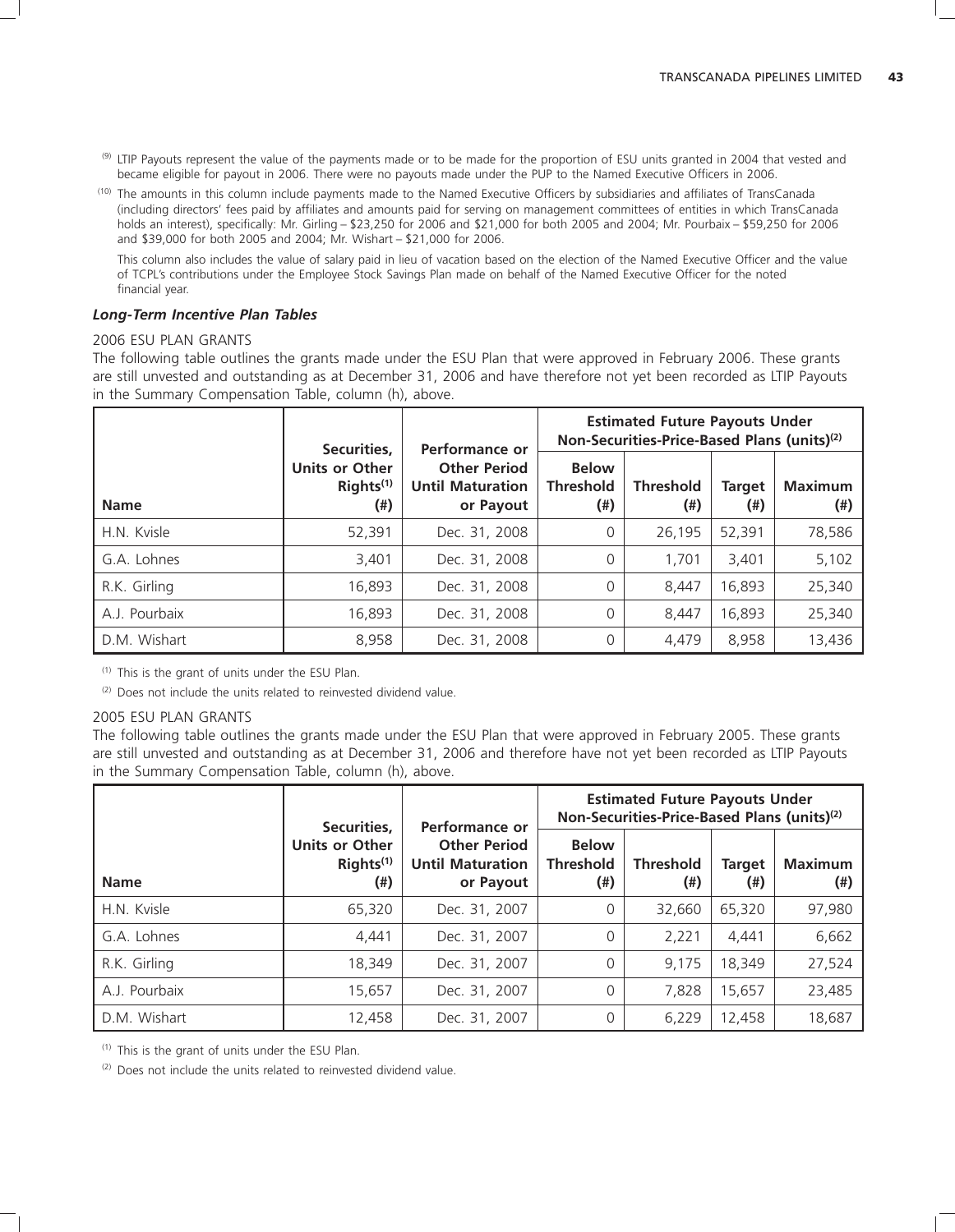[9] LTIP Payouts represent the value of the payments made or to be made for the proportion of ESU units granted in 2004 that vested and became eligible for payout in 2006. There were no payouts made under the PUP to the Named Executive Officers in 2006.

[10] The amounts in this column include payments made to the Named Executive Officers by subsidiaries and affiliates of TransCanada (including directors' fees paid by affiliates and amounts paid for serving on management committees of entities in which TransCanada holds an interest), specifically: Mr. Girling – $23,250 for 2006 and $21,000 for both 2005 and 2004; Mr. Pourbaix – $59,250 for 2006 and $39,000 for both 2005 and 2004; Mr. Wishart – $21,000 for 2006.

This column also includes the value of salary paid in lieu of vacation based on the election of the Named Executive Officer and the value of TCPL's contributions under the Employee Stock Savings Plan made on behalf of the Named Executive Officer for the noted financial year.

### *Long-Term Incentive Plan Tables*

2006 ESU PLAN GRANTS

The following table outlines the grants made under the ESU Plan that were approved in February 2006. These grants are still unvested and outstanding as at December 31, 2006 and have therefore not yet been recorded as LTIP Payouts in the Summary Compensation Table, column (h), above.

| Name | Securities, Units or Other Rights[1] (#) | Performance or Other Period Until Maturation or Payout | Estimated Future Payouts Under Non-Securities-Price-Based Plans (units)[2] | | | |
|---|---|---|---|---|---|---|
| | | | Below Threshold (#) | Threshold (#) | Target (#) | Maximum (#) |
| H.N. Kvisle | 52,391 | Dec. 31, 2008 | 0 | 26,195 | 52,391 | 78,586 |
| G.A. Lohnes | 3,401 | Dec. 31, 2008 | 0 | 1,701 | 3,401 | 5,102 |
| R.K. Girling | 16,893 | Dec. 31, 2008 | 0 | 8,447 | 16,893 | 25,340 |
| A.J. Pourbaix | 16,893 | Dec. 31, 2008 | 0 | 8,447 | 16,893 | 25,340 |
| D.M. Wishart | 8,958 | Dec. 31, 2008 | 0 | 4,479 | 8,958 | 13,436 |

[1] This is the grant of units under the ESU Plan.

[2] Does not include the units related to reinvested dividend value.

2005 ESU PLAN GRANTS

The following table outlines the grants made under the ESU Plan that were approved in February 2005. These grants are still unvested and outstanding as at December 31, 2006 and therefore have not yet been recorded as LTIP Payouts in the Summary Compensation Table, column (h), above.

| Name | Securities, Units or Other Rights[1] (#) | Performance or Other Period Until Maturation or Payout | Estimated Future Payouts Under Non-Securities-Price-Based Plans (units)[2] | | | |
|---|---|---|---|---|---|---|
| | | | Below Threshold (#) | Threshold (#) | Target (#) | Maximum (#) |
| H.N. Kvisle | 65,320 | Dec. 31, 2007 | 0 | 32,660 | 65,320 | 97,980 |
| G.A. Lohnes | 4,441 | Dec. 31, 2007 | 0 | 2,221 | 4,441 | 6,662 |
| R.K. Girling | 18,349 | Dec. 31, 2007 | 0 | 9,175 | 18,349 | 27,524 |
| A.J. Pourbaix | 15,657 | Dec. 31, 2007 | 0 | 7,828 | 15,657 | 23,485 |
| D.M. Wishart | 12,458 | Dec. 31, 2007 | 0 | 6,229 | 12,458 | 18,687 |

[1] This is the grant of units under the ESU Plan.

[2] Does not include the units related to reinvested dividend value.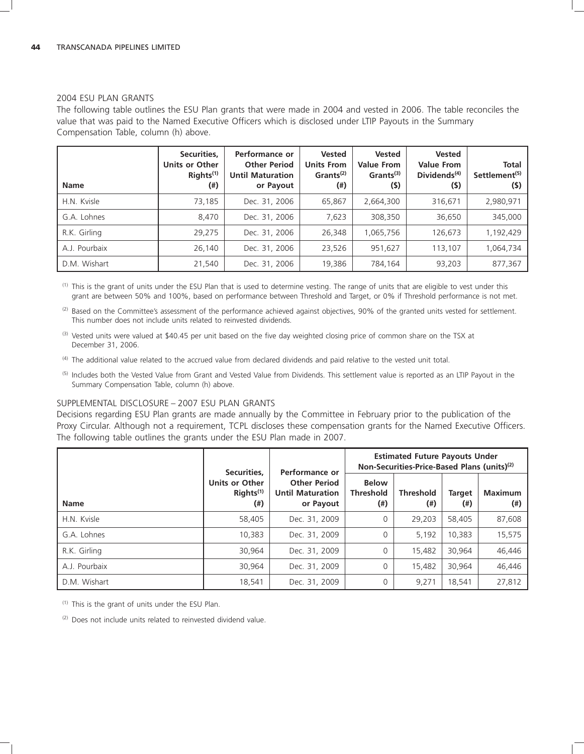### 2004 ESU PLAN GRANTS

The following table outlines the ESU Plan grants that were made in 2004 and vested in 2006. The table reconciles the value that was paid to the Named Executive Officers which is disclosed under LTIP Payouts in the Summary Compensation Table, column (h) above.

| Name | Securities, Units or Other Rights[(1)] (#) | Performance or Other Period Until Maturation or Payout | Vested Units From Grants[(2)] (#) | Vested Value From Grants[(3)] ($) | Vested Value From Dividends[(4)] ($) | Total Settlement[(5)] ($) |
|---|---|---|---|---|---|---|
| H.N. Kvisle | 73,185 | Dec. 31, 2006 | 65,867 | 2,664,300 | 316,671 | 2,980,971 |
| G.A. Lohnes | 8,470 | Dec. 31, 2006 | 7,623 | 308,350 | 36,650 | 345,000 |
| R.K. Girling | 29,275 | Dec. 31, 2006 | 26,348 | 1,065,756 | 126,673 | 1,192,429 |
| A.J. Pourbaix | 26,140 | Dec. 31, 2006 | 23,526 | 951,627 | 113,107 | 1,064,734 |
| D.M. Wishart | 21,540 | Dec. 31, 2006 | 19,386 | 784,164 | 93,203 | 877,367 |

(1) This is the grant of units under the ESU Plan that is used to determine vesting. The range of units that are eligible to vest under this grant are between 50% and 100%, based on performance between Threshold and Target, or 0% if Threshold performance is not met.

(2) Based on the Committee's assessment of the performance achieved against objectives, 90% of the granted units vested for settlement. This number does not include units related to reinvested dividends.

(3) Vested units were valued at $40.45 per unit based on the five day weighted closing price of common share on the TSX at December 31, 2006.

(4) The additional value related to the accrued value from declared dividends and paid relative to the vested unit total.

(5) Includes both the Vested Value from Grant and Vested Value from Dividends. This settlement value is reported as an LTIP Payout in the Summary Compensation Table, column (h) above.

### SUPPLEMENTAL DISCLOSURE – 2007 ESU PLAN GRANTS

Decisions regarding ESU Plan grants are made annually by the Committee in February prior to the publication of the Proxy Circular. Although not a requirement, TCPL discloses these compensation grants for the Named Executive Officers. The following table outlines the grants under the ESU Plan made in 2007.

| Name | Securities, Units or Other Rights[(1)] (#) | Performance or Other Period Until Maturation or Payout | Estimated Future Payouts Under Non-Securities-Price-Based Plans (units)[(2)] | | | |
|---|---|---|---|---|---|---|
| | | | Below Threshold (#) | Threshold (#) | Target (#) | Maximum (#) |
| H.N. Kvisle | 58,405 | Dec. 31, 2009 | 0 | 29,203 | 58,405 | 87,608 |
| G.A. Lohnes | 10,383 | Dec. 31, 2009 | 0 | 5,192 | 10,383 | 15,575 |
| R.K. Girling | 30,964 | Dec. 31, 2009 | 0 | 15,482 | 30,964 | 46,446 |
| A.J. Pourbaix | 30,964 | Dec. 31, 2009 | 0 | 15,482 | 30,964 | 46,446 |
| D.M. Wishart | 18,541 | Dec. 31, 2009 | 0 | 9,271 | 18,541 | 27,812 |

(1) This is the grant of units under the ESU Plan.

(2) Does not include units related to reinvested dividend value.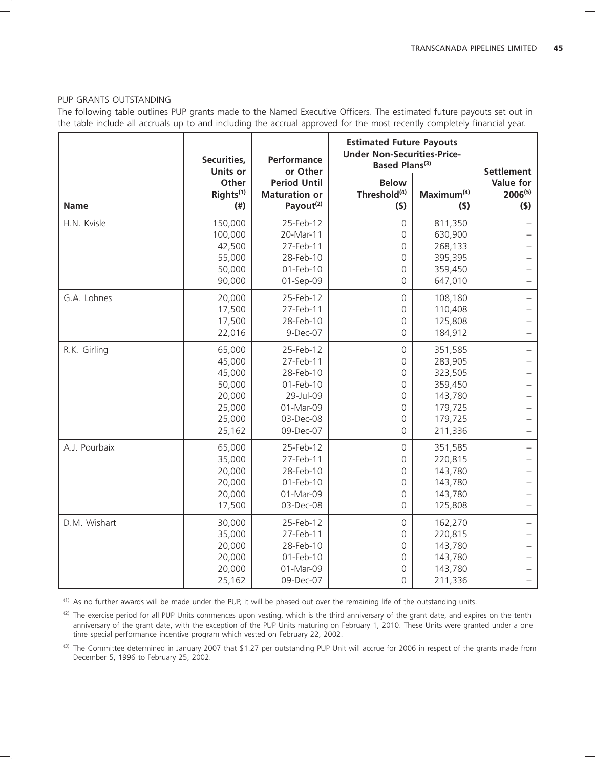PUP GRANTS OUTSTANDING

The following table outlines PUP grants made to the Named Executive Officers. The estimated future payouts set out in the table include all accruals up to and including the accrual approved for the most recently completely financial year.

| Name | Securities, Units or Other Rights[1] (#) | Performance or Other Period Until Maturation or Payout[2] | Estimated Future Payouts Under Non-Securities-Price-Based Plans[3] | | Settlement Value for 2006[5] ($) |
|---|---|---|---|---|---|
| | | | Below Threshold[4] ($) | Maximum[4] ($) | |
| H.N. Kvisle | 150,000 | 25-Feb-12 | 0 | 811,350 | – |
| | 100,000 | 20-Mar-11 | 0 | 630,900 | – |
| | 42,500 | 27-Feb-11 | 0 | 268,133 | – |
| | 55,000 | 28-Feb-10 | 0 | 395,395 | – |
| | 50,000 | 01-Feb-10 | 0 | 359,450 | – |
| | 90,000 | 01-Sep-09 | 0 | 647,010 | – |
| G.A. Lohnes | 20,000 | 25-Feb-12 | 0 | 108,180 | – |
| | 17,500 | 27-Feb-11 | 0 | 110,408 | – |
| | 17,500 | 28-Feb-10 | 0 | 125,808 | – |
| | 22,016 | 9-Dec-07 | 0 | 184,912 | – |
| R.K. Girling | 65,000 | 25-Feb-12 | 0 | 351,585 | – |
| | 45,000 | 27-Feb-11 | 0 | 283,905 | – |
| | 45,000 | 28-Feb-10 | 0 | 323,505 | – |
| | 50,000 | 01-Feb-10 | 0 | 359,450 | – |
| | 20,000 | 29-Jul-09 | 0 | 143,780 | – |
| | 25,000 | 01-Mar-09 | 0 | 179,725 | – |
| | 25,000 | 03-Dec-08 | 0 | 179,725 | – |
| | 25,162 | 09-Dec-07 | 0 | 211,336 | – |
| A.J. Pourbaix | 65,000 | 25-Feb-12 | 0 | 351,585 | – |
| | 35,000 | 27-Feb-11 | 0 | 220,815 | – |
| | 20,000 | 28-Feb-10 | 0 | 143,780 | – |
| | 20,000 | 01-Feb-10 | 0 | 143,780 | – |
| | 20,000 | 01-Mar-09 | 0 | 143,780 | – |
| | 17,500 | 03-Dec-08 | 0 | 125,808 | – |
| D.M. Wishart | 30,000 | 25-Feb-12 | 0 | 162,270 | – |
| | 35,000 | 27-Feb-11 | 0 | 220,815 | – |
| | 20,000 | 28-Feb-10 | 0 | 143,780 | – |
| | 20,000 | 01-Feb-10 | 0 | 143,780 | – |
| | 20,000 | 01-Mar-09 | 0 | 143,780 | – |
| | 25,162 | 09-Dec-07 | 0 | 211,336 | – |

(1) As no further awards will be made under the PUP, it will be phased out over the remaining life of the outstanding units.

(2) The exercise period for all PUP Units commences upon vesting, which is the third anniversary of the grant date, and expires on the tenth anniversary of the grant date, with the exception of the PUP Units maturing on February 1, 2010. These Units were granted under a one time special performance incentive program which vested on February 22, 2002.

(3) The Committee determined in January 2007 that $1.27 per outstanding PUP Unit will accrue for 2006 in respect of the grants made from December 5, 1996 to February 25, 2002.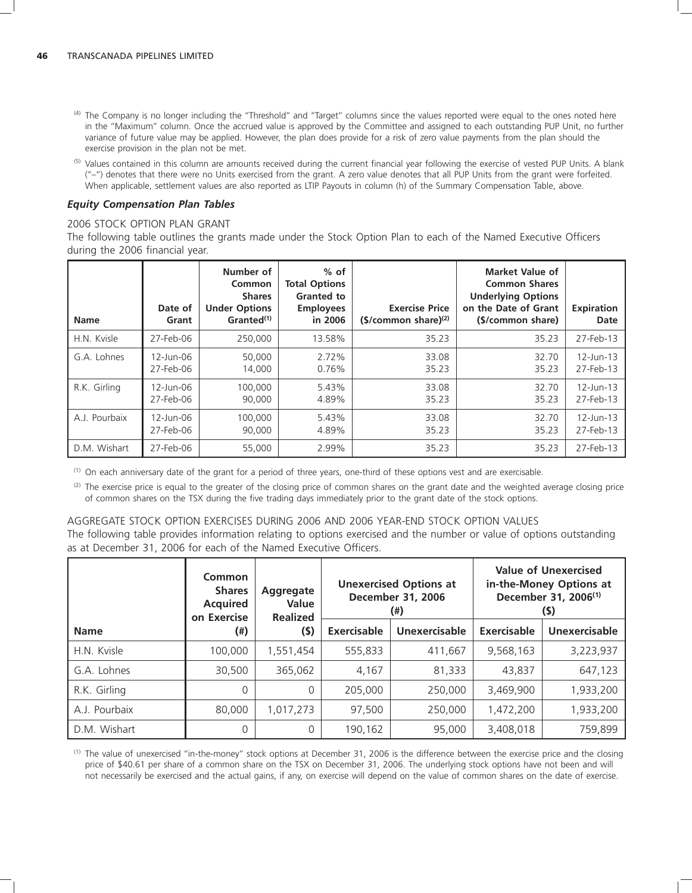(4) The Company is no longer including the "Threshold" and "Target" columns since the values reported were equal to the ones noted here in the "Maximum" column. Once the accrued value is approved by the Committee and assigned to each outstanding PUP Unit, no further variance of future value may be applied. However, the plan does provide for a risk of zero value payments from the plan should the exercise provision in the plan not be met.

(5) Values contained in this column are amounts received during the current financial year following the exercise of vested PUP Units. A blank ("–") denotes that there were no Units exercised from the grant. A zero value denotes that all PUP Units from the grant were forfeited. When applicable, settlement values are also reported as LTIP Payouts in column (h) of the Summary Compensation Table, above.

### *Equity Compensation Plan Tables*

2006 STOCK OPTION PLAN GRANT

The following table outlines the grants made under the Stock Option Plan to each of the Named Executive Officers during the 2006 financial year.

| Name | Date of Grant | Number of Common Shares Under Options Granted[1] | % of Total Options Granted to Employees in 2006 | Exercise Price ($/common share)[2] | Market Value of Common Shares Underlying Options on the Date of Grant ($/common share) | Expiration Date |
|---|---|---|---|---|---|---|
| H.N. Kvisle | 27-Feb-06 | 250,000 | 13.58% | 35.23 | 35.23 | 27-Feb-13 |
| G.A. Lohnes | 12-Jun-06<br>27-Feb-06 | 50,000<br>14,000 | 2.72%<br>0.76% | 33.08<br>35.23 | 32.70<br>35.23 | 12-Jun-13<br>27-Feb-13 |
| R.K. Girling | 12-Jun-06<br>27-Feb-06 | 100,000<br>90,000 | 5.43%<br>4.89% | 33.08<br>35.23 | 32.70<br>35.23 | 12-Jun-13<br>27-Feb-13 |
| A.J. Pourbaix | 12-Jun-06<br>27-Feb-06 | 100,000<br>90,000 | 5.43%<br>4.89% | 33.08<br>35.23 | 32.70<br>35.23 | 12-Jun-13<br>27-Feb-13 |
| D.M. Wishart | 27-Feb-06 | 55,000 | 2.99% | 35.23 | 35.23 | 27-Feb-13 |

(1) On each anniversary date of the grant for a period of three years, one-third of these options vest and are exercisable.

(2) The exercise price is equal to the greater of the closing price of common shares on the grant date and the weighted average closing price of common shares on the TSX during the five trading days immediately prior to the grant date of the stock options.

AGGREGATE STOCK OPTION EXERCISES DURING 2006 AND 2006 YEAR-END STOCK OPTION VALUES

The following table provides information relating to options exercised and the number or value of options outstanding as at December 31, 2006 for each of the Named Executive Officers.

| Name | Common Shares Acquired on Exercise (#) | Aggregate Value Realized ($) | Unexercised Options at December 31, 2006 (#) | | Value of Unexercised in-the-Money Options at December 31, 2006[1] ($) | |
|---|---|---|---|---|---|---|
| | | | Exercisable | Unexercisable | Exercisable | Unexercisable |
| H.N. Kvisle | 100,000 | 1,551,454 | 555,833 | 411,667 | 9,568,163 | 3,223,937 |
| G.A. Lohnes | 30,500 | 365,062 | 4,167 | 81,333 | 43,837 | 647,123 |
| R.K. Girling | 0 | 0 | 205,000 | 250,000 | 3,469,900 | 1,933,200 |
| A.J. Pourbaix | 80,000 | 1,017,273 | 97,500 | 250,000 | 1,472,200 | 1,933,200 |
| D.M. Wishart | 0 | 0 | 190,162 | 95,000 | 3,408,018 | 759,899 |

(1) The value of unexercised "in-the-money" stock options at December 31, 2006 is the difference between the exercise price and the closing price of $40.61 per share of a common share on the TSX on December 31, 2006. The underlying stock options have not been and will not necessarily be exercised and the actual gains, if any, on exercise will depend on the value of common shares on the date of exercise.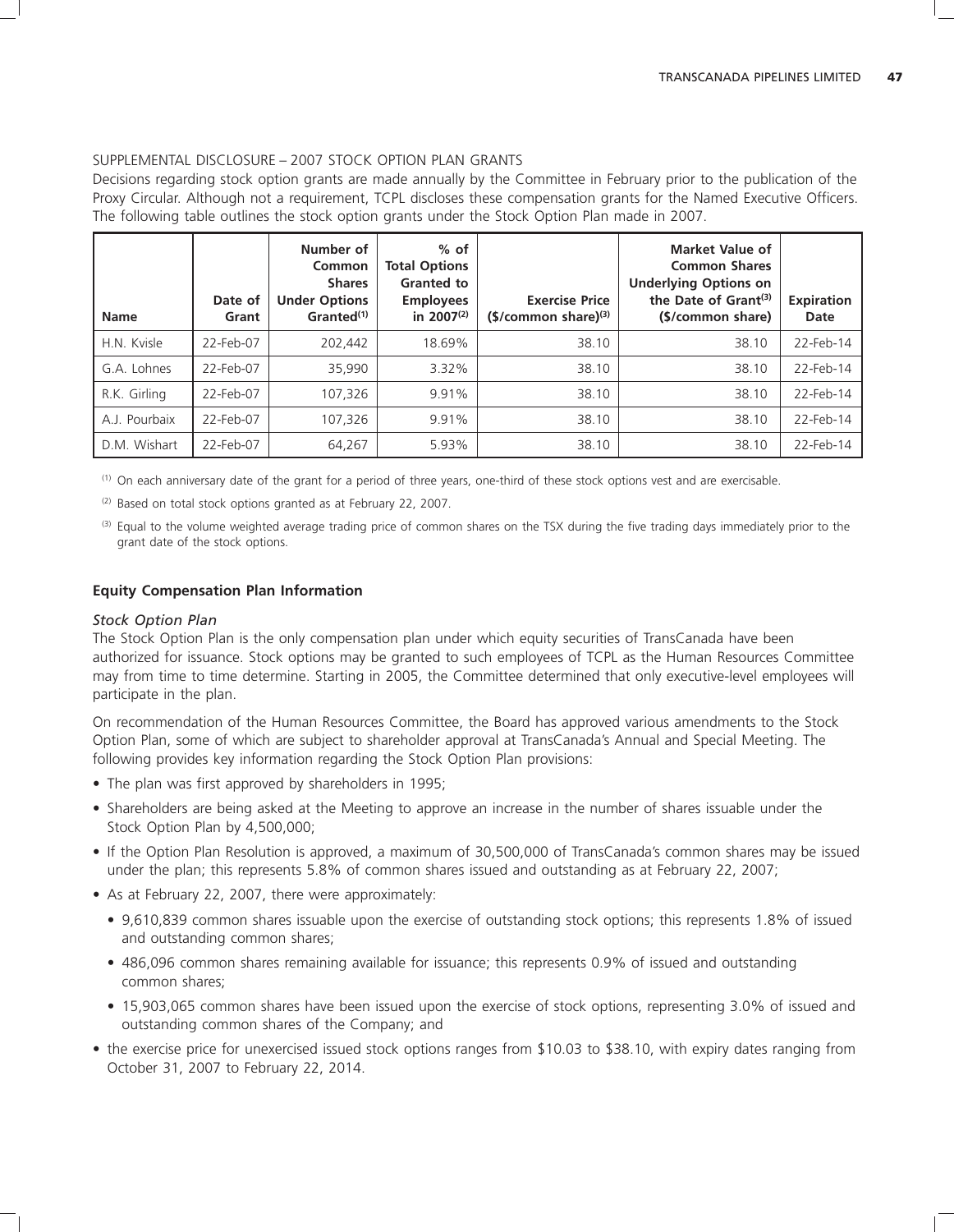SUPPLEMENTAL DISCLOSURE – 2007 STOCK OPTION PLAN GRANTS

Decisions regarding stock option grants are made annually by the Committee in February prior to the publication of the Proxy Circular. Although not a requirement, TCPL discloses these compensation grants for the Named Executive Officers. The following table outlines the stock option grants under the Stock Option Plan made in 2007.

| Name | Date of Grant | Number of Common Shares Under Options Granted[1] | % of Total Options Granted to Employees in 2007[2] | Exercise Price ($/common share)[3] | Market Value of Common Shares Underlying Options on the Date of Grant[3] ($/common share) | Expiration Date |
|---|---|---|---|---|---|---|
| H.N. Kvisle | 22-Feb-07 | 202,442 | 18.69% | 38.10 | 38.10 | 22-Feb-14 |
| G.A. Lohnes | 22-Feb-07 | 35,990 | 3.32% | 38.10 | 38.10 | 22-Feb-14 |
| R.K. Girling | 22-Feb-07 | 107,326 | 9.91% | 38.10 | 38.10 | 22-Feb-14 |
| A.J. Pourbaix | 22-Feb-07 | 107,326 | 9.91% | 38.10 | 38.10 | 22-Feb-14 |
| D.M. Wishart | 22-Feb-07 | 64,267 | 5.93% | 38.10 | 38.10 | 22-Feb-14 |

[1] On each anniversary date of the grant for a period of three years, one-third of these stock options vest and are exercisable.

[2] Based on total stock options granted as at February 22, 2007.

[3] Equal to the volume weighted average trading price of common shares on the TSX during the five trading days immediately prior to the grant date of the stock options.

**Equity Compensation Plan Information**

*Stock Option Plan*

The Stock Option Plan is the only compensation plan under which equity securities of TransCanada have been authorized for issuance. Stock options may be granted to such employees of TCPL as the Human Resources Committee may from time to time determine. Starting in 2005, the Committee determined that only executive-level employees will participate in the plan.

On recommendation of the Human Resources Committee, the Board has approved various amendments to the Stock Option Plan, some of which are subject to shareholder approval at TransCanada's Annual and Special Meeting. The following provides key information regarding the Stock Option Plan provisions:

- The plan was first approved by shareholders in 1995;
- Shareholders are being asked at the Meeting to approve an increase in the number of shares issuable under the Stock Option Plan by 4,500,000;
- If the Option Plan Resolution is approved, a maximum of 30,500,000 of TransCanada's common shares may be issued under the plan; this represents 5.8% of common shares issued and outstanding as at February 22, 2007;
- As at February 22, 2007, there were approximately:
  - 9,610,839 common shares issuable upon the exercise of outstanding stock options; this represents 1.8% of issued and outstanding common shares;
  - 486,096 common shares remaining available for issuance; this represents 0.9% of issued and outstanding common shares;
  - 15,903,065 common shares have been issued upon the exercise of stock options, representing 3.0% of issued and outstanding common shares of the Company; and
- the exercise price for unexercised issued stock options ranges from $10.03 to $38.10, with expiry dates ranging from October 31, 2007 to February 22, 2014.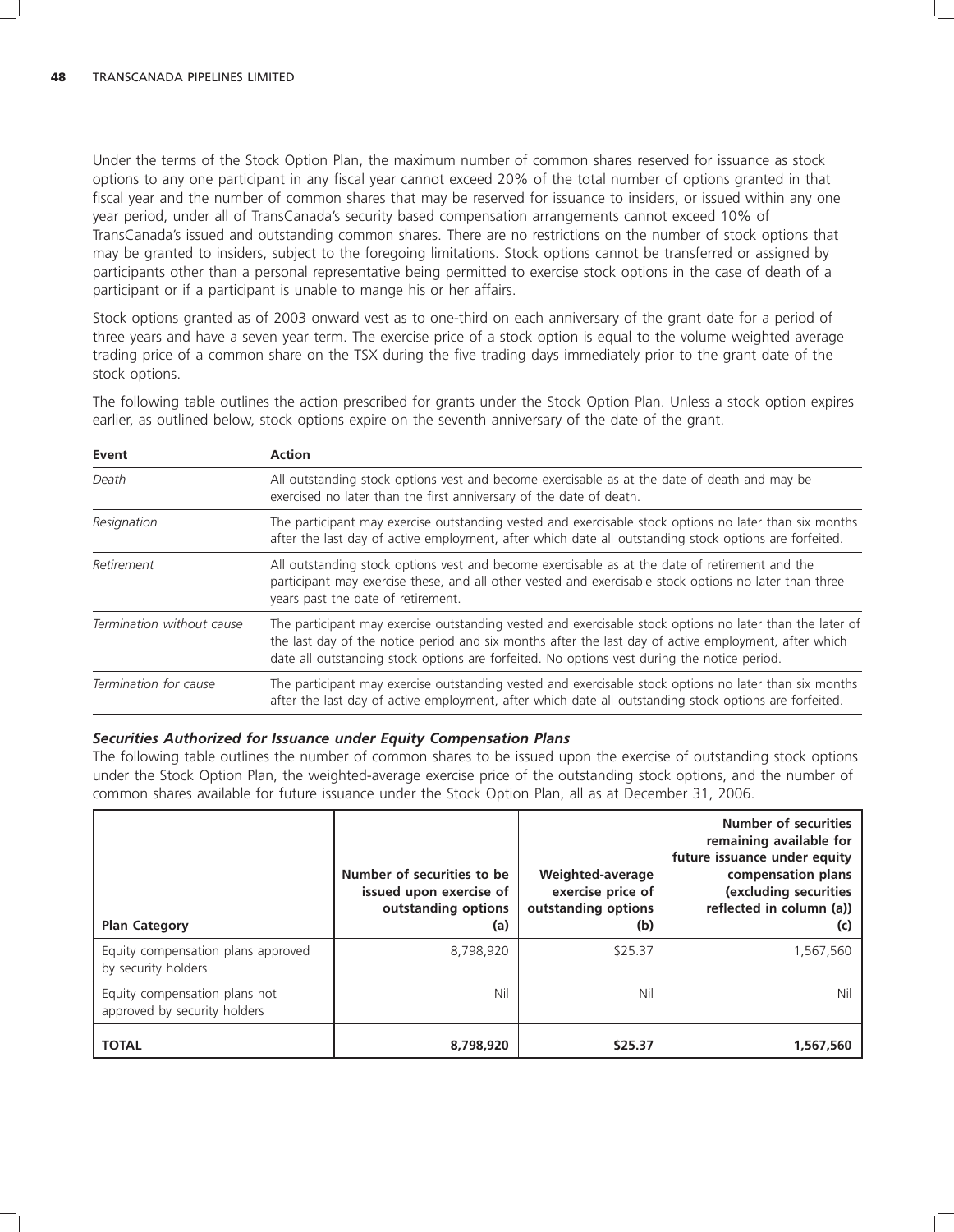Under the terms of the Stock Option Plan, the maximum number of common shares reserved for issuance as stock options to any one participant in any fiscal year cannot exceed 20% of the total number of options granted in that fiscal year and the number of common shares that may be reserved for issuance to insiders, or issued within any one year period, under all of TransCanada's security based compensation arrangements cannot exceed 10% of TransCanada's issued and outstanding common shares. There are no restrictions on the number of stock options that may be granted to insiders, subject to the foregoing limitations. Stock options cannot be transferred or assigned by participants other than a personal representative being permitted to exercise stock options in the case of death of a participant or if a participant is unable to mange his or her affairs.

Stock options granted as of 2003 onward vest as to one-third on each anniversary of the grant date for a period of three years and have a seven year term. The exercise price of a stock option is equal to the volume weighted average trading price of a common share on the TSX during the five trading days immediately prior to the grant date of the stock options.

The following table outlines the action prescribed for grants under the Stock Option Plan. Unless a stock option expires earlier, as outlined below, stock options expire on the seventh anniversary of the date of the grant.

| Event | Action |
|---|---|
| *Death* | All outstanding stock options vest and become exercisable as at the date of death and may be exercised no later than the first anniversary of the date of death. |
| *Resignation* | The participant may exercise outstanding vested and exercisable stock options no later than six months after the last day of active employment, after which date all outstanding stock options are forfeited. |
| *Retirement* | All outstanding stock options vest and become exercisable as at the date of retirement and the participant may exercise these, and all other vested and exercisable stock options no later than three years past the date of retirement. |
| *Termination without cause* | The participant may exercise outstanding vested and exercisable stock options no later than the later of the last day of the notice period and six months after the last day of active employment, after which date all outstanding stock options are forfeited. No options vest during the notice period. |
| *Termination for cause* | The participant may exercise outstanding vested and exercisable stock options no later than six months after the last day of active employment, after which date all outstanding stock options are forfeited. |

***Securities Authorized for Issuance under Equity Compensation Plans***

The following table outlines the number of common shares to be issued upon the exercise of outstanding stock options under the Stock Option Plan, the weighted-average exercise price of the outstanding stock options, and the number of common shares available for future issuance under the Stock Option Plan, all as at December 31, 2006.

| Plan Category | Number of securities to be issued upon exercise of outstanding options (a) | Weighted-average exercise price of outstanding options (b) | Number of securities remaining available for future issuance under equity compensation plans (excluding securities reflected in column (a)) (c) |
|---|---|---|---|
| Equity compensation plans approved by security holders | 8,798,920 | $25.37 | 1,567,560 |
| Equity compensation plans not approved by security holders | Nil | Nil | Nil |
| **TOTAL** | **8,798,920** | **$25.37** | **1,567,560** |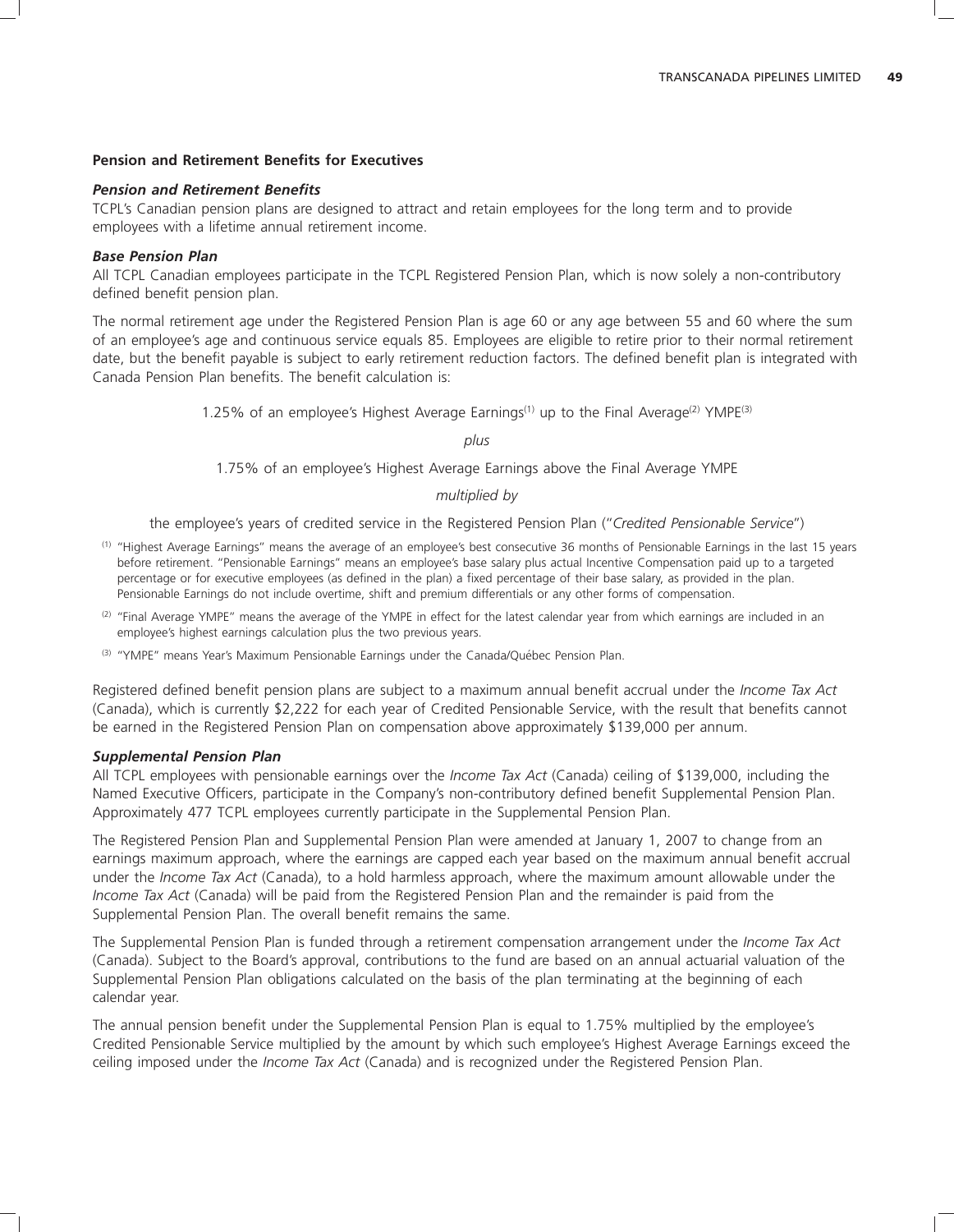## Pension and Retirement Benefits for Executives

### *Pension and Retirement Benefits*

TCPL's Canadian pension plans are designed to attract and retain employees for the long term and to provide employees with a lifetime annual retirement income.

### *Base Pension Plan*

All TCPL Canadian employees participate in the TCPL Registered Pension Plan, which is now solely a non-contributory defined benefit pension plan.

The normal retirement age under the Registered Pension Plan is age 60 or any age between 55 and 60 where the sum of an employee's age and continuous service equals 85. Employees are eligible to retire prior to their normal retirement date, but the benefit payable is subject to early retirement reduction factors. The defined benefit plan is integrated with Canada Pension Plan benefits. The benefit calculation is:

1.25% of an employee's Highest Average Earnings[(1)] up to the Final Average[(2)] YMPE[(3)]

*plus*

1.75% of an employee's Highest Average Earnings above the Final Average YMPE

*multiplied by*

the employee's years of credited service in the Registered Pension Plan ("*Credited Pensionable Service*")

(1) "Highest Average Earnings" means the average of an employee's best consecutive 36 months of Pensionable Earnings in the last 15 years before retirement. "Pensionable Earnings" means an employee's base salary plus actual Incentive Compensation paid up to a targeted percentage or for executive employees (as defined in the plan) a fixed percentage of their base salary, as provided in the plan. Pensionable Earnings do not include overtime, shift and premium differentials or any other forms of compensation.

(2) "Final Average YMPE" means the average of the YMPE in effect for the latest calendar year from which earnings are included in an employee's highest earnings calculation plus the two previous years.

(3) "YMPE" means Year's Maximum Pensionable Earnings under the Canada/Québec Pension Plan.

Registered defined benefit pension plans are subject to a maximum annual benefit accrual under the *Income Tax Act* (Canada), which is currently $2,222 for each year of Credited Pensionable Service, with the result that benefits cannot be earned in the Registered Pension Plan on compensation above approximately $139,000 per annum.

### *Supplemental Pension Plan*

All TCPL employees with pensionable earnings over the *Income Tax Act* (Canada) ceiling of $139,000, including the Named Executive Officers, participate in the Company's non-contributory defined benefit Supplemental Pension Plan. Approximately 477 TCPL employees currently participate in the Supplemental Pension Plan.

The Registered Pension Plan and Supplemental Pension Plan were amended at January 1, 2007 to change from an earnings maximum approach, where the earnings are capped each year based on the maximum annual benefit accrual under the *Income Tax Act* (Canada), to a hold harmless approach, where the maximum amount allowable under the *Income Tax Act* (Canada) will be paid from the Registered Pension Plan and the remainder is paid from the Supplemental Pension Plan. The overall benefit remains the same.

The Supplemental Pension Plan is funded through a retirement compensation arrangement under the *Income Tax Act* (Canada). Subject to the Board's approval, contributions to the fund are based on an annual actuarial valuation of the Supplemental Pension Plan obligations calculated on the basis of the plan terminating at the beginning of each calendar year.

The annual pension benefit under the Supplemental Pension Plan is equal to 1.75% multiplied by the employee's Credited Pensionable Service multiplied by the amount by which such employee's Highest Average Earnings exceed the ceiling imposed under the *Income Tax Act* (Canada) and is recognized under the Registered Pension Plan.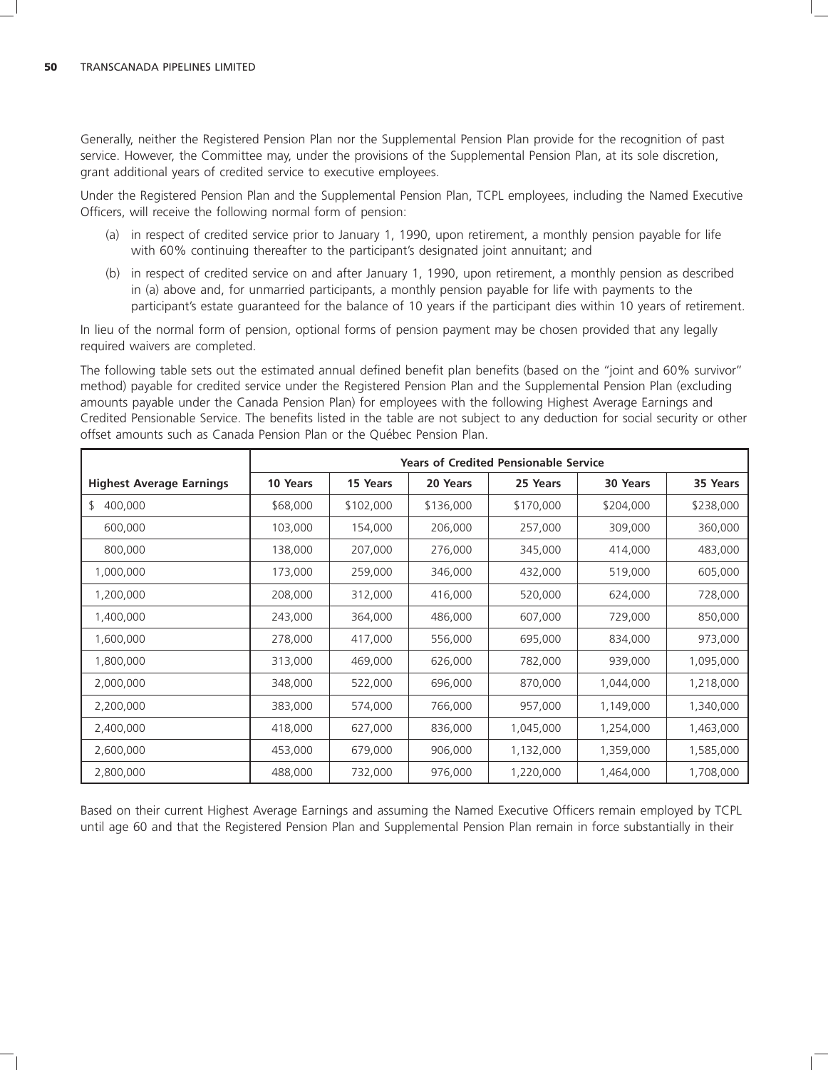Generally, neither the Registered Pension Plan nor the Supplemental Pension Plan provide for the recognition of past service. However, the Committee may, under the provisions of the Supplemental Pension Plan, at its sole discretion, grant additional years of credited service to executive employees.

Under the Registered Pension Plan and the Supplemental Pension Plan, TCPL employees, including the Named Executive Officers, will receive the following normal form of pension:

(a) in respect of credited service prior to January 1, 1990, upon retirement, a monthly pension payable for life with 60% continuing thereafter to the participant's designated joint annuitant; and

(b) in respect of credited service on and after January 1, 1990, upon retirement, a monthly pension as described in (a) above and, for unmarried participants, a monthly pension payable for life with payments to the participant's estate guaranteed for the balance of 10 years if the participant dies within 10 years of retirement.

In lieu of the normal form of pension, optional forms of pension payment may be chosen provided that any legally required waivers are completed.

The following table sets out the estimated annual defined benefit plan benefits (based on the "joint and 60% survivor" method) payable for credited service under the Registered Pension Plan and the Supplemental Pension Plan (excluding amounts payable under the Canada Pension Plan) for employees with the following Highest Average Earnings and Credited Pensionable Service. The benefits listed in the table are not subject to any deduction for social security or other offset amounts such as Canada Pension Plan or the Québec Pension Plan.

| | **Years of Credited Pensionable Service** | | | | | |
|---|---|---|---|---|---|---|
| **Highest Average Earnings** | **10 Years** | **15 Years** | **20 Years** | **25 Years** | **30 Years** | **35 Years** |
| $ 400,000 | $68,000 | $102,000 | $136,000 | $170,000 | $204,000 | $238,000 |
| 600,000 | 103,000 | 154,000 | 206,000 | 257,000 | 309,000 | 360,000 |
| 800,000 | 138,000 | 207,000 | 276,000 | 345,000 | 414,000 | 483,000 |
| 1,000,000 | 173,000 | 259,000 | 346,000 | 432,000 | 519,000 | 605,000 |
| 1,200,000 | 208,000 | 312,000 | 416,000 | 520,000 | 624,000 | 728,000 |
| 1,400,000 | 243,000 | 364,000 | 486,000 | 607,000 | 729,000 | 850,000 |
| 1,600,000 | 278,000 | 417,000 | 556,000 | 695,000 | 834,000 | 973,000 |
| 1,800,000 | 313,000 | 469,000 | 626,000 | 782,000 | 939,000 | 1,095,000 |
| 2,000,000 | 348,000 | 522,000 | 696,000 | 870,000 | 1,044,000 | 1,218,000 |
| 2,200,000 | 383,000 | 574,000 | 766,000 | 957,000 | 1,149,000 | 1,340,000 |
| 2,400,000 | 418,000 | 627,000 | 836,000 | 1,045,000 | 1,254,000 | 1,463,000 |
| 2,600,000 | 453,000 | 679,000 | 906,000 | 1,132,000 | 1,359,000 | 1,585,000 |
| 2,800,000 | 488,000 | 732,000 | 976,000 | 1,220,000 | 1,464,000 | 1,708,000 |

Based on their current Highest Average Earnings and assuming the Named Executive Officers remain employed by TCPL until age 60 and that the Registered Pension Plan and Supplemental Pension Plan remain in force substantially in their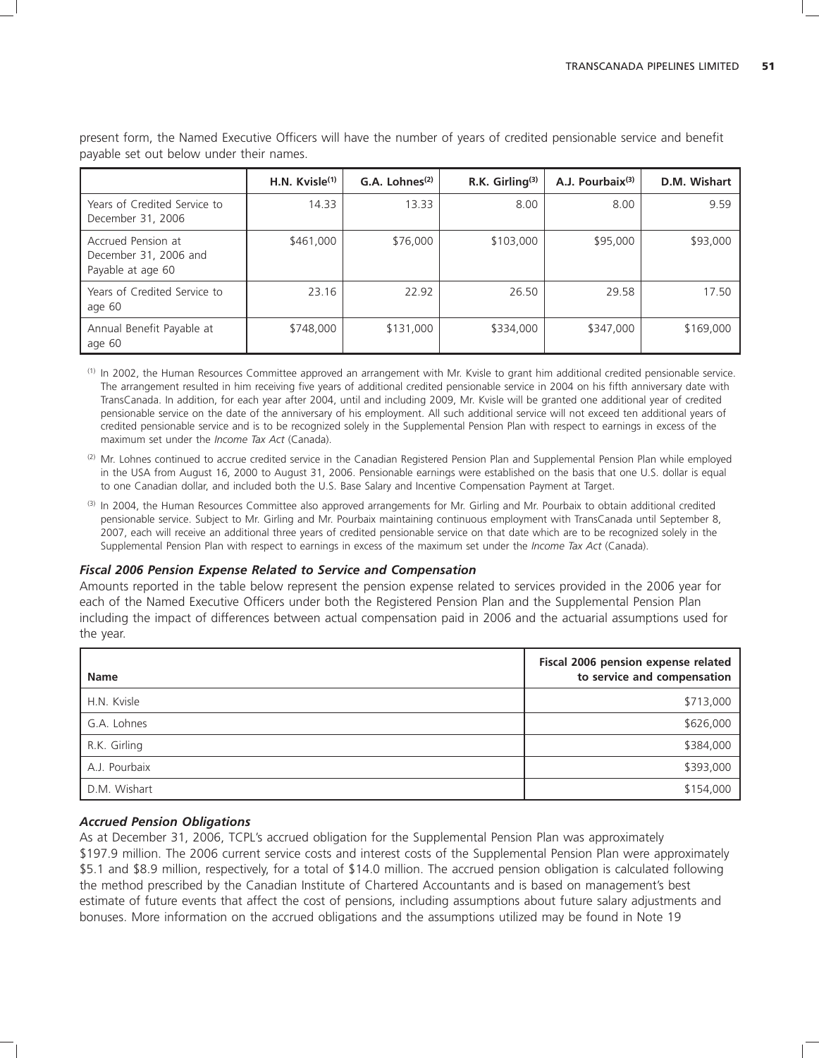present form, the Named Executive Officers will have the number of years of credited pensionable service and benefit payable set out below under their names.

| | H.N. Kvisle[(1)] | G.A. Lohnes[(2)] | R.K. Girling[(3)] | A.J. Pourbaix[(3)] | D.M. Wishart |
|---|---|---|---|---|---|
| Years of Credited Service to December 31, 2006 | 14.33 | 13.33 | 8.00 | 8.00 | 9.59 |
| Accrued Pension at December 31, 2006 and Payable at age 60 | $461,000 | $76,000 | $103,000 | $95,000 | $93,000 |
| Years of Credited Service to age 60 | 23.16 | 22.92 | 26.50 | 29.58 | 17.50 |
| Annual Benefit Payable at age 60 | $748,000 | $131,000 | $334,000 | $347,000 | $169,000 |

(1) In 2002, the Human Resources Committee approved an arrangement with Mr. Kvisle to grant him additional credited pensionable service. The arrangement resulted in him receiving five years of additional credited pensionable service in 2004 on his fifth anniversary date with TransCanada. In addition, for each year after 2004, until and including 2009, Mr. Kvisle will be granted one additional year of credited pensionable service on the date of the anniversary of his employment. All such additional service will not exceed ten additional years of credited pensionable service and is to be recognized solely in the Supplemental Pension Plan with respect to earnings in excess of the maximum set under the *Income Tax Act* (Canada).

(2) Mr. Lohnes continued to accrue credited service in the Canadian Registered Pension Plan and Supplemental Pension Plan while employed in the USA from August 16, 2000 to August 31, 2006. Pensionable earnings were established on the basis that one U.S. dollar is equal to one Canadian dollar, and included both the U.S. Base Salary and Incentive Compensation Payment at Target.

(3) In 2004, the Human Resources Committee also approved arrangements for Mr. Girling and Mr. Pourbaix to obtain additional credited pensionable service. Subject to Mr. Girling and Mr. Pourbaix maintaining continuous employment with TransCanada until September 8, 2007, each will receive an additional three years of credited pensionable service on that date which are to be recognized solely in the Supplemental Pension Plan with respect to earnings in excess of the maximum set under the *Income Tax Act* (Canada).

### *Fiscal 2006 Pension Expense Related to Service and Compensation*

Amounts reported in the table below represent the pension expense related to services provided in the 2006 year for each of the Named Executive Officers under both the Registered Pension Plan and the Supplemental Pension Plan including the impact of differences between actual compensation paid in 2006 and the actuarial assumptions used for the year.

| Name | Fiscal 2006 pension expense related to service and compensation |
|---|---|
| H.N. Kvisle | $713,000 |
| G.A. Lohnes | $626,000 |
| R.K. Girling | $384,000 |
| A.J. Pourbaix | $393,000 |
| D.M. Wishart | $154,000 |

### *Accrued Pension Obligations*

As at December 31, 2006, TCPL's accrued obligation for the Supplemental Pension Plan was approximately $197.9 million. The 2006 current service costs and interest costs of the Supplemental Pension Plan were approximately $5.1 and $8.9 million, respectively, for a total of $14.0 million. The accrued pension obligation is calculated following the method prescribed by the Canadian Institute of Chartered Accountants and is based on management's best estimate of future events that affect the cost of pensions, including assumptions about future salary adjustments and bonuses. More information on the accrued obligations and the assumptions utilized may be found in Note 19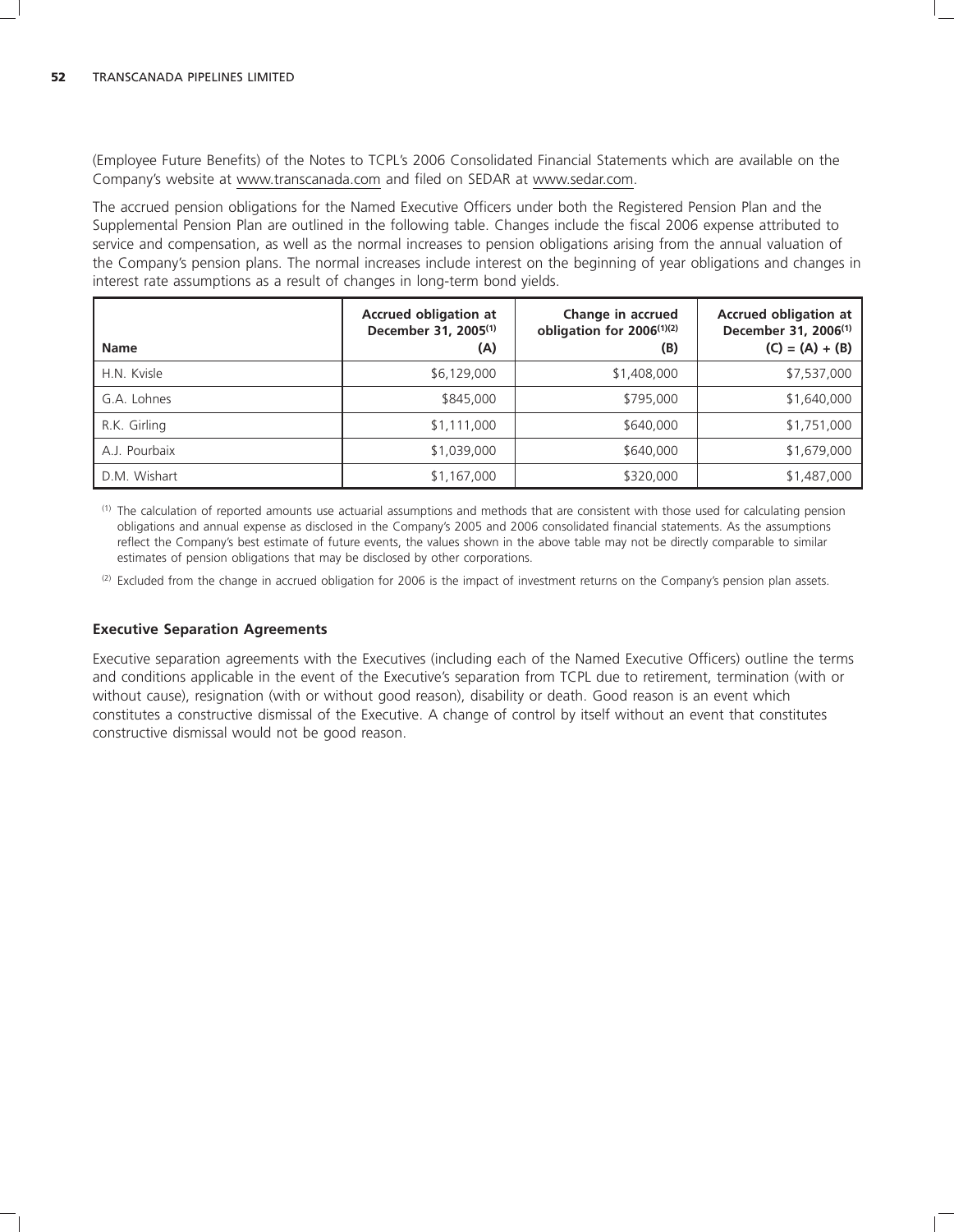(Employee Future Benefits) of the Notes to TCPL's 2006 Consolidated Financial Statements which are available on the Company's website at www.transcanada.com and filed on SEDAR at www.sedar.com.

The accrued pension obligations for the Named Executive Officers under both the Registered Pension Plan and the Supplemental Pension Plan are outlined in the following table. Changes include the fiscal 2006 expense attributed to service and compensation, as well as the normal increases to pension obligations arising from the annual valuation of the Company's pension plans. The normal increases include interest on the beginning of year obligations and changes in interest rate assumptions as a result of changes in long-term bond yields.

| Name | Accrued obligation at December 31, 2005[1] (A) | Change in accrued obligation for 2006[1][2] (B) | Accrued obligation at December 31, 2006[1] (C) = (A) + (B) |
|---|---|---|---|
| H.N. Kvisle | $6,129,000 | $1,408,000 | $7,537,000 |
| G.A. Lohnes | $845,000 | $795,000 | $1,640,000 |
| R.K. Girling | $1,111,000 | $640,000 | $1,751,000 |
| A.J. Pourbaix | $1,039,000 | $640,000 | $1,679,000 |
| D.M. Wishart | $1,167,000 | $320,000 | $1,487,000 |

(1) The calculation of reported amounts use actuarial assumptions and methods that are consistent with those used for calculating pension obligations and annual expense as disclosed in the Company's 2005 and 2006 consolidated financial statements. As the assumptions reflect the Company's best estimate of future events, the values shown in the above table may not be directly comparable to similar estimates of pension obligations that may be disclosed by other corporations.

(2) Excluded from the change in accrued obligation for 2006 is the impact of investment returns on the Company's pension plan assets.

### Executive Separation Agreements

Executive separation agreements with the Executives (including each of the Named Executive Officers) outline the terms and conditions applicable in the event of the Executive's separation from TCPL due to retirement, termination (with or without cause), resignation (with or without good reason), disability or death. Good reason is an event which constitutes a constructive dismissal of the Executive. A change of control by itself without an event that constitutes constructive dismissal would not be good reason.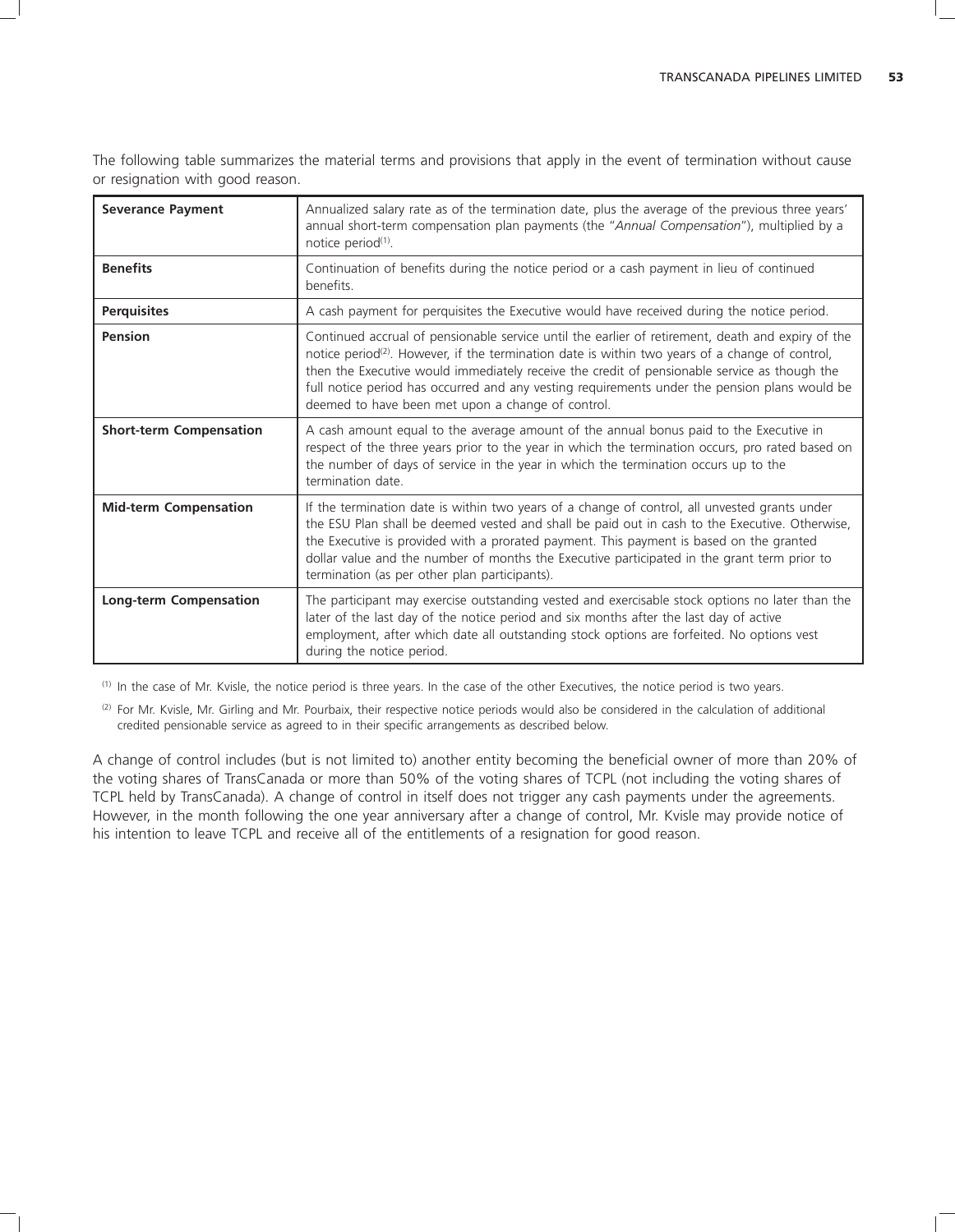The following table summarizes the material terms and provisions that apply in the event of termination without cause or resignation with good reason.

| | |
|---|---|
| **Severance Payment** | Annualized salary rate as of the termination date, plus the average of the previous three years' annual short-term compensation plan payments (the "*Annual Compensation*"), multiplied by a notice period[(1)]. |
| **Benefits** | Continuation of benefits during the notice period or a cash payment in lieu of continued benefits. |
| **Perquisites** | A cash payment for perquisites the Executive would have received during the notice period. |
| **Pension** | Continued accrual of pensionable service until the earlier of retirement, death and expiry of the notice period[(2)]. However, if the termination date is within two years of a change of control, then the Executive would immediately receive the credit of pensionable service as though the full notice period has occurred and any vesting requirements under the pension plans would be deemed to have been met upon a change of control. |
| **Short-term Compensation** | A cash amount equal to the average amount of the annual bonus paid to the Executive in respect of the three years prior to the year in which the termination occurs, pro rated based on the number of days of service in the year in which the termination occurs up to the termination date. |
| **Mid-term Compensation** | If the termination date is within two years of a change of control, all unvested grants under the ESU Plan shall be deemed vested and shall be paid out in cash to the Executive. Otherwise, the Executive is provided with a prorated payment. This payment is based on the granted dollar value and the number of months the Executive participated in the grant term prior to termination (as per other plan participants). |
| **Long-term Compensation** | The participant may exercise outstanding vested and exercisable stock options no later than the later of the last day of the notice period and six months after the last day of active employment, after which date all outstanding stock options are forfeited. No options vest during the notice period. |

(1) In the case of Mr. Kvisle, the notice period is three years. In the case of the other Executives, the notice period is two years.

(2) For Mr. Kvisle, Mr. Girling and Mr. Pourbaix, their respective notice periods would also be considered in the calculation of additional credited pensionable service as agreed to in their specific arrangements as described below.

A change of control includes (but is not limited to) another entity becoming the beneficial owner of more than 20% of the voting shares of TransCanada or more than 50% of the voting shares of TCPL (not including the voting shares of TCPL held by TransCanada). A change of control in itself does not trigger any cash payments under the agreements. However, in the month following the one year anniversary after a change of control, Mr. Kvisle may provide notice of his intention to leave TCPL and receive all of the entitlements of a resignation for good reason.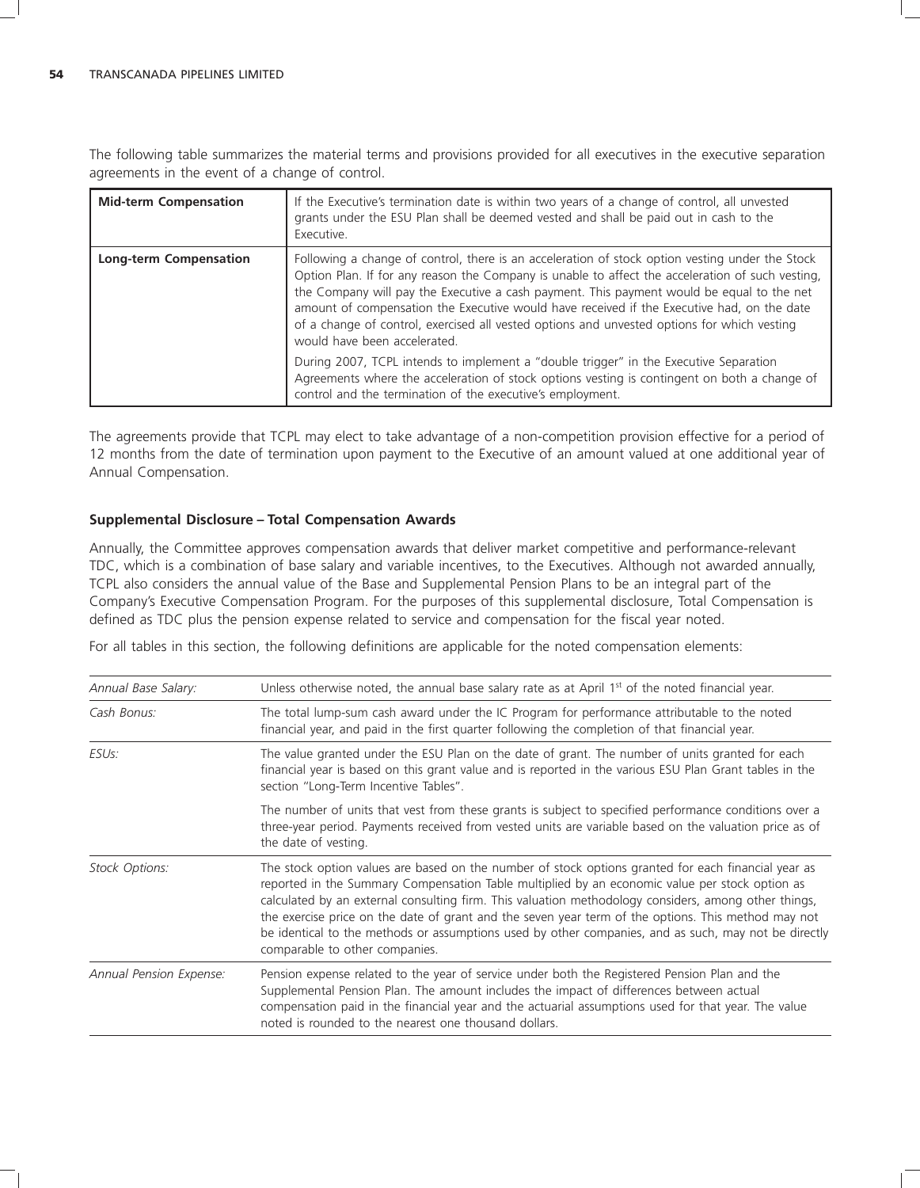The following table summarizes the material terms and provisions provided for all executives in the executive separation agreements in the event of a change of control.

| | |
|---|---|
| **Mid-term Compensation** | If the Executive's termination date is within two years of a change of control, all unvested grants under the ESU Plan shall be deemed vested and shall be paid out in cash to the Executive. |
| **Long-term Compensation** | Following a change of control, there is an acceleration of stock option vesting under the Stock Option Plan. If for any reason the Company is unable to affect the acceleration of such vesting, the Company will pay the Executive a cash payment. This payment would be equal to the net amount of compensation the Executive would have received if the Executive had, on the date of a change of control, exercised all vested options and unvested options for which vesting would have been accelerated.<br><br>During 2007, TCPL intends to implement a "double trigger" in the Executive Separation Agreements where the acceleration of stock options vesting is contingent on both a change of control and the termination of the executive's employment. |

The agreements provide that TCPL may elect to take advantage of a non-competition provision effective for a period of 12 months from the date of termination upon payment to the Executive of an amount valued at one additional year of Annual Compensation.

**Supplemental Disclosure – Total Compensation Awards**

Annually, the Committee approves compensation awards that deliver market competitive and performance-relevant TDC, which is a combination of base salary and variable incentives, to the Executives. Although not awarded annually, TCPL also considers the annual value of the Base and Supplemental Pension Plans to be an integral part of the Company's Executive Compensation Program. For the purposes of this supplemental disclosure, Total Compensation is defined as TDC plus the pension expense related to service and compensation for the fiscal year noted.

For all tables in this section, the following definitions are applicable for the noted compensation elements:

| | |
|---|---|
| *Annual Base Salary:* | Unless otherwise noted, the annual base salary rate as at April 1st of the noted financial year. |
| *Cash Bonus:* | The total lump-sum cash award under the IC Program for performance attributable to the noted financial year, and paid in the first quarter following the completion of that financial year. |
| *ESUs:* | The value granted under the ESU Plan on the date of grant. The number of units granted for each financial year is based on this grant value and is reported in the various ESU Plan Grant tables in the section "Long-Term Incentive Tables".<br><br>The number of units that vest from these grants is subject to specified performance conditions over a three-year period. Payments received from vested units are variable based on the valuation price as of the date of vesting. |
| *Stock Options:* | The stock option values are based on the number of stock options granted for each financial year as reported in the Summary Compensation Table multiplied by an economic value per stock option as calculated by an external consulting firm. This valuation methodology considers, among other things, the exercise price on the date of grant and the seven year term of the options. This method may not be identical to the methods or assumptions used by other companies, and as such, may not be directly comparable to other companies. |
| *Annual Pension Expense:* | Pension expense related to the year of service under both the Registered Pension Plan and the Supplemental Pension Plan. The amount includes the impact of differences between actual compensation paid in the financial year and the actuarial assumptions used for that year. The value noted is rounded to the nearest one thousand dollars. |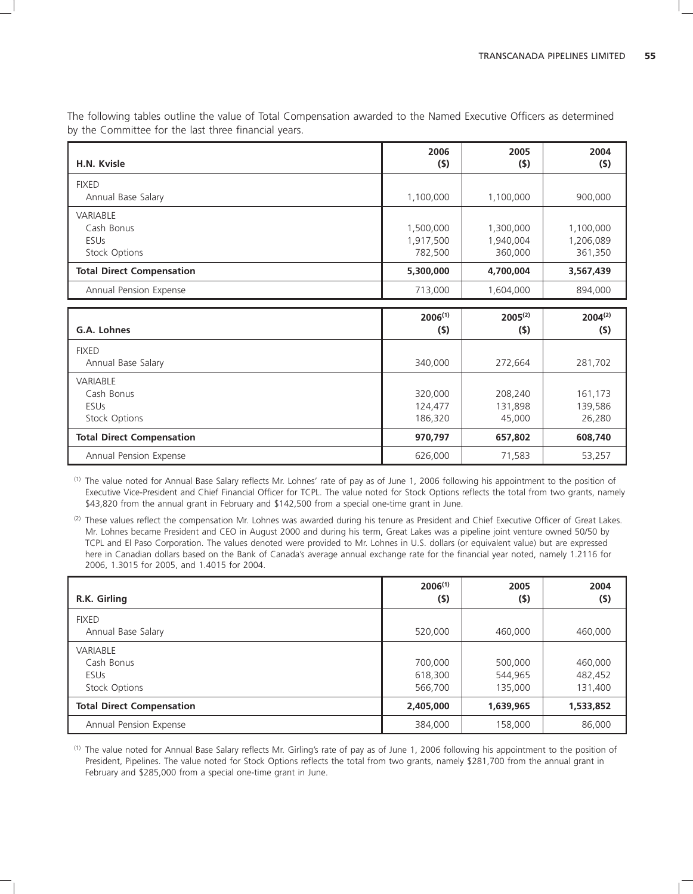The following tables outline the value of Total Compensation awarded to the Named Executive Officers as determined by the Committee for the last three financial years.

| H.N. Kvisle | 2006 ($) | 2005 ($) | 2004 ($) |
|---|---|---|---|
| FIXED | | | |
| Annual Base Salary | 1,100,000 | 1,100,000 | 900,000 |
| VARIABLE | | | |
| Cash Bonus | 1,500,000 | 1,300,000 | 1,100,000 |
| ESUs | 1,917,500 | 1,940,004 | 1,206,089 |
| Stock Options | 782,500 | 360,000 | 361,350 |
| **Total Direct Compensation** | **5,300,000** | **4,700,004** | **3,567,439** |
| Annual Pension Expense | 713,000 | 1,604,000 | 894,000 |

| G.A. Lohnes | 2006[(1)] ($) | 2005[(2)] ($) | 2004[(2)] ($) |
|---|---|---|---|
| FIXED | | | |
| Annual Base Salary | 340,000 | 272,664 | 281,702 |
| VARIABLE | | | |
| Cash Bonus | 320,000 | 208,240 | 161,173 |
| ESUs | 124,477 | 131,898 | 139,586 |
| Stock Options | 186,320 | 45,000 | 26,280 |
| **Total Direct Compensation** | **970,797** | **657,802** | **608,740** |
| Annual Pension Expense | 626,000 | 71,583 | 53,257 |

(1) The value noted for Annual Base Salary reflects Mr. Lohnes' rate of pay as of June 1, 2006 following his appointment to the position of Executive Vice-President and Chief Financial Officer for TCPL. The value noted for Stock Options reflects the total from two grants, namely $43,820 from the annual grant in February and $142,500 from a special one-time grant in June.

(2) These values reflect the compensation Mr. Lohnes was awarded during his tenure as President and Chief Executive Officer of Great Lakes. Mr. Lohnes became President and CEO in August 2000 and during his term, Great Lakes was a pipeline joint venture owned 50/50 by TCPL and El Paso Corporation. The values denoted were provided to Mr. Lohnes in U.S. dollars (or equivalent value) but are expressed here in Canadian dollars based on the Bank of Canada's average annual exchange rate for the financial year noted, namely 1.2116 for 2006, 1.3015 for 2005, and 1.4015 for 2004.

| R.K. Girling | 2006[(1)] ($) | 2005 ($) | 2004 ($) |
|---|---|---|---|
| FIXED | | | |
| Annual Base Salary | 520,000 | 460,000 | 460,000 |
| VARIABLE | | | |
| Cash Bonus | 700,000 | 500,000 | 460,000 |
| ESUs | 618,300 | 544,965 | 482,452 |
| Stock Options | 566,700 | 135,000 | 131,400 |
| **Total Direct Compensation** | **2,405,000** | **1,639,965** | **1,533,852** |
| Annual Pension Expense | 384,000 | 158,000 | 86,000 |

(1) The value noted for Annual Base Salary reflects Mr. Girling's rate of pay as of June 1, 2006 following his appointment to the position of President, Pipelines. The value noted for Stock Options reflects the total from two grants, namely $281,700 from the annual grant in February and $285,000 from a special one-time grant in June.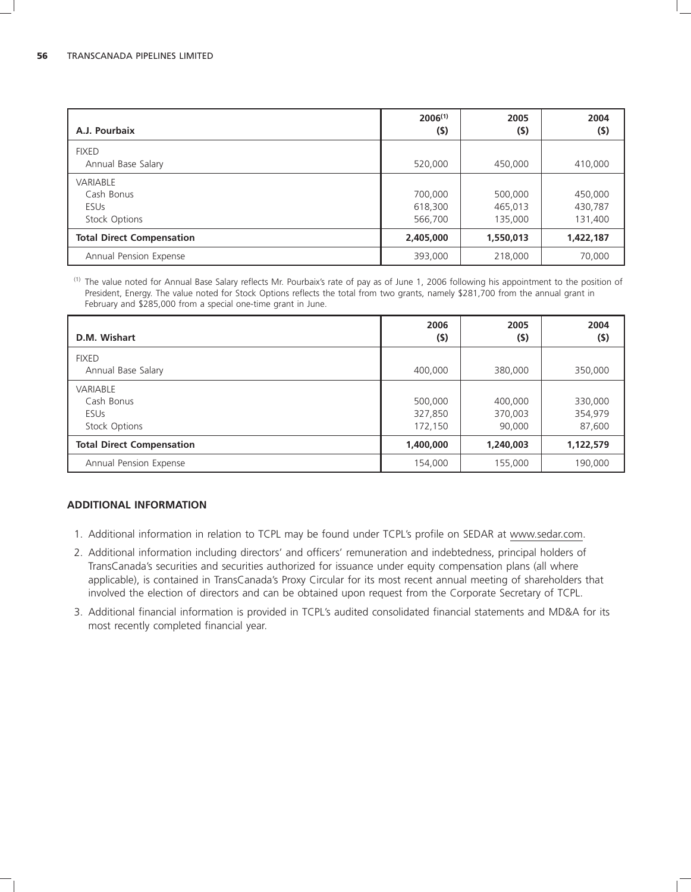| A.J. Pourbaix | 2006[1] ($) | 2005 ($) | 2004 ($) |
|---|---|---|---|
| FIXED | | | |
| Annual Base Salary | 520,000 | 450,000 | 410,000 |
| VARIABLE | | | |
| Cash Bonus | 700,000 | 500,000 | 450,000 |
| ESUs | 618,300 | 465,013 | 430,787 |
| Stock Options | 566,700 | 135,000 | 131,400 |
| **Total Direct Compensation** | **2,405,000** | **1,550,013** | **1,422,187** |
| Annual Pension Expense | 393,000 | 218,000 | 70,000 |

[1] The value noted for Annual Base Salary reflects Mr. Pourbaix's rate of pay as of June 1, 2006 following his appointment to the position of President, Energy. The value noted for Stock Options reflects the total from two grants, namely $281,700 from the annual grant in February and $285,000 from a special one-time grant in June.

| D.M. Wishart | 2006 ($) | 2005 ($) | 2004 ($) |
|---|---|---|---|
| FIXED | | | |
| Annual Base Salary | 400,000 | 380,000 | 350,000 |
| VARIABLE | | | |
| Cash Bonus | 500,000 | 400,000 | 330,000 |
| ESUs | 327,850 | 370,003 | 354,979 |
| Stock Options | 172,150 | 90,000 | 87,600 |
| **Total Direct Compensation** | **1,400,000** | **1,240,003** | **1,122,579** |
| Annual Pension Expense | 154,000 | 155,000 | 190,000 |

## ADDITIONAL INFORMATION

1. Additional information in relation to TCPL may be found under TCPL's profile on SEDAR at www.sedar.com.
2. Additional information including directors' and officers' remuneration and indebtedness, principal holders of TransCanada's securities and securities authorized for issuance under equity compensation plans (all where applicable), is contained in TransCanada's Proxy Circular for its most recent annual meeting of shareholders that involved the election of directors and can be obtained upon request from the Corporate Secretary of TCPL.
3. Additional financial information is provided in TCPL's audited consolidated financial statements and MD&A for its most recently completed financial year.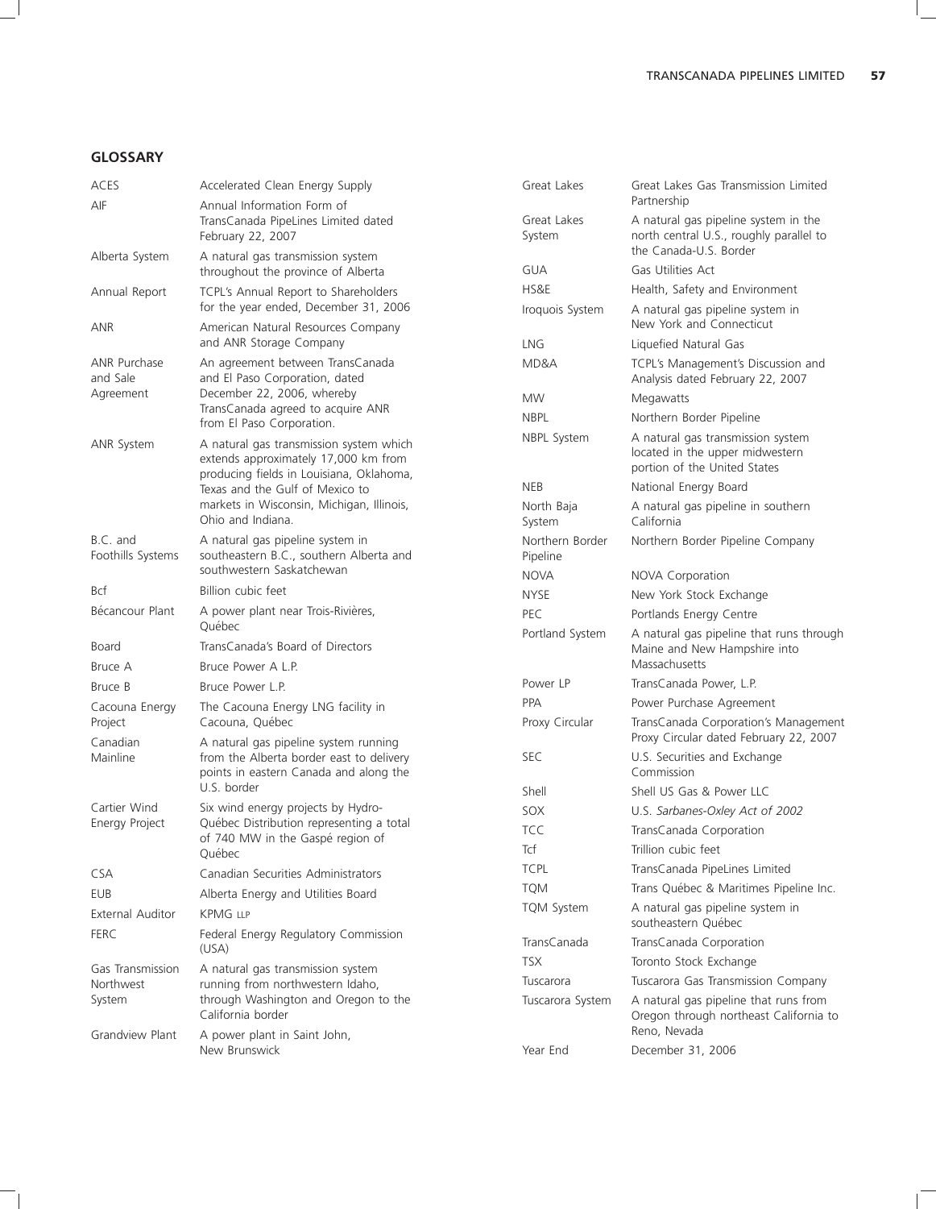## GLOSSARY

| | |
|---|---|
| ACES | Accelerated Clean Energy Supply |
| AIF | Annual Information Form of TransCanada PipeLines Limited dated February 22, 2007 |
| Alberta System | A natural gas transmission system throughout the province of Alberta |
| Annual Report | TCPL's Annual Report to Shareholders for the year ended, December 31, 2006 |
| ANR | American Natural Resources Company and ANR Storage Company |
| ANR Purchase and Sale Agreement | An agreement between TransCanada and El Paso Corporation, dated December 22, 2006, whereby TransCanada agreed to acquire ANR from El Paso Corporation. |
| ANR System | A natural gas transmission system which extends approximately 17,000 km from producing fields in Louisiana, Oklahoma, Texas and the Gulf of Mexico to markets in Wisconsin, Michigan, Illinois, Ohio and Indiana. |
| B.C. and Foothills Systems | A natural gas pipeline system in southeastern B.C., southern Alberta and southwestern Saskatchewan |
| Bcf | Billion cubic feet |
| Bécancour Plant | A power plant near Trois-Rivières, Québec |
| Board | TransCanada's Board of Directors |
| Bruce A | Bruce Power A L.P. |
| Bruce B | Bruce Power L.P. |
| Cacouna Energy Project | The Cacouna Energy LNG facility in Cacouna, Québec |
| Canadian Mainline | A natural gas pipeline system running from the Alberta border east to delivery points in eastern Canada and along the U.S. border |
| Cartier Wind Energy Project | Six wind energy projects by Hydro-Québec Distribution representing a total of 740 MW in the Gaspé region of Québec |
| CSA | Canadian Securities Administrators |
| EUB | Alberta Energy and Utilities Board |
| External Auditor | KPMG LLP |
| FERC | Federal Energy Regulatory Commission (USA) |
| Gas Transmission Northwest System | A natural gas transmission system running from northwestern Idaho, through Washington and Oregon to the California border |
| Grandview Plant | A power plant in Saint John, New Brunswick |
| Great Lakes | Great Lakes Gas Transmission Limited Partnership |
| Great Lakes System | A natural gas pipeline system in the north central U.S., roughly parallel to the Canada-U.S. Border |
| GUA | Gas Utilities Act |
| HS&E | Health, Safety and Environment |
| Iroquois System | A natural gas pipeline system in New York and Connecticut |
| LNG | Liquefied Natural Gas |
| MD&A | TCPL's Management's Discussion and Analysis dated February 22, 2007 |
| MW | Megawatts |
| NBPL | Northern Border Pipeline |
| NBPL System | A natural gas transmission system located in the upper midwestern portion of the United States |
| NEB | National Energy Board |
| North Baja System | A natural gas pipeline in southern California |
| Northern Border Pipeline | Northern Border Pipeline Company |
| NOVA | NOVA Corporation |
| NYSE | New York Stock Exchange |
| PEC | Portlands Energy Centre |
| Portland System | A natural gas pipeline that runs through Maine and New Hampshire into Massachusetts |
| Power LP | TransCanada Power, L.P. |
| PPA | Power Purchase Agreement |
| Proxy Circular | TransCanada Corporation's Management Proxy Circular dated February 22, 2007 |
| SEC | U.S. Securities and Exchange Commission |
| Shell | Shell US Gas & Power LLC |
| SOX | U.S. *Sarbanes-Oxley Act of 2002* |
| TCC | TransCanada Corporation |
| Tcf | Trillion cubic feet |
| TCPL | TransCanada PipeLines Limited |
| TQM | Trans Québec & Maritimes Pipeline Inc. |
| TQM System | A natural gas pipeline system in southeastern Québec |
| TransCanada | TransCanada Corporation |
| TSX | Toronto Stock Exchange |
| Tuscarora | Tuscarora Gas Transmission Company |
| Tuscarora System | A natural gas pipeline that runs from Oregon through northeast California to Reno, Nevada |
| Year End | December 31, 2006 |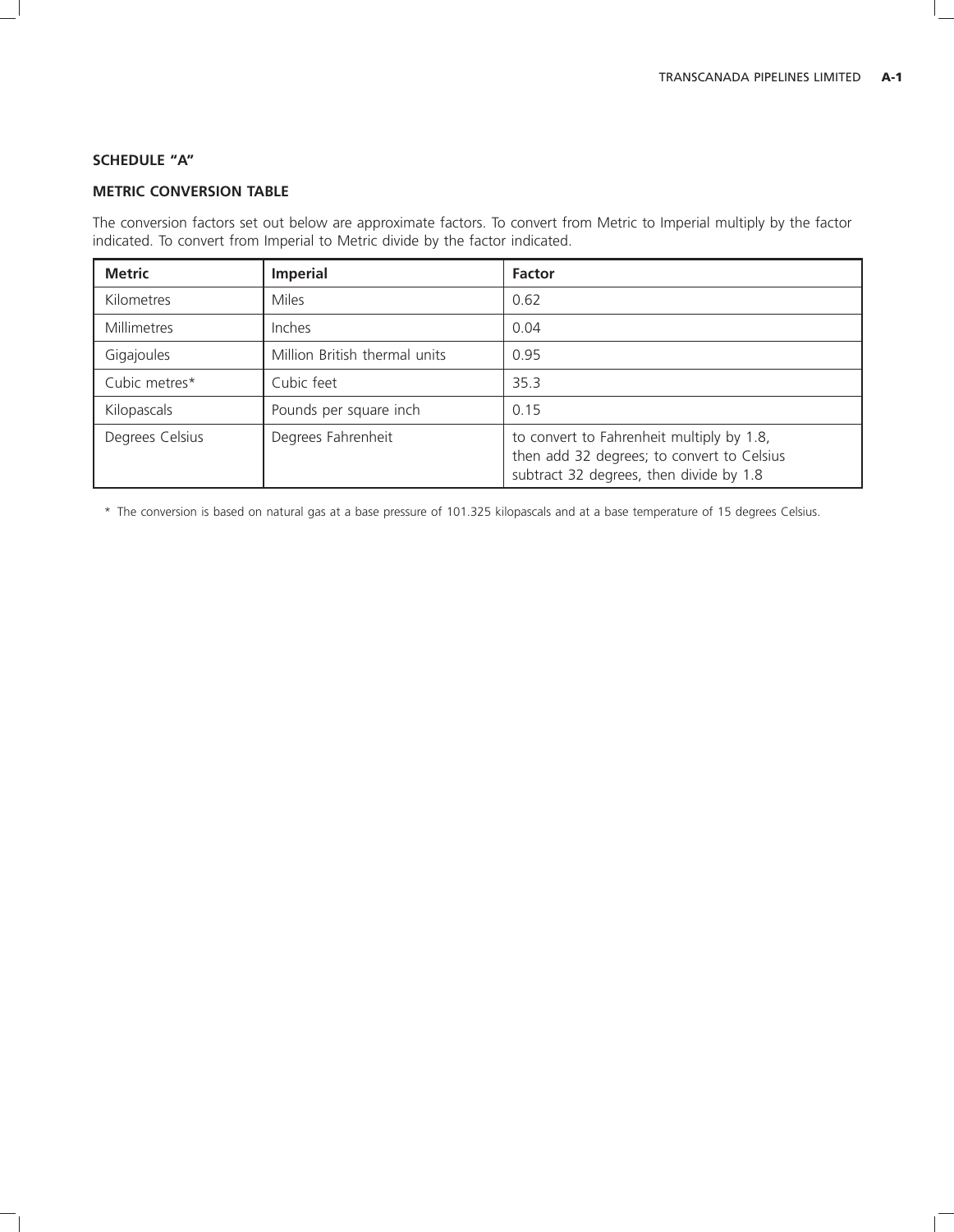## SCHEDULE "A"

### METRIC CONVERSION TABLE

The conversion factors set out below are approximate factors. To convert from Metric to Imperial multiply by the factor indicated. To convert from Imperial to Metric divide by the factor indicated.

| Metric | Imperial | Factor |
|---|---|---|
| Kilometres | Miles | 0.62 |
| Millimetres | Inches | 0.04 |
| Gigajoules | Million British thermal units | 0.95 |
| Cubic metres* | Cubic feet | 35.3 |
| Kilopascals | Pounds per square inch | 0.15 |
| Degrees Celsius | Degrees Fahrenheit | to convert to Fahrenheit multiply by 1.8, then add 32 degrees; to convert to Celsius subtract 32 degrees, then divide by 1.8 |

* The conversion is based on natural gas at a base pressure of 101.325 kilopascals and at a base temperature of 15 degrees Celsius.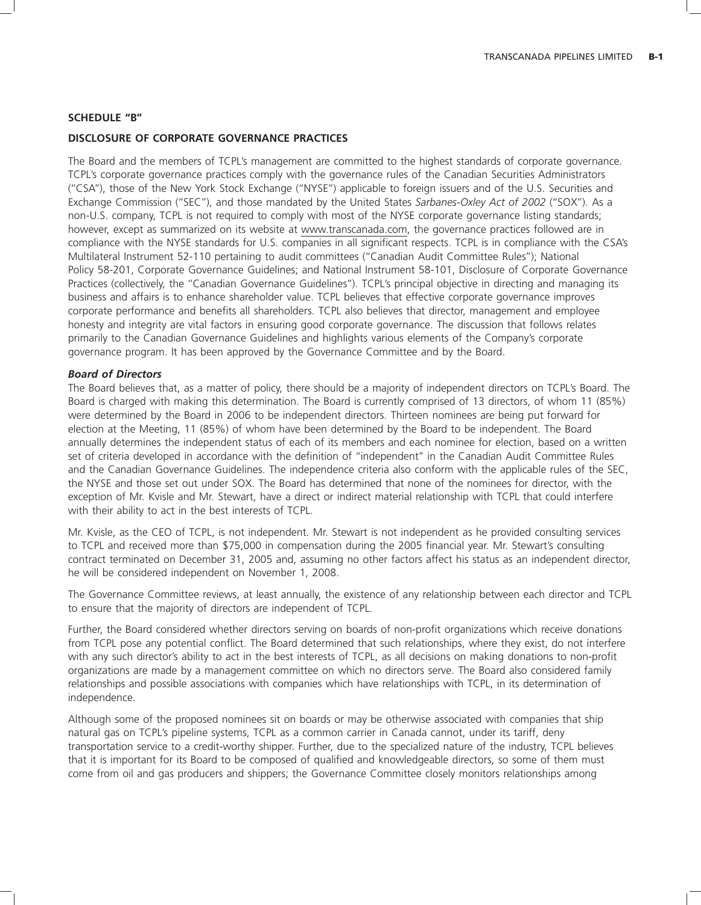## SCHEDULE "B"

## DISCLOSURE OF CORPORATE GOVERNANCE PRACTICES

The Board and the members of TCPL's management are committed to the highest standards of corporate governance. TCPL's corporate governance practices comply with the governance rules of the Canadian Securities Administrators ("CSA"), those of the New York Stock Exchange ("NYSE") applicable to foreign issuers and of the U.S. Securities and Exchange Commission ("SEC"), and those mandated by the United States *Sarbanes-Oxley Act of 2002* ("SOX"). As a non-U.S. company, TCPL is not required to comply with most of the NYSE corporate governance listing standards; however, except as summarized on its website at www.transcanada.com, the governance practices followed are in compliance with the NYSE standards for U.S. companies in all significant respects. TCPL is in compliance with the CSA's Multilateral Instrument 52-110 pertaining to audit committees ("Canadian Audit Committee Rules"); National Policy 58-201, Corporate Governance Guidelines; and National Instrument 58-101, Disclosure of Corporate Governance Practices (collectively, the "Canadian Governance Guidelines"). TCPL's principal objective in directing and managing its business and affairs is to enhance shareholder value. TCPL believes that effective corporate governance improves corporate performance and benefits all shareholders. TCPL also believes that director, management and employee honesty and integrity are vital factors in ensuring good corporate governance. The discussion that follows relates primarily to the Canadian Governance Guidelines and highlights various elements of the Company's corporate governance program. It has been approved by the Governance Committee and by the Board.

### *Board of Directors*

The Board believes that, as a matter of policy, there should be a majority of independent directors on TCPL's Board. The Board is charged with making this determination. The Board is currently comprised of 13 directors, of whom 11 (85%) were determined by the Board in 2006 to be independent directors. Thirteen nominees are being put forward for election at the Meeting, 11 (85%) of whom have been determined by the Board to be independent. The Board annually determines the independent status of each of its members and each nominee for election, based on a written set of criteria developed in accordance with the definition of "independent" in the Canadian Audit Committee Rules and the Canadian Governance Guidelines. The independence criteria also conform with the applicable rules of the SEC, the NYSE and those set out under SOX. The Board has determined that none of the nominees for director, with the exception of Mr. Kvisle and Mr. Stewart, have a direct or indirect material relationship with TCPL that could interfere with their ability to act in the best interests of TCPL.

Mr. Kvisle, as the CEO of TCPL, is not independent. Mr. Stewart is not independent as he provided consulting services to TCPL and received more than $75,000 in compensation during the 2005 financial year. Mr. Stewart's consulting contract terminated on December 31, 2005 and, assuming no other factors affect his status as an independent director, he will be considered independent on November 1, 2008.

The Governance Committee reviews, at least annually, the existence of any relationship between each director and TCPL to ensure that the majority of directors are independent of TCPL.

Further, the Board considered whether directors serving on boards of non-profit organizations which receive donations from TCPL pose any potential conflict. The Board determined that such relationships, where they exist, do not interfere with any such director's ability to act in the best interests of TCPL, as all decisions on making donations to non-profit organizations are made by a management committee on which no directors serve. The Board also considered family relationships and possible associations with companies which have relationships with TCPL, in its determination of independence.

Although some of the proposed nominees sit on boards or may be otherwise associated with companies that ship natural gas on TCPL's pipeline systems, TCPL as a common carrier in Canada cannot, under its tariff, deny transportation service to a credit-worthy shipper. Further, due to the specialized nature of the industry, TCPL believes that it is important for its Board to be composed of qualified and knowledgeable directors, so some of them must come from oil and gas producers and shippers; the Governance Committee closely monitors relationships among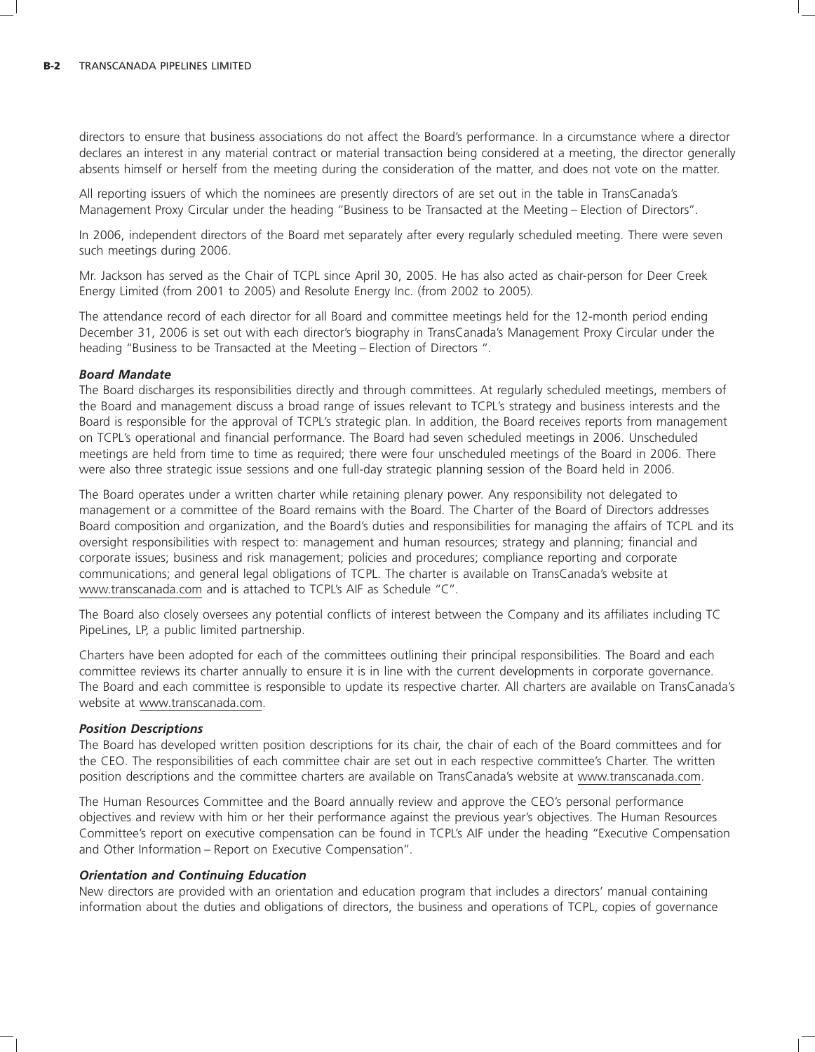directors to ensure that business associations do not affect the Board's performance. In a circumstance where a director declares an interest in any material contract or material transaction being considered at a meeting, the director generally absents himself or herself from the meeting during the consideration of the matter, and does not vote on the matter.

All reporting issuers of which the nominees are presently directors of are set out in the table in TransCanada's Management Proxy Circular under the heading "Business to be Transacted at the Meeting – Election of Directors".

In 2006, independent directors of the Board met separately after every regularly scheduled meeting. There were seven such meetings during 2006.

Mr. Jackson has served as the Chair of TCPL since April 30, 2005. He has also acted as chair-person for Deer Creek Energy Limited (from 2001 to 2005) and Resolute Energy Inc. (from 2002 to 2005).

The attendance record of each director for all Board and committee meetings held for the 12-month period ending December 31, 2006 is set out with each director's biography in TransCanada's Management Proxy Circular under the heading "Business to be Transacted at the Meeting – Election of Directors ".

***Board Mandate***

The Board discharges its responsibilities directly and through committees. At regularly scheduled meetings, members of the Board and management discuss a broad range of issues relevant to TCPL's strategy and business interests and the Board is responsible for the approval of TCPL's strategic plan. In addition, the Board receives reports from management on TCPL's operational and financial performance. The Board had seven scheduled meetings in 2006. Unscheduled meetings are held from time to time as required; there were four unscheduled meetings of the Board in 2006. There were also three strategic issue sessions and one full-day strategic planning session of the Board held in 2006.

The Board operates under a written charter while retaining plenary power. Any responsibility not delegated to management or a committee of the Board remains with the Board. The Charter of the Board of Directors addresses Board composition and organization, and the Board's duties and responsibilities for managing the affairs of TCPL and its oversight responsibilities with respect to: management and human resources; strategy and planning; financial and corporate issues; business and risk management; policies and procedures; compliance reporting and corporate communications; and general legal obligations of TCPL. The charter is available on TransCanada's website at www.transcanada.com and is attached to TCPL's AIF as Schedule "C".

The Board also closely oversees any potential conflicts of interest between the Company and its affiliates including TC PipeLines, LP, a public limited partnership.

Charters have been adopted for each of the committees outlining their principal responsibilities. The Board and each committee reviews its charter annually to ensure it is in line with the current developments in corporate governance. The Board and each committee is responsible to update its respective charter. All charters are available on TransCanada's website at www.transcanada.com.

***Position Descriptions***

The Board has developed written position descriptions for its chair, the chair of each of the Board committees and for the CEO. The responsibilities of each committee chair are set out in each respective committee's Charter. The written position descriptions and the committee charters are available on TransCanada's website at www.transcanada.com.

The Human Resources Committee and the Board annually review and approve the CEO's personal performance objectives and review with him or her their performance against the previous year's objectives. The Human Resources Committee's report on executive compensation can be found in TCPL's AIF under the heading "Executive Compensation and Other Information – Report on Executive Compensation".

***Orientation and Continuing Education***

New directors are provided with an orientation and education program that includes a directors' manual containing information about the duties and obligations of directors, the business and operations of TCPL, copies of governance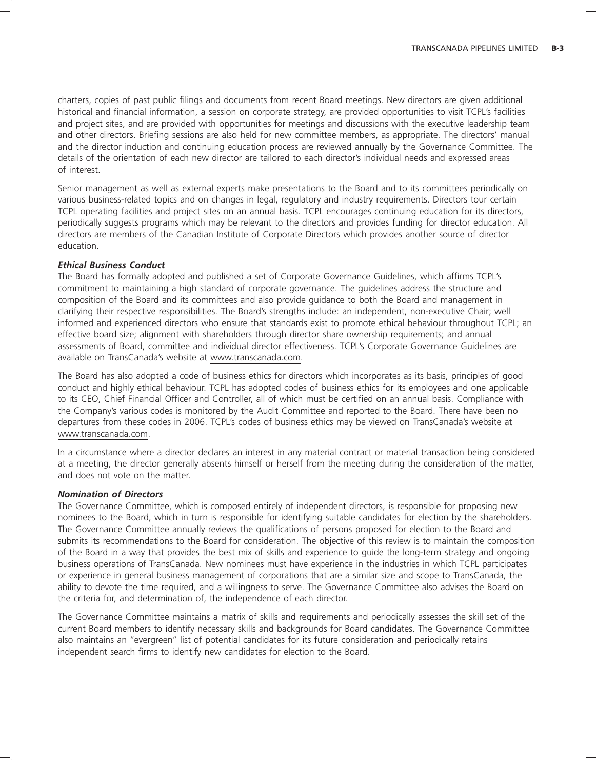charters, copies of past public filings and documents from recent Board meetings. New directors are given additional historical and financial information, a session on corporate strategy, are provided opportunities to visit TCPL's facilities and project sites, and are provided with opportunities for meetings and discussions with the executive leadership team and other directors. Briefing sessions are also held for new committee members, as appropriate. The directors' manual and the director induction and continuing education process are reviewed annually by the Governance Committee. The details of the orientation of each new director are tailored to each director's individual needs and expressed areas of interest.

Senior management as well as external experts make presentations to the Board and to its committees periodically on various business-related topics and on changes in legal, regulatory and industry requirements. Directors tour certain TCPL operating facilities and project sites on an annual basis. TCPL encourages continuing education for its directors, periodically suggests programs which may be relevant to the directors and provides funding for director education. All directors are members of the Canadian Institute of Corporate Directors which provides another source of director education.

***Ethical Business Conduct***

The Board has formally adopted and published a set of Corporate Governance Guidelines, which affirms TCPL's commitment to maintaining a high standard of corporate governance. The guidelines address the structure and composition of the Board and its committees and also provide guidance to both the Board and management in clarifying their respective responsibilities. The Board's strengths include: an independent, non-executive Chair; well informed and experienced directors who ensure that standards exist to promote ethical behaviour throughout TCPL; an effective board size; alignment with shareholders through director share ownership requirements; and annual assessments of Board, committee and individual director effectiveness. TCPL's Corporate Governance Guidelines are available on TransCanada's website at www.transcanada.com.

The Board has also adopted a code of business ethics for directors which incorporates as its basis, principles of good conduct and highly ethical behaviour. TCPL has adopted codes of business ethics for its employees and one applicable to its CEO, Chief Financial Officer and Controller, all of which must be certified on an annual basis. Compliance with the Company's various codes is monitored by the Audit Committee and reported to the Board. There have been no departures from these codes in 2006. TCPL's codes of business ethics may be viewed on TransCanada's website at www.transcanada.com.

In a circumstance where a director declares an interest in any material contract or material transaction being considered at a meeting, the director generally absents himself or herself from the meeting during the consideration of the matter, and does not vote on the matter.

***Nomination of Directors***

The Governance Committee, which is composed entirely of independent directors, is responsible for proposing new nominees to the Board, which in turn is responsible for identifying suitable candidates for election by the shareholders. The Governance Committee annually reviews the qualifications of persons proposed for election to the Board and submits its recommendations to the Board for consideration. The objective of this review is to maintain the composition of the Board in a way that provides the best mix of skills and experience to guide the long-term strategy and ongoing business operations of TransCanada. New nominees must have experience in the industries in which TCPL participates or experience in general business management of corporations that are a similar size and scope to TransCanada, the ability to devote the time required, and a willingness to serve. The Governance Committee also advises the Board on the criteria for, and determination of, the independence of each director.

The Governance Committee maintains a matrix of skills and requirements and periodically assesses the skill set of the current Board members to identify necessary skills and backgrounds for Board candidates. The Governance Committee also maintains an "evergreen" list of potential candidates for its future consideration and periodically retains independent search firms to identify new candidates for election to the Board.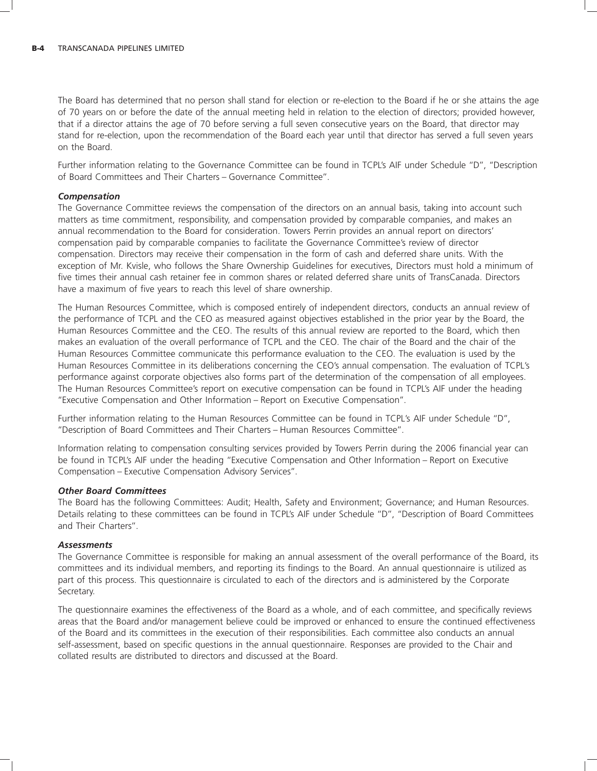The Board has determined that no person shall stand for election or re-election to the Board if he or she attains the age of 70 years on or before the date of the annual meeting held in relation to the election of directors; provided however, that if a director attains the age of 70 before serving a full seven consecutive years on the Board, that director may stand for re-election, upon the recommendation of the Board each year until that director has served a full seven years on the Board.

Further information relating to the Governance Committee can be found in TCPL's AIF under Schedule "D", "Description of Board Committees and Their Charters – Governance Committee".

***Compensation***

The Governance Committee reviews the compensation of the directors on an annual basis, taking into account such matters as time commitment, responsibility, and compensation provided by comparable companies, and makes an annual recommendation to the Board for consideration. Towers Perrin provides an annual report on directors' compensation paid by comparable companies to facilitate the Governance Committee's review of director compensation. Directors may receive their compensation in the form of cash and deferred share units. With the exception of Mr. Kvisle, who follows the Share Ownership Guidelines for executives, Directors must hold a minimum of five times their annual cash retainer fee in common shares or related deferred share units of TransCanada. Directors have a maximum of five years to reach this level of share ownership.

The Human Resources Committee, which is composed entirely of independent directors, conducts an annual review of the performance of TCPL and the CEO as measured against objectives established in the prior year by the Board, the Human Resources Committee and the CEO. The results of this annual review are reported to the Board, which then makes an evaluation of the overall performance of TCPL and the CEO. The chair of the Board and the chair of the Human Resources Committee communicate this performance evaluation to the CEO. The evaluation is used by the Human Resources Committee in its deliberations concerning the CEO's annual compensation. The evaluation of TCPL's performance against corporate objectives also forms part of the determination of the compensation of all employees. The Human Resources Committee's report on executive compensation can be found in TCPL's AIF under the heading "Executive Compensation and Other Information – Report on Executive Compensation".

Further information relating to the Human Resources Committee can be found in TCPL's AIF under Schedule "D", "Description of Board Committees and Their Charters – Human Resources Committee".

Information relating to compensation consulting services provided by Towers Perrin during the 2006 financial year can be found in TCPL's AIF under the heading "Executive Compensation and Other Information – Report on Executive Compensation – Executive Compensation Advisory Services".

***Other Board Committees***

The Board has the following Committees: Audit; Health, Safety and Environment; Governance; and Human Resources. Details relating to these committees can be found in TCPL's AIF under Schedule "D", "Description of Board Committees and Their Charters".

***Assessments***

The Governance Committee is responsible for making an annual assessment of the overall performance of the Board, its committees and its individual members, and reporting its findings to the Board. An annual questionnaire is utilized as part of this process. This questionnaire is circulated to each of the directors and is administered by the Corporate Secretary.

The questionnaire examines the effectiveness of the Board as a whole, and of each committee, and specifically reviews areas that the Board and/or management believe could be improved or enhanced to ensure the continued effectiveness of the Board and its committees in the execution of their responsibilities. Each committee also conducts an annual self-assessment, based on specific questions in the annual questionnaire. Responses are provided to the Chair and collated results are distributed to directors and discussed at the Board.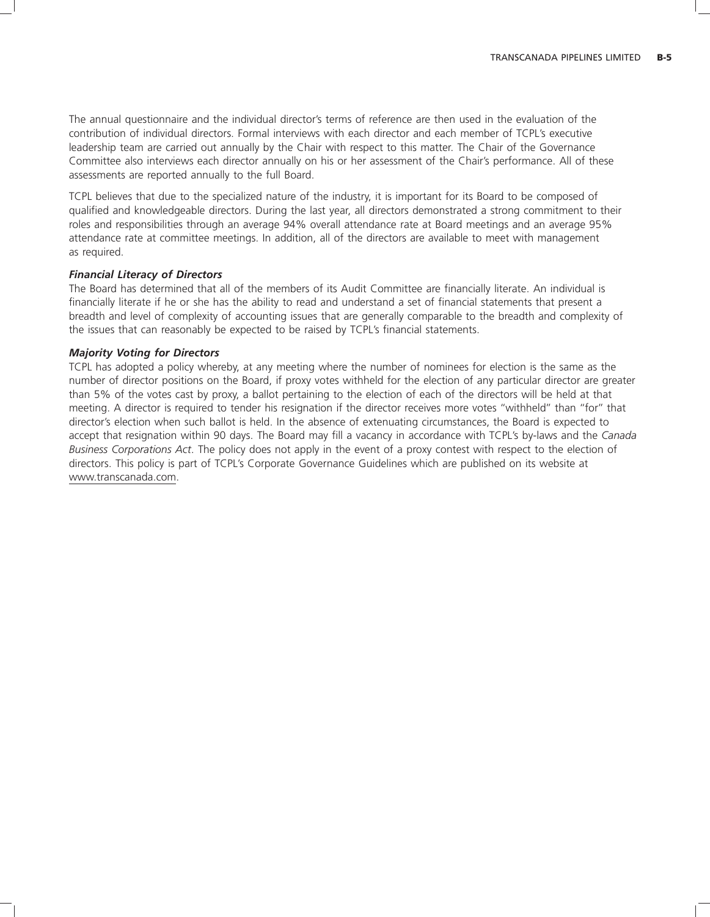The annual questionnaire and the individual director's terms of reference are then used in the evaluation of the contribution of individual directors. Formal interviews with each director and each member of TCPL's executive leadership team are carried out annually by the Chair with respect to this matter. The Chair of the Governance Committee also interviews each director annually on his or her assessment of the Chair's performance. All of these assessments are reported annually to the full Board.

TCPL believes that due to the specialized nature of the industry, it is important for its Board to be composed of qualified and knowledgeable directors. During the last year, all directors demonstrated a strong commitment to their roles and responsibilities through an average 94% overall attendance rate at Board meetings and an average 95% attendance rate at committee meetings. In addition, all of the directors are available to meet with management as required.

***Financial Literacy of Directors***

The Board has determined that all of the members of its Audit Committee are financially literate. An individual is financially literate if he or she has the ability to read and understand a set of financial statements that present a breadth and level of complexity of accounting issues that are generally comparable to the breadth and complexity of the issues that can reasonably be expected to be raised by TCPL's financial statements.

***Majority Voting for Directors***

TCPL has adopted a policy whereby, at any meeting where the number of nominees for election is the same as the number of director positions on the Board, if proxy votes withheld for the election of any particular director are greater than 5% of the votes cast by proxy, a ballot pertaining to the election of each of the directors will be held at that meeting. A director is required to tender his resignation if the director receives more votes "withheld" than "for" that director's election when such ballot is held. In the absence of extenuating circumstances, the Board is expected to accept that resignation within 90 days. The Board may fill a vacancy in accordance with TCPL's by-laws and the *Canada Business Corporations Act*. The policy does not apply in the event of a proxy contest with respect to the election of directors. This policy is part of TCPL's Corporate Governance Guidelines which are published on its website at www.transcanada.com.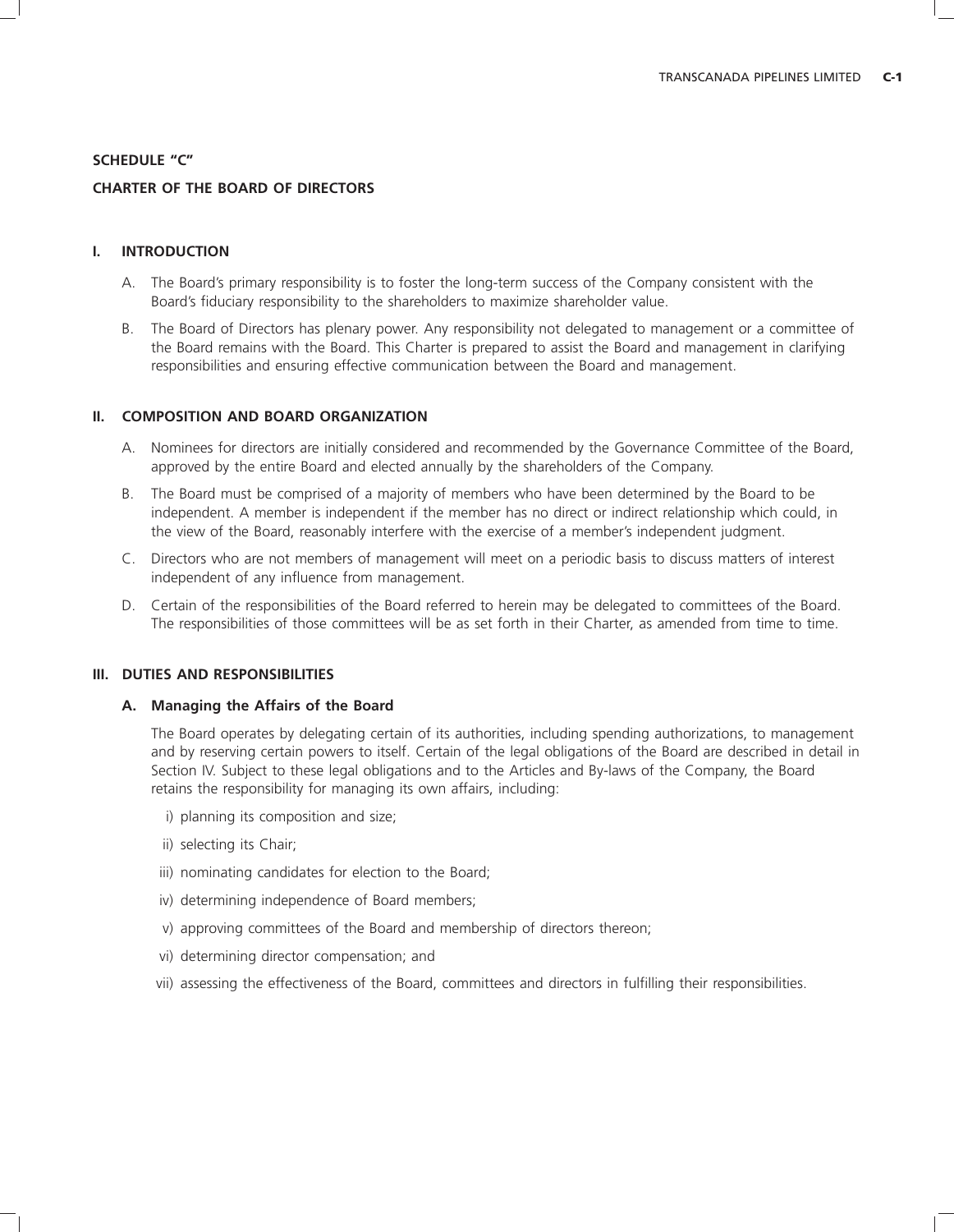## SCHEDULE "C"

## CHARTER OF THE BOARD OF DIRECTORS

### I. INTRODUCTION

A. The Board's primary responsibility is to foster the long-term success of the Company consistent with the Board's fiduciary responsibility to the shareholders to maximize shareholder value.

B. The Board of Directors has plenary power. Any responsibility not delegated to management or a committee of the Board remains with the Board. This Charter is prepared to assist the Board and management in clarifying responsibilities and ensuring effective communication between the Board and management.

### II. COMPOSITION AND BOARD ORGANIZATION

A. Nominees for directors are initially considered and recommended by the Governance Committee of the Board, approved by the entire Board and elected annually by the shareholders of the Company.

B. The Board must be comprised of a majority of members who have been determined by the Board to be independent. A member is independent if the member has no direct or indirect relationship which could, in the view of the Board, reasonably interfere with the exercise of a member's independent judgment.

C. Directors who are not members of management will meet on a periodic basis to discuss matters of interest independent of any influence from management.

D. Certain of the responsibilities of the Board referred to herein may be delegated to committees of the Board. The responsibilities of those committees will be as set forth in their Charter, as amended from time to time.

### III. DUTIES AND RESPONSIBILITIES

#### A. Managing the Affairs of the Board

The Board operates by delegating certain of its authorities, including spending authorizations, to management and by reserving certain powers to itself. Certain of the legal obligations of the Board are described in detail in Section IV. Subject to these legal obligations and to the Articles and By-laws of the Company, the Board retains the responsibility for managing its own affairs, including:

i) planning its composition and size;

ii) selecting its Chair;

iii) nominating candidates for election to the Board;

iv) determining independence of Board members;

v) approving committees of the Board and membership of directors thereon;

vi) determining director compensation; and

vii) assessing the effectiveness of the Board, committees and directors in fulfilling their responsibilities.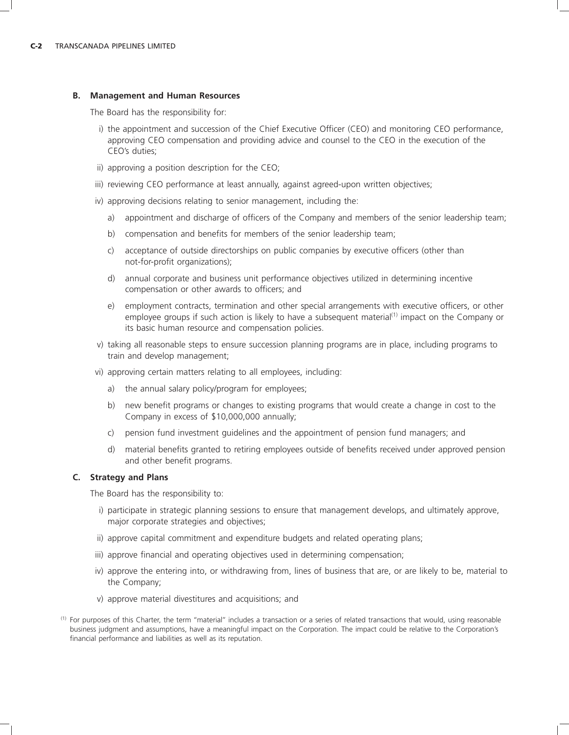### B. Management and Human Resources

The Board has the responsibility for:

i) the appointment and succession of the Chief Executive Officer (CEO) and monitoring CEO performance, approving CEO compensation and providing advice and counsel to the CEO in the execution of the CEO's duties;

ii) approving a position description for the CEO;

iii) reviewing CEO performance at least annually, against agreed-upon written objectives;

iv) approving decisions relating to senior management, including the:

   a) appointment and discharge of officers of the Company and members of the senior leadership team;

   b) compensation and benefits for members of the senior leadership team;

   c) acceptance of outside directorships on public companies by executive officers (other than not-for-profit organizations);

   d) annual corporate and business unit performance objectives utilized in determining incentive compensation or other awards to officers; and

   e) employment contracts, termination and other special arrangements with executive officers, or other employee groups if such action is likely to have a subsequent material[1] impact on the Company or its basic human resource and compensation policies.

v) taking all reasonable steps to ensure succession planning programs are in place, including programs to train and develop management;

vi) approving certain matters relating to all employees, including:

   a) the annual salary policy/program for employees;

   b) new benefit programs or changes to existing programs that would create a change in cost to the Company in excess of $10,000,000 annually;

   c) pension fund investment guidelines and the appointment of pension fund managers; and

   d) material benefits granted to retiring employees outside of benefits received under approved pension and other benefit programs.

### C. Strategy and Plans

The Board has the responsibility to:

i) participate in strategic planning sessions to ensure that management develops, and ultimately approve, major corporate strategies and objectives;

ii) approve capital commitment and expenditure budgets and related operating plans;

iii) approve financial and operating objectives used in determining compensation;

iv) approve the entering into, or withdrawing from, lines of business that are, or are likely to be, material to the Company;

v) approve material divestitures and acquisitions; and

[1] For purposes of this Charter, the term "material" includes a transaction or a series of related transactions that would, using reasonable business judgment and assumptions, have a meaningful impact on the Corporation. The impact could be relative to the Corporation's financial performance and liabilities as well as its reputation.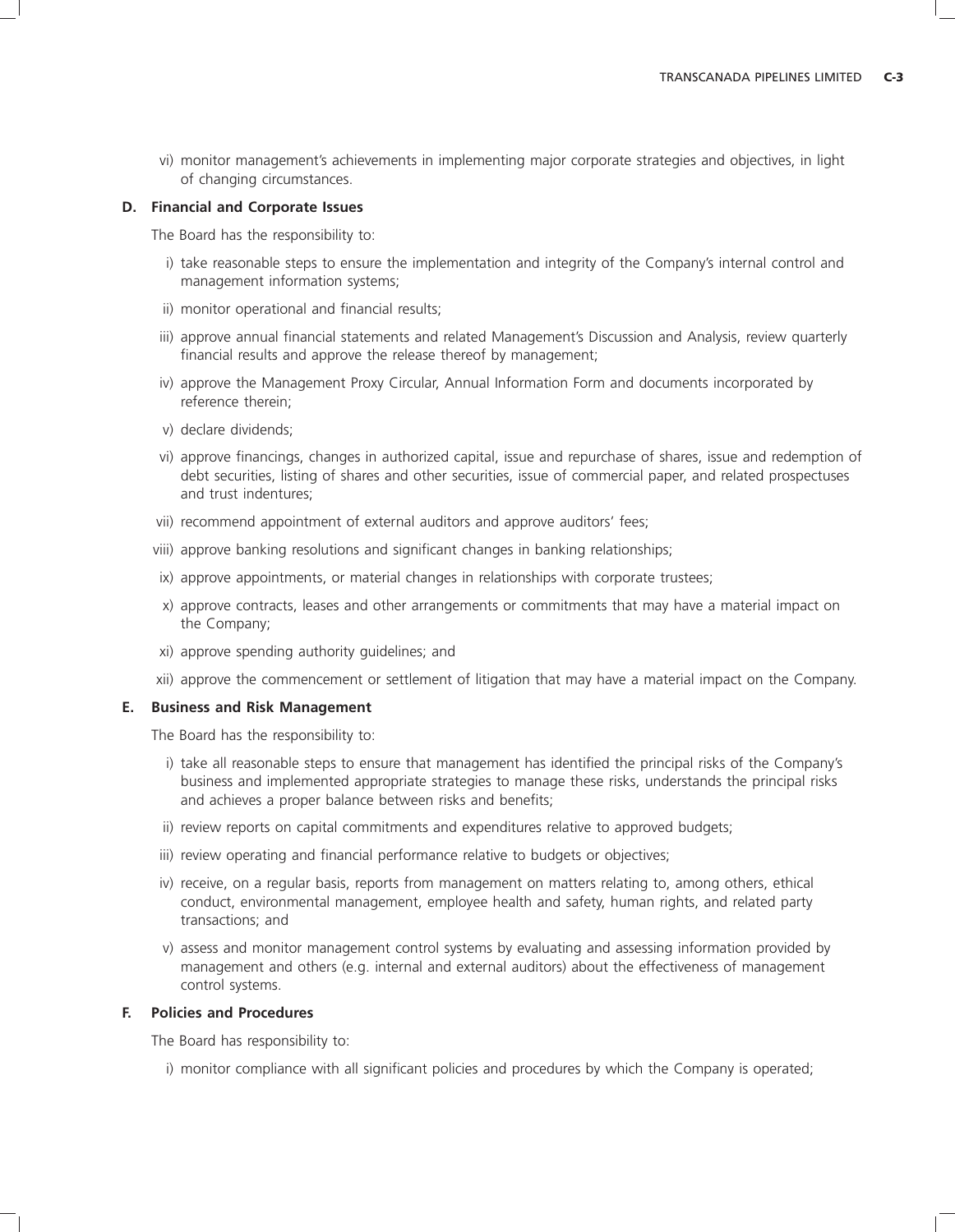vi) monitor management's achievements in implementing major corporate strategies and objectives, in light of changing circumstances.

### D. Financial and Corporate Issues

The Board has the responsibility to:

i) take reasonable steps to ensure the implementation and integrity of the Company's internal control and management information systems;

ii) monitor operational and financial results;

iii) approve annual financial statements and related Management's Discussion and Analysis, review quarterly financial results and approve the release thereof by management;

iv) approve the Management Proxy Circular, Annual Information Form and documents incorporated by reference therein;

v) declare dividends;

vi) approve financings, changes in authorized capital, issue and repurchase of shares, issue and redemption of debt securities, listing of shares and other securities, issue of commercial paper, and related prospectuses and trust indentures;

vii) recommend appointment of external auditors and approve auditors' fees;

viii) approve banking resolutions and significant changes in banking relationships;

ix) approve appointments, or material changes in relationships with corporate trustees;

x) approve contracts, leases and other arrangements or commitments that may have a material impact on the Company;

xi) approve spending authority guidelines; and

xii) approve the commencement or settlement of litigation that may have a material impact on the Company.

### E. Business and Risk Management

The Board has the responsibility to:

i) take all reasonable steps to ensure that management has identified the principal risks of the Company's business and implemented appropriate strategies to manage these risks, understands the principal risks and achieves a proper balance between risks and benefits;

ii) review reports on capital commitments and expenditures relative to approved budgets;

iii) review operating and financial performance relative to budgets or objectives;

iv) receive, on a regular basis, reports from management on matters relating to, among others, ethical conduct, environmental management, employee health and safety, human rights, and related party transactions; and

v) assess and monitor management control systems by evaluating and assessing information provided by management and others (e.g. internal and external auditors) about the effectiveness of management control systems.

### F. Policies and Procedures

The Board has responsibility to:

i) monitor compliance with all significant policies and procedures by which the Company is operated;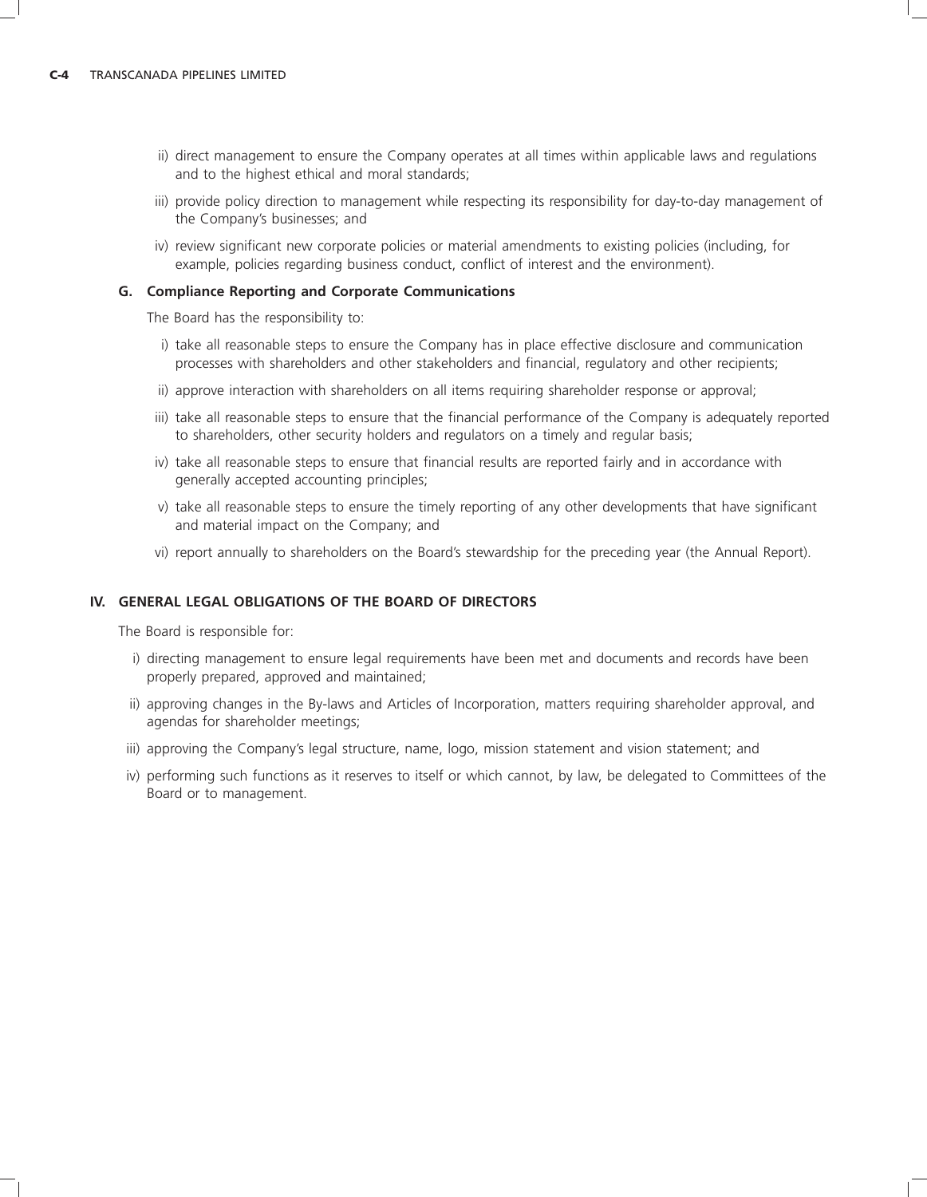ii) direct management to ensure the Company operates at all times within applicable laws and regulations and to the highest ethical and moral standards;

iii) provide policy direction to management while respecting its responsibility for day-to-day management of the Company's businesses; and

iv) review significant new corporate policies or material amendments to existing policies (including, for example, policies regarding business conduct, conflict of interest and the environment).

### G. Compliance Reporting and Corporate Communications

The Board has the responsibility to:

i) take all reasonable steps to ensure the Company has in place effective disclosure and communication processes with shareholders and other stakeholders and financial, regulatory and other recipients;

ii) approve interaction with shareholders on all items requiring shareholder response or approval;

iii) take all reasonable steps to ensure that the financial performance of the Company is adequately reported to shareholders, other security holders and regulators on a timely and regular basis;

iv) take all reasonable steps to ensure that financial results are reported fairly and in accordance with generally accepted accounting principles;

v) take all reasonable steps to ensure the timely reporting of any other developments that have significant and material impact on the Company; and

vi) report annually to shareholders on the Board's stewardship for the preceding year (the Annual Report).

## IV. GENERAL LEGAL OBLIGATIONS OF THE BOARD OF DIRECTORS

The Board is responsible for:

i) directing management to ensure legal requirements have been met and documents and records have been properly prepared, approved and maintained;

ii) approving changes in the By-laws and Articles of Incorporation, matters requiring shareholder approval, and agendas for shareholder meetings;

iii) approving the Company's legal structure, name, logo, mission statement and vision statement; and

iv) performing such functions as it reserves to itself or which cannot, by law, be delegated to Committees of the Board or to management.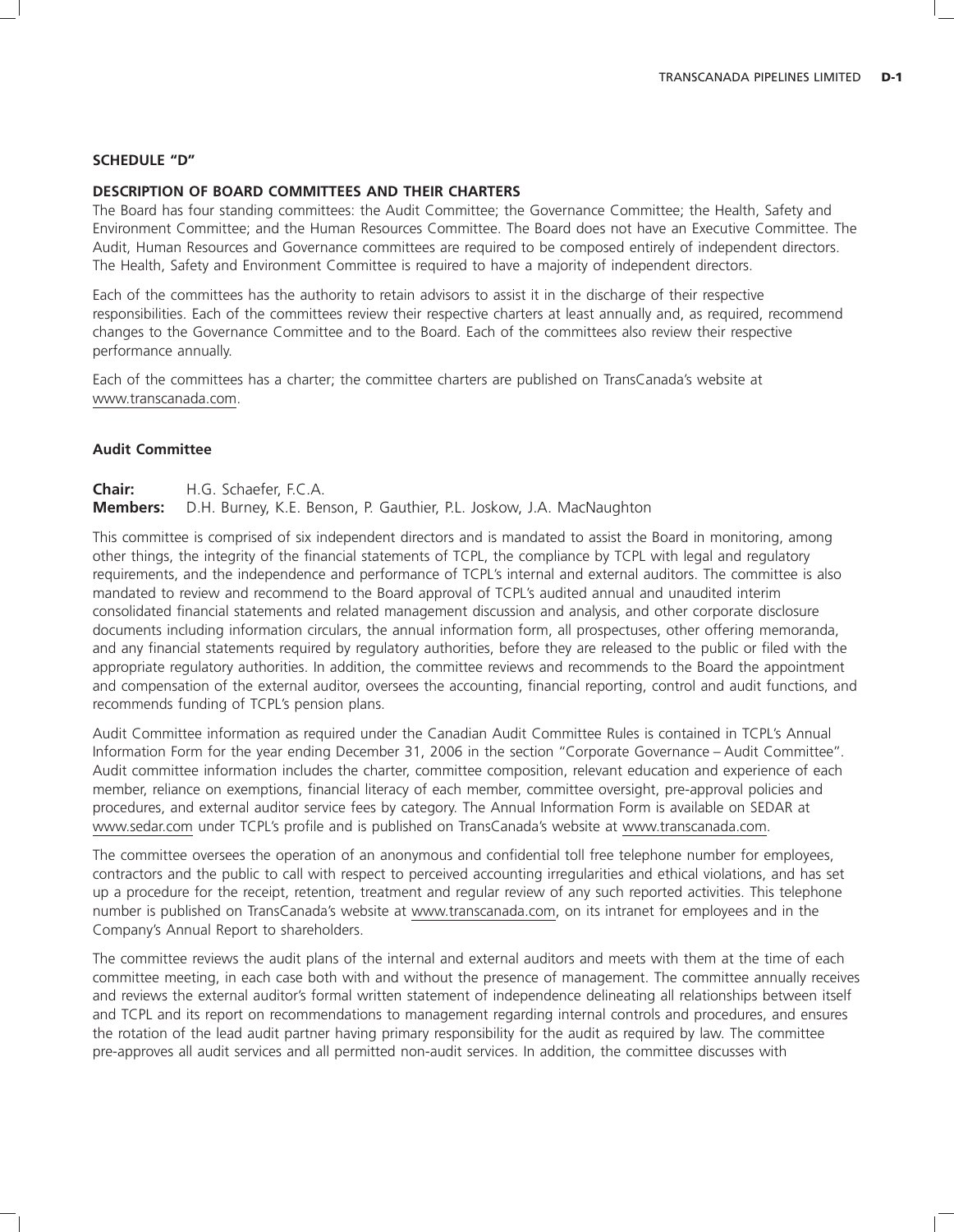## SCHEDULE "D"

### DESCRIPTION OF BOARD COMMITTEES AND THEIR CHARTERS

The Board has four standing committees: the Audit Committee; the Governance Committee; the Health, Safety and Environment Committee; and the Human Resources Committee. The Board does not have an Executive Committee. The Audit, Human Resources and Governance committees are required to be composed entirely of independent directors. The Health, Safety and Environment Committee is required to have a majority of independent directors.

Each of the committees has the authority to retain advisors to assist it in the discharge of their respective responsibilities. Each of the committees review their respective charters at least annually and, as required, recommend changes to the Governance Committee and to the Board. Each of the committees also review their respective performance annually.

Each of the committees has a charter; the committee charters are published on TransCanada's website at www.transcanada.com.

### Audit Committee

**Chair:** H.G. Schaefer, F.C.A.
**Members:** D.H. Burney, K.E. Benson, P. Gauthier, P.L. Joskow, J.A. MacNaughton

This committee is comprised of six independent directors and is mandated to assist the Board in monitoring, among other things, the integrity of the financial statements of TCPL, the compliance by TCPL with legal and regulatory requirements, and the independence and performance of TCPL's internal and external auditors. The committee is also mandated to review and recommend to the Board approval of TCPL's audited annual and unaudited interim consolidated financial statements and related management discussion and analysis, and other corporate disclosure documents including information circulars, the annual information form, all prospectuses, other offering memoranda, and any financial statements required by regulatory authorities, before they are released to the public or filed with the appropriate regulatory authorities. In addition, the committee reviews and recommends to the Board the appointment and compensation of the external auditor, oversees the accounting, financial reporting, control and audit functions, and recommends funding of TCPL's pension plans.

Audit Committee information as required under the Canadian Audit Committee Rules is contained in TCPL's Annual Information Form for the year ending December 31, 2006 in the section "Corporate Governance – Audit Committee". Audit committee information includes the charter, committee composition, relevant education and experience of each member, reliance on exemptions, financial literacy of each member, committee oversight, pre-approval policies and procedures, and external auditor service fees by category. The Annual Information Form is available on SEDAR at www.sedar.com under TCPL's profile and is published on TransCanada's website at www.transcanada.com.

The committee oversees the operation of an anonymous and confidential toll free telephone number for employees, contractors and the public to call with respect to perceived accounting irregularities and ethical violations, and has set up a procedure for the receipt, retention, treatment and regular review of any such reported activities. This telephone number is published on TransCanada's website at www.transcanada.com, on its intranet for employees and in the Company's Annual Report to shareholders.

The committee reviews the audit plans of the internal and external auditors and meets with them at the time of each committee meeting, in each case both with and without the presence of management. The committee annually receives and reviews the external auditor's formal written statement of independence delineating all relationships between itself and TCPL and its report on recommendations to management regarding internal controls and procedures, and ensures the rotation of the lead audit partner having primary responsibility for the audit as required by law. The committee pre-approves all audit services and all permitted non-audit services. In addition, the committee discusses with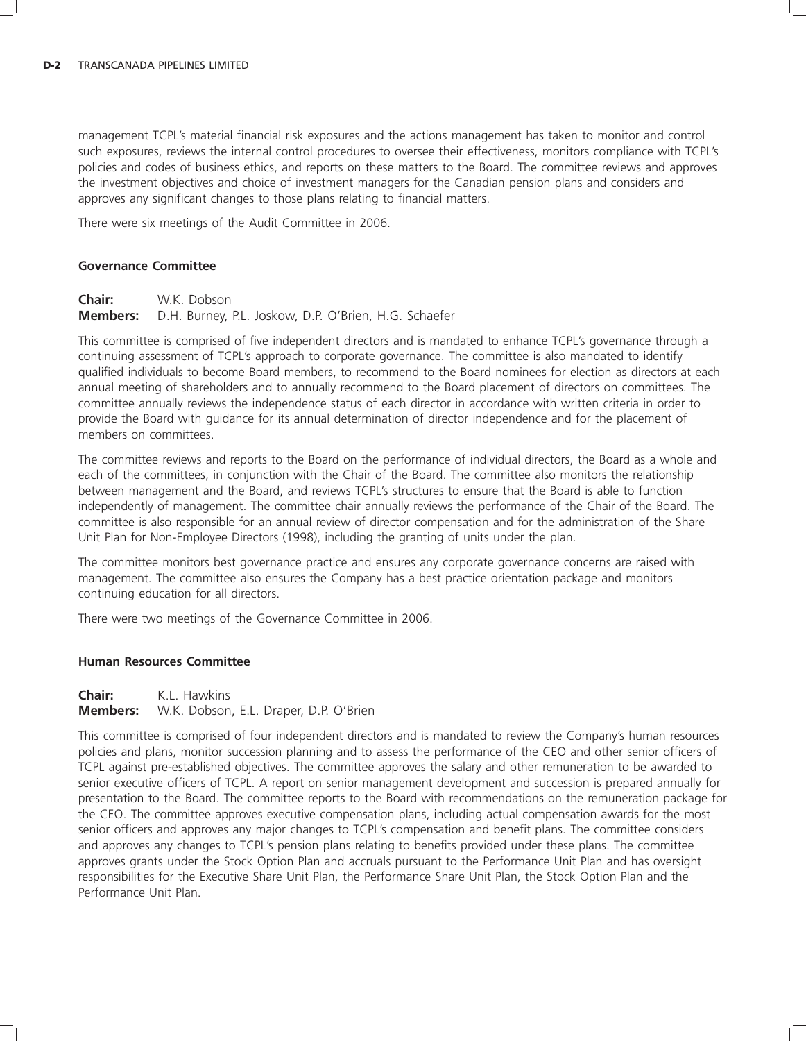management TCPL's material financial risk exposures and the actions management has taken to monitor and control such exposures, reviews the internal control procedures to oversee their effectiveness, monitors compliance with TCPL's policies and codes of business ethics, and reports on these matters to the Board. The committee reviews and approves the investment objectives and choice of investment managers for the Canadian pension plans and considers and approves any significant changes to those plans relating to financial matters.

There were six meetings of the Audit Committee in 2006.

#### Governance Committee

**Chair:** W.K. Dobson
**Members:** D.H. Burney, P.L. Joskow, D.P. O'Brien, H.G. Schaefer

This committee is comprised of five independent directors and is mandated to enhance TCPL's governance through a continuing assessment of TCPL's approach to corporate governance. The committee is also mandated to identify qualified individuals to become Board members, to recommend to the Board nominees for election as directors at each annual meeting of shareholders and to annually recommend to the Board placement of directors on committees. The committee annually reviews the independence status of each director in accordance with written criteria in order to provide the Board with guidance for its annual determination of director independence and for the placement of members on committees.

The committee reviews and reports to the Board on the performance of individual directors, the Board as a whole and each of the committees, in conjunction with the Chair of the Board. The committee also monitors the relationship between management and the Board, and reviews TCPL's structures to ensure that the Board is able to function independently of management. The committee chair annually reviews the performance of the Chair of the Board. The committee is also responsible for an annual review of director compensation and for the administration of the Share Unit Plan for Non-Employee Directors (1998), including the granting of units under the plan.

The committee monitors best governance practice and ensures any corporate governance concerns are raised with management. The committee also ensures the Company has a best practice orientation package and monitors continuing education for all directors.

There were two meetings of the Governance Committee in 2006.

#### Human Resources Committee

**Chair:** K.L. Hawkins
**Members:** W.K. Dobson, E.L. Draper, D.P. O'Brien

This committee is comprised of four independent directors and is mandated to review the Company's human resources policies and plans, monitor succession planning and to assess the performance of the CEO and other senior officers of TCPL against pre-established objectives. The committee approves the salary and other remuneration to be awarded to senior executive officers of TCPL. A report on senior management development and succession is prepared annually for presentation to the Board. The committee reports to the Board with recommendations on the remuneration package for the CEO. The committee approves executive compensation plans, including actual compensation awards for the most senior officers and approves any major changes to TCPL's compensation and benefit plans. The committee considers and approves any changes to TCPL's pension plans relating to benefits provided under these plans. The committee approves grants under the Stock Option Plan and accruals pursuant to the Performance Unit Plan and has oversight responsibilities for the Executive Share Unit Plan, the Performance Share Unit Plan, the Stock Option Plan and the Performance Unit Plan.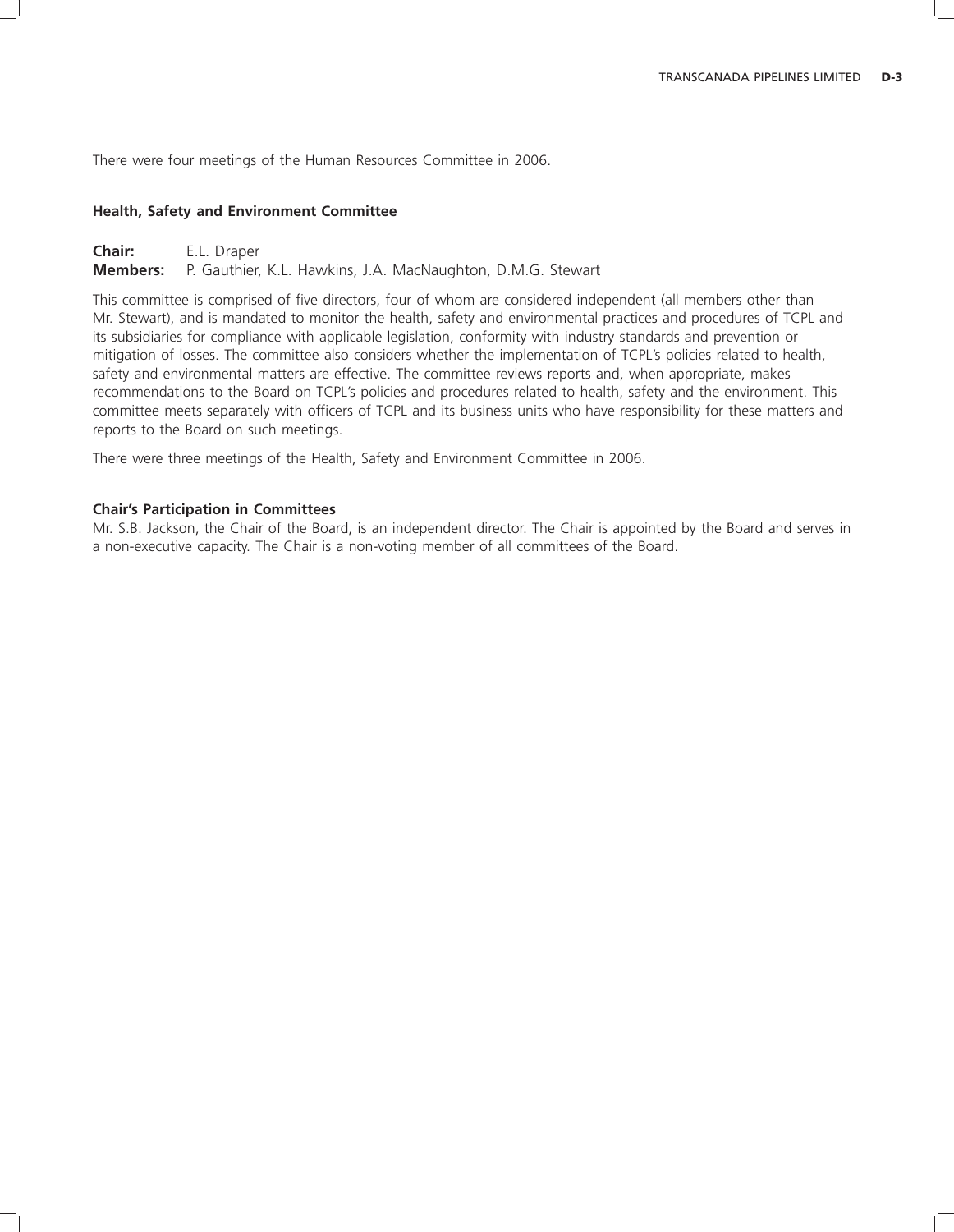There were four meetings of the Human Resources Committee in 2006.

### Health, Safety and Environment Committee

**Chair:** E.L. Draper
**Members:** P. Gauthier, K.L. Hawkins, J.A. MacNaughton, D.M.G. Stewart

This committee is comprised of five directors, four of whom are considered independent (all members other than Mr. Stewart), and is mandated to monitor the health, safety and environmental practices and procedures of TCPL and its subsidiaries for compliance with applicable legislation, conformity with industry standards and prevention or mitigation of losses. The committee also considers whether the implementation of TCPL's policies related to health, safety and environmental matters are effective. The committee reviews reports and, when appropriate, makes recommendations to the Board on TCPL's policies and procedures related to health, safety and the environment. This committee meets separately with officers of TCPL and its business units who have responsibility for these matters and reports to the Board on such meetings.

There were three meetings of the Health, Safety and Environment Committee in 2006.

### Chair's Participation in Committees

Mr. S.B. Jackson, the Chair of the Board, is an independent director. The Chair is appointed by the Board and serves in a non-executive capacity. The Chair is a non-voting member of all committees of the Board.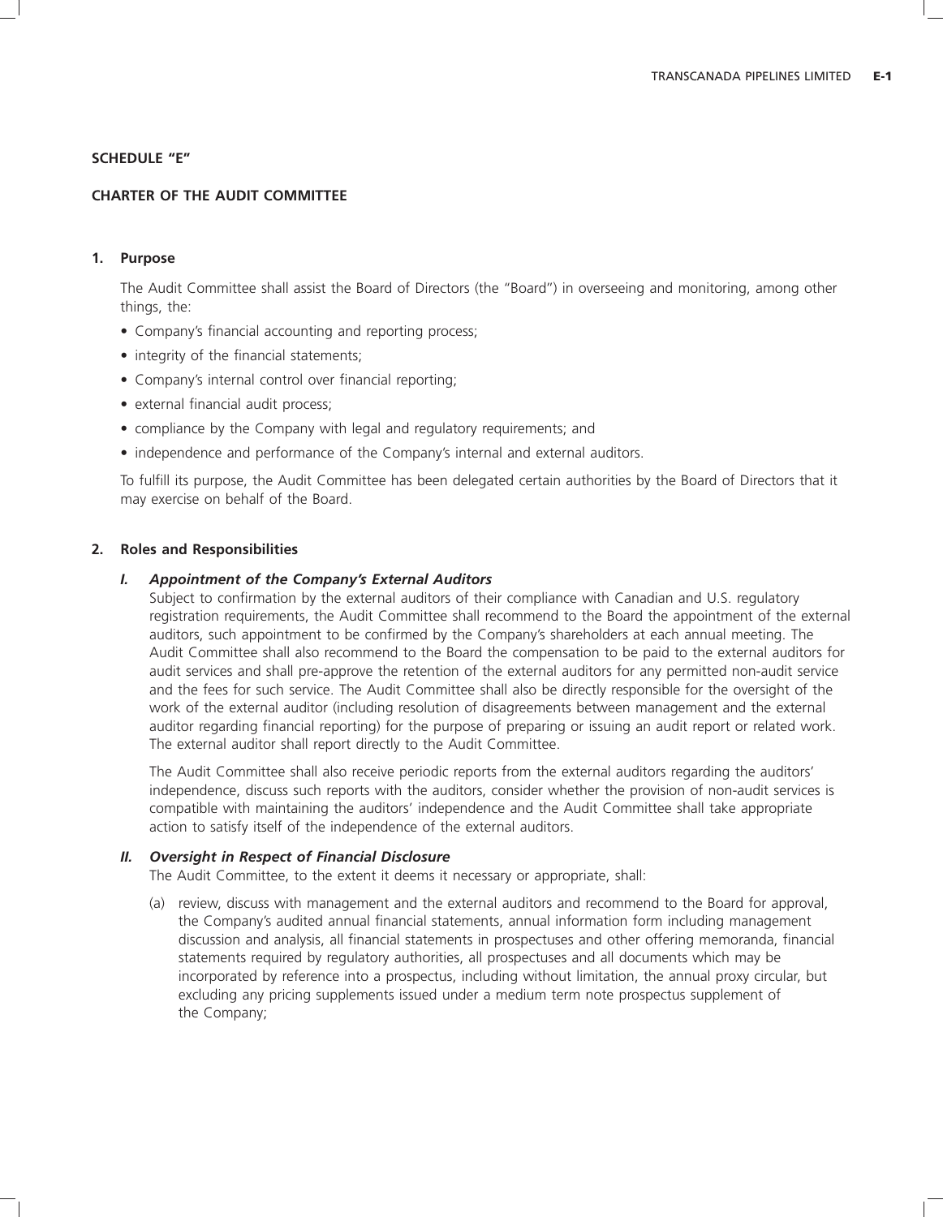## SCHEDULE "E"

## CHARTER OF THE AUDIT COMMITTEE

### 1. Purpose

The Audit Committee shall assist the Board of Directors (the "Board") in overseeing and monitoring, among other things, the:

- Company's financial accounting and reporting process;
- integrity of the financial statements;
- Company's internal control over financial reporting;
- external financial audit process;
- compliance by the Company with legal and regulatory requirements; and
- independence and performance of the Company's internal and external auditors.

To fulfill its purpose, the Audit Committee has been delegated certain authorities by the Board of Directors that it may exercise on behalf of the Board.

### 2. Roles and Responsibilities

#### *I. Appointment of the Company's External Auditors*

Subject to confirmation by the external auditors of their compliance with Canadian and U.S. regulatory registration requirements, the Audit Committee shall recommend to the Board the appointment of the external auditors, such appointment to be confirmed by the Company's shareholders at each annual meeting. The Audit Committee shall also recommend to the Board the compensation to be paid to the external auditors for audit services and shall pre-approve the retention of the external auditors for any permitted non-audit service and the fees for such service. The Audit Committee shall also be directly responsible for the oversight of the work of the external auditor (including resolution of disagreements between management and the external auditor regarding financial reporting) for the purpose of preparing or issuing an audit report or related work. The external auditor shall report directly to the Audit Committee.

The Audit Committee shall also receive periodic reports from the external auditors regarding the auditors' independence, discuss such reports with the auditors, consider whether the provision of non-audit services is compatible with maintaining the auditors' independence and the Audit Committee shall take appropriate action to satisfy itself of the independence of the external auditors.

#### *II. Oversight in Respect of Financial Disclosure*

The Audit Committee, to the extent it deems it necessary or appropriate, shall:

(a) review, discuss with management and the external auditors and recommend to the Board for approval, the Company's audited annual financial statements, annual information form including management discussion and analysis, all financial statements in prospectuses and other offering memoranda, financial statements required by regulatory authorities, all prospectuses and all documents which may be incorporated by reference into a prospectus, including without limitation, the annual proxy circular, but excluding any pricing supplements issued under a medium term note prospectus supplement of the Company;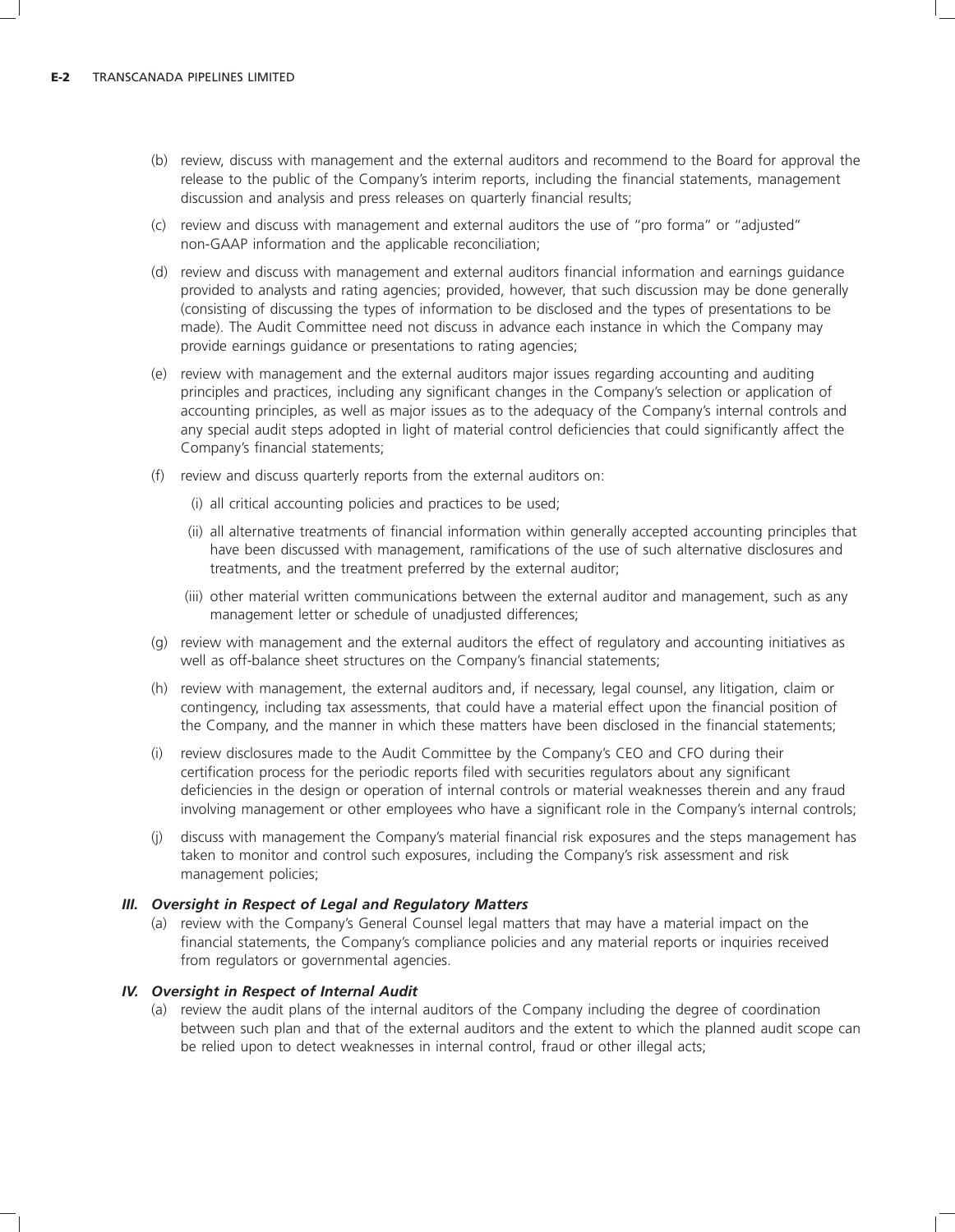(b) review, discuss with management and the external auditors and recommend to the Board for approval the release to the public of the Company's interim reports, including the financial statements, management discussion and analysis and press releases on quarterly financial results;

(c) review and discuss with management and external auditors the use of "pro forma" or "adjusted" non-GAAP information and the applicable reconciliation;

(d) review and discuss with management and external auditors financial information and earnings guidance provided to analysts and rating agencies; provided, however, that such discussion may be done generally (consisting of discussing the types of information to be disclosed and the types of presentations to be made). The Audit Committee need not discuss in advance each instance in which the Company may provide earnings guidance or presentations to rating agencies;

(e) review with management and the external auditors major issues regarding accounting and auditing principles and practices, including any significant changes in the Company's selection or application of accounting principles, as well as major issues as to the adequacy of the Company's internal controls and any special audit steps adopted in light of material control deficiencies that could significantly affect the Company's financial statements;

(f) review and discuss quarterly reports from the external auditors on:

  (i) all critical accounting policies and practices to be used;

  (ii) all alternative treatments of financial information within generally accepted accounting principles that have been discussed with management, ramifications of the use of such alternative disclosures and treatments, and the treatment preferred by the external auditor;

  (iii) other material written communications between the external auditor and management, such as any management letter or schedule of unadjusted differences;

(g) review with management and the external auditors the effect of regulatory and accounting initiatives as well as off-balance sheet structures on the Company's financial statements;

(h) review with management, the external auditors and, if necessary, legal counsel, any litigation, claim or contingency, including tax assessments, that could have a material effect upon the financial position of the Company, and the manner in which these matters have been disclosed in the financial statements;

(i) review disclosures made to the Audit Committee by the Company's CEO and CFO during their certification process for the periodic reports filed with securities regulators about any significant deficiencies in the design or operation of internal controls or material weaknesses therein and any fraud involving management or other employees who have a significant role in the Company's internal controls;

(j) discuss with management the Company's material financial risk exposures and the steps management has taken to monitor and control such exposures, including the Company's risk assessment and risk management policies;

### *III. Oversight in Respect of Legal and Regulatory Matters*

(a) review with the Company's General Counsel legal matters that may have a material impact on the financial statements, the Company's compliance policies and any material reports or inquiries received from regulators or governmental agencies.

### *IV. Oversight in Respect of Internal Audit*

(a) review the audit plans of the internal auditors of the Company including the degree of coordination between such plan and that of the external auditors and the extent to which the planned audit scope can be relied upon to detect weaknesses in internal control, fraud or other illegal acts;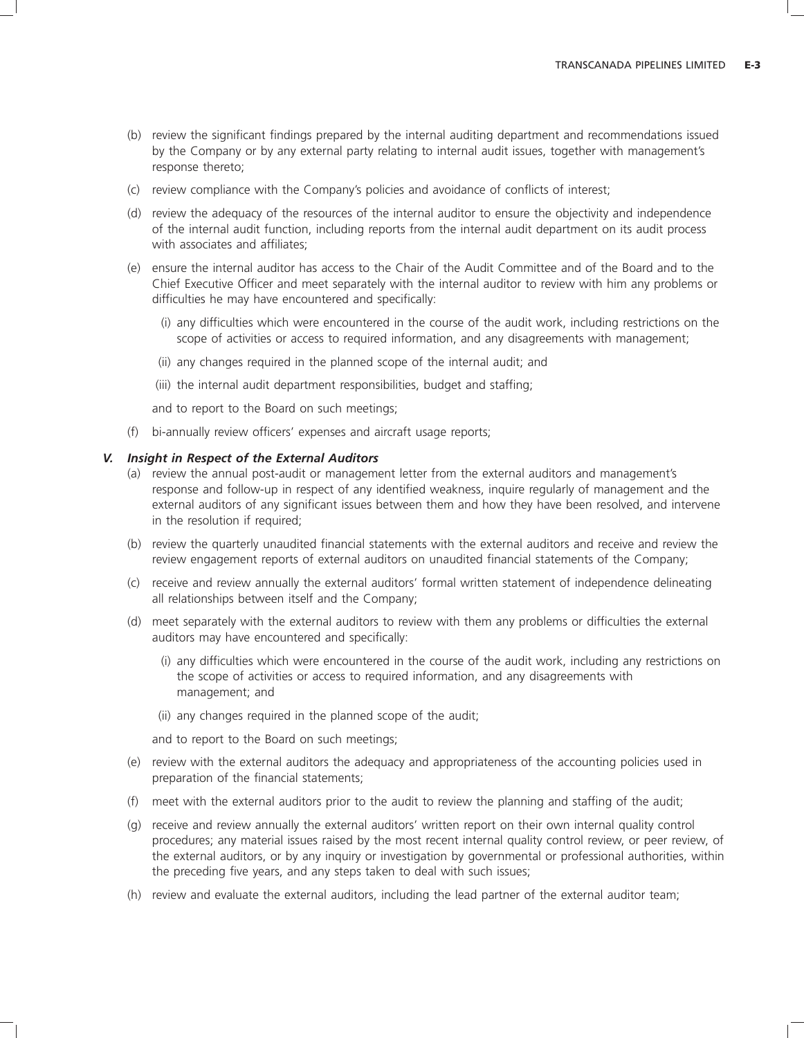(b) review the significant findings prepared by the internal auditing department and recommendations issued by the Company or by any external party relating to internal audit issues, together with management's response thereto;

(c) review compliance with the Company's policies and avoidance of conflicts of interest;

(d) review the adequacy of the resources of the internal auditor to ensure the objectivity and independence of the internal audit function, including reports from the internal audit department on its audit process with associates and affiliates;

(e) ensure the internal auditor has access to the Chair of the Audit Committee and of the Board and to the Chief Executive Officer and meet separately with the internal auditor to review with him any problems or difficulties he may have encountered and specifically:

  (i) any difficulties which were encountered in the course of the audit work, including restrictions on the scope of activities or access to required information, and any disagreements with management;

  (ii) any changes required in the planned scope of the internal audit; and

  (iii) the internal audit department responsibilities, budget and staffing;

  and to report to the Board on such meetings;

(f) bi-annually review officers' expenses and aircraft usage reports;

### *V. Insight in Respect of the External Auditors*

(a) review the annual post-audit or management letter from the external auditors and management's response and follow-up in respect of any identified weakness, inquire regularly of management and the external auditors of any significant issues between them and how they have been resolved, and intervene in the resolution if required;

(b) review the quarterly unaudited financial statements with the external auditors and receive and review the review engagement reports of external auditors on unaudited financial statements of the Company;

(c) receive and review annually the external auditors' formal written statement of independence delineating all relationships between itself and the Company;

(d) meet separately with the external auditors to review with them any problems or difficulties the external auditors may have encountered and specifically:

  (i) any difficulties which were encountered in the course of the audit work, including any restrictions on the scope of activities or access to required information, and any disagreements with management; and

  (ii) any changes required in the planned scope of the audit;

  and to report to the Board on such meetings;

(e) review with the external auditors the adequacy and appropriateness of the accounting policies used in preparation of the financial statements;

(f) meet with the external auditors prior to the audit to review the planning and staffing of the audit;

(g) receive and review annually the external auditors' written report on their own internal quality control procedures; any material issues raised by the most recent internal quality control review, or peer review, of the external auditors, or by any inquiry or investigation by governmental or professional authorities, within the preceding five years, and any steps taken to deal with such issues;

(h) review and evaluate the external auditors, including the lead partner of the external auditor team;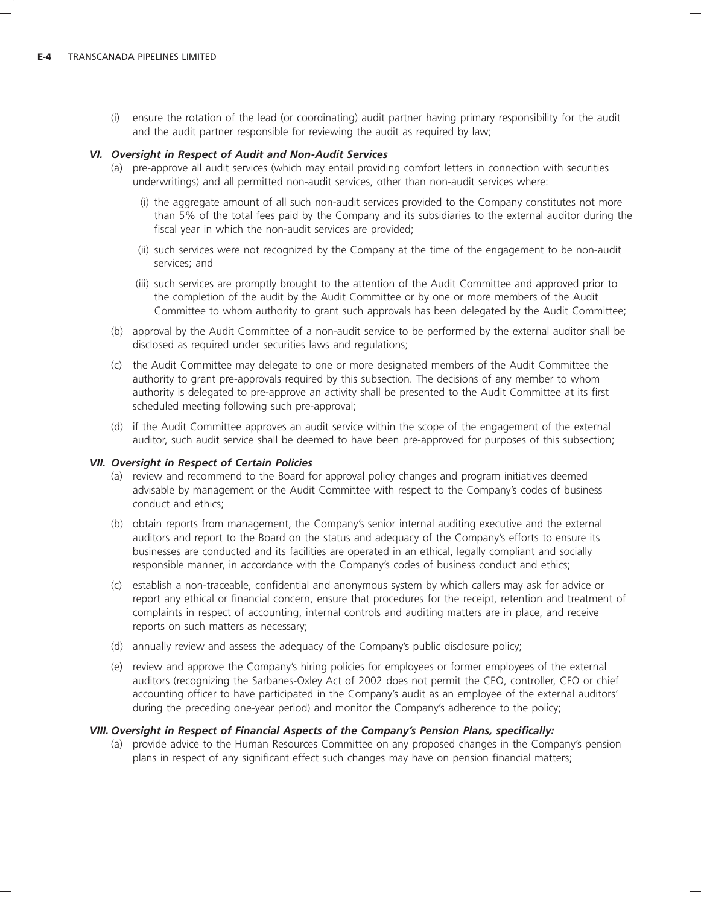(i) ensure the rotation of the lead (or coordinating) audit partner having primary responsibility for the audit and the audit partner responsible for reviewing the audit as required by law;

### *VI. Oversight in Respect of Audit and Non-Audit Services*

(a) pre-approve all audit services (which may entail providing comfort letters in connection with securities underwritings) and all permitted non-audit services, other than non-audit services where:

(i) the aggregate amount of all such non-audit services provided to the Company constitutes not more than 5% of the total fees paid by the Company and its subsidiaries to the external auditor during the fiscal year in which the non-audit services are provided;

(ii) such services were not recognized by the Company at the time of the engagement to be non-audit services; and

(iii) such services are promptly brought to the attention of the Audit Committee and approved prior to the completion of the audit by the Audit Committee or by one or more members of the Audit Committee to whom authority to grant such approvals has been delegated by the Audit Committee;

(b) approval by the Audit Committee of a non-audit service to be performed by the external auditor shall be disclosed as required under securities laws and regulations;

(c) the Audit Committee may delegate to one or more designated members of the Audit Committee the authority to grant pre-approvals required by this subsection. The decisions of any member to whom authority is delegated to pre-approve an activity shall be presented to the Audit Committee at its first scheduled meeting following such pre-approval;

(d) if the Audit Committee approves an audit service within the scope of the engagement of the external auditor, such audit service shall be deemed to have been pre-approved for purposes of this subsection;

### *VII. Oversight in Respect of Certain Policies*

(a) review and recommend to the Board for approval policy changes and program initiatives deemed advisable by management or the Audit Committee with respect to the Company's codes of business conduct and ethics;

(b) obtain reports from management, the Company's senior internal auditing executive and the external auditors and report to the Board on the status and adequacy of the Company's efforts to ensure its businesses are conducted and its facilities are operated in an ethical, legally compliant and socially responsible manner, in accordance with the Company's codes of business conduct and ethics;

(c) establish a non-traceable, confidential and anonymous system by which callers may ask for advice or report any ethical or financial concern, ensure that procedures for the receipt, retention and treatment of complaints in respect of accounting, internal controls and auditing matters are in place, and receive reports on such matters as necessary;

(d) annually review and assess the adequacy of the Company's public disclosure policy;

(e) review and approve the Company's hiring policies for employees or former employees of the external auditors (recognizing the Sarbanes-Oxley Act of 2002 does not permit the CEO, controller, CFO or chief accounting officer to have participated in the Company's audit as an employee of the external auditors' during the preceding one-year period) and monitor the Company's adherence to the policy;

### *VIII. Oversight in Respect of Financial Aspects of the Company's Pension Plans, specifically:*

(a) provide advice to the Human Resources Committee on any proposed changes in the Company's pension plans in respect of any significant effect such changes may have on pension financial matters;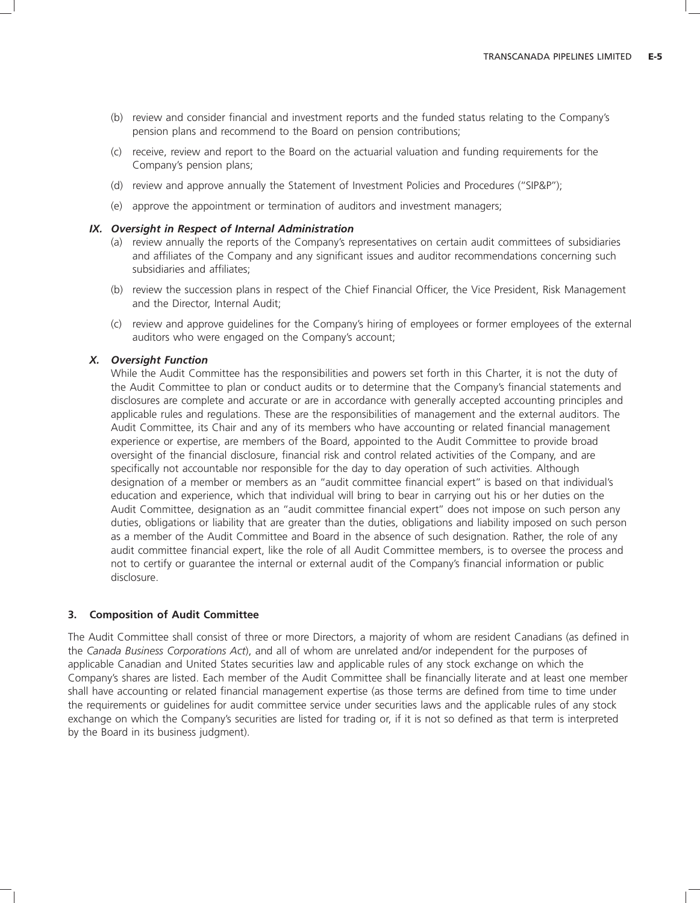(b) review and consider financial and investment reports and the funded status relating to the Company's pension plans and recommend to the Board on pension contributions;

(c) receive, review and report to the Board on the actuarial valuation and funding requirements for the Company's pension plans;

(d) review and approve annually the Statement of Investment Policies and Procedures ("SIP&P");

(e) approve the appointment or termination of auditors and investment managers;

***IX. Oversight in Respect of Internal Administration***

(a) review annually the reports of the Company's representatives on certain audit committees of subsidiaries and affiliates of the Company and any significant issues and auditor recommendations concerning such subsidiaries and affiliates;

(b) review the succession plans in respect of the Chief Financial Officer, the Vice President, Risk Management and the Director, Internal Audit;

(c) review and approve guidelines for the Company's hiring of employees or former employees of the external auditors who were engaged on the Company's account;

***X. Oversight Function***

While the Audit Committee has the responsibilities and powers set forth in this Charter, it is not the duty of the Audit Committee to plan or conduct audits or to determine that the Company's financial statements and disclosures are complete and accurate or are in accordance with generally accepted accounting principles and applicable rules and regulations. These are the responsibilities of management and the external auditors. The Audit Committee, its Chair and any of its members who have accounting or related financial management experience or expertise, are members of the Board, appointed to the Audit Committee to provide broad oversight of the financial disclosure, financial risk and control related activities of the Company, and are specifically not accountable nor responsible for the day to day operation of such activities. Although designation of a member or members as an "audit committee financial expert" is based on that individual's education and experience, which that individual will bring to bear in carrying out his or her duties on the Audit Committee, designation as an "audit committee financial expert" does not impose on such person any duties, obligations or liability that are greater than the duties, obligations and liability imposed on such person as a member of the Audit Committee and Board in the absence of such designation. Rather, the role of any audit committee financial expert, like the role of all Audit Committee members, is to oversee the process and not to certify or guarantee the internal or external audit of the Company's financial information or public disclosure.

**3. Composition of Audit Committee**

The Audit Committee shall consist of three or more Directors, a majority of whom are resident Canadians (as defined in the *Canada Business Corporations Act*), and all of whom are unrelated and/or independent for the purposes of applicable Canadian and United States securities law and applicable rules of any stock exchange on which the Company's shares are listed. Each member of the Audit Committee shall be financially literate and at least one member shall have accounting or related financial management expertise (as those terms are defined from time to time under the requirements or guidelines for audit committee service under securities laws and the applicable rules of any stock exchange on which the Company's securities are listed for trading or, if it is not so defined as that term is interpreted by the Board in its business judgment).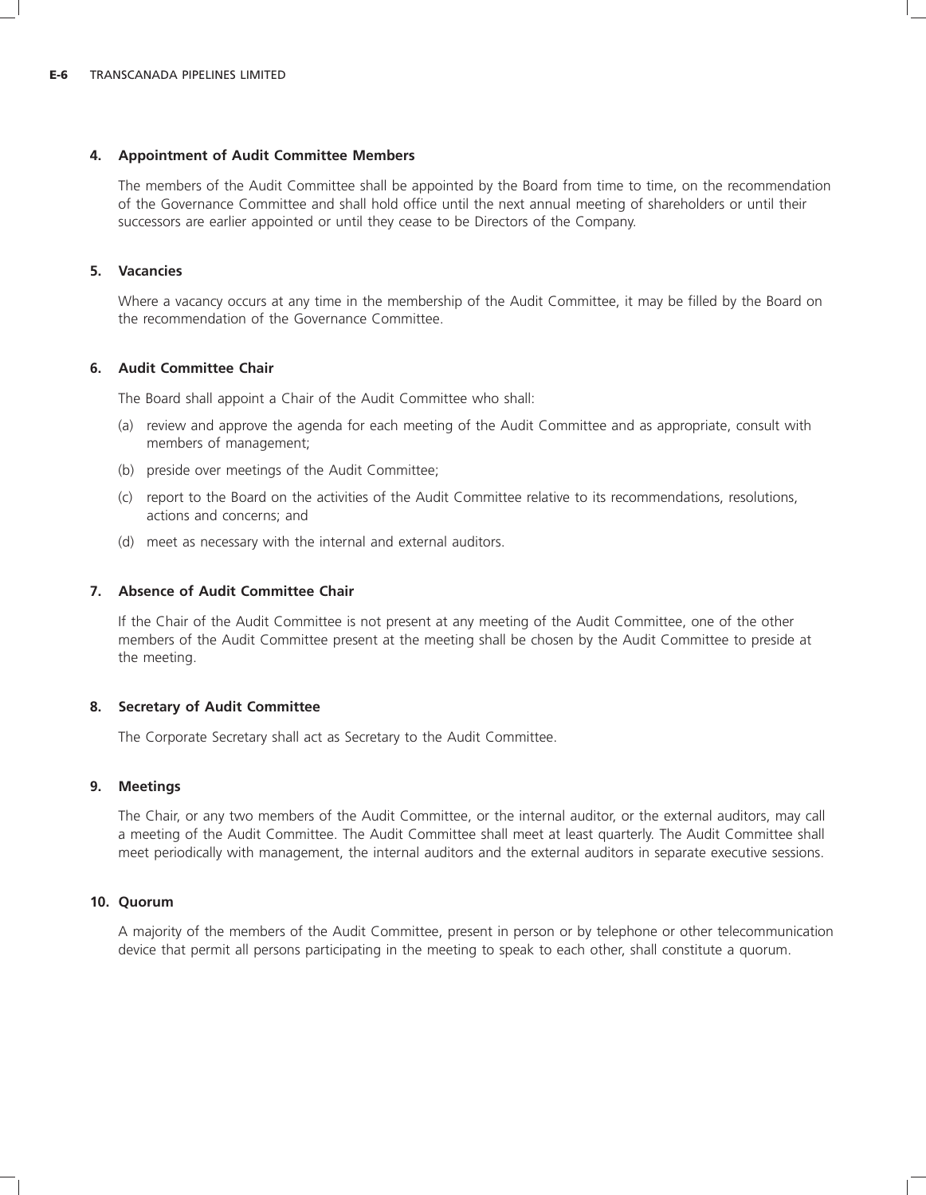### 4. Appointment of Audit Committee Members

The members of the Audit Committee shall be appointed by the Board from time to time, on the recommendation of the Governance Committee and shall hold office until the next annual meeting of shareholders or until their successors are earlier appointed or until they cease to be Directors of the Company.

### 5. Vacancies

Where a vacancy occurs at any time in the membership of the Audit Committee, it may be filled by the Board on the recommendation of the Governance Committee.

### 6. Audit Committee Chair

The Board shall appoint a Chair of the Audit Committee who shall:

(a) review and approve the agenda for each meeting of the Audit Committee and as appropriate, consult with members of management;

(b) preside over meetings of the Audit Committee;

(c) report to the Board on the activities of the Audit Committee relative to its recommendations, resolutions, actions and concerns; and

(d) meet as necessary with the internal and external auditors.

### 7. Absence of Audit Committee Chair

If the Chair of the Audit Committee is not present at any meeting of the Audit Committee, one of the other members of the Audit Committee present at the meeting shall be chosen by the Audit Committee to preside at the meeting.

### 8. Secretary of Audit Committee

The Corporate Secretary shall act as Secretary to the Audit Committee.

### 9. Meetings

The Chair, or any two members of the Audit Committee, or the internal auditor, or the external auditors, may call a meeting of the Audit Committee. The Audit Committee shall meet at least quarterly. The Audit Committee shall meet periodically with management, the internal auditors and the external auditors in separate executive sessions.

### 10. Quorum

A majority of the members of the Audit Committee, present in person or by telephone or other telecommunication device that permit all persons participating in the meeting to speak to each other, shall constitute a quorum.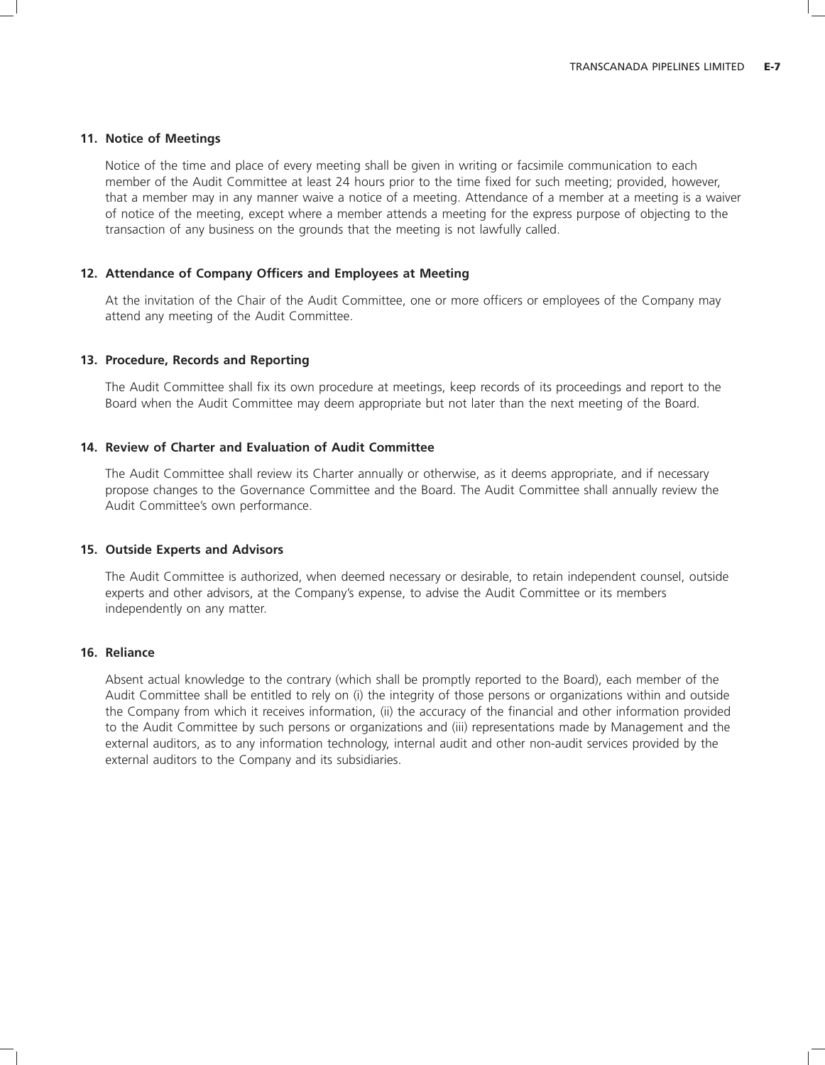#### 11. Notice of Meetings

Notice of the time and place of every meeting shall be given in writing or facsimile communication to each member of the Audit Committee at least 24 hours prior to the time fixed for such meeting; provided, however, that a member may in any manner waive a notice of a meeting. Attendance of a member at a meeting is a waiver of notice of the meeting, except where a member attends a meeting for the express purpose of objecting to the transaction of any business on the grounds that the meeting is not lawfully called.

#### 12. Attendance of Company Officers and Employees at Meeting

At the invitation of the Chair of the Audit Committee, one or more officers or employees of the Company may attend any meeting of the Audit Committee.

#### 13. Procedure, Records and Reporting

The Audit Committee shall fix its own procedure at meetings, keep records of its proceedings and report to the Board when the Audit Committee may deem appropriate but not later than the next meeting of the Board.

#### 14. Review of Charter and Evaluation of Audit Committee

The Audit Committee shall review its Charter annually or otherwise, as it deems appropriate, and if necessary propose changes to the Governance Committee and the Board. The Audit Committee shall annually review the Audit Committee's own performance.

#### 15. Outside Experts and Advisors

The Audit Committee is authorized, when deemed necessary or desirable, to retain independent counsel, outside experts and other advisors, at the Company's expense, to advise the Audit Committee or its members independently on any matter.

#### 16. Reliance

Absent actual knowledge to the contrary (which shall be promptly reported to the Board), each member of the Audit Committee shall be entitled to rely on (i) the integrity of those persons or organizations within and outside the Company from which it receives information, (ii) the accuracy of the financial and other information provided to the Audit Committee by such persons or organizations and (iii) representations made by Management and the external auditors, as to any information technology, internal audit and other non-audit services provided by the external auditors to the Company and its subsidiaries.